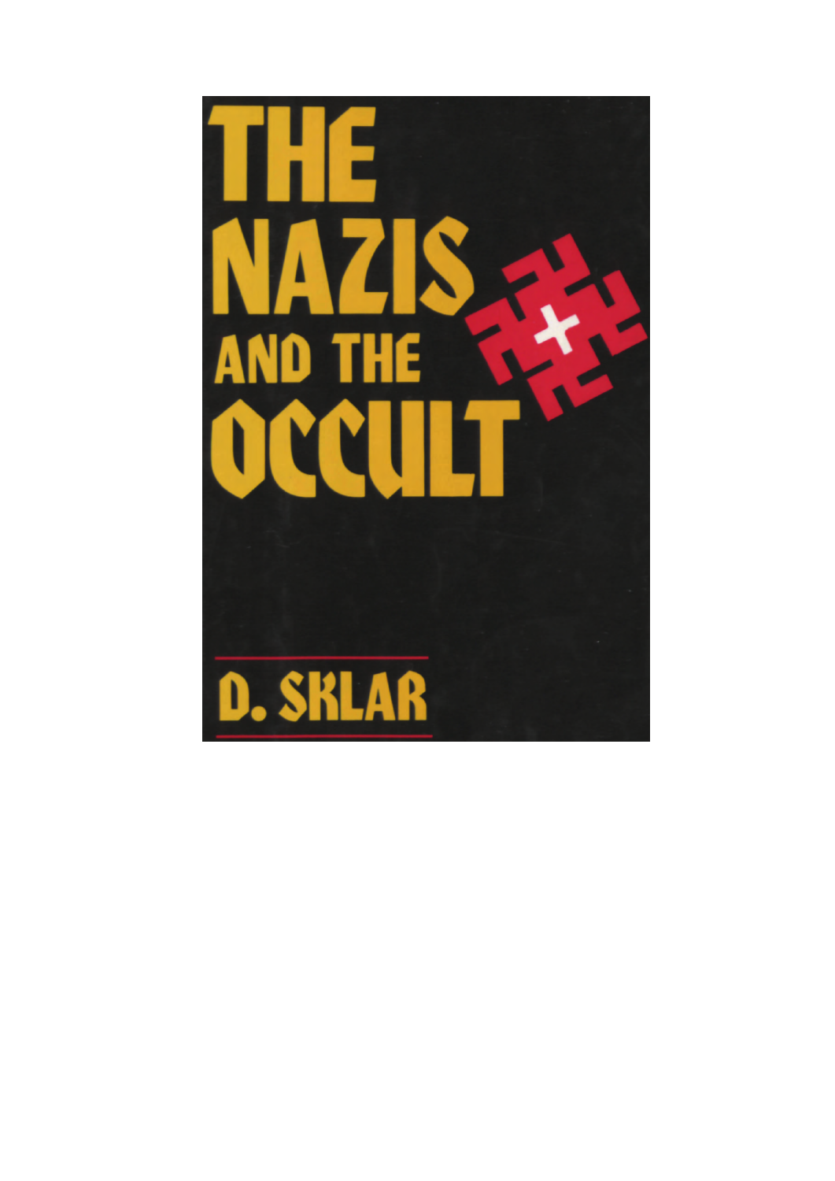# THE NAZIS AND THE OCCULT

D. SKLAR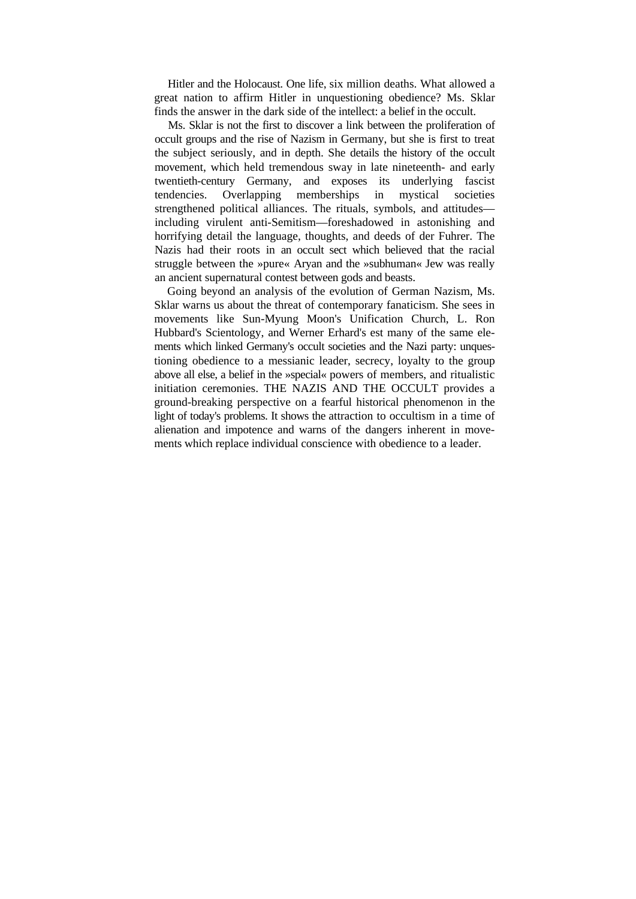Hitler and the Holocaust. One life, six million deaths. What allowed a great nation to affirm Hitler in unquestioning obedience? Ms. Sklar finds the answer in the dark side of the intellect: a belief in the occult.

Ms. Sklar is not the first to discover a link between the proliferation of occult groups and the rise of Nazism in Germany, but she is first to treat the subject seriously, and in depth. She details the history of the occult movement, which held tremendous sway in late nineteenth- and early twentieth-century Germany, and exposes its underlying fascist tendencies. Overlapping memberships in mystical societies strengthened political alliances. The rituals, symbols, and attitudes—including virulent anti-Semitism—foreshadowed in astonishing and horrifying detail the language, thoughts, and deeds of der Fuhrer. The Nazis had their roots in an occult sect which believed that the racial struggle between the »pure« Aryan and the »subhuman« Jew was really an ancient supernatural contest between gods and beasts.

Going beyond an analysis of the evolution of German Nazism, Ms. Sklar warns us about the threat of contemporary fanaticism. She sees in movements like Sun-Myung Moon's Unification Church, L. Ron Hubbard's Scientology, and Werner Erhard's est many of the same elements which linked Germany's occult societies and the Nazi party: unquestioning obedience to a messianic leader, secrecy, loyalty to the group above all else, a belief in the »special« powers of members, and ritualistic initiation ceremonies. THE NAZIS AND THE OCCULT provides a ground-breaking perspective on a fearful historical phenomenon in the light of today's problems. It shows the attraction to occultism in a time of alienation and impotence and warns of the dangers inherent in movements which replace individual conscience with obedience to a leader.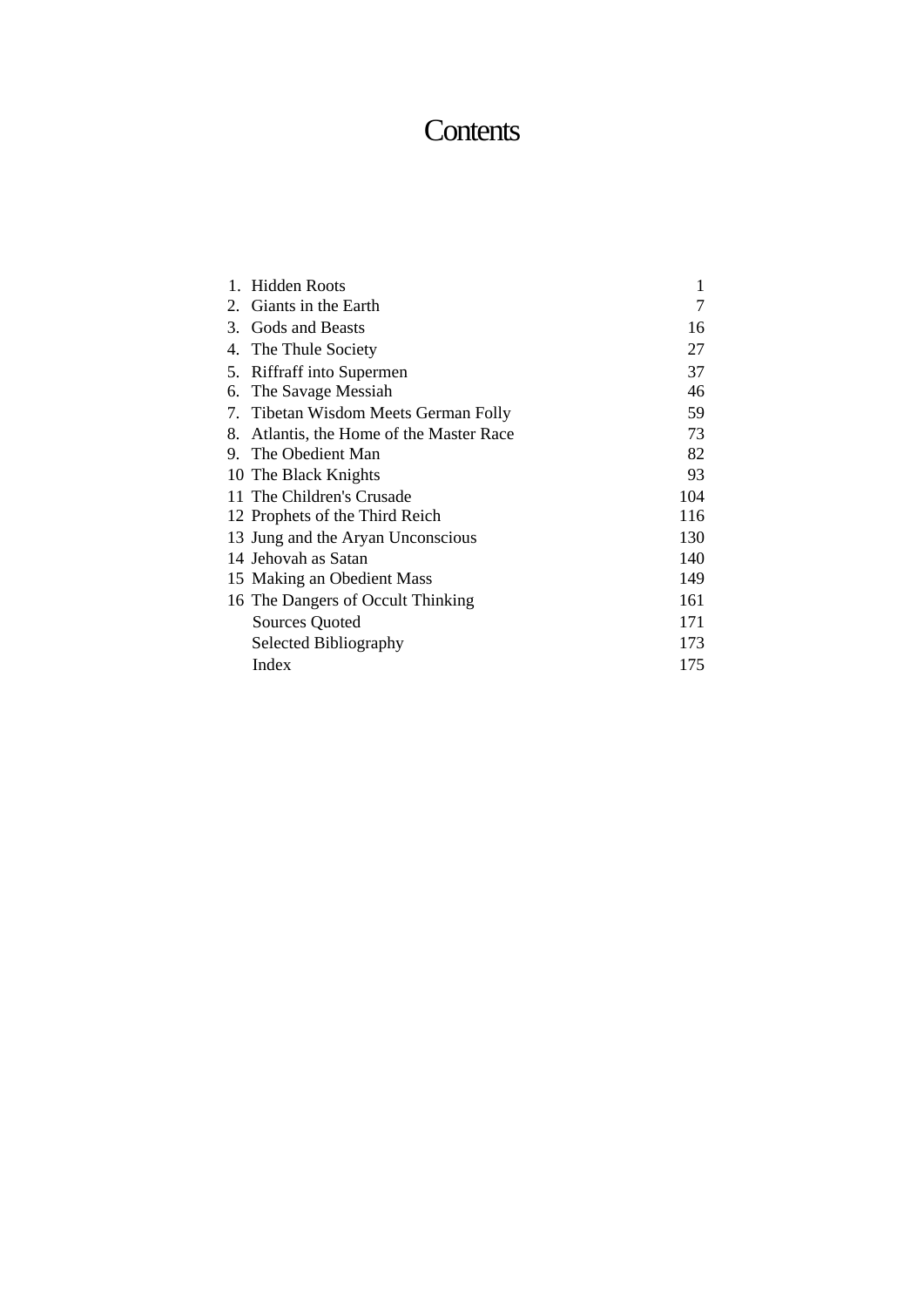# Contents

| | | |
|---|---|---|
| 1. | Hidden Roots | 1 |
| 2. | Giants in the Earth | 7 |
| 3. | Gods and Beasts | 16 |
| 4. | The Thule Society | 27 |
| 5. | Riffraff into Supermen | 37 |
| 6. | The Savage Messiah | 46 |
| 7. | Tibetan Wisdom Meets German Folly | 59 |
| 8. | Atlantis, the Home of the Master Race | 73 |
| 9. | The Obedient Man | 82 |
| 10 | The Black Knights | 93 |
| 11 | The Children's Crusade | 104 |
| 12 | Prophets of the Third Reich | 116 |
| 13 | Jung and the Aryan Unconscious | 130 |
| 14 | Jehovah as Satan | 140 |
| 15 | Making an Obedient Mass | 149 |
| 16 | The Dangers of Occult Thinking | 161 |
| | Sources Quoted | 171 |
| | Selected Bibliography | 173 |
| | Index | 175 |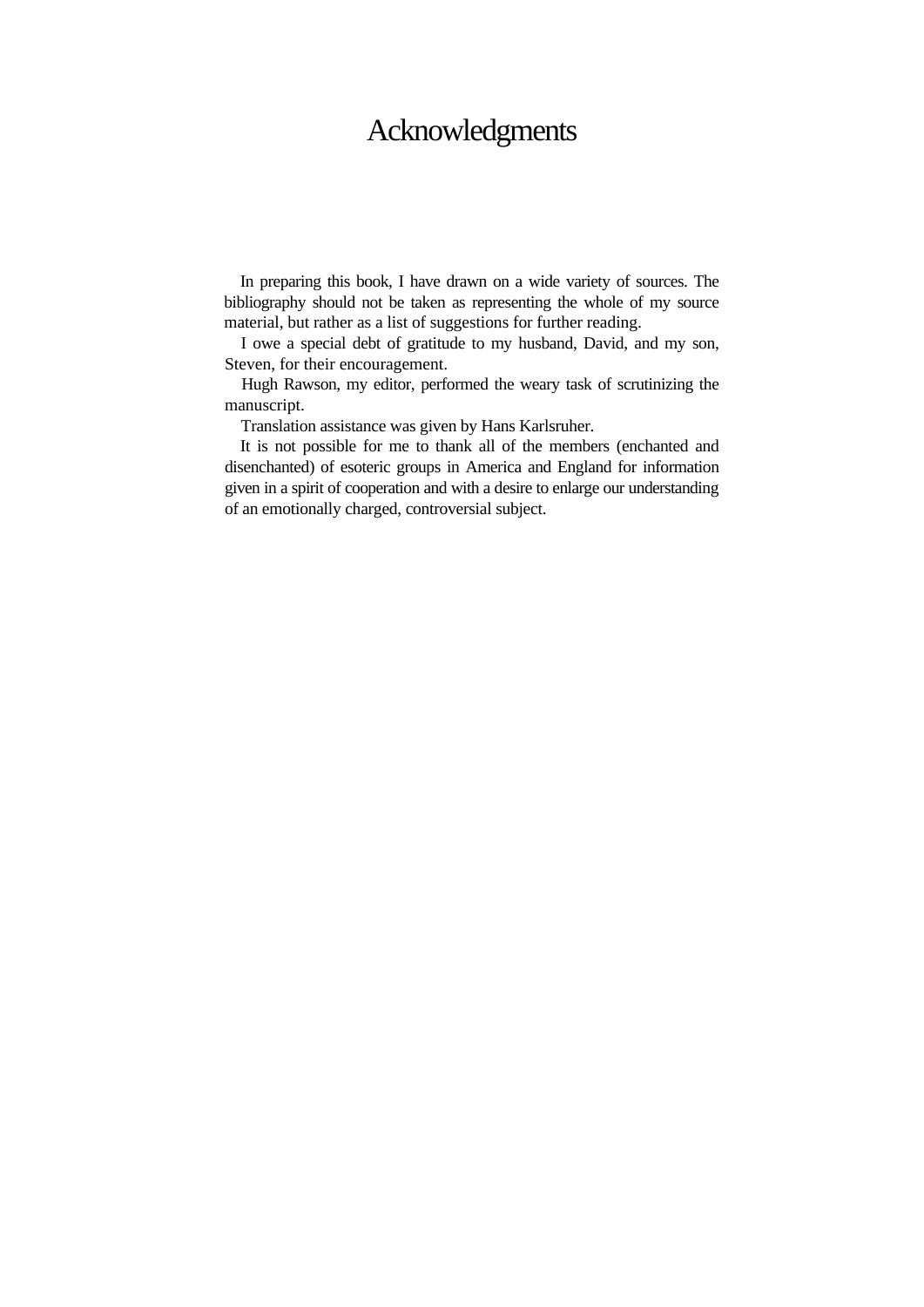# Acknowledgments

In preparing this book, I have drawn on a wide variety of sources. The bibliography should not be taken as representing the whole of my source material, but rather as a list of suggestions for further reading.

I owe a special debt of gratitude to my husband, David, and my son, Steven, for their encouragement.

Hugh Rawson, my editor, performed the weary task of scrutinizing the manuscript.

Translation assistance was given by Hans Karlsruher.

It is not possible for me to thank all of the members (enchanted and disenchanted) of esoteric groups in America and England for information given in a spirit of cooperation and with a desire to enlarge our understanding of an emotionally charged, controversial subject.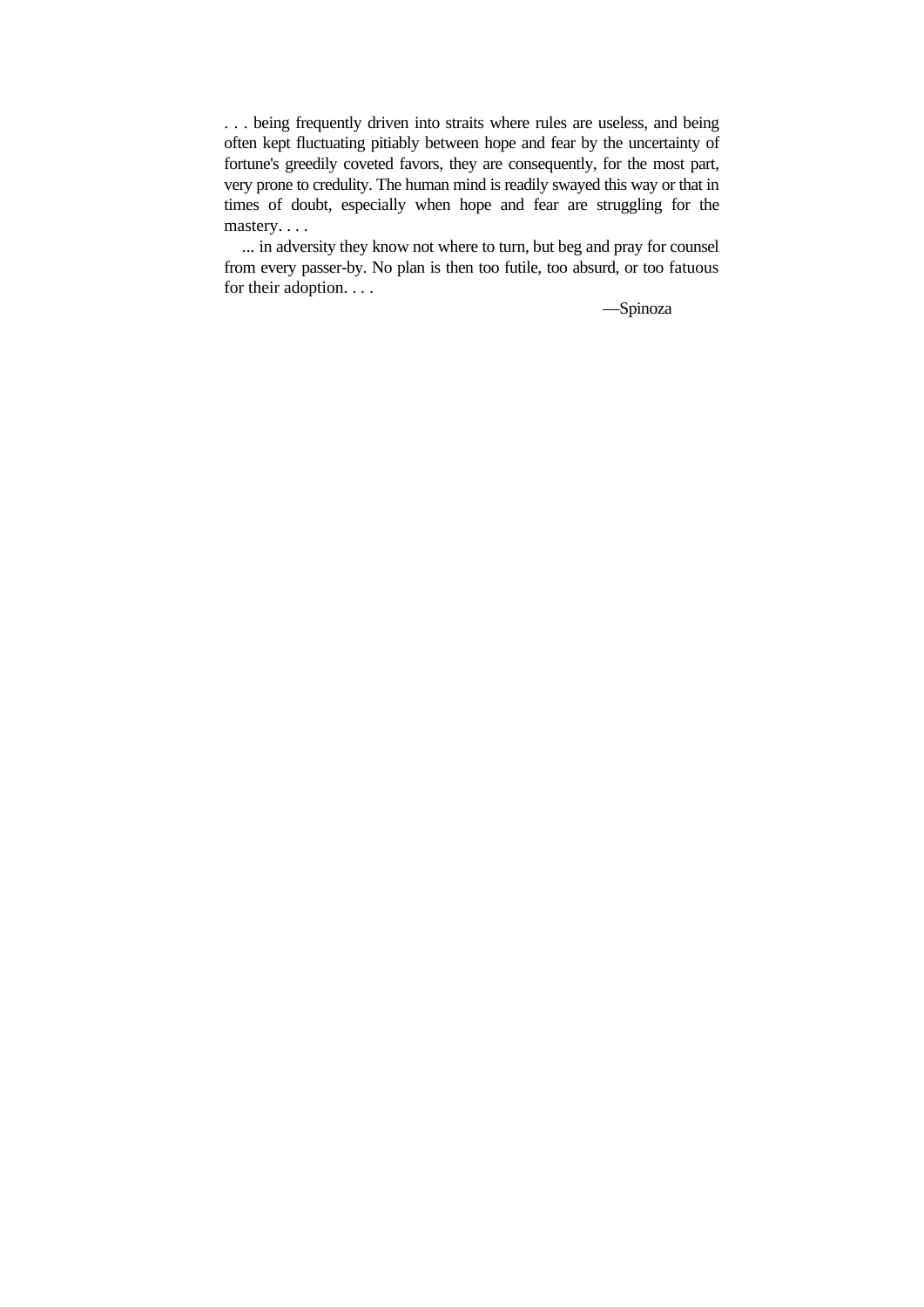. . . being frequently driven into straits where rules are useless, and being often kept fluctuating pitiably between hope and fear by the uncertainty of fortune's greedily coveted favors, they are consequently, for the most part, very prone to credulity. The human mind is readily swayed this way or that in times of doubt, especially when hope and fear are struggling for the mastery. . . .

... in adversity they know not where to turn, but beg and pray for counsel from every passer-by. No plan is then too futile, too absurd, or too fatuous for their adoption. . . .

—Spinoza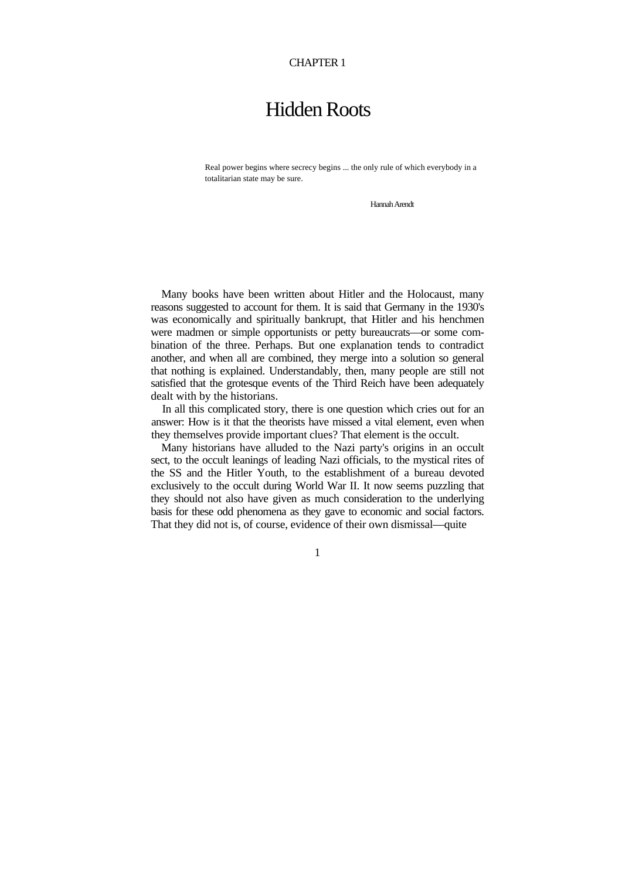CHAPTER 1

# Hidden Roots

> Real power begins where secrecy begins ... the only rule of which everybody in a totalitarian state may be sure.
>
> Hannah Arendt

Many books have been written about Hitler and the Holocaust, many reasons suggested to account for them. It is said that Germany in the 1930's was economically and spiritually bankrupt, that Hitler and his henchmen were madmen or simple opportunists or petty bureaucrats—or some combination of the three. Perhaps. But one explanation tends to contradict another, and when all are combined, they merge into a solution so general that nothing is explained. Understandably, then, many people are still not satisfied that the grotesque events of the Third Reich have been adequately dealt with by the historians.

In all this complicated story, there is one question which cries out for an answer: How is it that the theorists have missed a vital element, even when they themselves provide important clues? That element is the occult.

Many historians have alluded to the Nazi party's origins in an occult sect, to the occult leanings of leading Nazi officials, to the mystical rites of the SS and the Hitler Youth, to the establishment of a bureau devoted exclusively to the occult during World War II. It now seems puzzling that they should not also have given as much consideration to the underlying basis for these odd phenomena as they gave to economic and social factors. That they did not is, of course, evidence of their own dismissal—quite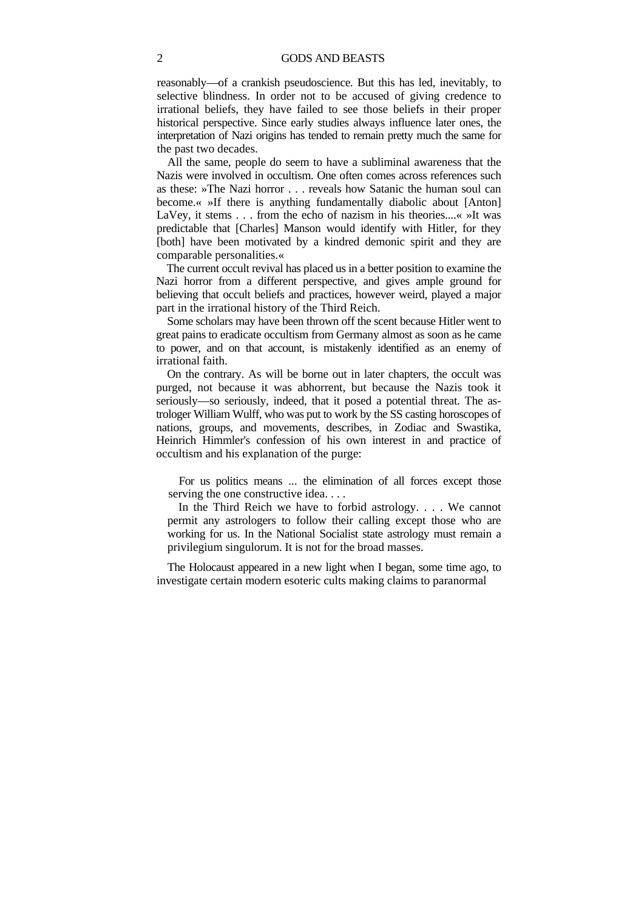reasonably—of a crankish pseudoscience. But this has led, inevitably, to selective blindness. In order not to be accused of giving credence to irrational beliefs, they have failed to see those beliefs in their proper historical perspective. Since early studies always influence later ones, the interpretation of Nazi origins has tended to remain pretty much the same for the past two decades.

All the same, people do seem to have a subliminal awareness that the Nazis were involved in occultism. One often comes across references such as these: »The Nazi horror . . . reveals how Satanic the human soul can become.« »If there is anything fundamentally diabolic about [Anton] LaVey, it stems . . . from the echo of nazism in his theories....« »It was predictable that [Charles] Manson would identify with Hitler, for they [both] have been motivated by a kindred demonic spirit and they are comparable personalities.«

The current occult revival has placed us in a better position to examine the Nazi horror from a different perspective, and gives ample ground for believing that occult beliefs and practices, however weird, played a major part in the irrational history of the Third Reich.

Some scholars may have been thrown off the scent because Hitler went to great pains to eradicate occultism from Germany almost as soon as he came to power, and on that account, is mistakenly identified as an enemy of irrational faith.

On the contrary. As will be borne out in later chapters, the occult was purged, not because it was abhorrent, but because the Nazis took it seriously—so seriously, indeed, that it posed a potential threat. The astrologer William Wulff, who was put to work by the SS casting horoscopes of nations, groups, and movements, describes, in Zodiac and Swastika, Heinrich Himmler's confession of his own interest in and practice of occultism and his explanation of the purge:

> For us politics means ... the elimination of all forces except those serving the one constructive idea. . . .
>
> In the Third Reich we have to forbid astrology. . . . We cannot permit any astrologers to follow their calling except those who are working for us. In the National Socialist state astrology must remain a privilegium singulorum. It is not for the broad masses.

The Holocaust appeared in a new light when I began, some time ago, to investigate certain modern esoteric cults making claims to paranormal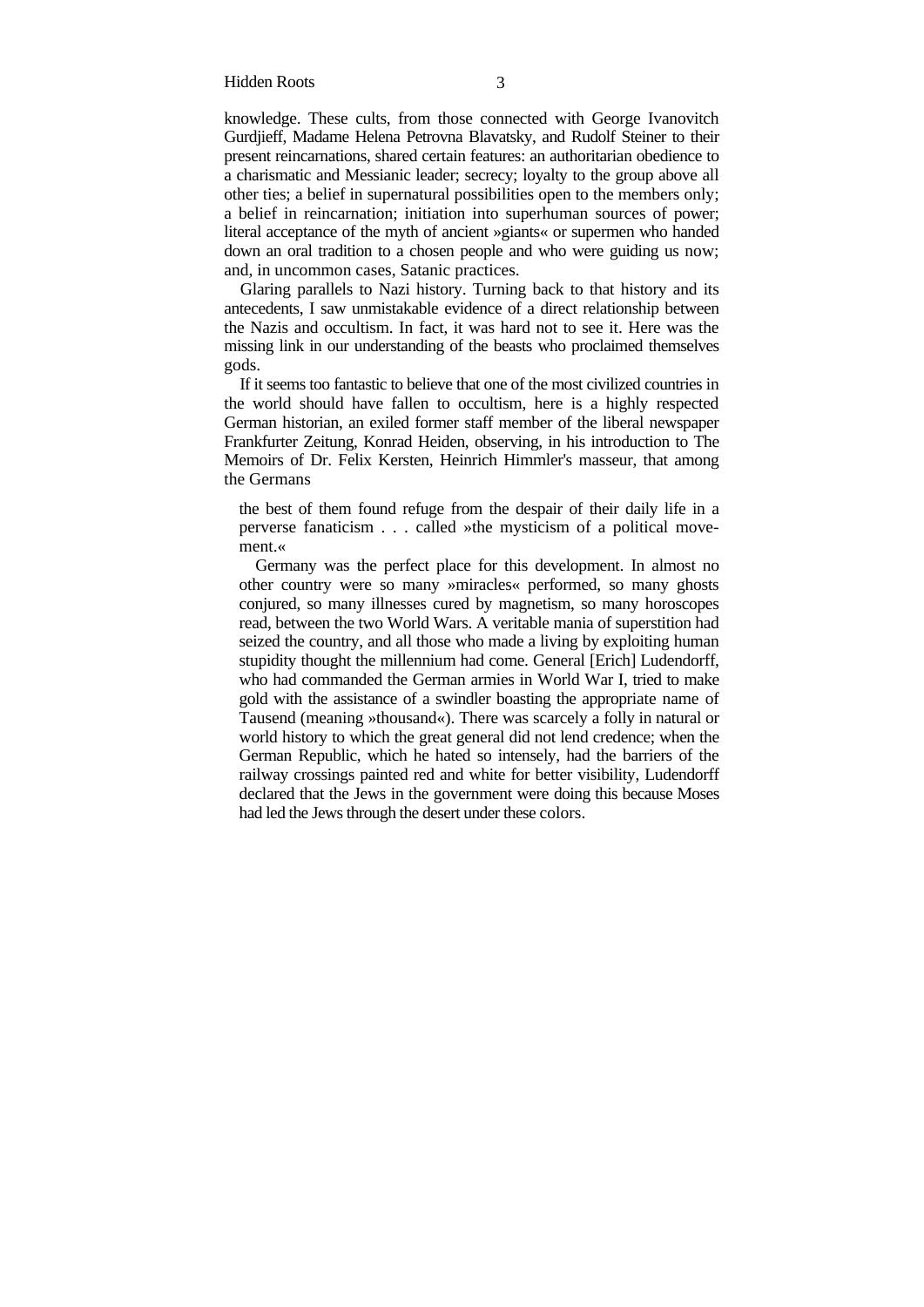knowledge. These cults, from those connected with George Ivanovitch Gurdjieff, Madame Helena Petrovna Blavatsky, and Rudolf Steiner to their present reincarnations, shared certain features: an authoritarian obedience to a charismatic and Messianic leader; secrecy; loyalty to the group above all other ties; a belief in supernatural possibilities open to the members only; a belief in reincarnation; initiation into superhuman sources of power; literal acceptance of the myth of ancient »giants« or supermen who handed down an oral tradition to a chosen people and who were guiding us now; and, in uncommon cases, Satanic practices.

Glaring parallels to Nazi history. Turning back to that history and its antecedents, I saw unmistakable evidence of a direct relationship between the Nazis and occultism. In fact, it was hard not to see it. Here was the missing link in our understanding of the beasts who proclaimed themselves gods.

If it seems too fantastic to believe that one of the most civilized countries in the world should have fallen to occultism, here is a highly respected German historian, an exiled former staff member of the liberal newspaper Frankfurter Zeitung, Konrad Heiden, observing, in his introduction to The Memoirs of Dr. Felix Kersten, Heinrich Himmler's masseur, that among the Germans

> the best of them found refuge from the despair of their daily life in a perverse fanaticism . . . called »the mysticism of a political movement.«
>
> Germany was the perfect place for this development. In almost no other country were so many »miracles« performed, so many ghosts conjured, so many illnesses cured by magnetism, so many horoscopes read, between the two World Wars. A veritable mania of superstition had seized the country, and all those who made a living by exploiting human stupidity thought the millennium had come. General [Erich] Ludendorff, who had commanded the German armies in World War I, tried to make gold with the assistance of a swindler boasting the appropriate name of Tausend (meaning »thousand«). There was scarcely a folly in natural or world history to which the great general did not lend credence; when the German Republic, which he hated so intensely, had the barriers of the railway crossings painted red and white for better visibility, Ludendorff declared that the Jews in the government were doing this because Moses had led the Jews through the desert under these colors.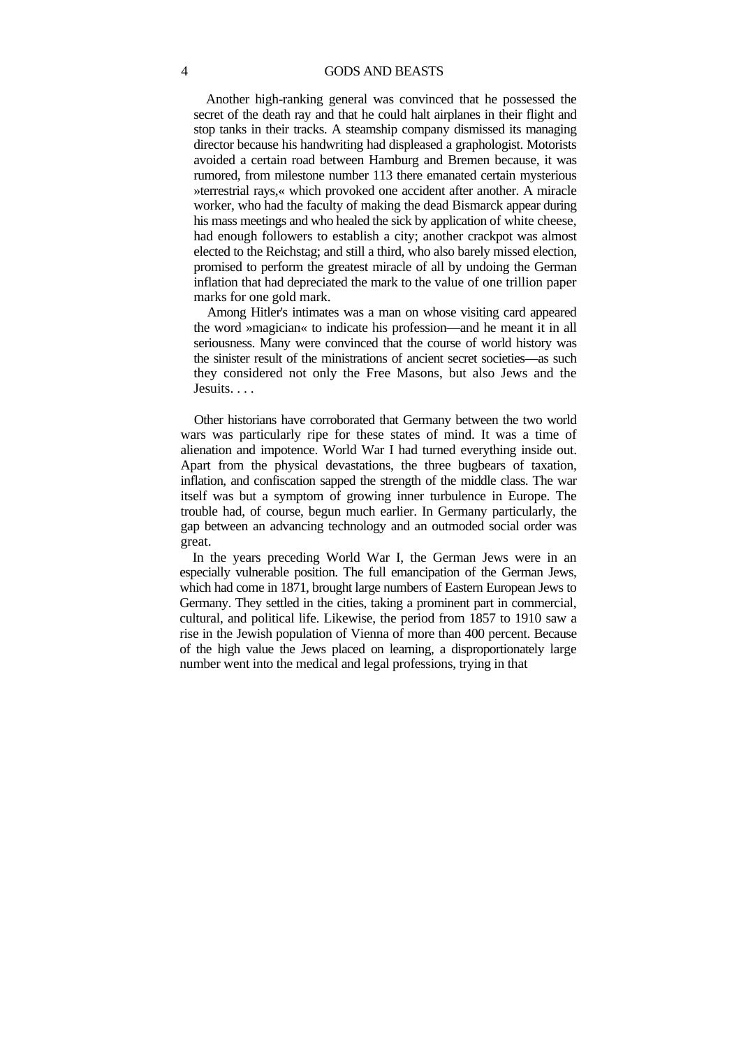Another high-ranking general was convinced that he possessed the secret of the death ray and that he could halt airplanes in their flight and stop tanks in their tracks. A steamship company dismissed its managing director because his handwriting had displeased a graphologist. Motorists avoided a certain road between Hamburg and Bremen because, it was rumored, from milestone number 113 there emanated certain mysterious »terrestrial rays,« which provoked one accident after another. A miracle worker, who had the faculty of making the dead Bismarck appear during his mass meetings and who healed the sick by application of white cheese, had enough followers to establish a city; another crackpot was almost elected to the Reichstag; and still a third, who also barely missed election, promised to perform the greatest miracle of all by undoing the German inflation that had depreciated the mark to the value of one trillion paper marks for one gold mark.

> Among Hitler's intimates was a man on whose visiting card appeared the word »magician« to indicate his profession—and he meant it in all seriousness. Many were convinced that the course of world history was the sinister result of the ministrations of ancient secret societies—as such they considered not only the Free Masons, but also Jews and the Jesuits. . . .

Other historians have corroborated that Germany between the two world wars was particularly ripe for these states of mind. It was a time of alienation and impotence. World War I had turned everything inside out. Apart from the physical devastations, the three bugbears of taxation, inflation, and confiscation sapped the strength of the middle class. The war itself was but a symptom of growing inner turbulence in Europe. The trouble had, of course, begun much earlier. In Germany particularly, the gap between an advancing technology and an outmoded social order was great.

In the years preceding World War I, the German Jews were in an especially vulnerable position. The full emancipation of the German Jews, which had come in 1871, brought large numbers of Eastern European Jews to Germany. They settled in the cities, taking a prominent part in commercial, cultural, and political life. Likewise, the period from 1857 to 1910 saw a rise in the Jewish population of Vienna of more than 400 percent. Because of the high value the Jews placed on learning, a disproportionately large number went into the medical and legal professions, trying in that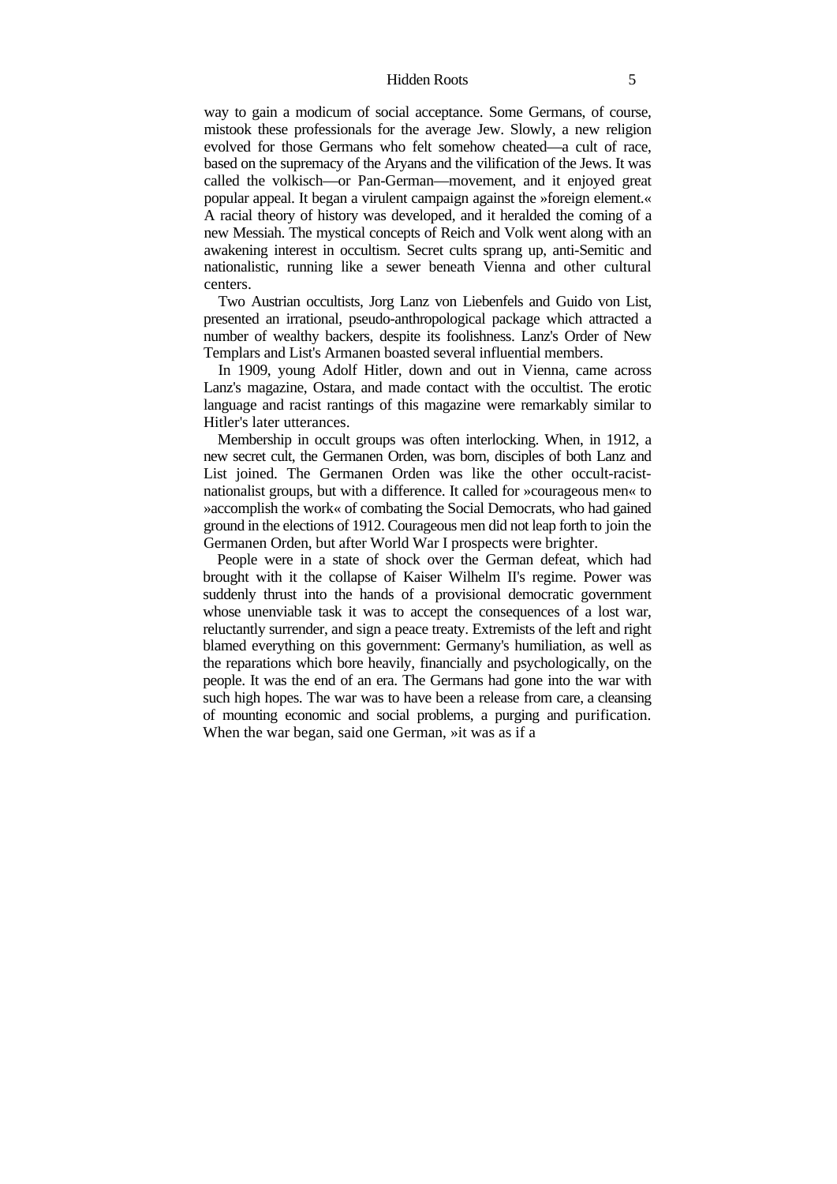way to gain a modicum of social acceptance. Some Germans, of course, mistook these professionals for the average Jew. Slowly, a new religion evolved for those Germans who felt somehow cheated—a cult of race, based on the supremacy of the Aryans and the vilification of the Jews. It was called the volkisch—or Pan-German—movement, and it enjoyed great popular appeal. It began a virulent campaign against the »foreign element.« A racial theory of history was developed, and it heralded the coming of a new Messiah. The mystical concepts of Reich and Volk went along with an awakening interest in occultism. Secret cults sprang up, anti-Semitic and nationalistic, running like a sewer beneath Vienna and other cultural centers.

Two Austrian occultists, Jorg Lanz von Liebenfels and Guido von List, presented an irrational, pseudo-anthropological package which attracted a number of wealthy backers, despite its foolishness. Lanz's Order of New Templars and List's Armanen boasted several influential members.

In 1909, young Adolf Hitler, down and out in Vienna, came across Lanz's magazine, Ostara, and made contact with the occultist. The erotic language and racist rantings of this magazine were remarkably similar to Hitler's later utterances.

Membership in occult groups was often interlocking. When, in 1912, a new secret cult, the Germanen Orden, was born, disciples of both Lanz and List joined. The Germanen Orden was like the other occult-racist-nationalist groups, but with a difference. It called for »courageous men« to »accomplish the work« of combating the Social Democrats, who had gained ground in the elections of 1912. Courageous men did not leap forth to join the Germanen Orden, but after World War I prospects were brighter.

People were in a state of shock over the German defeat, which had brought with it the collapse of Kaiser Wilhelm II's regime. Power was suddenly thrust into the hands of a provisional democratic government whose unenviable task it was to accept the consequences of a lost war, reluctantly surrender, and sign a peace treaty. Extremists of the left and right blamed everything on this government: Germany's humiliation, as well as the reparations which bore heavily, financially and psychologically, on the people. It was the end of an era. The Germans had gone into the war with such high hopes. The war was to have been a release from care, a cleansing of mounting economic and social problems, a purging and purification. When the war began, said one German, »it was as if a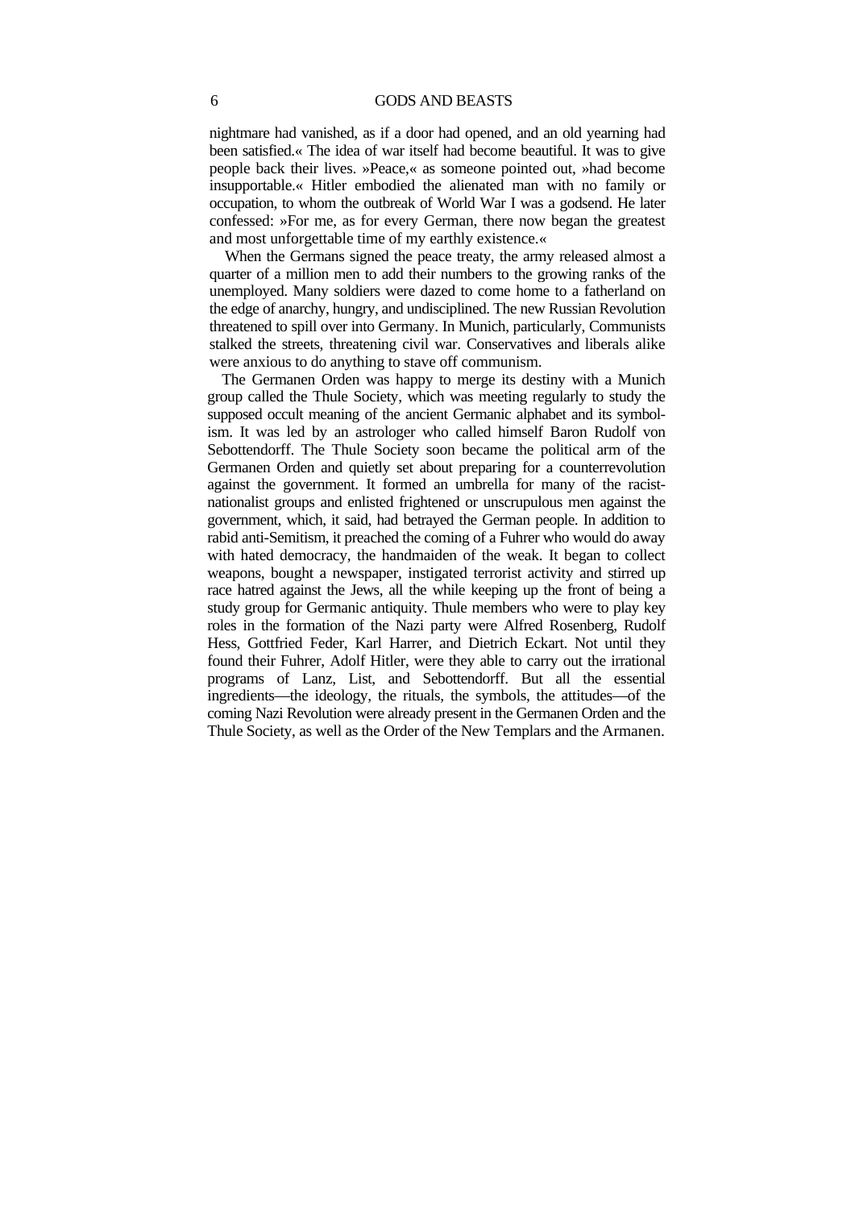nightmare had vanished, as if a door had opened, and an old yearning had been satisfied.« The idea of war itself had become beautiful. It was to give people back their lives. »Peace,« as someone pointed out, »had become insupportable.« Hitler embodied the alienated man with no family or occupation, to whom the outbreak of World War I was a godsend. He later confessed: »For me, as for every German, there now began the greatest and most unforgettable time of my earthly existence.«

When the Germans signed the peace treaty, the army released almost a quarter of a million men to add their numbers to the growing ranks of the unemployed. Many soldiers were dazed to come home to a fatherland on the edge of anarchy, hungry, and undisciplined. The new Russian Revolution threatened to spill over into Germany. In Munich, particularly, Communists stalked the streets, threatening civil war. Conservatives and liberals alike were anxious to do anything to stave off communism.

The Germanen Orden was happy to merge its destiny with a Munich group called the Thule Society, which was meeting regularly to study the supposed occult meaning of the ancient Germanic alphabet and its symbolism. It was led by an astrologer who called himself Baron Rudolf von Sebottendorff. The Thule Society soon became the political arm of the Germanen Orden and quietly set about preparing for a counterrevolution against the government. It formed an umbrella for many of the racist-nationalist groups and enlisted frightened or unscrupulous men against the government, which, it said, had betrayed the German people. In addition to rabid anti-Semitism, it preached the coming of a Fuhrer who would do away with hated democracy, the handmaiden of the weak. It began to collect weapons, bought a newspaper, instigated terrorist activity and stirred up race hatred against the Jews, all the while keeping up the front of being a study group for Germanic antiquity. Thule members who were to play key roles in the formation of the Nazi party were Alfred Rosenberg, Rudolf Hess, Gottfried Feder, Karl Harrer, and Dietrich Eckart. Not until they found their Fuhrer, Adolf Hitler, were they able to carry out the irrational programs of Lanz, List, and Sebottendorff. But all the essential ingredients—the ideology, the rituals, the symbols, the attitudes—of the coming Nazi Revolution were already present in the Germanen Orden and the Thule Society, as well as the Order of the New Templars and the Armanen.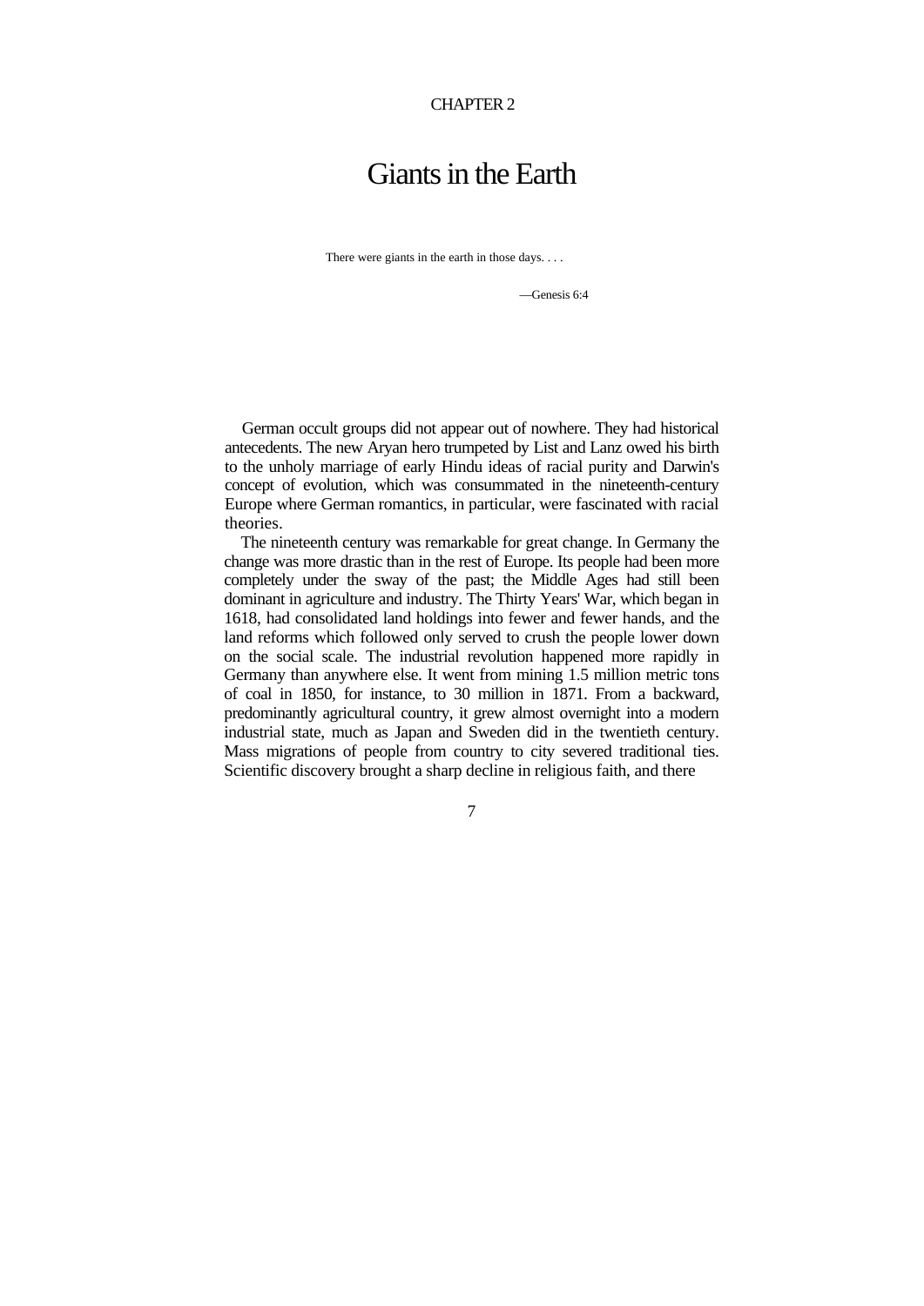CHAPTER 2

# Giants in the Earth

> There were giants in the earth in those days. . . .
>
> —Genesis 6:4

German occult groups did not appear out of nowhere. They had historical antecedents. The new Aryan hero trumpeted by List and Lanz owed his birth to the unholy marriage of early Hindu ideas of racial purity and Darwin's concept of evolution, which was consummated in the nineteenth-century Europe where German romantics, in particular, were fascinated with racial theories.

The nineteenth century was remarkable for great change. In Germany the change was more drastic than in the rest of Europe. Its people had been more completely under the sway of the past; the Middle Ages had still been dominant in agriculture and industry. The Thirty Years' War, which began in 1618, had consolidated land holdings into fewer and fewer hands, and the land reforms which followed only served to crush the people lower down on the social scale. The industrial revolution happened more rapidly in Germany than anywhere else. It went from mining 1.5 million metric tons of coal in 1850, for instance, to 30 million in 1871. From a backward, predominantly agricultural country, it grew almost overnight into a modern industrial state, much as Japan and Sweden did in the twentieth century. Mass migrations of people from country to city severed traditional ties. Scientific discovery brought a sharp decline in religious faith, and there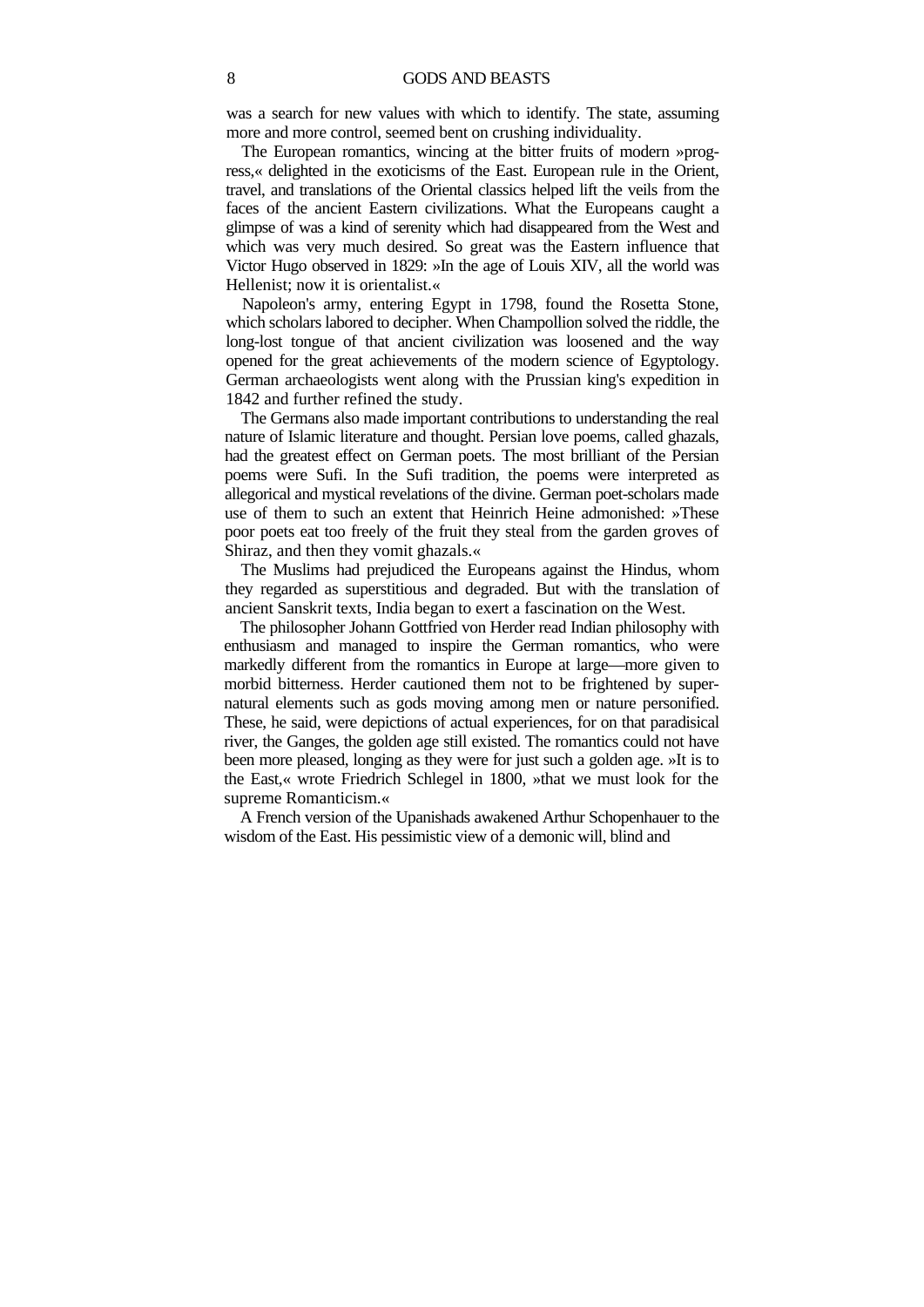was a search for new values with which to identify. The state, assuming more and more control, seemed bent on crushing individuality.

The European romantics, wincing at the bitter fruits of modern »progress,« delighted in the exoticisms of the East. European rule in the Orient, travel, and translations of the Oriental classics helped lift the veils from the faces of the ancient Eastern civilizations. What the Europeans caught a glimpse of was a kind of serenity which had disappeared from the West and which was very much desired. So great was the Eastern influence that Victor Hugo observed in 1829: »In the age of Louis XIV, all the world was Hellenist; now it is orientalist.«

Napoleon's army, entering Egypt in 1798, found the Rosetta Stone, which scholars labored to decipher. When Champollion solved the riddle, the long-lost tongue of that ancient civilization was loosened and the way opened for the great achievements of the modern science of Egyptology. German archaeologists went along with the Prussian king's expedition in 1842 and further refined the study.

The Germans also made important contributions to understanding the real nature of Islamic literature and thought. Persian love poems, called ghazals, had the greatest effect on German poets. The most brilliant of the Persian poems were Sufi. In the Sufi tradition, the poems were interpreted as allegorical and mystical revelations of the divine. German poet-scholars made use of them to such an extent that Heinrich Heine admonished: »These poor poets eat too freely of the fruit they steal from the garden groves of Shiraz, and then they vomit ghazals.«

The Muslims had prejudiced the Europeans against the Hindus, whom they regarded as superstitious and degraded. But with the translation of ancient Sanskrit texts, India began to exert a fascination on the West.

The philosopher Johann Gottfried von Herder read Indian philosophy with enthusiasm and managed to inspire the German romantics, who were markedly different from the romantics in Europe at large—more given to morbid bitterness. Herder cautioned them not to be frightened by supernatural elements such as gods moving among men or nature personified. These, he said, were depictions of actual experiences, for on that paradisical river, the Ganges, the golden age still existed. The romantics could not have been more pleased, longing as they were for just such a golden age. »It is to the East,« wrote Friedrich Schlegel in 1800, »that we must look for the supreme Romanticism.«

A French version of the Upanishads awakened Arthur Schopenhauer to the wisdom of the East. His pessimistic view of a demonic will, blind and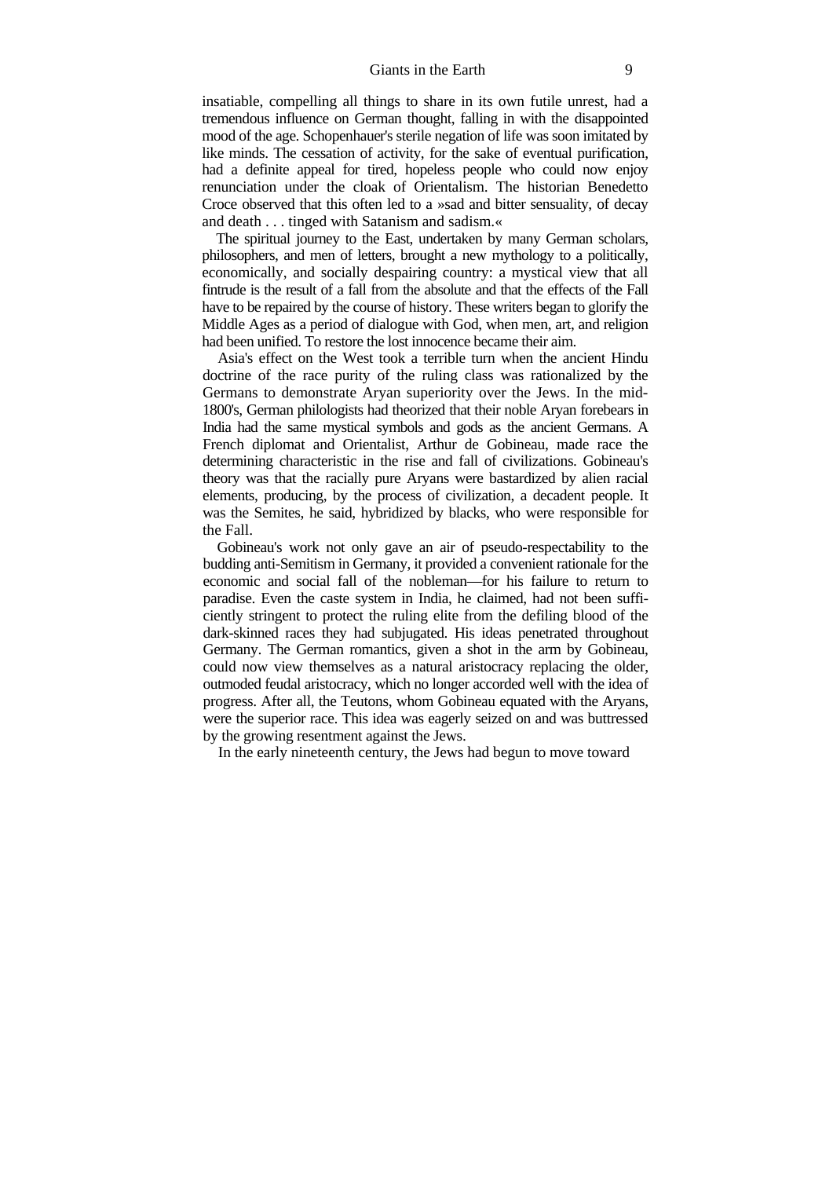insatiable, compelling all things to share in its own futile unrest, had a tremendous influence on German thought, falling in with the disappointed mood of the age. Schopenhauer's sterile negation of life was soon imitated by like minds. The cessation of activity, for the sake of eventual purification, had a definite appeal for tired, hopeless people who could now enjoy renunciation under the cloak of Orientalism. The historian Benedetto Croce observed that this often led to a »sad and bitter sensuality, of decay and death . . . tinged with Satanism and sadism.«

The spiritual journey to the East, undertaken by many German scholars, philosophers, and men of letters, brought a new mythology to a politically, economically, and socially despairing country: a mystical view that all fintrude is the result of a fall from the absolute and that the effects of the Fall have to be repaired by the course of history. These writers began to glorify the Middle Ages as a period of dialogue with God, when men, art, and religion had been unified. To restore the lost innocence became their aim.

Asia's effect on the West took a terrible turn when the ancient Hindu doctrine of the race purity of the ruling class was rationalized by the Germans to demonstrate Aryan superiority over the Jews. In the mid-1800's, German philologists had theorized that their noble Aryan forebears in India had the same mystical symbols and gods as the ancient Germans. A French diplomat and Orientalist, Arthur de Gobineau, made race the determining characteristic in the rise and fall of civilizations. Gobineau's theory was that the racially pure Aryans were bastardized by alien racial elements, producing, by the process of civilization, a decadent people. It was the Semites, he said, hybridized by blacks, who were responsible for the Fall.

Gobineau's work not only gave an air of pseudo-respectability to the budding anti-Semitism in Germany, it provided a convenient rationale for the economic and social fall of the nobleman—for his failure to return to paradise. Even the caste system in India, he claimed, had not been sufficiently stringent to protect the ruling elite from the defiling blood of the dark-skinned races they had subjugated. His ideas penetrated throughout Germany. The German romantics, given a shot in the arm by Gobineau, could now view themselves as a natural aristocracy replacing the older, outmoded feudal aristocracy, which no longer accorded well with the idea of progress. After all, the Teutons, whom Gobineau equated with the Aryans, were the superior race. This idea was eagerly seized on and was buttressed by the growing resentment against the Jews.

In the early nineteenth century, the Jews had begun to move toward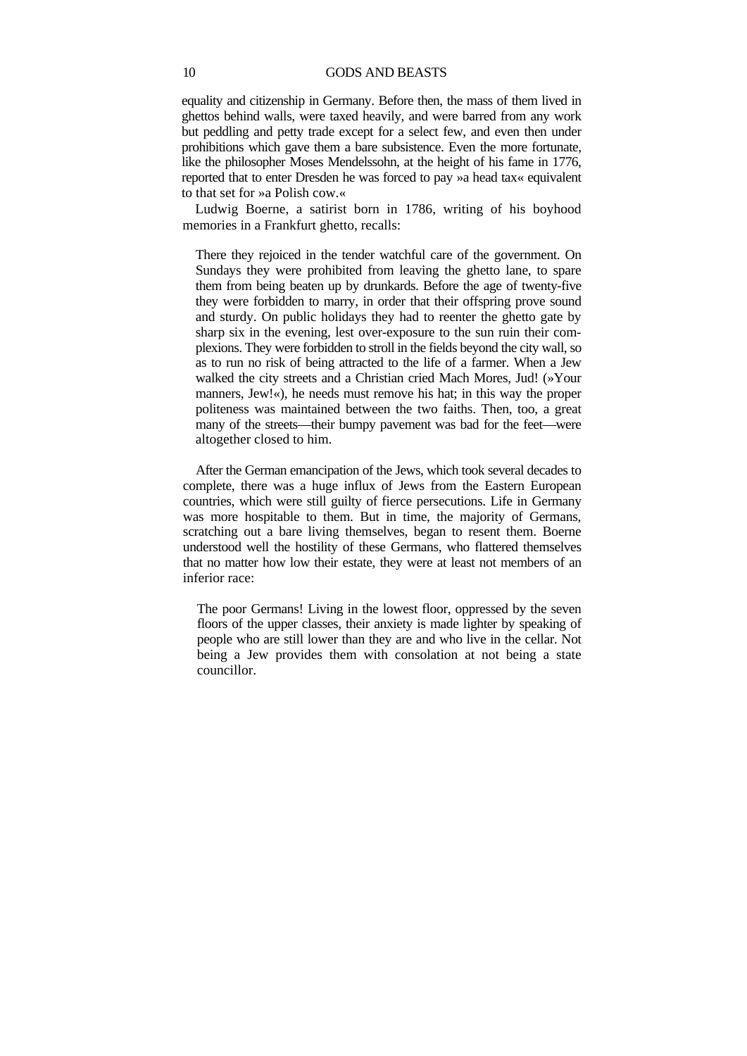equality and citizenship in Germany. Before then, the mass of them lived in ghettos behind walls, were taxed heavily, and were barred from any work but peddling and petty trade except for a select few, and even then under prohibitions which gave them a bare subsistence. Even the more fortunate, like the philosopher Moses Mendelssohn, at the height of his fame in 1776, reported that to enter Dresden he was forced to pay »a head tax« equivalent to that set for »a Polish cow.«

Ludwig Boerne, a satirist born in 1786, writing of his boyhood memories in a Frankfurt ghetto, recalls:

> There they rejoiced in the tender watchful care of the government. On Sundays they were prohibited from leaving the ghetto lane, to spare them from being beaten up by drunkards. Before the age of twenty-five they were forbidden to marry, in order that their offspring prove sound and sturdy. On public holidays they had to reenter the ghetto gate by sharp six in the evening, lest over-exposure to the sun ruin their complexions. They were forbidden to stroll in the fields beyond the city wall, so as to run no risk of being attracted to the life of a farmer. When a Jew walked the city streets and a Christian cried Mach Mores, Jud! (»Your manners, Jew!«), he needs must remove his hat; in this way the proper politeness was maintained between the two faiths. Then, too, a great many of the streets—their bumpy pavement was bad for the feet—were altogether closed to him.

After the German emancipation of the Jews, which took several decades to complete, there was a huge influx of Jews from the Eastern European countries, which were still guilty of fierce persecutions. Life in Germany was more hospitable to them. But in time, the majority of Germans, scratching out a bare living themselves, began to resent them. Boerne understood well the hostility of these Germans, who flattered themselves that no matter how low their estate, they were at least not members of an inferior race:

> The poor Germans! Living in the lowest floor, oppressed by the seven floors of the upper classes, their anxiety is made lighter by speaking of people who are still lower than they are and who live in the cellar. Not being a Jew provides them with consolation at not being a state councillor.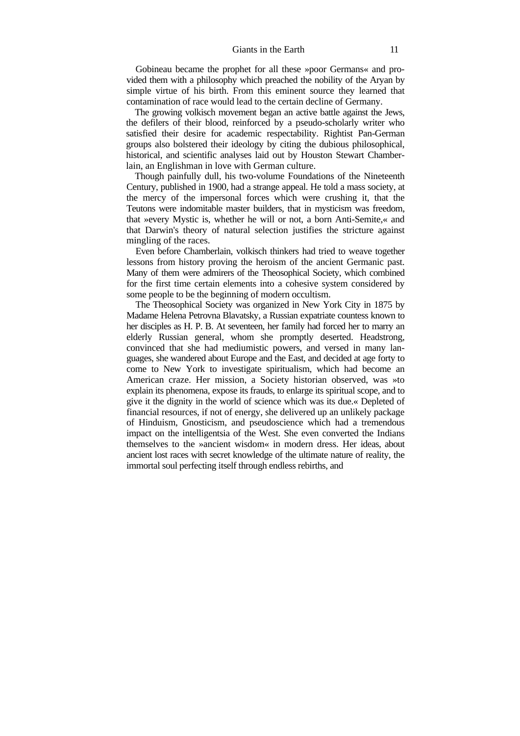Gobineau became the prophet for all these »poor Germans« and provided them with a philosophy which preached the nobility of the Aryan by simple virtue of his birth. From this eminent source they learned that contamination of race would lead to the certain decline of Germany.

The growing volkisch movement began an active battle against the Jews, the defilers of their blood, reinforced by a pseudo-scholarly writer who satisfied their desire for academic respectability. Rightist Pan-German groups also bolstered their ideology by citing the dubious philosophical, historical, and scientific analyses laid out by Houston Stewart Chamberlain, an Englishman in love with German culture.

Though painfully dull, his two-volume Foundations of the Nineteenth Century, published in 1900, had a strange appeal. He told a mass society, at the mercy of the impersonal forces which were crushing it, that the Teutons were indomitable master builders, that in mysticism was freedom, that »every Mystic is, whether he will or not, a born Anti-Semite,« and that Darwin's theory of natural selection justifies the stricture against mingling of the races.

Even before Chamberlain, volkisch thinkers had tried to weave together lessons from history proving the heroism of the ancient Germanic past. Many of them were admirers of the Theosophical Society, which combined for the first time certain elements into a cohesive system considered by some people to be the beginning of modern occultism.

The Theosophical Society was organized in New York City in 1875 by Madame Helena Petrovna Blavatsky, a Russian expatriate countess known to her disciples as H. P. B. At seventeen, her family had forced her to marry an elderly Russian general, whom she promptly deserted. Headstrong, convinced that she had mediumistic powers, and versed in many languages, she wandered about Europe and the East, and decided at age forty to come to New York to investigate spiritualism, which had become an American craze. Her mission, a Society historian observed, was »to explain its phenomena, expose its frauds, to enlarge its spiritual scope, and to give it the dignity in the world of science which was its due.« Depleted of financial resources, if not of energy, she delivered up an unlikely package of Hinduism, Gnosticism, and pseudoscience which had a tremendous impact on the intelligentsia of the West. She even converted the Indians themselves to the »ancient wisdom« in modern dress. Her ideas, about ancient lost races with secret knowledge of the ultimate nature of reality, the immortal soul perfecting itself through endless rebirths, and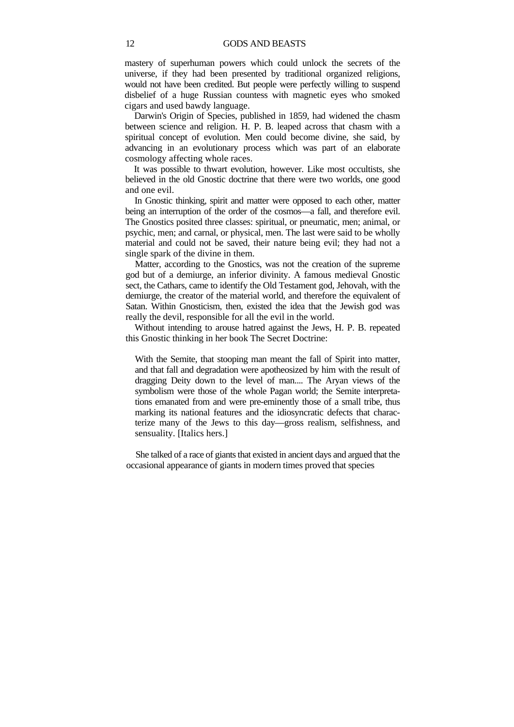mastery of superhuman powers which could unlock the secrets of the universe, if they had been presented by traditional organized religions, would not have been credited. But people were perfectly willing to suspend disbelief of a huge Russian countess with magnetic eyes who smoked cigars and used bawdy language.

Darwin's Origin of Species, published in 1859, had widened the chasm between science and religion. H. P. B. leaped across that chasm with a spiritual concept of evolution. Men could become divine, she said, by advancing in an evolutionary process which was part of an elaborate cosmology affecting whole races.

It was possible to thwart evolution, however. Like most occultists, she believed in the old Gnostic doctrine that there were two worlds, one good and one evil.

In Gnostic thinking, spirit and matter were opposed to each other, matter being an interruption of the order of the cosmos—a fall, and therefore evil. The Gnostics posited three classes: spiritual, or pneumatic, men; animal, or psychic, men; and carnal, or physical, men. The last were said to be wholly material and could not be saved, their nature being evil; they had not a single spark of the divine in them.

Matter, according to the Gnostics, was not the creation of the supreme god but of a demiurge, an inferior divinity. A famous medieval Gnostic sect, the Cathars, came to identify the Old Testament god, Jehovah, with the demiurge, the creator of the material world, and therefore the equivalent of Satan. Within Gnosticism, then, existed the idea that the Jewish god was really the devil, responsible for all the evil in the world.

Without intending to arouse hatred against the Jews, H. P. B. repeated this Gnostic thinking in her book The Secret Doctrine:

> With the Semite, that stooping man meant the fall of Spirit into matter, and that fall and degradation were apotheosized by him with the result of dragging Deity down to the level of man.... The Aryan views of the symbolism were those of the whole Pagan world; the Semite interpretations emanated from and were pre-eminently those of a small tribe, thus marking its national features and the idiosyncratic defects that characterize many of the Jews to this day—gross realism, selfishness, and sensuality. [Italics hers.]

She talked of a race of giants that existed in ancient days and argued that the occasional appearance of giants in modern times proved that species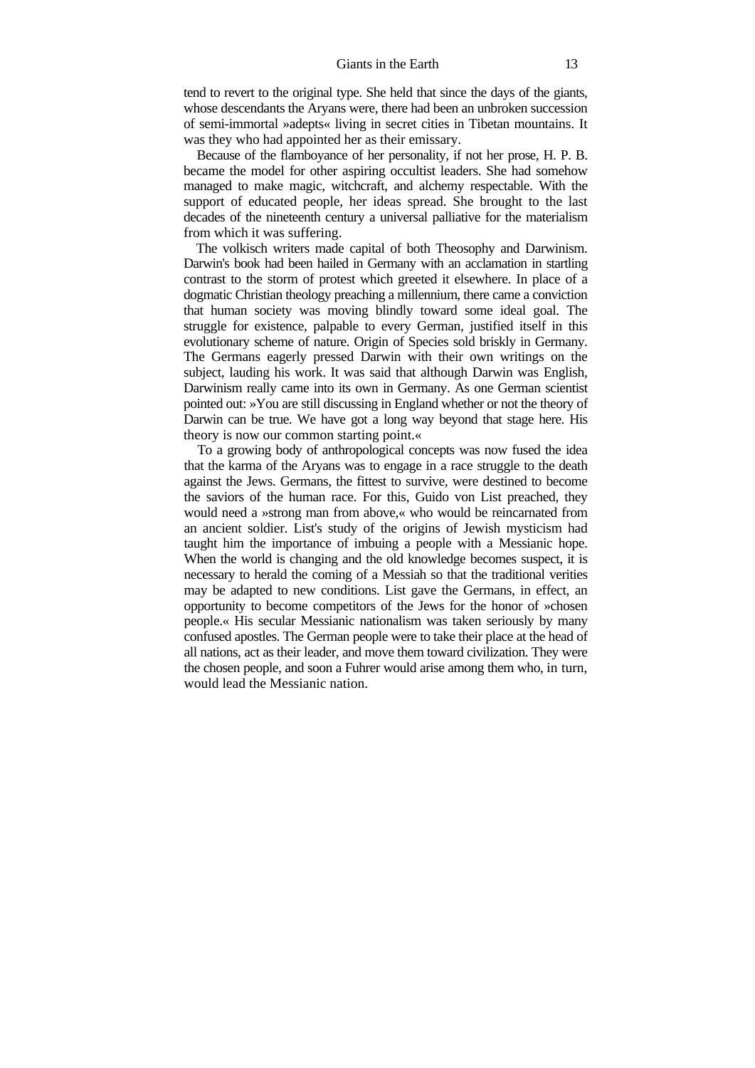tend to revert to the original type. She held that since the days of the giants, whose descendants the Aryans were, there had been an unbroken succession of semi-immortal »adepts« living in secret cities in Tibetan mountains. It was they who had appointed her as their emissary.

Because of the flamboyance of her personality, if not her prose, H. P. B. became the model for other aspiring occultist leaders. She had somehow managed to make magic, witchcraft, and alchemy respectable. With the support of educated people, her ideas spread. She brought to the last decades of the nineteenth century a universal palliative for the materialism from which it was suffering.

The volkisch writers made capital of both Theosophy and Darwinism. Darwin's book had been hailed in Germany with an acclamation in startling contrast to the storm of protest which greeted it elsewhere. In place of a dogmatic Christian theology preaching a millennium, there came a conviction that human society was moving blindly toward some ideal goal. The struggle for existence, palpable to every German, justified itself in this evolutionary scheme of nature. Origin of Species sold briskly in Germany. The Germans eagerly pressed Darwin with their own writings on the subject, lauding his work. It was said that although Darwin was English, Darwinism really came into its own in Germany. As one German scientist pointed out: »You are still discussing in England whether or not the theory of Darwin can be true. We have got a long way beyond that stage here. His theory is now our common starting point.«

To a growing body of anthropological concepts was now fused the idea that the karma of the Aryans was to engage in a race struggle to the death against the Jews. Germans, the fittest to survive, were destined to become the saviors of the human race. For this, Guido von List preached, they would need a »strong man from above,« who would be reincarnated from an ancient soldier. List's study of the origins of Jewish mysticism had taught him the importance of imbuing a people with a Messianic hope. When the world is changing and the old knowledge becomes suspect, it is necessary to herald the coming of a Messiah so that the traditional verities may be adapted to new conditions. List gave the Germans, in effect, an opportunity to become competitors of the Jews for the honor of »chosen people.« His secular Messianic nationalism was taken seriously by many confused apostles. The German people were to take their place at the head of all nations, act as their leader, and move them toward civilization. They were the chosen people, and soon a Fuhrer would arise among them who, in turn, would lead the Messianic nation.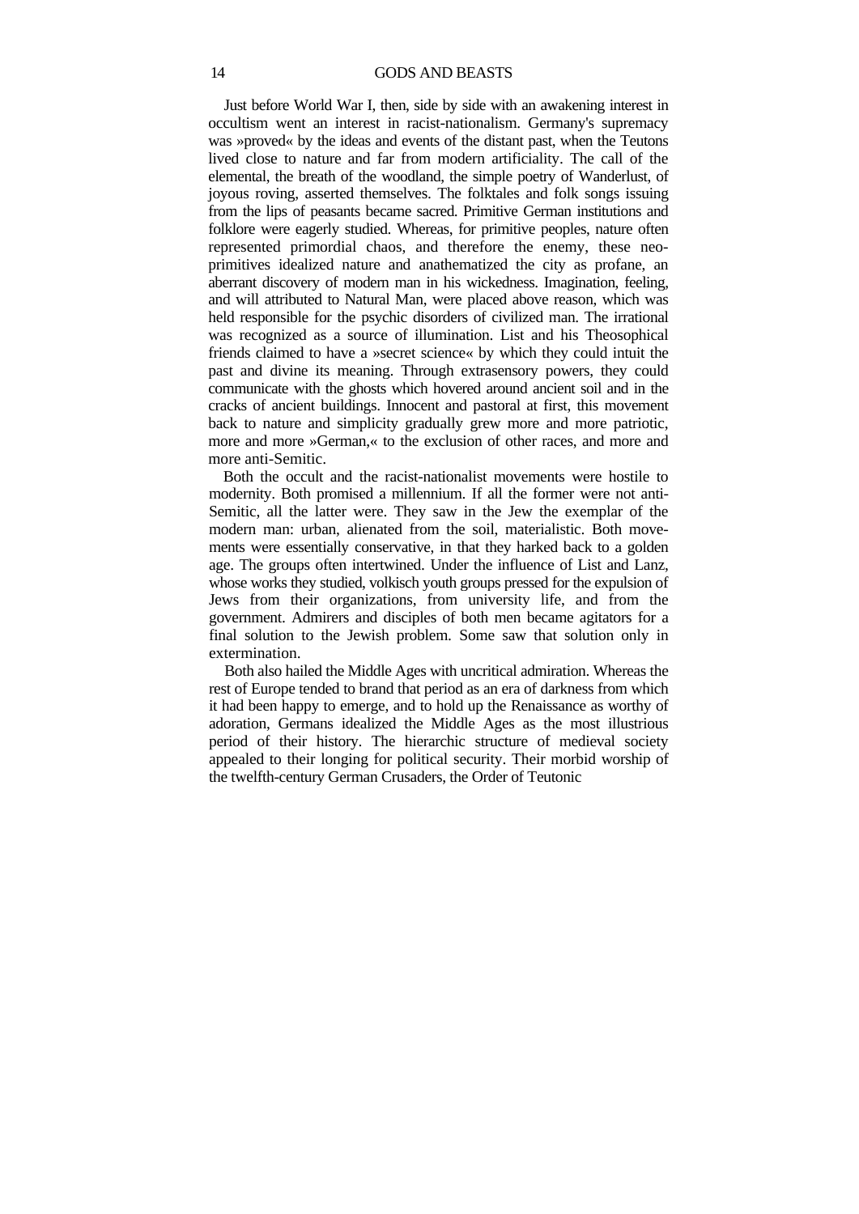Just before World War I, then, side by side with an awakening interest in occultism went an interest in racist-nationalism. Germany's supremacy was »proved« by the ideas and events of the distant past, when the Teutons lived close to nature and far from modern artificiality. The call of the elemental, the breath of the woodland, the simple poetry of Wanderlust, of joyous roving, asserted themselves. The folktales and folk songs issuing from the lips of peasants became sacred. Primitive German institutions and folklore were eagerly studied. Whereas, for primitive peoples, nature often represented primordial chaos, and therefore the enemy, these neo-primitives idealized nature and anathematized the city as profane, an aberrant discovery of modern man in his wickedness. Imagination, feeling, and will attributed to Natural Man, were placed above reason, which was held responsible for the psychic disorders of civilized man. The irrational was recognized as a source of illumination. List and his Theosophical friends claimed to have a »secret science« by which they could intuit the past and divine its meaning. Through extrasensory powers, they could communicate with the ghosts which hovered around ancient soil and in the cracks of ancient buildings. Innocent and pastoral at first, this movement back to nature and simplicity gradually grew more and more patriotic, more and more »German,« to the exclusion of other races, and more and more anti-Semitic.

Both the occult and the racist-nationalist movements were hostile to modernity. Both promised a millennium. If all the former were not anti-Semitic, all the latter were. They saw in the Jew the exemplar of the modern man: urban, alienated from the soil, materialistic. Both movements were essentially conservative, in that they harked back to a golden age. The groups often intertwined. Under the influence of List and Lanz, whose works they studied, volkisch youth groups pressed for the expulsion of Jews from their organizations, from university life, and from the government. Admirers and disciples of both men became agitators for a final solution to the Jewish problem. Some saw that solution only in extermination.

Both also hailed the Middle Ages with uncritical admiration. Whereas the rest of Europe tended to brand that period as an era of darkness from which it had been happy to emerge, and to hold up the Renaissance as worthy of adoration, Germans idealized the Middle Ages as the most illustrious period of their history. The hierarchic structure of medieval society appealed to their longing for political security. Their morbid worship of the twelfth-century German Crusaders, the Order of Teutonic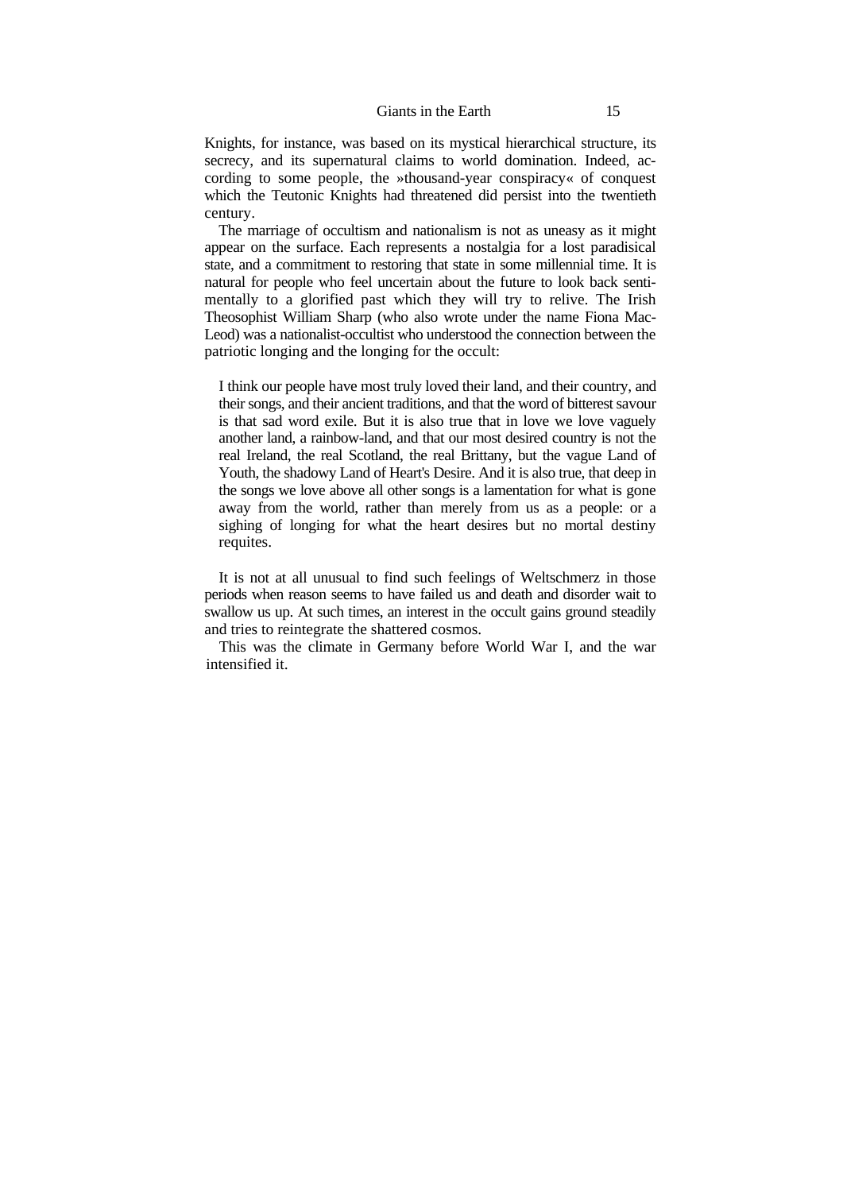Knights, for instance, was based on its mystical hierarchical structure, its secrecy, and its supernatural claims to world domination. Indeed, according to some people, the »thousand-year conspiracy« of conquest which the Teutonic Knights had threatened did persist into the twentieth century.

The marriage of occultism and nationalism is not as uneasy as it might appear on the surface. Each represents a nostalgia for a lost paradisical state, and a commitment to restoring that state in some millennial time. It is natural for people who feel uncertain about the future to look back sentimentally to a glorified past which they will try to relive. The Irish Theosophist William Sharp (who also wrote under the name Fiona MacLeod) was a nationalist-occultist who understood the connection between the patriotic longing and the longing for the occult:

> I think our people have most truly loved their land, and their country, and their songs, and their ancient traditions, and that the word of bitterest savour is that sad word exile. But it is also true that in love we love vaguely another land, a rainbow-land, and that our most desired country is not the real Ireland, the real Scotland, the real Brittany, but the vague Land of Youth, the shadowy Land of Heart's Desire. And it is also true, that deep in the songs we love above all other songs is a lamentation for what is gone away from the world, rather than merely from us as a people: or a sighing of longing for what the heart desires but no mortal destiny requites.

It is not at all unusual to find such feelings of Weltschmerz in those periods when reason seems to have failed us and death and disorder wait to swallow us up. At such times, an interest in the occult gains ground steadily and tries to reintegrate the shattered cosmos.

This was the climate in Germany before World War I, and the war intensified it.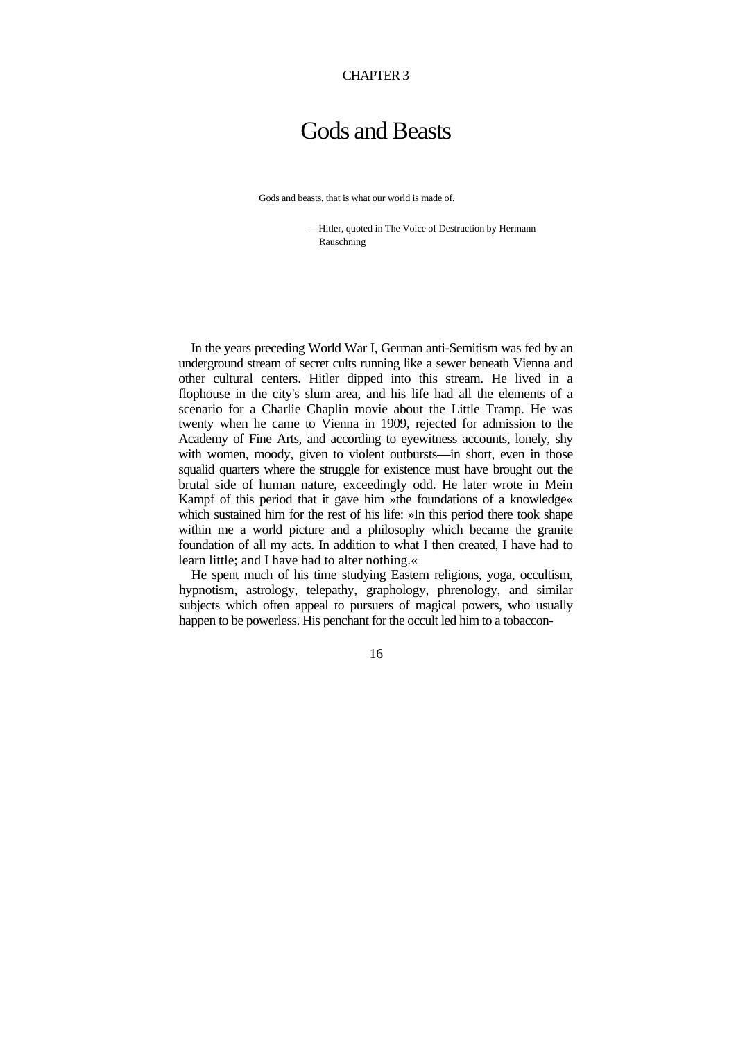CHAPTER 3

# Gods and Beasts

> Gods and beasts, that is what our world is made of.
>
> —Hitler, quoted in The Voice of Destruction by Hermann Rauschning

In the years preceding World War I, German anti-Semitism was fed by an underground stream of secret cults running like a sewer beneath Vienna and other cultural centers. Hitler dipped into this stream. He lived in a flophouse in the city's slum area, and his life had all the elements of a scenario for a Charlie Chaplin movie about the Little Tramp. He was twenty when he came to Vienna in 1909, rejected for admission to the Academy of Fine Arts, and according to eyewitness accounts, lonely, shy with women, moody, given to violent outbursts—in short, even in those squalid quarters where the struggle for existence must have brought out the brutal side of human nature, exceedingly odd. He later wrote in Mein Kampf of this period that it gave him »the foundations of a knowledge« which sustained him for the rest of his life: »In this period there took shape within me a world picture and a philosophy which became the granite foundation of all my acts. In addition to what I then created, I have had to learn little; and I have had to alter nothing.«

He spent much of his time studying Eastern religions, yoga, occultism, hypnotism, astrology, telepathy, graphology, phrenology, and similar subjects which often appeal to pursuers of magical powers, who usually happen to be powerless. His penchant for the occult led him to a tobaccon-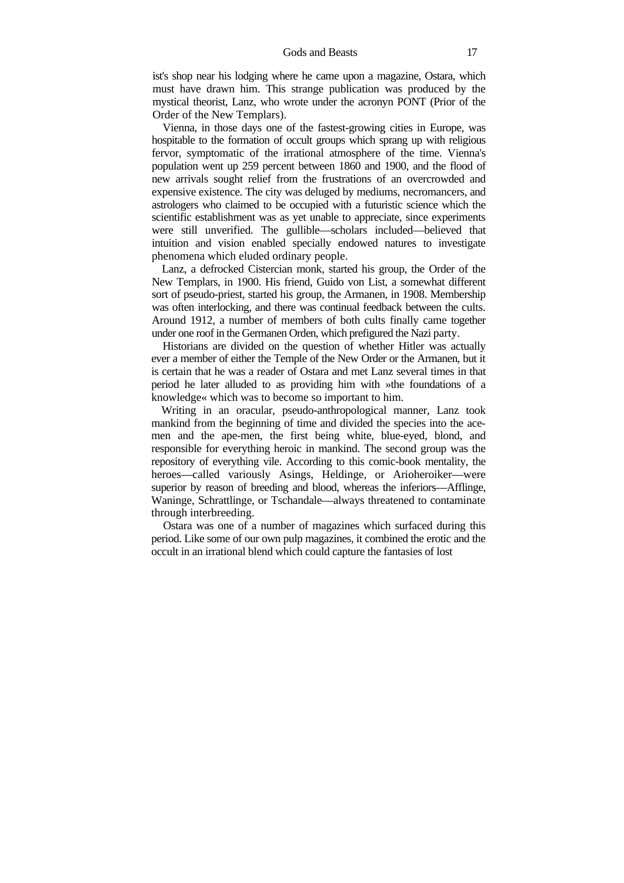ist's shop near his lodging where he came upon a magazine, Ostara, which must have drawn him. This strange publication was produced by the mystical theorist, Lanz, who wrote under the acronyn PONT (Prior of the Order of the New Templars).

Vienna, in those days one of the fastest-growing cities in Europe, was hospitable to the formation of occult groups which sprang up with religious fervor, symptomatic of the irrational atmosphere of the time. Vienna's population went up 259 percent between 1860 and 1900, and the flood of new arrivals sought relief from the frustrations of an overcrowded and expensive existence. The city was deluged by mediums, necromancers, and astrologers who claimed to be occupied with a futuristic science which the scientific establishment was as yet unable to appreciate, since experiments were still unverified. The gullible—scholars included—believed that intuition and vision enabled specially endowed natures to investigate phenomena which eluded ordinary people.

Lanz, a defrocked Cistercian monk, started his group, the Order of the New Templars, in 1900. His friend, Guido von List, a somewhat different sort of pseudo-priest, started his group, the Armanen, in 1908. Membership was often interlocking, and there was continual feedback between the cults. Around 1912, a number of members of both cults finally came together under one roof in the Germanen Orden, which prefigured the Nazi party.

Historians are divided on the question of whether Hitler was actually ever a member of either the Temple of the New Order or the Armanen, but it is certain that he was a reader of Ostara and met Lanz several times in that period he later alluded to as providing him with »the foundations of a knowledge« which was to become so important to him.

Writing in an oracular, pseudo-anthropological manner, Lanz took mankind from the beginning of time and divided the species into the ace-men and the ape-men, the first being white, blue-eyed, blond, and responsible for everything heroic in mankind. The second group was the repository of everything vile. According to this comic-book mentality, the heroes—called variously Asings, Heldinge, or Arioheroiker—were superior by reason of breeding and blood, whereas the inferiors—Afflinge, Waninge, Schrattlinge, or Tschandale—always threatened to contaminate through interbreeding.

Ostara was one of a number of magazines which surfaced during this period. Like some of our own pulp magazines, it combined the erotic and the occult in an irrational blend which could capture the fantasies of lost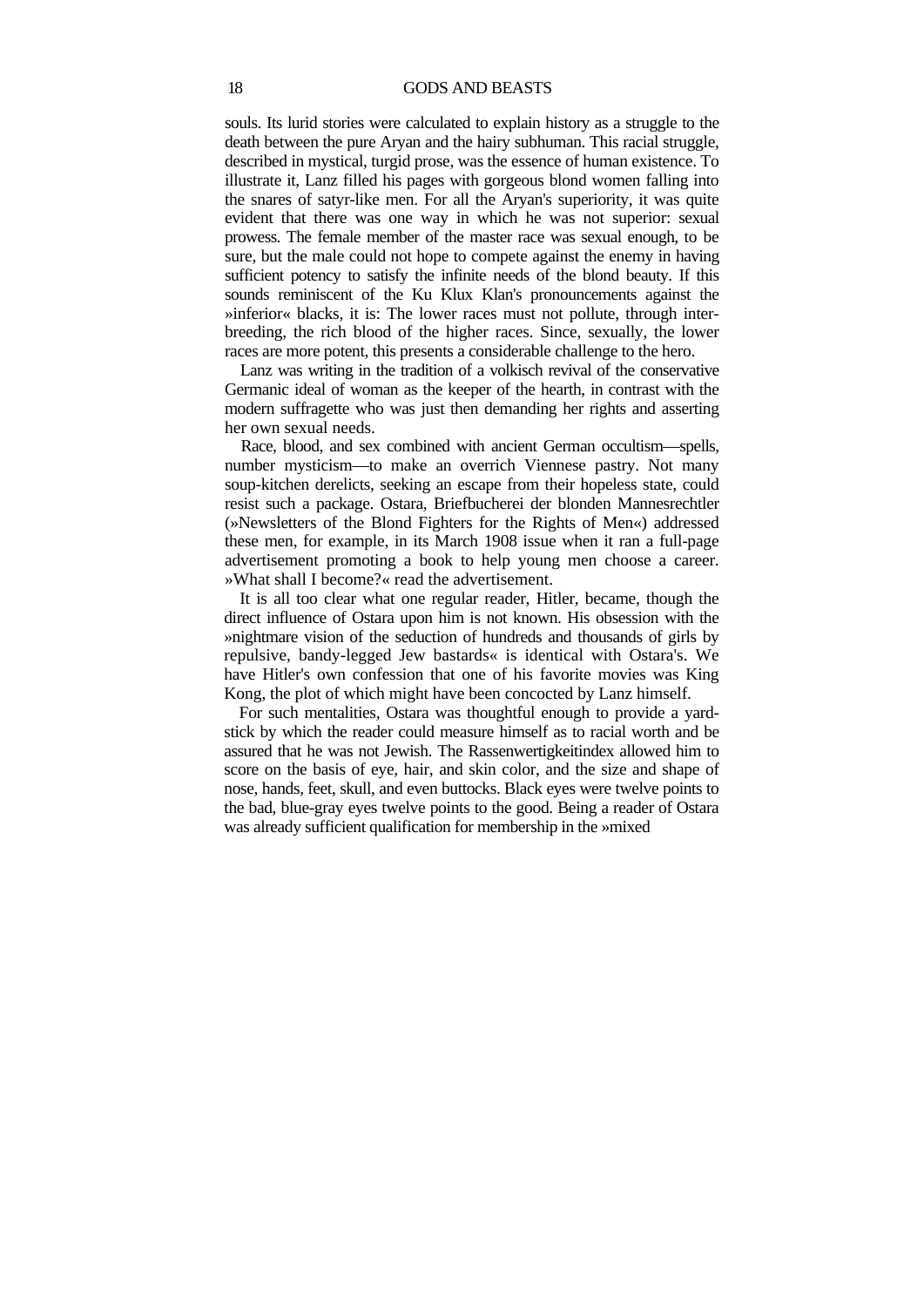souls. Its lurid stories were calculated to explain history as a struggle to the death between the pure Aryan and the hairy subhuman. This racial struggle, described in mystical, turgid prose, was the essence of human existence. To illustrate it, Lanz filled his pages with gorgeous blond women falling into the snares of satyr-like men. For all the Aryan's superiority, it was quite evident that there was one way in which he was not superior: sexual prowess. The female member of the master race was sexual enough, to be sure, but the male could not hope to compete against the enemy in having sufficient potency to satisfy the infinite needs of the blond beauty. If this sounds reminiscent of the Ku Klux Klan's pronouncements against the »inferior« blacks, it is: The lower races must not pollute, through inter-breeding, the rich blood of the higher races. Since, sexually, the lower races are more potent, this presents a considerable challenge to the hero.

Lanz was writing in the tradition of a volkisch revival of the conservative Germanic ideal of woman as the keeper of the hearth, in contrast with the modern suffragette who was just then demanding her rights and asserting her own sexual needs.

Race, blood, and sex combined with ancient German occultism—spells, number mysticism—to make an overrich Viennese pastry. Not many soup-kitchen derelicts, seeking an escape from their hopeless state, could resist such a package. Ostara, Briefbucherei der blonden Mannesrechtler (»Newsletters of the Blond Fighters for the Rights of Men«) addressed these men, for example, in its March 1908 issue when it ran a full-page advertisement promoting a book to help young men choose a career. »What shall I become?« read the advertisement.

It is all too clear what one regular reader, Hitler, became, though the direct influence of Ostara upon him is not known. His obsession with the »nightmare vision of the seduction of hundreds and thousands of girls by repulsive, bandy-legged Jew bastards« is identical with Ostara's. We have Hitler's own confession that one of his favorite movies was King Kong, the plot of which might have been concocted by Lanz himself.

For such mentalities, Ostara was thoughtful enough to provide a yard-stick by which the reader could measure himself as to racial worth and be assured that he was not Jewish. The Rassenwertigkeitindex allowed him to score on the basis of eye, hair, and skin color, and the size and shape of nose, hands, feet, skull, and even buttocks. Black eyes were twelve points to the bad, blue-gray eyes twelve points to the good. Being a reader of Ostara was already sufficient qualification for membership in the »mixed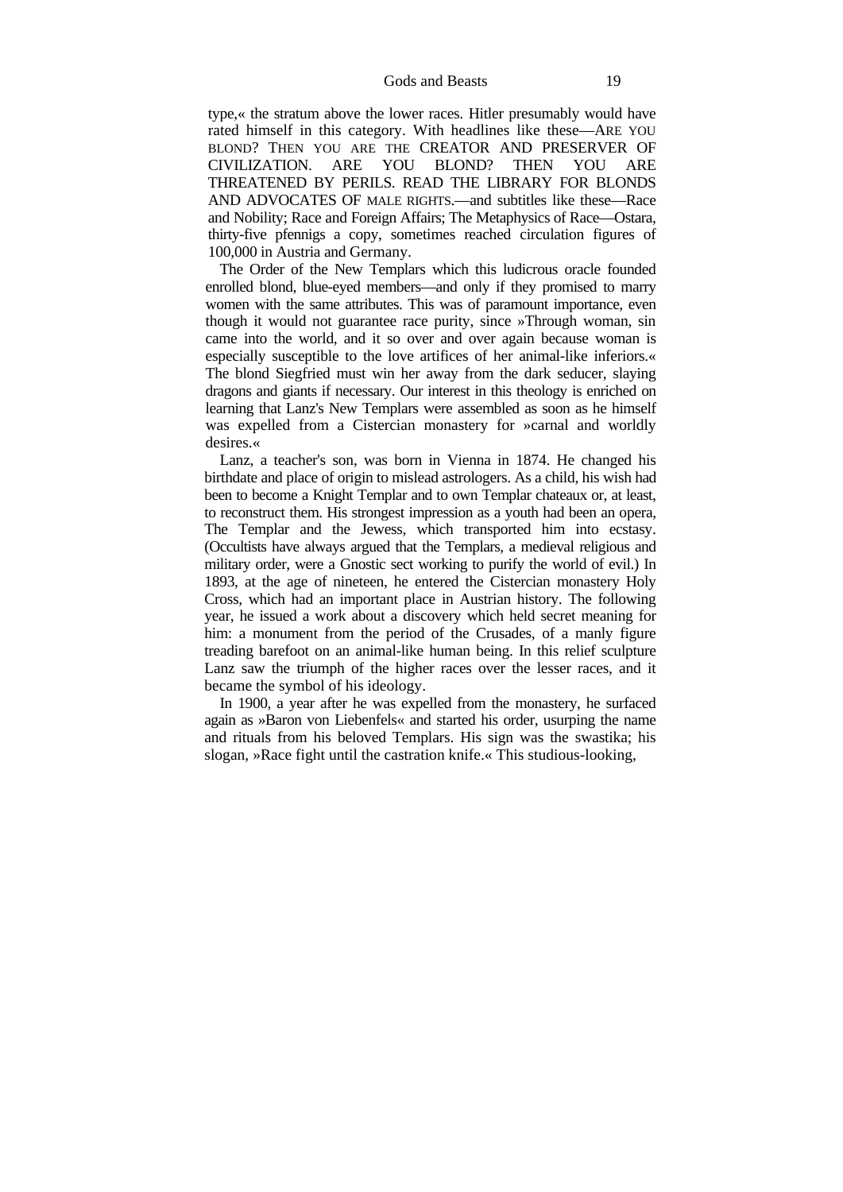type,« the stratum above the lower races. Hitler presumably would have rated himself in this category. With headlines like these—ARE YOU BLOND? THEN YOU ARE THE CREATOR AND PRESERVER OF CIVILIZATION. ARE YOU BLOND? THEN YOU ARE THREATENED BY PERILS. READ THE LIBRARY FOR BLONDS AND ADVOCATES OF MALE RIGHTS.—and subtitles like these—Race and Nobility; Race and Foreign Affairs; The Metaphysics of Race—Ostara, thirty-five pfennigs a copy, sometimes reached circulation figures of 100,000 in Austria and Germany.

The Order of the New Templars which this ludicrous oracle founded enrolled blond, blue-eyed members—and only if they promised to marry women with the same attributes. This was of paramount importance, even though it would not guarantee race purity, since »Through woman, sin came into the world, and it so over and over again because woman is especially susceptible to the love artifices of her animal-like inferiors.« The blond Siegfried must win her away from the dark seducer, slaying dragons and giants if necessary. Our interest in this theology is enriched on learning that Lanz's New Templars were assembled as soon as he himself was expelled from a Cistercian monastery for »carnal and worldly desires.«

Lanz, a teacher's son, was born in Vienna in 1874. He changed his birthdate and place of origin to mislead astrologers. As a child, his wish had been to become a Knight Templar and to own Templar chateaux or, at least, to reconstruct them. His strongest impression as a youth had been an opera, The Templar and the Jewess, which transported him into ecstasy. (Occultists have always argued that the Templars, a medieval religious and military order, were a Gnostic sect working to purify the world of evil.) In 1893, at the age of nineteen, he entered the Cistercian monastery Holy Cross, which had an important place in Austrian history. The following year, he issued a work about a discovery which held secret meaning for him: a monument from the period of the Crusades, of a manly figure treading barefoot on an animal-like human being. In this relief sculpture Lanz saw the triumph of the higher races over the lesser races, and it became the symbol of his ideology.

In 1900, a year after he was expelled from the monastery, he surfaced again as »Baron von Liebenfels« and started his order, usurping the name and rituals from his beloved Templars. His sign was the swastika; his slogan, »Race fight until the castration knife.« This studious-looking,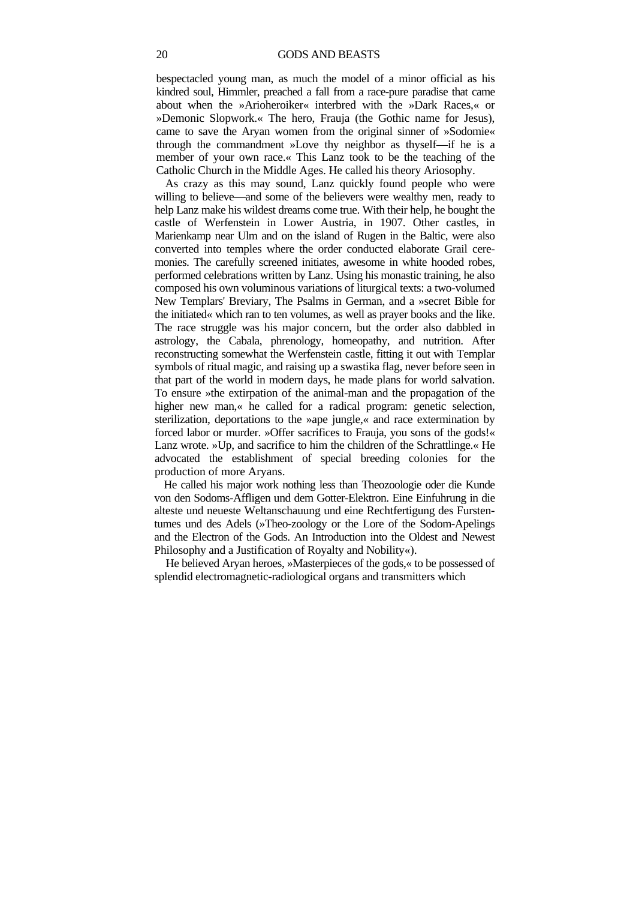bespectacled young man, as much the model of a minor official as his kindred soul, Himmler, preached a fall from a race-pure paradise that came about when the »Arioheroiker« interbred with the »Dark Races,« or »Demonic Slopwork.« The hero, Frauja (the Gothic name for Jesus), came to save the Aryan women from the original sinner of »Sodomie« through the commandment »Love thy neighbor as thyself—if he is a member of your own race.« This Lanz took to be the teaching of the Catholic Church in the Middle Ages. He called his theory Ariosophy.

As crazy as this may sound, Lanz quickly found people who were willing to believe—and some of the believers were wealthy men, ready to help Lanz make his wildest dreams come true. With their help, he bought the castle of Werfenstein in Lower Austria, in 1907. Other castles, in Marienkamp near Ulm and on the island of Rugen in the Baltic, were also converted into temples where the order conducted elaborate Grail ceremonies. The carefully screened initiates, awesome in white hooded robes, performed celebrations written by Lanz. Using his monastic training, he also composed his own voluminous variations of liturgical texts: a two-volumed New Templars' Breviary, The Psalms in German, and a »secret Bible for the initiated« which ran to ten volumes, as well as prayer books and the like. The race struggle was his major concern, but the order also dabbled in astrology, the Cabala, phrenology, homeopathy, and nutrition. After reconstructing somewhat the Werfenstein castle, fitting it out with Templar symbols of ritual magic, and raising up a swastika flag, never before seen in that part of the world in modern days, he made plans for world salvation. To ensure »the extirpation of the animal-man and the propagation of the higher new man,« he called for a radical program: genetic selection, sterilization, deportations to the »ape jungle,« and race extermination by forced labor or murder. »Offer sacrifices to Frauja, you sons of the gods!« Lanz wrote. »Up, and sacrifice to him the children of the Schrattlinge.« He advocated the establishment of special breeding colonies for the production of more Aryans.

He called his major work nothing less than Theozoologie oder die Kunde von den Sodoms-Affligen und dem Gotter-Elektron. Eine Einfuhrung in die alteste und neueste Weltanschauung und eine Rechtfertigung des Furstentumes und des Adels (»Theo-zoology or the Lore of the Sodom-Apelings and the Electron of the Gods. An Introduction into the Oldest and Newest Philosophy and a Justification of Royalty and Nobility«).

He believed Aryan heroes, »Masterpieces of the gods,« to be possessed of splendid electromagnetic-radiological organs and transmitters which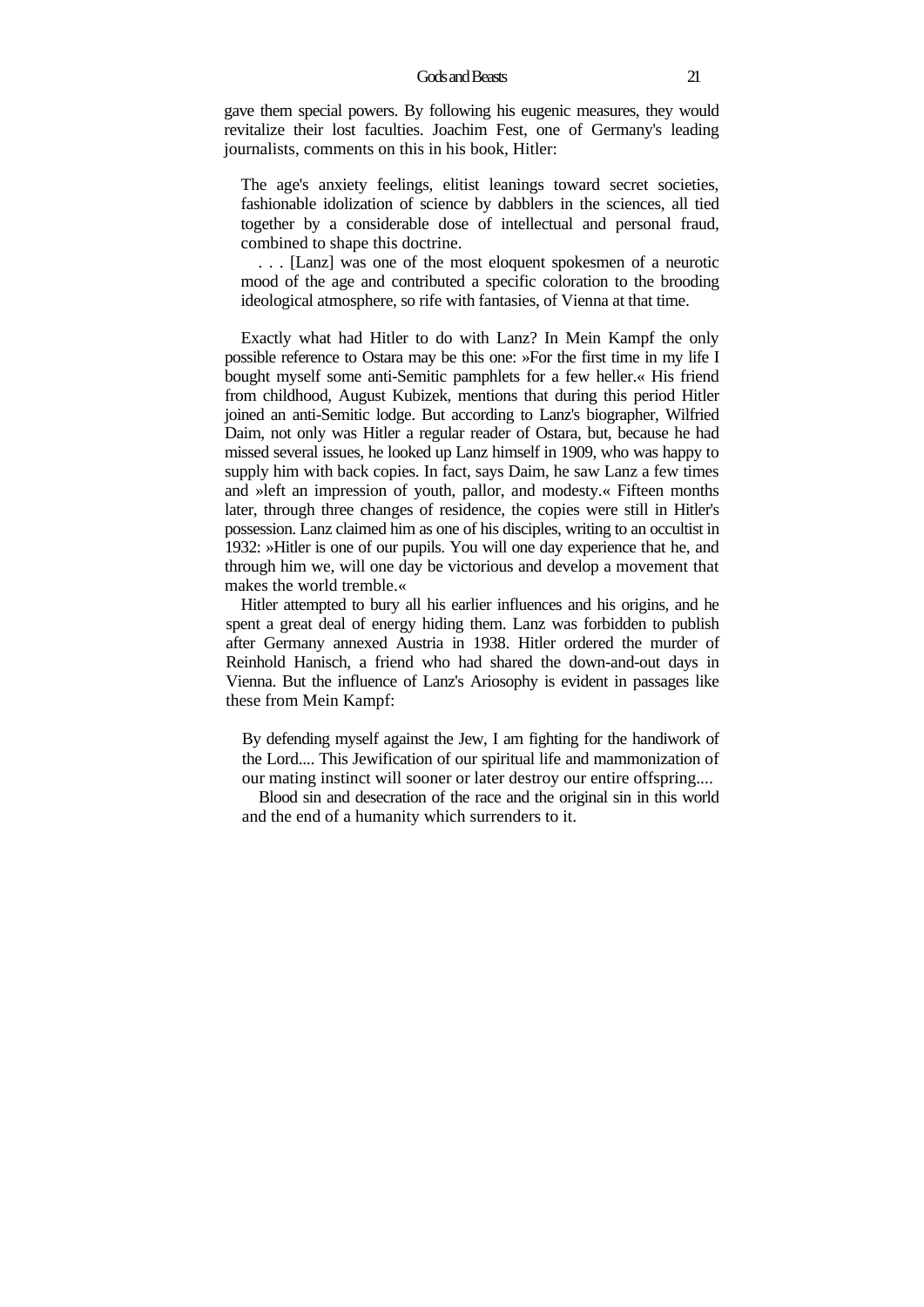gave them special powers. By following his eugenic measures, they would revitalize their lost faculties. Joachim Fest, one of Germany's leading journalists, comments on this in his book, Hitler:

> The age's anxiety feelings, elitist leanings toward secret societies, fashionable idolization of science by dabblers in the sciences, all tied together by a considerable dose of intellectual and personal fraud, combined to shape this doctrine.
>
> . . . [Lanz] was one of the most eloquent spokesmen of a neurotic mood of the age and contributed a specific coloration to the brooding ideological atmosphere, so rife with fantasies, of Vienna at that time.

Exactly what had Hitler to do with Lanz? In Mein Kampf the only possible reference to Ostara may be this one: »For the first time in my life I bought myself some anti-Semitic pamphlets for a few heller.« His friend from childhood, August Kubizek, mentions that during this period Hitler joined an anti-Semitic lodge. But according to Lanz's biographer, Wilfried Daim, not only was Hitler a regular reader of Ostara, but, because he had missed several issues, he looked up Lanz himself in 1909, who was happy to supply him with back copies. In fact, says Daim, he saw Lanz a few times and »left an impression of youth, pallor, and modesty.« Fifteen months later, through three changes of residence, the copies were still in Hitler's possession. Lanz claimed him as one of his disciples, writing to an occultist in 1932: »Hitler is one of our pupils. You will one day experience that he, and through him we, will one day be victorious and develop a movement that makes the world tremble.«

Hitler attempted to bury all his earlier influences and his origins, and he spent a great deal of energy hiding them. Lanz was forbidden to publish after Germany annexed Austria in 1938. Hitler ordered the murder of Reinhold Hanisch, a friend who had shared the down-and-out days in Vienna. But the influence of Lanz's Ariosophy is evident in passages like these from Mein Kampf:

> By defending myself against the Jew, I am fighting for the handiwork of the Lord.... This Jewification of our spiritual life and mammonization of our mating instinct will sooner or later destroy our entire offspring....
>
> Blood sin and desecration of the race and the original sin in this world and the end of a humanity which surrenders to it.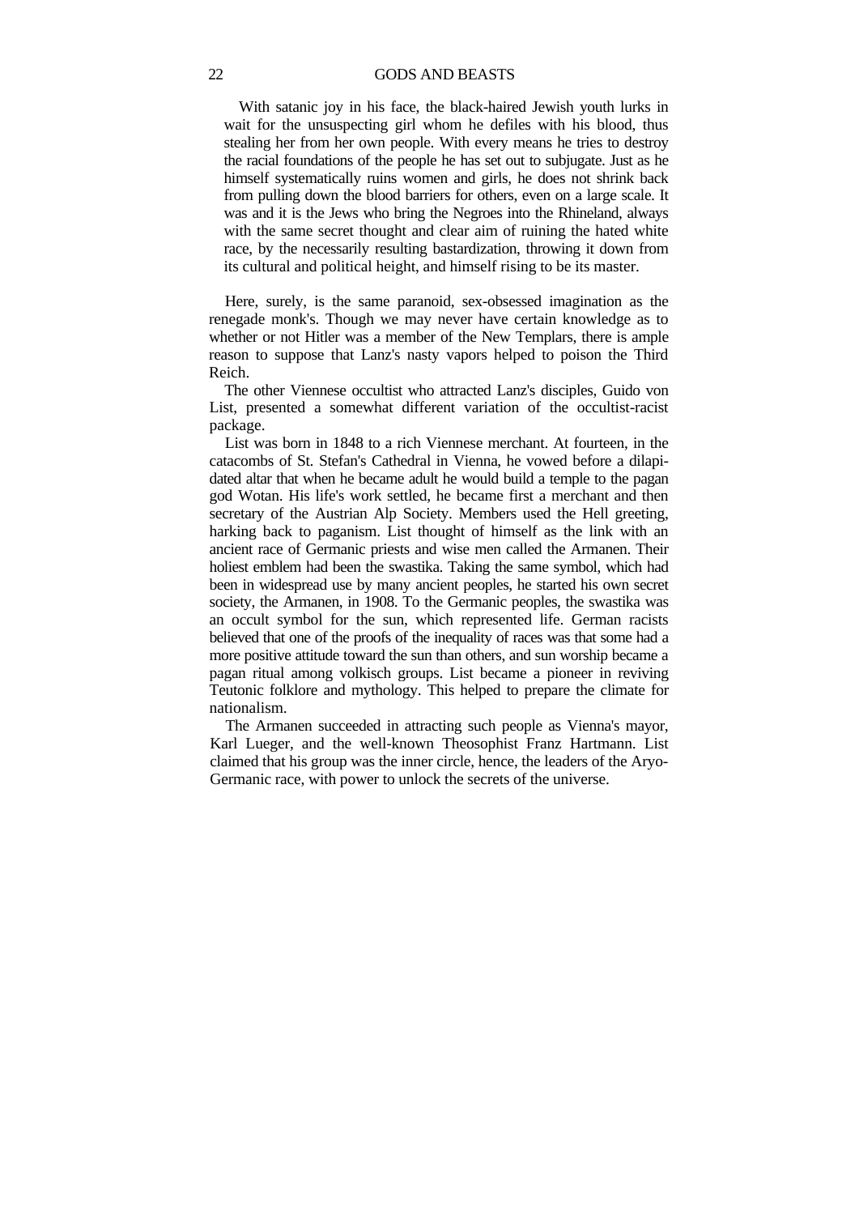> With satanic joy in his face, the black-haired Jewish youth lurks in wait for the unsuspecting girl whom he defiles with his blood, thus stealing her from her own people. With every means he tries to destroy the racial foundations of the people he has set out to subjugate. Just as he himself systematically ruins women and girls, he does not shrink back from pulling down the blood barriers for others, even on a large scale. It was and it is the Jews who bring the Negroes into the Rhineland, always with the same secret thought and clear aim of ruining the hated white race, by the necessarily resulting bastardization, throwing it down from its cultural and political height, and himself rising to be its master.

Here, surely, is the same paranoid, sex-obsessed imagination as the renegade monk's. Though we may never have certain knowledge as to whether or not Hitler was a member of the New Templars, there is ample reason to suppose that Lanz's nasty vapors helped to poison the Third Reich.

The other Viennese occultist who attracted Lanz's disciples, Guido von List, presented a somewhat different variation of the occultist-racist package.

List was born in 1848 to a rich Viennese merchant. At fourteen, in the catacombs of St. Stefan's Cathedral in Vienna, he vowed before a dilapidated altar that when he became adult he would build a temple to the pagan god Wotan. His life's work settled, he became first a merchant and then secretary of the Austrian Alp Society. Members used the Hell greeting, harking back to paganism. List thought of himself as the link with an ancient race of Germanic priests and wise men called the Armanen. Their holiest emblem had been the swastika. Taking the same symbol, which had been in widespread use by many ancient peoples, he started his own secret society, the Armanen, in 1908. To the Germanic peoples, the swastika was an occult symbol for the sun, which represented life. German racists believed that one of the proofs of the inequality of races was that some had a more positive attitude toward the sun than others, and sun worship became a pagan ritual among volkisch groups. List became a pioneer in reviving Teutonic folklore and mythology. This helped to prepare the climate for nationalism.

The Armanen succeeded in attracting such people as Vienna's mayor, Karl Lueger, and the well-known Theosophist Franz Hartmann. List claimed that his group was the inner circle, hence, the leaders of the Aryo-Germanic race, with power to unlock the secrets of the universe.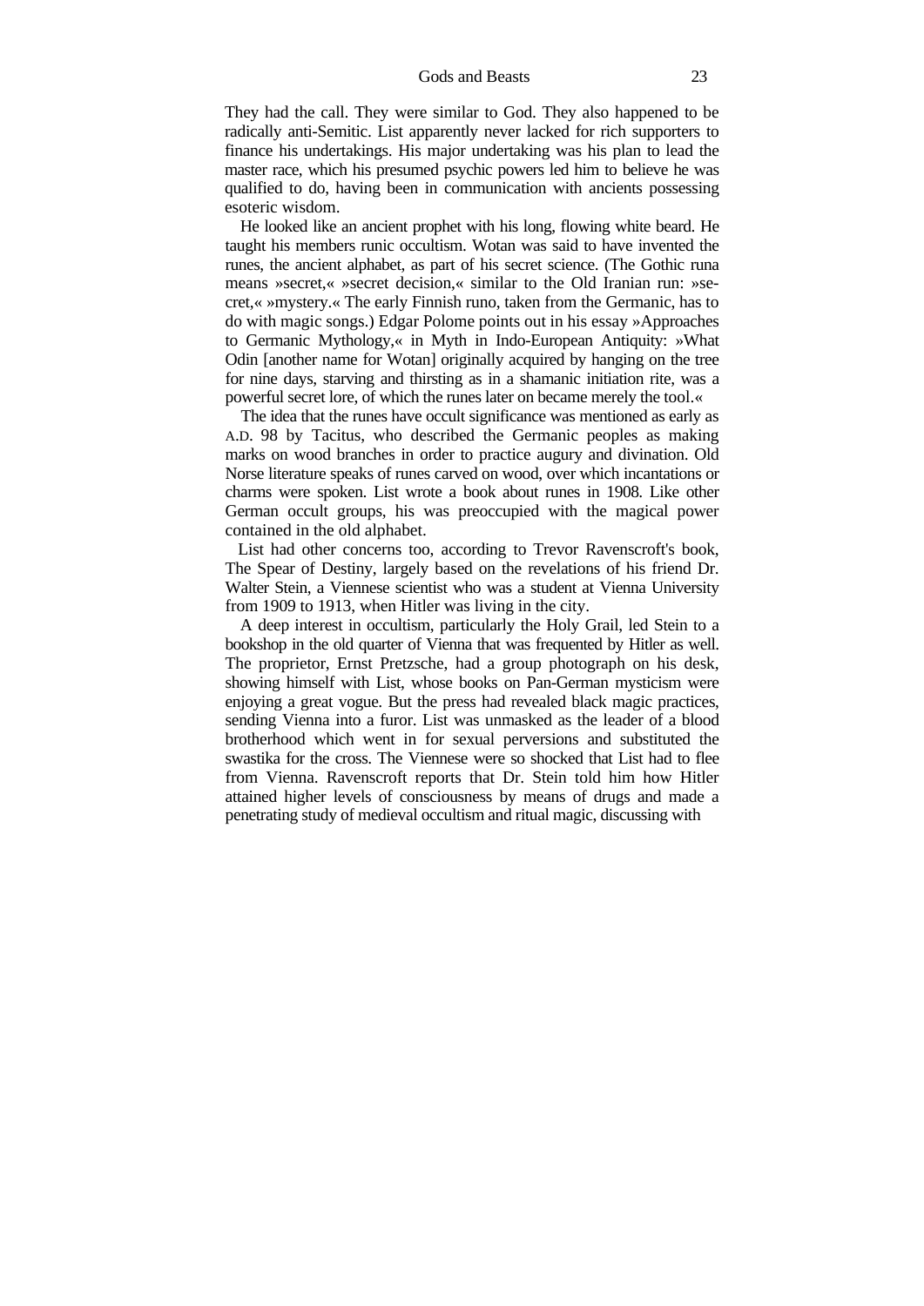They had the call. They were similar to God. They also happened to be radically anti-Semitic. List apparently never lacked for rich supporters to finance his undertakings. His major undertaking was his plan to lead the master race, which his presumed psychic powers led him to believe he was qualified to do, having been in communication with ancients possessing esoteric wisdom.

He looked like an ancient prophet with his long, flowing white beard. He taught his members runic occultism. Wotan was said to have invented the runes, the ancient alphabet, as part of his secret science. (The Gothic runa means »secret,« »secret decision,« similar to the Old Iranian run: »secret,« »mystery.« The early Finnish runo, taken from the Germanic, has to do with magic songs.) Edgar Polome points out in his essay »Approaches to Germanic Mythology,« in Myth in Indo-European Antiquity: »What Odin [another name for Wotan] originally acquired by hanging on the tree for nine days, starving and thirsting as in a shamanic initiation rite, was a powerful secret lore, of which the runes later on became merely the tool.«

The idea that the runes have occult significance was mentioned as early as A.D. 98 by Tacitus, who described the Germanic peoples as making marks on wood branches in order to practice augury and divination. Old Norse literature speaks of runes carved on wood, over which incantations or charms were spoken. List wrote a book about runes in 1908. Like other German occult groups, his was preoccupied with the magical power contained in the old alphabet.

List had other concerns too, according to Trevor Ravenscroft's book, The Spear of Destiny, largely based on the revelations of his friend Dr. Walter Stein, a Viennese scientist who was a student at Vienna University from 1909 to 1913, when Hitler was living in the city.

A deep interest in occultism, particularly the Holy Grail, led Stein to a bookshop in the old quarter of Vienna that was frequented by Hitler as well. The proprietor, Ernst Pretzsche, had a group photograph on his desk, showing himself with List, whose books on Pan-German mysticism were enjoying a great vogue. But the press had revealed black magic practices, sending Vienna into a furor. List was unmasked as the leader of a blood brotherhood which went in for sexual perversions and substituted the swastika for the cross. The Viennese were so shocked that List had to flee from Vienna. Ravenscroft reports that Dr. Stein told him how Hitler attained higher levels of consciousness by means of drugs and made a penetrating study of medieval occultism and ritual magic, discussing with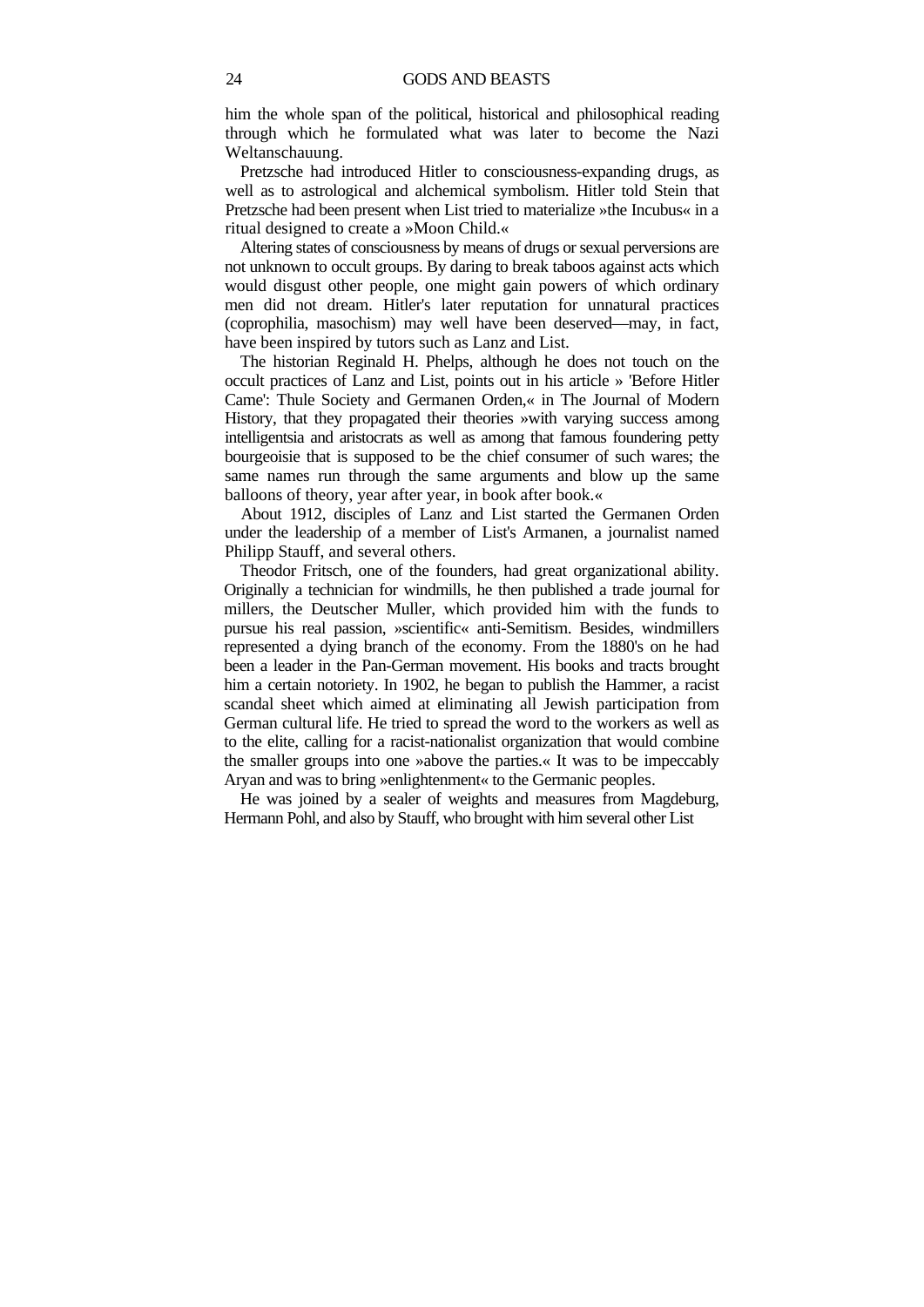him the whole span of the political, historical and philosophical reading through which he formulated what was later to become the Nazi Weltanschauung.

Pretzsche had introduced Hitler to consciousness-expanding drugs, as well as to astrological and alchemical symbolism. Hitler told Stein that Pretzsche had been present when List tried to materialize »the Incubus« in a ritual designed to create a »Moon Child.«

Altering states of consciousness by means of drugs or sexual perversions are not unknown to occult groups. By daring to break taboos against acts which would disgust other people, one might gain powers of which ordinary men did not dream. Hitler's later reputation for unnatural practices (coprophilia, masochism) may well have been deserved—may, in fact, have been inspired by tutors such as Lanz and List.

The historian Reginald H. Phelps, although he does not touch on the occult practices of Lanz and List, points out in his article » 'Before Hitler Came': Thule Society and Germanen Orden,« in The Journal of Modern History, that they propagated their theories »with varying success among intelligentsia and aristocrats as well as among that famous foundering petty bourgeoisie that is supposed to be the chief consumer of such wares; the same names run through the same arguments and blow up the same balloons of theory, year after year, in book after book.«

About 1912, disciples of Lanz and List started the Germanen Orden under the leadership of a member of List's Armanen, a journalist named Philipp Stauff, and several others.

Theodor Fritsch, one of the founders, had great organizational ability. Originally a technician for windmills, he then published a trade journal for millers, the Deutscher Muller, which provided him with the funds to pursue his real passion, »scientific« anti-Semitism. Besides, windmillers represented a dying branch of the economy. From the 1880's on he had been a leader in the Pan-German movement. His books and tracts brought him a certain notoriety. In 1902, he began to publish the Hammer, a racist scandal sheet which aimed at eliminating all Jewish participation from German cultural life. He tried to spread the word to the workers as well as to the elite, calling for a racist-nationalist organization that would combine the smaller groups into one »above the parties.« It was to be impeccably Aryan and was to bring »enlightenment« to the Germanic peoples.

He was joined by a sealer of weights and measures from Magdeburg, Hermann Pohl, and also by Stauff, who brought with him several other List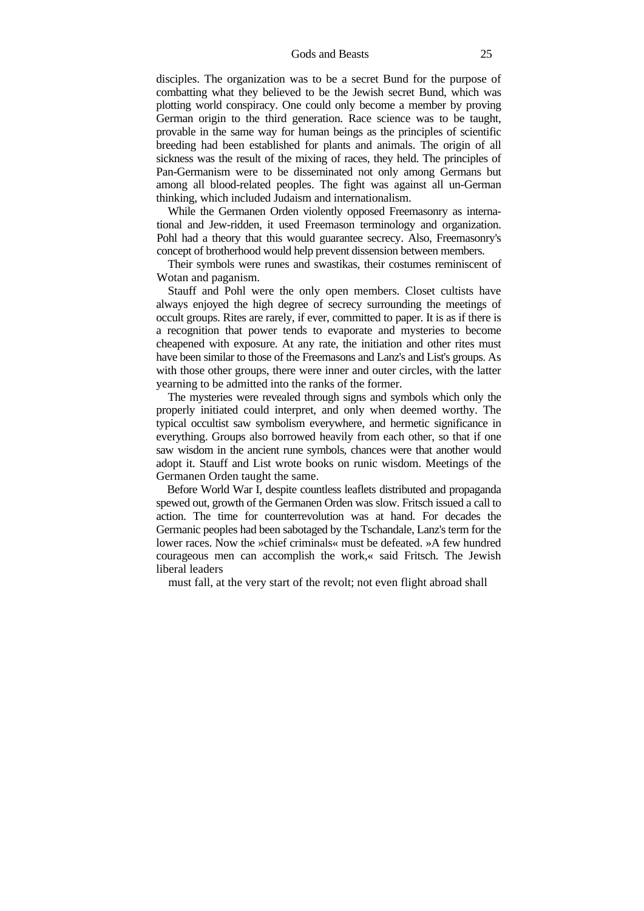disciples. The organization was to be a secret Bund for the purpose of combatting what they believed to be the Jewish secret Bund, which was plotting world conspiracy. One could only become a member by proving German origin to the third generation. Race science was to be taught, provable in the same way for human beings as the principles of scientific breeding had been established for plants and animals. The origin of all sickness was the result of the mixing of races, they held. The principles of Pan-Germanism were to be disseminated not only among Germans but among all blood-related peoples. The fight was against all un-German thinking, which included Judaism and internationalism.

While the Germanen Orden violently opposed Freemasonry as international and Jew-ridden, it used Freemason terminology and organization. Pohl had a theory that this would guarantee secrecy. Also, Freemasonry's concept of brotherhood would help prevent dissension between members.

Their symbols were runes and swastikas, their costumes reminiscent of Wotan and paganism.

Stauff and Pohl were the only open members. Closet cultists have always enjoyed the high degree of secrecy surrounding the meetings of occult groups. Rites are rarely, if ever, committed to paper. It is as if there is a recognition that power tends to evaporate and mysteries to become cheapened with exposure. At any rate, the initiation and other rites must have been similar to those of the Freemasons and Lanz's and List's groups. As with those other groups, there were inner and outer circles, with the latter yearning to be admitted into the ranks of the former.

The mysteries were revealed through signs and symbols which only the properly initiated could interpret, and only when deemed worthy. The typical occultist saw symbolism everywhere, and hermetic significance in everything. Groups also borrowed heavily from each other, so that if one saw wisdom in the ancient rune symbols, chances were that another would adopt it. Stauff and List wrote books on runic wisdom. Meetings of the Germanen Orden taught the same.

Before World War I, despite countless leaflets distributed and propaganda spewed out, growth of the Germanen Orden was slow. Fritsch issued a call to action. The time for counterrevolution was at hand. For decades the Germanic peoples had been sabotaged by the Tschandale, Lanz's term for the lower races. Now the »chief criminals« must be defeated. »A few hundred courageous men can accomplish the work,« said Fritsch. The Jewish liberal leaders

must fall, at the very start of the revolt; not even flight abroad shall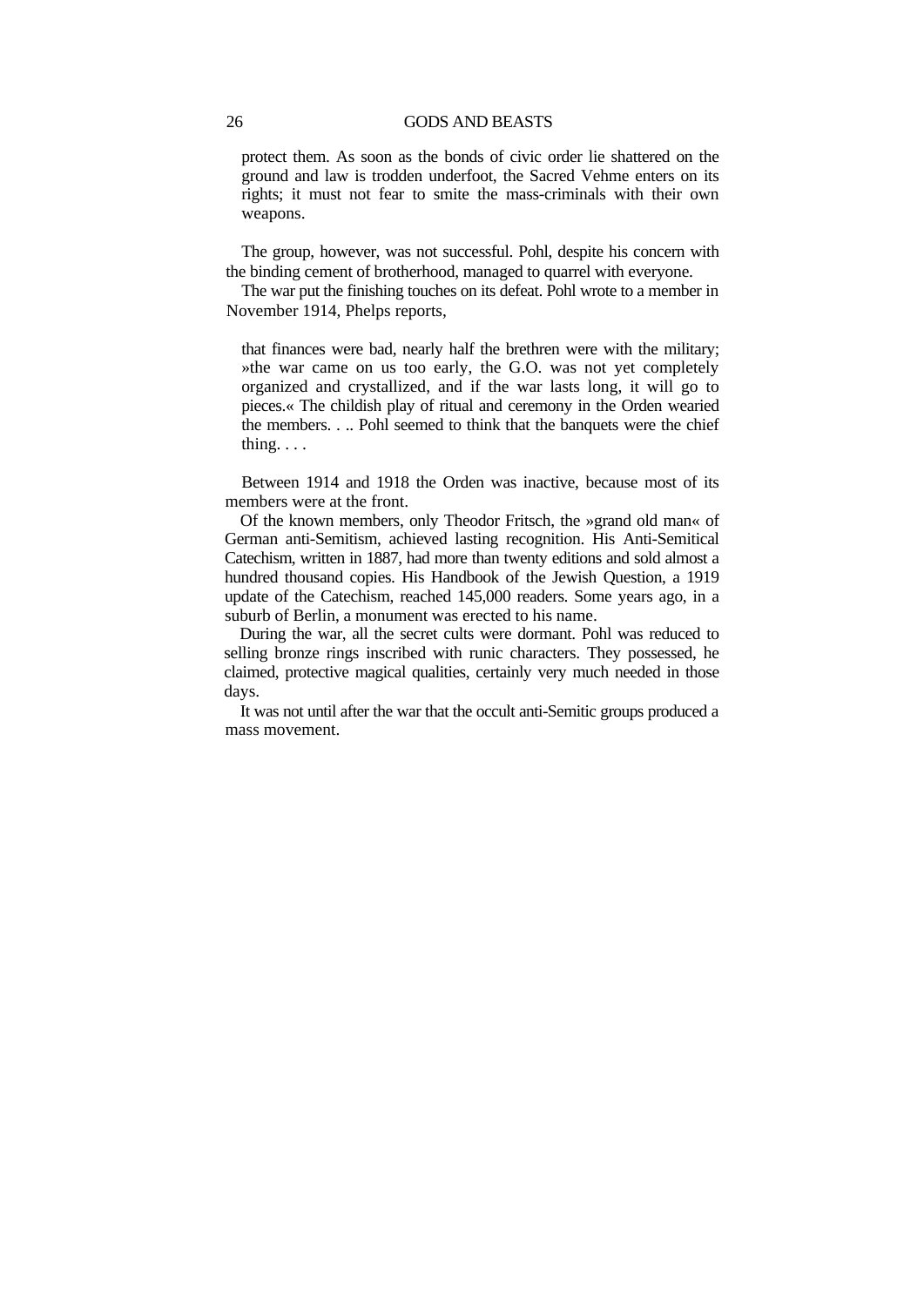> protect them. As soon as the bonds of civic order lie shattered on the ground and law is trodden underfoot, the Sacred Vehme enters on its rights; it must not fear to smite the mass-criminals with their own weapons.

The group, however, was not successful. Pohl, despite his concern with the binding cement of brotherhood, managed to quarrel with everyone.

The war put the finishing touches on its defeat. Pohl wrote to a member in November 1914, Phelps reports,

> that finances were bad, nearly half the brethren were with the military; »the war came on us too early, the G.O. was not yet completely organized and crystallized, and if the war lasts long, it will go to pieces.« The childish play of ritual and ceremony in the Orden wearied the members. . .. Pohl seemed to think that the banquets were the chief thing. . . .

Between 1914 and 1918 the Orden was inactive, because most of its members were at the front.

Of the known members, only Theodor Fritsch, the »grand old man« of German anti-Semitism, achieved lasting recognition. His Anti-Semitical Catechism, written in 1887, had more than twenty editions and sold almost a hundred thousand copies. His Handbook of the Jewish Question, a 1919 update of the Catechism, reached 145,000 readers. Some years ago, in a suburb of Berlin, a monument was erected to his name.

During the war, all the secret cults were dormant. Pohl was reduced to selling bronze rings inscribed with runic characters. They possessed, he claimed, protective magical qualities, certainly very much needed in those days.

It was not until after the war that the occult anti-Semitic groups produced a mass movement.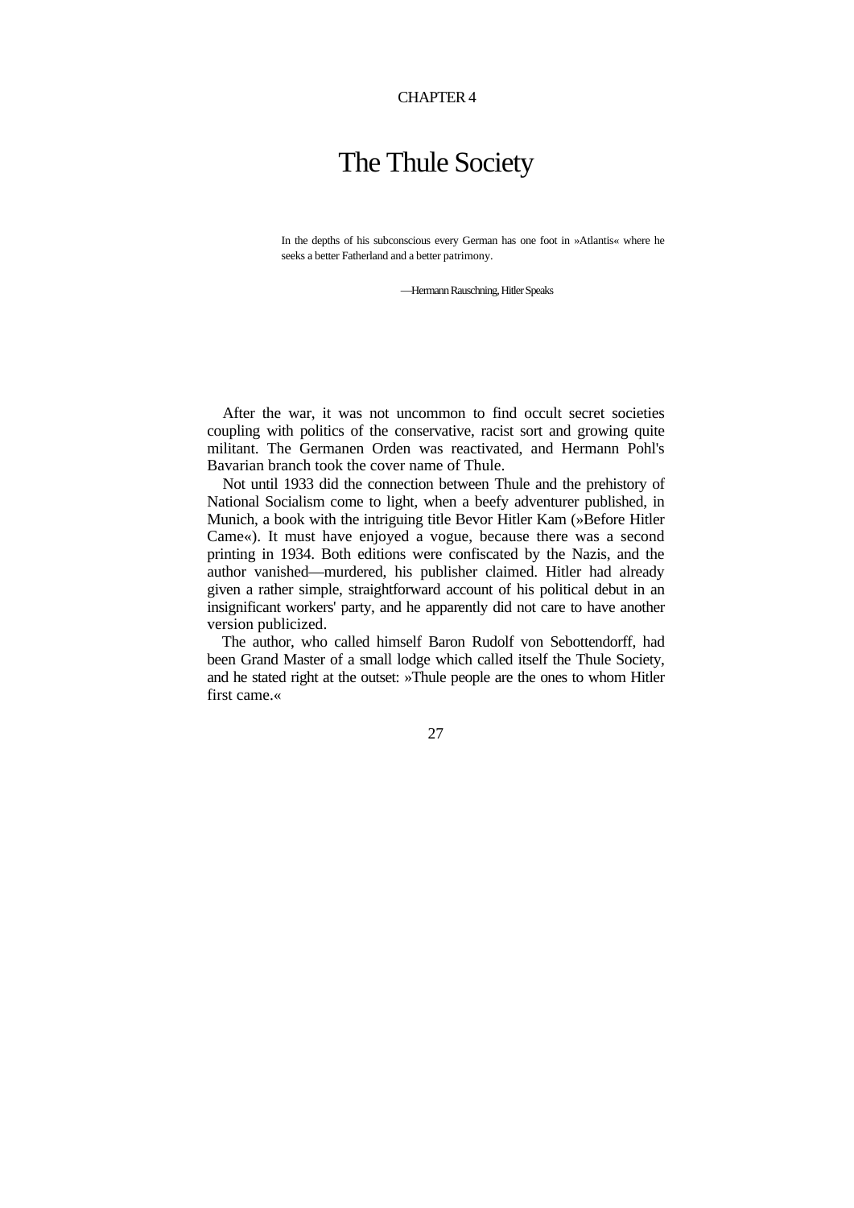CHAPTER 4

# The Thule Society

> In the depths of his subconscious every German has one foot in »Atlantis« where he seeks a better Fatherland and a better patrimony.
>
> —Hermann Rauschning, Hitler Speaks

After the war, it was not uncommon to find occult secret societies coupling with politics of the conservative, racist sort and growing quite militant. The Germanen Orden was reactivated, and Hermann Pohl's Bavarian branch took the cover name of Thule.

Not until 1933 did the connection between Thule and the prehistory of National Socialism come to light, when a beefy adventurer published, in Munich, a book with the intriguing title Bevor Hitler Kam (»Before Hitler Came«). It must have enjoyed a vogue, because there was a second printing in 1934. Both editions were confiscated by the Nazis, and the author vanished—murdered, his publisher claimed. Hitler had already given a rather simple, straightforward account of his political debut in an insignificant workers' party, and he apparently did not care to have another version publicized.

The author, who called himself Baron Rudolf von Sebottendorff, had been Grand Master of a small lodge which called itself the Thule Society, and he stated right at the outset: »Thule people are the ones to whom Hitler first came.«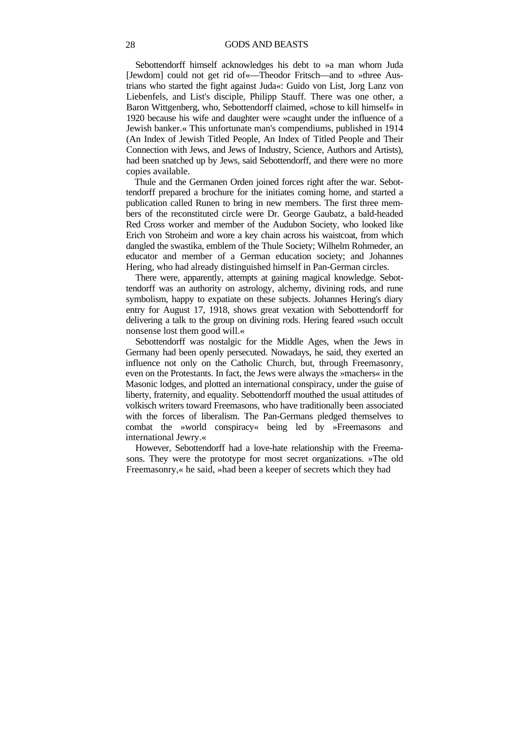Sebottendorff himself acknowledges his debt to »a man whom Juda [Jewdom] could not get rid of«—Theodor Fritsch—and to »three Austrians who started the fight against Juda«: Guido von List, Jorg Lanz von Liebenfels, and List's disciple, Philipp Stauff. There was one other, a Baron Wittgenberg, who, Sebottendorff claimed, »chose to kill himself« in 1920 because his wife and daughter were »caught under the influence of a Jewish banker.« This unfortunate man's compendiums, published in 1914 (An Index of Jewish Titled People, An Index of Titled People and Their Connection with Jews, and Jews of Industry, Science, Authors and Artists), had been snatched up by Jews, said Sebottendorff, and there were no more copies available.

Thule and the Germanen Orden joined forces right after the war. Sebottendorff prepared a brochure for the initiates coming home, and started a publication called Runen to bring in new members. The first three members of the reconstituted circle were Dr. George Gaubatz, a bald-headed Red Cross worker and member of the Audubon Society, who looked like Erich von Stroheim and wore a key chain across his waistcoat, from which dangled the swastika, emblem of the Thule Society; Wilhelm Rohmeder, an educator and member of a German education society; and Johannes Hering, who had already distinguished himself in Pan-German circles.

There were, apparently, attempts at gaining magical knowledge. Sebottendorff was an authority on astrology, alchemy, divining rods, and rune symbolism, happy to expatiate on these subjects. Johannes Hering's diary entry for August 17, 1918, shows great vexation with Sebottendorff for delivering a talk to the group on divining rods. Hering feared »such occult nonsense lost them good will.«

Sebottendorff was nostalgic for the Middle Ages, when the Jews in Germany had been openly persecuted. Nowadays, he said, they exerted an influence not only on the Catholic Church, but, through Freemasonry, even on the Protestants. In fact, the Jews were always the »machers« in the Masonic lodges, and plotted an international conspiracy, under the guise of liberty, fraternity, and equality. Sebottendorff mouthed the usual attitudes of volkisch writers toward Freemasons, who have traditionally been associated with the forces of liberalism. The Pan-Germans pledged themselves to combat the »world conspiracy« being led by »Freemasons and international Jewry.«

However, Sebottendorff had a love-hate relationship with the Freemasons. They were the prototype for most secret organizations. »The old Freemasonry,« he said, »had been a keeper of secrets which they had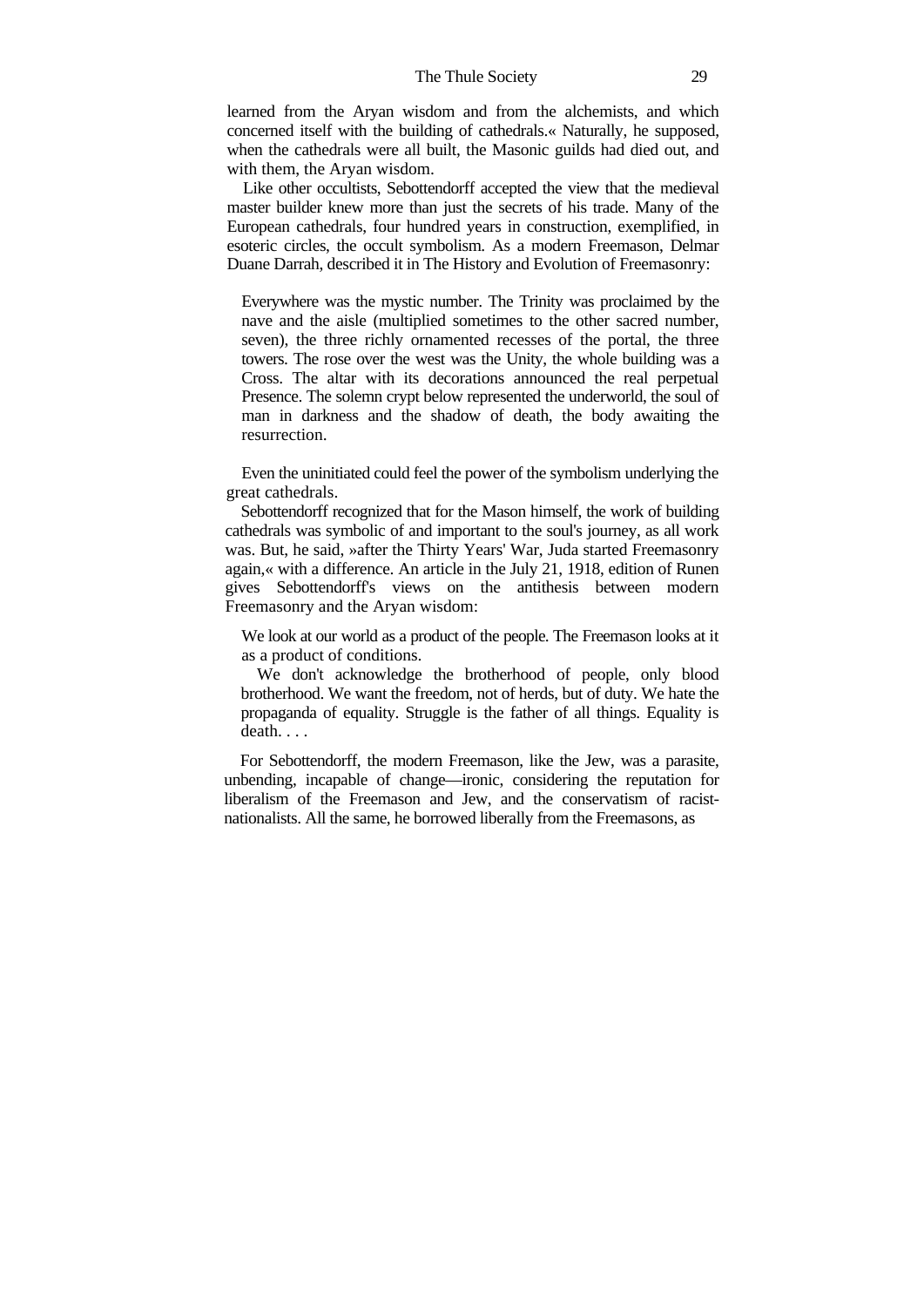learned from the Aryan wisdom and from the alchemists, and which concerned itself with the building of cathedrals.« Naturally, he supposed, when the cathedrals were all built, the Masonic guilds had died out, and with them, the Aryan wisdom.

Like other occultists, Sebottendorff accepted the view that the medieval master builder knew more than just the secrets of his trade. Many of the European cathedrals, four hundred years in construction, exemplified, in esoteric circles, the occult symbolism. As a modern Freemason, Delmar Duane Darrah, described it in The History and Evolution of Freemasonry:

> Everywhere was the mystic number. The Trinity was proclaimed by the nave and the aisle (multiplied sometimes to the other sacred number, seven), the three richly ornamented recesses of the portal, the three towers. The rose over the west was the Unity, the whole building was a Cross. The altar with its decorations announced the real perpetual Presence. The solemn crypt below represented the underworld, the soul of man in darkness and the shadow of death, the body awaiting the resurrection.

Even the uninitiated could feel the power of the symbolism underlying the great cathedrals.

Sebottendorff recognized that for the Mason himself, the work of building cathedrals was symbolic of and important to the soul's journey, as all work was. But, he said, »after the Thirty Years' War, Juda started Freemasonry again,« with a difference. An article in the July 21, 1918, edition of Runen gives Sebottendorff's views on the antithesis between modern Freemasonry and the Aryan wisdom:

> We look at our world as a product of the people. The Freemason looks at it as a product of conditions.
>
> We don't acknowledge the brotherhood of people, only blood brotherhood. We want the freedom, not of herds, but of duty. We hate the propaganda of equality. Struggle is the father of all things. Equality is death. . . .

For Sebottendorff, the modern Freemason, like the Jew, was a parasite, unbending, incapable of change—ironic, considering the reputation for liberalism of the Freemason and Jew, and the conservatism of racist-nationalists. All the same, he borrowed liberally from the Freemasons, as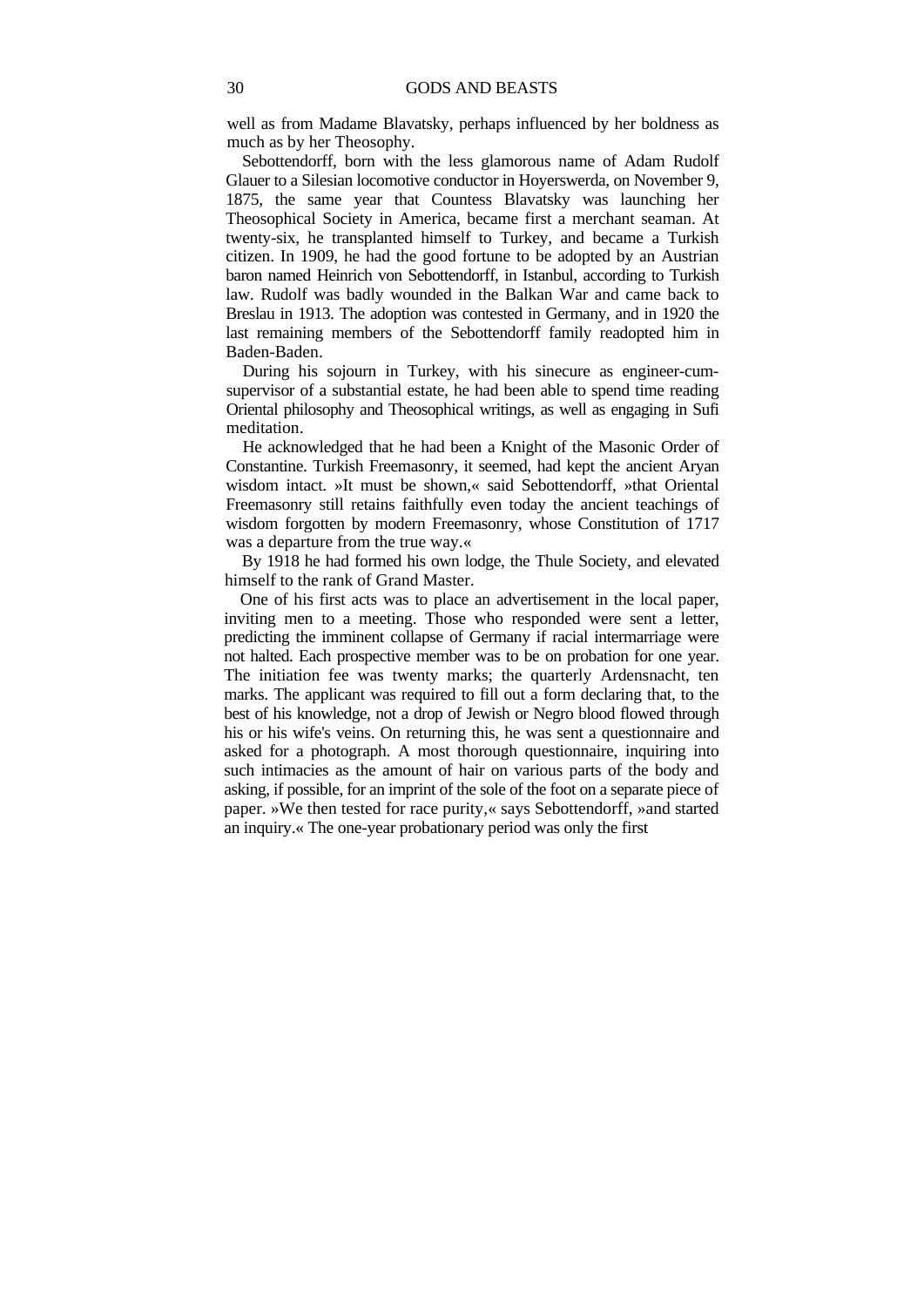well as from Madame Blavatsky, perhaps influenced by her boldness as much as by her Theosophy.

Sebottendorff, born with the less glamorous name of Adam Rudolf Glauer to a Silesian locomotive conductor in Hoyerswerda, on November 9, 1875, the same year that Countess Blavatsky was launching her Theosophical Society in America, became first a merchant seaman. At twenty-six, he transplanted himself to Turkey, and became a Turkish citizen. In 1909, he had the good fortune to be adopted by an Austrian baron named Heinrich von Sebottendorff, in Istanbul, according to Turkish law. Rudolf was badly wounded in the Balkan War and came back to Breslau in 1913. The adoption was contested in Germany, and in 1920 the last remaining members of the Sebottendorff family readopted him in Baden-Baden.

During his sojourn in Turkey, with his sinecure as engineer-cum-supervisor of a substantial estate, he had been able to spend time reading Oriental philosophy and Theosophical writings, as well as engaging in Sufi meditation.

He acknowledged that he had been a Knight of the Masonic Order of Constantine. Turkish Freemasonry, it seemed, had kept the ancient Aryan wisdom intact. »It must be shown,« said Sebottendorff, »that Oriental Freemasonry still retains faithfully even today the ancient teachings of wisdom forgotten by modern Freemasonry, whose Constitution of 1717 was a departure from the true way.«

By 1918 he had formed his own lodge, the Thule Society, and elevated himself to the rank of Grand Master.

One of his first acts was to place an advertisement in the local paper, inviting men to a meeting. Those who responded were sent a letter, predicting the imminent collapse of Germany if racial intermarriage were not halted. Each prospective member was to be on probation for one year. The initiation fee was twenty marks; the quarterly Ardensnacht, ten marks. The applicant was required to fill out a form declaring that, to the best of his knowledge, not a drop of Jewish or Negro blood flowed through his or his wife's veins. On returning this, he was sent a questionnaire and asked for a photograph. A most thorough questionnaire, inquiring into such intimacies as the amount of hair on various parts of the body and asking, if possible, for an imprint of the sole of the foot on a separate piece of paper. »We then tested for race purity,« says Sebottendorff, »and started an inquiry.« The one-year probationary period was only the first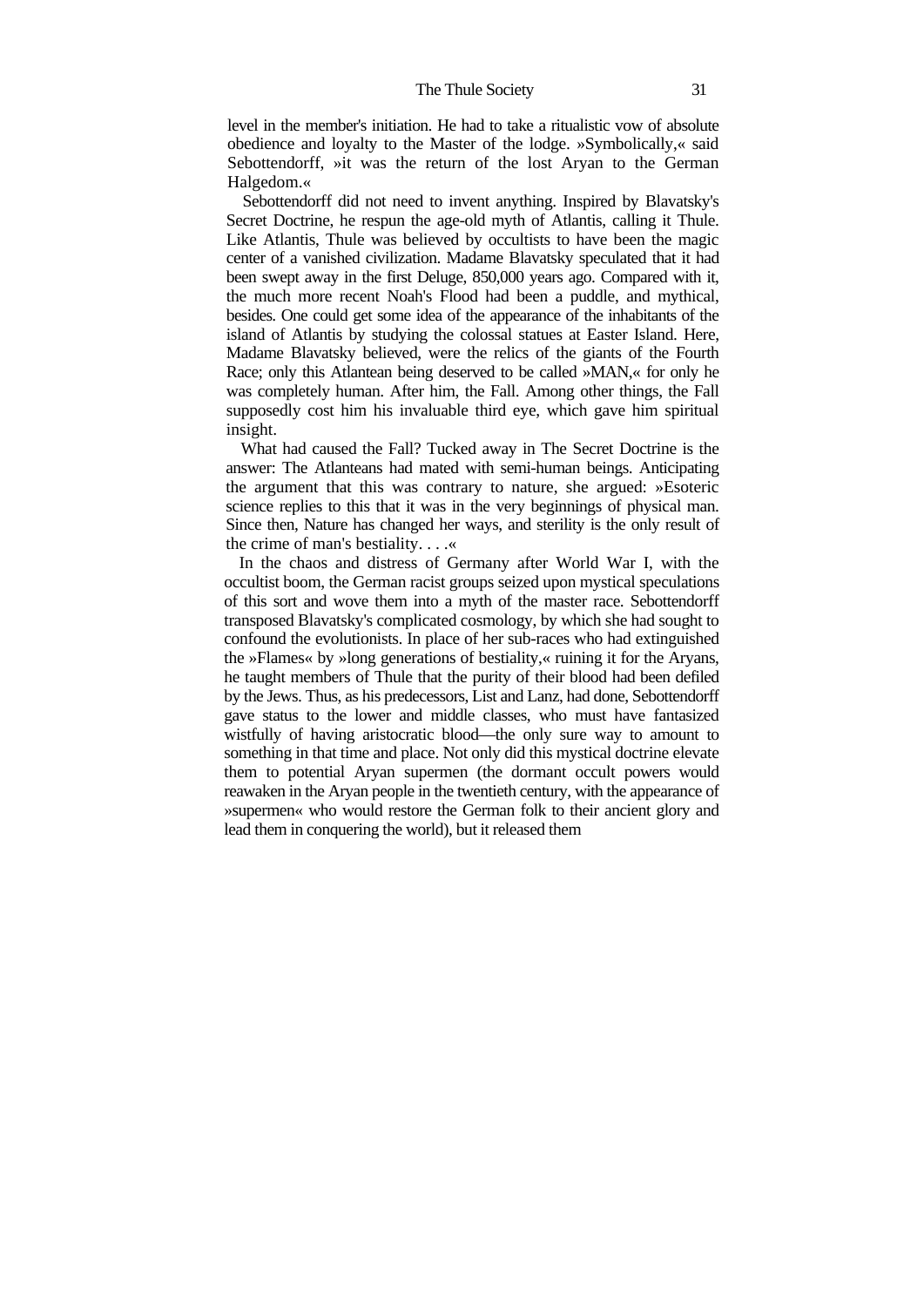level in the member's initiation. He had to take a ritualistic vow of absolute obedience and loyalty to the Master of the lodge. »Symbolically,« said Sebottendorff, »it was the return of the lost Aryan to the German Halgedom.«

Sebottendorff did not need to invent anything. Inspired by Blavatsky's Secret Doctrine, he respun the age-old myth of Atlantis, calling it Thule. Like Atlantis, Thule was believed by occultists to have been the magic center of a vanished civilization. Madame Blavatsky speculated that it had been swept away in the first Deluge, 850,000 years ago. Compared with it, the much more recent Noah's Flood had been a puddle, and mythical, besides. One could get some idea of the appearance of the inhabitants of the island of Atlantis by studying the colossal statues at Easter Island. Here, Madame Blavatsky believed, were the relics of the giants of the Fourth Race; only this Atlantean being deserved to be called »MAN,« for only he was completely human. After him, the Fall. Among other things, the Fall supposedly cost him his invaluable third eye, which gave him spiritual insight.

What had caused the Fall? Tucked away in The Secret Doctrine is the answer: The Atlanteans had mated with semi-human beings. Anticipating the argument that this was contrary to nature, she argued: »Esoteric science replies to this that it was in the very beginnings of physical man. Since then, Nature has changed her ways, and sterility is the only result of the crime of man's bestiality. . . .«

In the chaos and distress of Germany after World War I, with the occultist boom, the German racist groups seized upon mystical speculations of this sort and wove them into a myth of the master race. Sebottendorff transposed Blavatsky's complicated cosmology, by which she had sought to confound the evolutionists. In place of her sub-races who had extinguished the »Flames« by »long generations of bestiality,« ruining it for the Aryans, he taught members of Thule that the purity of their blood had been defiled by the Jews. Thus, as his predecessors, List and Lanz, had done, Sebottendorff gave status to the lower and middle classes, who must have fantasized wistfully of having aristocratic blood—the only sure way to amount to something in that time and place. Not only did this mystical doctrine elevate them to potential Aryan supermen (the dormant occult powers would reawaken in the Aryan people in the twentieth century, with the appearance of »supermen« who would restore the German folk to their ancient glory and lead them in conquering the world), but it released them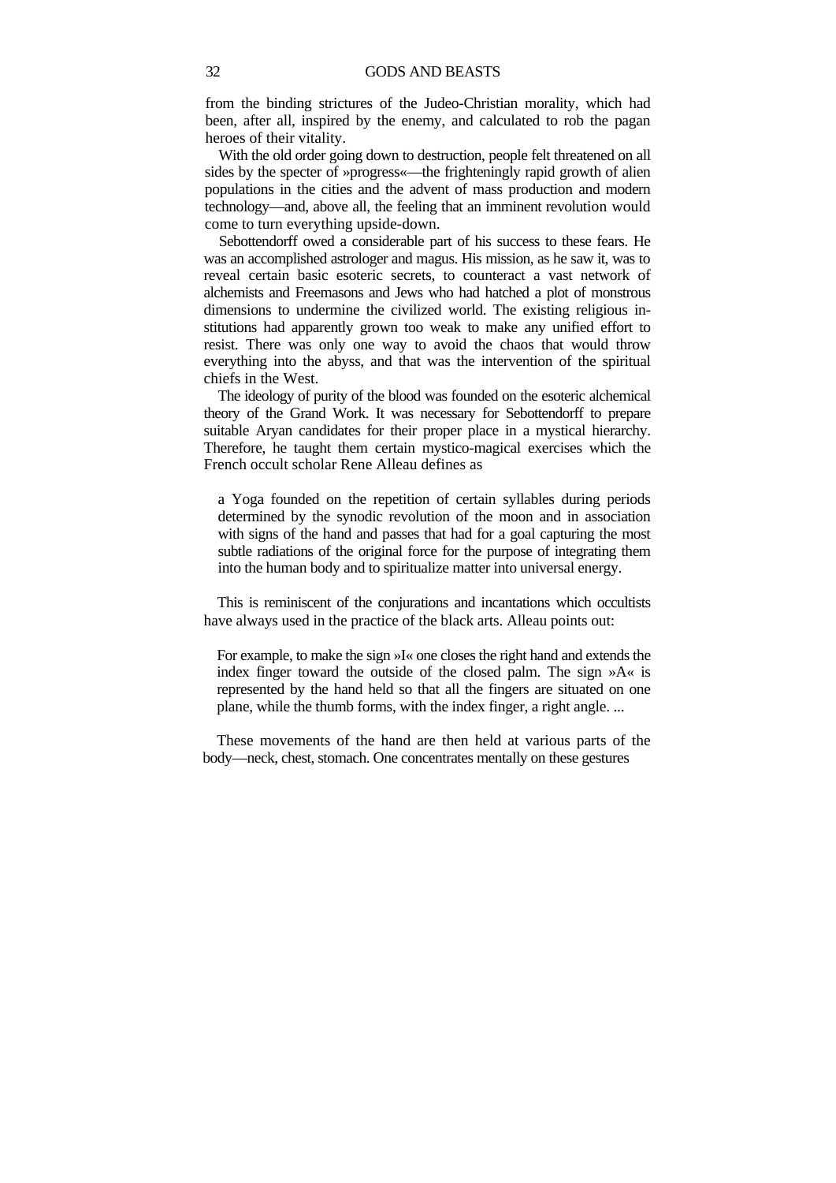from the binding strictures of the Judeo-Christian morality, which had been, after all, inspired by the enemy, and calculated to rob the pagan heroes of their vitality.

With the old order going down to destruction, people felt threatened on all sides by the specter of »progress«—the frighteningly rapid growth of alien populations in the cities and the advent of mass production and modern technology—and, above all, the feeling that an imminent revolution would come to turn everything upside-down.

Sebottendorff owed a considerable part of his success to these fears. He was an accomplished astrologer and magus. His mission, as he saw it, was to reveal certain basic esoteric secrets, to counteract a vast network of alchemists and Freemasons and Jews who had hatched a plot of monstrous dimensions to undermine the civilized world. The existing religious institutions had apparently grown too weak to make any unified effort to resist. There was only one way to avoid the chaos that would throw everything into the abyss, and that was the intervention of the spiritual chiefs in the West.

The ideology of purity of the blood was founded on the esoteric alchemical theory of the Grand Work. It was necessary for Sebottendorff to prepare suitable Aryan candidates for their proper place in a mystical hierarchy. Therefore, he taught them certain mystico-magical exercises which the French occult scholar Rene Alleau defines as

> a Yoga founded on the repetition of certain syllables during periods determined by the synodic revolution of the moon and in association with signs of the hand and passes that had for a goal capturing the most subtle radiations of the original force for the purpose of integrating them into the human body and to spiritualize matter into universal energy.

This is reminiscent of the conjurations and incantations which occultists have always used in the practice of the black arts. Alleau points out:

> For example, to make the sign »I« one closes the right hand and extends the index finger toward the outside of the closed palm. The sign »A« is represented by the hand held so that all the fingers are situated on one plane, while the thumb forms, with the index finger, a right angle. ...

These movements of the hand are then held at various parts of the body—neck, chest, stomach. One concentrates mentally on these gestures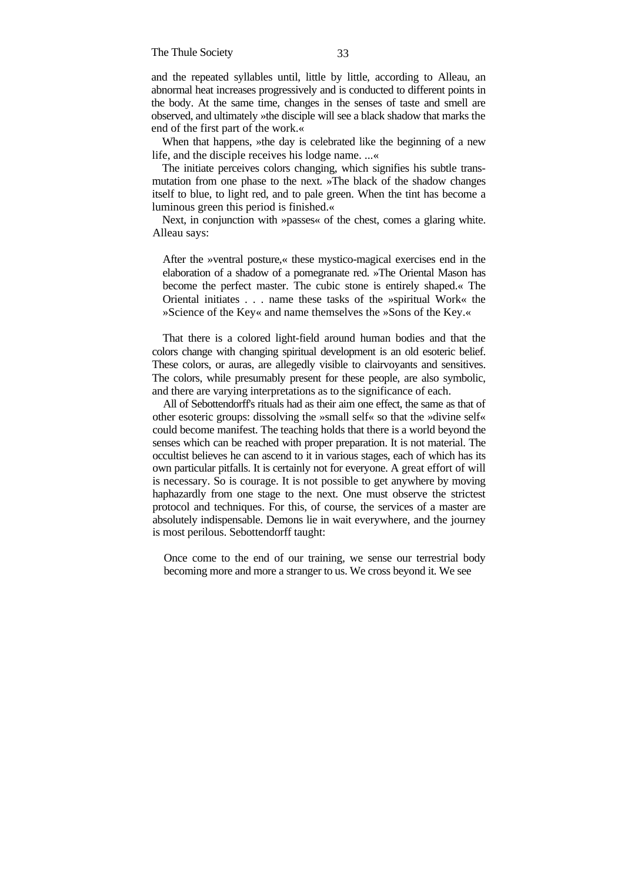and the repeated syllables until, little by little, according to Alleau, an abnormal heat increases progressively and is conducted to different points in the body. At the same time, changes in the senses of taste and smell are observed, and ultimately »the disciple will see a black shadow that marks the end of the first part of the work.«

When that happens, »the day is celebrated like the beginning of a new life, and the disciple receives his lodge name. ...«

The initiate perceives colors changing, which signifies his subtle transmutation from one phase to the next. »The black of the shadow changes itself to blue, to light red, and to pale green. When the tint has become a luminous green this period is finished.«

Next, in conjunction with »passes« of the chest, comes a glaring white. Alleau says:

> After the »ventral posture,« these mystico-magical exercises end in the elaboration of a shadow of a pomegranate red. »The Oriental Mason has become the perfect master. The cubic stone is entirely shaped.« The Oriental initiates . . . name these tasks of the »spiritual Work« the »Science of the Key« and name themselves the »Sons of the Key.«

That there is a colored light-field around human bodies and that the colors change with changing spiritual development is an old esoteric belief. These colors, or auras, are allegedly visible to clairvoyants and sensitives. The colors, while presumably present for these people, are also symbolic, and there are varying interpretations as to the significance of each.

All of Sebottendorff's rituals had as their aim one effect, the same as that of other esoteric groups: dissolving the »small self« so that the »divine self« could become manifest. The teaching holds that there is a world beyond the senses which can be reached with proper preparation. It is not material. The occultist believes he can ascend to it in various stages, each of which has its own particular pitfalls. It is certainly not for everyone. A great effort of will is necessary. So is courage. It is not possible to get anywhere by moving haphazardly from one stage to the next. One must observe the strictest protocol and techniques. For this, of course, the services of a master are absolutely indispensable. Demons lie in wait everywhere, and the journey is most perilous. Sebottendorff taught:

> Once come to the end of our training, we sense our terrestrial body becoming more and more a stranger to us. We cross beyond it. We see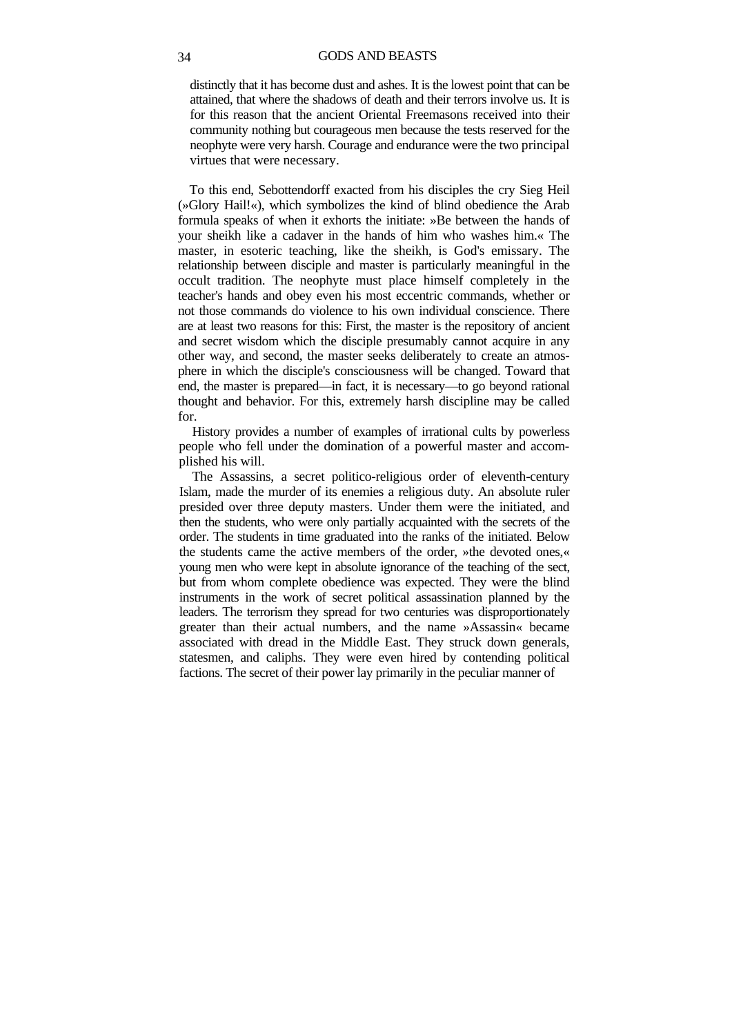> distinctly that it has become dust and ashes. It is the lowest point that can be attained, that where the shadows of death and their terrors involve us. It is for this reason that the ancient Oriental Freemasons received into their community nothing but courageous men because the tests reserved for the neophyte were very harsh. Courage and endurance were the two principal virtues that were necessary.

To this end, Sebottendorff exacted from his disciples the cry Sieg Heil (»Glory Hail!«), which symbolizes the kind of blind obedience the Arab formula speaks of when it exhorts the initiate: »Be between the hands of your sheikh like a cadaver in the hands of him who washes him.« The master, in esoteric teaching, like the sheikh, is God's emissary. The relationship between disciple and master is particularly meaningful in the occult tradition. The neophyte must place himself completely in the teacher's hands and obey even his most eccentric commands, whether or not those commands do violence to his own individual conscience. There are at least two reasons for this: First, the master is the repository of ancient and secret wisdom which the disciple presumably cannot acquire in any other way, and second, the master seeks deliberately to create an atmosphere in which the disciple's consciousness will be changed. Toward that end, the master is prepared—in fact, it is necessary—to go beyond rational thought and behavior. For this, extremely harsh discipline may be called for.

History provides a number of examples of irrational cults by powerless people who fell under the domination of a powerful master and accomplished his will.

The Assassins, a secret politico-religious order of eleventh-century Islam, made the murder of its enemies a religious duty. An absolute ruler presided over three deputy masters. Under them were the initiated, and then the students, who were only partially acquainted with the secrets of the order. The students in time graduated into the ranks of the initiated. Below the students came the active members of the order, »the devoted ones,« young men who were kept in absolute ignorance of the teaching of the sect, but from whom complete obedience was expected. They were the blind instruments in the work of secret political assassination planned by the leaders. The terrorism they spread for two centuries was disproportionately greater than their actual numbers, and the name »Assassin« became associated with dread in the Middle East. They struck down generals, statesmen, and caliphs. They were even hired by contending political factions. The secret of their power lay primarily in the peculiar manner of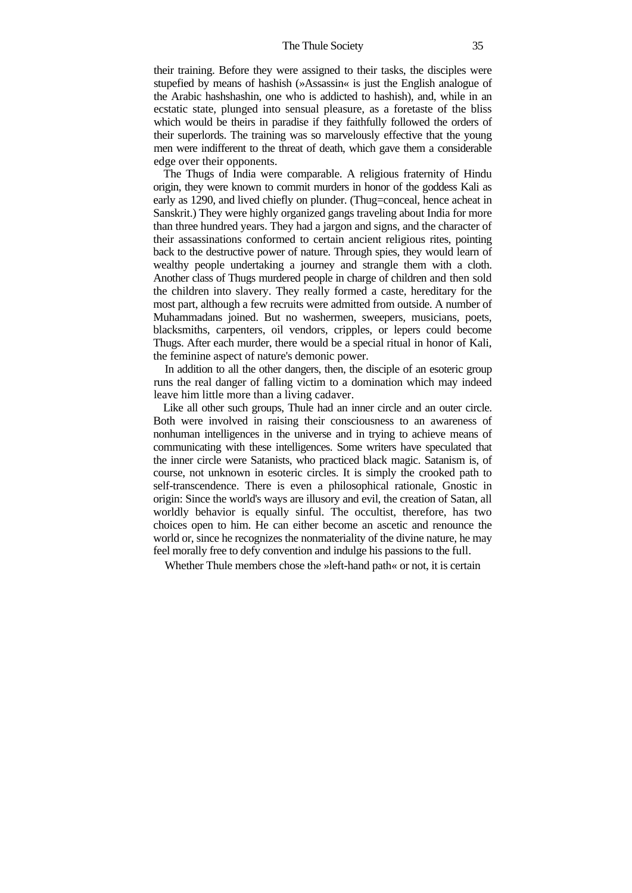their training. Before they were assigned to their tasks, the disciples were stupefied by means of hashish (»Assassin« is just the English analogue of the Arabic hashshashin, one who is addicted to hashish), and, while in an ecstatic state, plunged into sensual pleasure, as a foretaste of the bliss which would be theirs in paradise if they faithfully followed the orders of their superlords. The training was so marvelously effective that the young men were indifferent to the threat of death, which gave them a considerable edge over their opponents.

The Thugs of India were comparable. A religious fraternity of Hindu origin, they were known to commit murders in honor of the goddess Kali as early as 1290, and lived chiefly on plunder. (Thug=conceal, hence acheat in Sanskrit.) They were highly organized gangs traveling about India for more than three hundred years. They had a jargon and signs, and the character of their assassinations conformed to certain ancient religious rites, pointing back to the destructive power of nature. Through spies, they would learn of wealthy people undertaking a journey and strangle them with a cloth. Another class of Thugs murdered people in charge of children and then sold the children into slavery. They really formed a caste, hereditary for the most part, although a few recruits were admitted from outside. A number of Muhammadans joined. But no washermen, sweepers, musicians, poets, blacksmiths, carpenters, oil vendors, cripples, or lepers could become Thugs. After each murder, there would be a special ritual in honor of Kali, the feminine aspect of nature's demonic power.

In addition to all the other dangers, then, the disciple of an esoteric group runs the real danger of falling victim to a domination which may indeed leave him little more than a living cadaver.

Like all other such groups, Thule had an inner circle and an outer circle. Both were involved in raising their consciousness to an awareness of nonhuman intelligences in the universe and in trying to achieve means of communicating with these intelligences. Some writers have speculated that the inner circle were Satanists, who practiced black magic. Satanism is, of course, not unknown in esoteric circles. It is simply the crooked path to self-transcendence. There is even a philosophical rationale, Gnostic in origin: Since the world's ways are illusory and evil, the creation of Satan, all worldly behavior is equally sinful. The occultist, therefore, has two choices open to him. He can either become an ascetic and renounce the world or, since he recognizes the nonmateriality of the divine nature, he may feel morally free to defy convention and indulge his passions to the full.

Whether Thule members chose the »left-hand path« or not, it is certain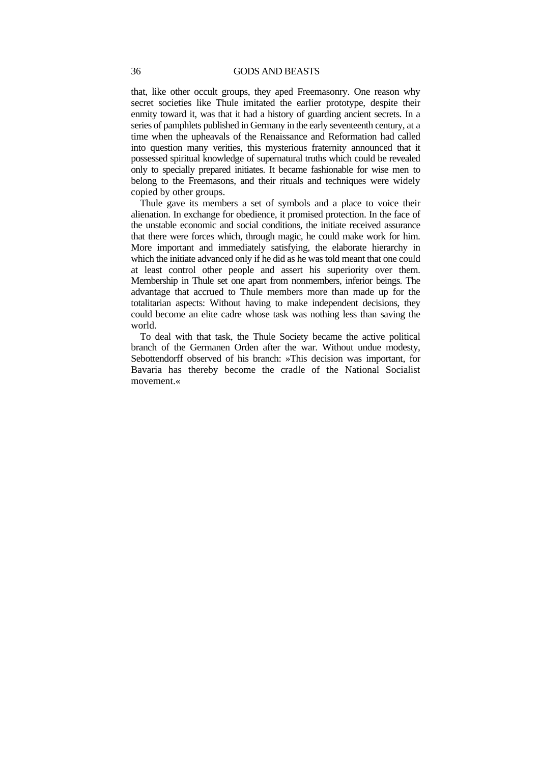that, like other occult groups, they aped Freemasonry. One reason why secret societies like Thule imitated the earlier prototype, despite their enmity toward it, was that it had a history of guarding ancient secrets. In a series of pamphlets published in Germany in the early seventeenth century, at a time when the upheavals of the Renaissance and Reformation had called into question many verities, this mysterious fraternity announced that it possessed spiritual knowledge of supernatural truths which could be revealed only to specially prepared initiates. It became fashionable for wise men to belong to the Freemasons, and their rituals and techniques were widely copied by other groups.

Thule gave its members a set of symbols and a place to voice their alienation. In exchange for obedience, it promised protection. In the face of the unstable economic and social conditions, the initiate received assurance that there were forces which, through magic, he could make work for him. More important and immediately satisfying, the elaborate hierarchy in which the initiate advanced only if he did as he was told meant that one could at least control other people and assert his superiority over them. Membership in Thule set one apart from nonmembers, inferior beings. The advantage that accrued to Thule members more than made up for the totalitarian aspects: Without having to make independent decisions, they could become an elite cadre whose task was nothing less than saving the world.

To deal with that task, the Thule Society became the active political branch of the Germanen Orden after the war. Without undue modesty, Sebottendorff observed of his branch: »This decision was important, for Bavaria has thereby become the cradle of the National Socialist movement.«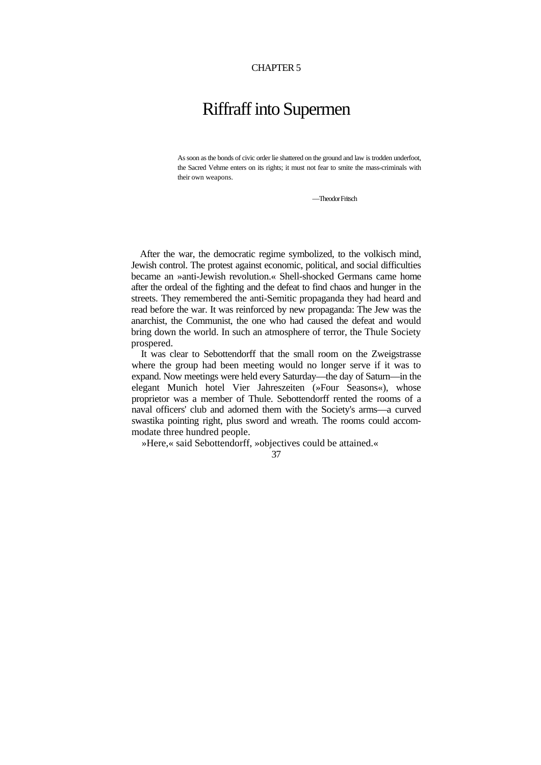CHAPTER 5

# Riffraff into Supermen

> As soon as the bonds of civic order lie shattered on the ground and law is trodden underfoot, the Sacred Vehme enters on its rights; it must not fear to smite the mass-criminals with their own weapons.
>
> —Theodor Fritsch

After the war, the democratic regime symbolized, to the volkisch mind, Jewish control. The protest against economic, political, and social difficulties became an »anti-Jewish revolution.« Shell-shocked Germans came home after the ordeal of the fighting and the defeat to find chaos and hunger in the streets. They remembered the anti-Semitic propaganda they had heard and read before the war. It was reinforced by new propaganda: The Jew was the anarchist, the Communist, the one who had caused the defeat and would bring down the world. In such an atmosphere of terror, the Thule Society prospered.

It was clear to Sebottendorff that the small room on the Zweigstrasse where the group had been meeting would no longer serve if it was to expand. Now meetings were held every Saturday—the day of Saturn—in the elegant Munich hotel Vier Jahreszeiten (»Four Seasons«), whose proprietor was a member of Thule. Sebottendorff rented the rooms of a naval officers' club and adorned them with the Society's arms—a curved swastika pointing right, plus sword and wreath. The rooms could accommodate three hundred people.

»Here,« said Sebottendorff, »objectives could be attained.«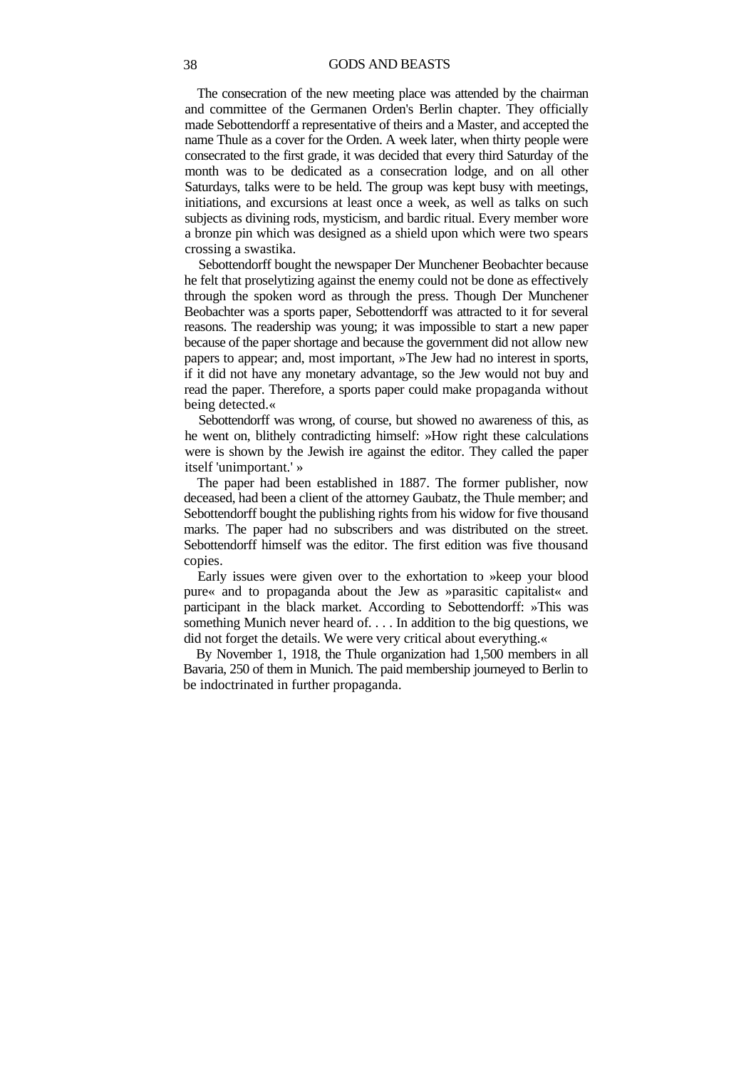The consecration of the new meeting place was attended by the chairman and committee of the Germanen Orden's Berlin chapter. They officially made Sebottendorff a representative of theirs and a Master, and accepted the name Thule as a cover for the Orden. A week later, when thirty people were consecrated to the first grade, it was decided that every third Saturday of the month was to be dedicated as a consecration lodge, and on all other Saturdays, talks were to be held. The group was kept busy with meetings, initiations, and excursions at least once a week, as well as talks on such subjects as divining rods, mysticism, and bardic ritual. Every member wore a bronze pin which was designed as a shield upon which were two spears crossing a swastika.

Sebottendorff bought the newspaper Der Munchener Beobachter because he felt that proselytizing against the enemy could not be done as effectively through the spoken word as through the press. Though Der Munchener Beobachter was a sports paper, Sebottendorff was attracted to it for several reasons. The readership was young; it was impossible to start a new paper because of the paper shortage and because the government did not allow new papers to appear; and, most important, »The Jew had no interest in sports, if it did not have any monetary advantage, so the Jew would not buy and read the paper. Therefore, a sports paper could make propaganda without being detected.«

Sebottendorff was wrong, of course, but showed no awareness of this, as he went on, blithely contradicting himself: »How right these calculations were is shown by the Jewish ire against the editor. They called the paper itself 'unimportant.' »

The paper had been established in 1887. The former publisher, now deceased, had been a client of the attorney Gaubatz, the Thule member; and Sebottendorff bought the publishing rights from his widow for five thousand marks. The paper had no subscribers and was distributed on the street. Sebottendorff himself was the editor. The first edition was five thousand copies.

Early issues were given over to the exhortation to »keep your blood pure« and to propaganda about the Jew as »parasitic capitalist« and participant in the black market. According to Sebottendorff: »This was something Munich never heard of. . . . In addition to the big questions, we did not forget the details. We were very critical about everything.«

By November 1, 1918, the Thule organization had 1,500 members in all Bavaria, 250 of them in Munich. The paid membership journeyed to Berlin to be indoctrinated in further propaganda.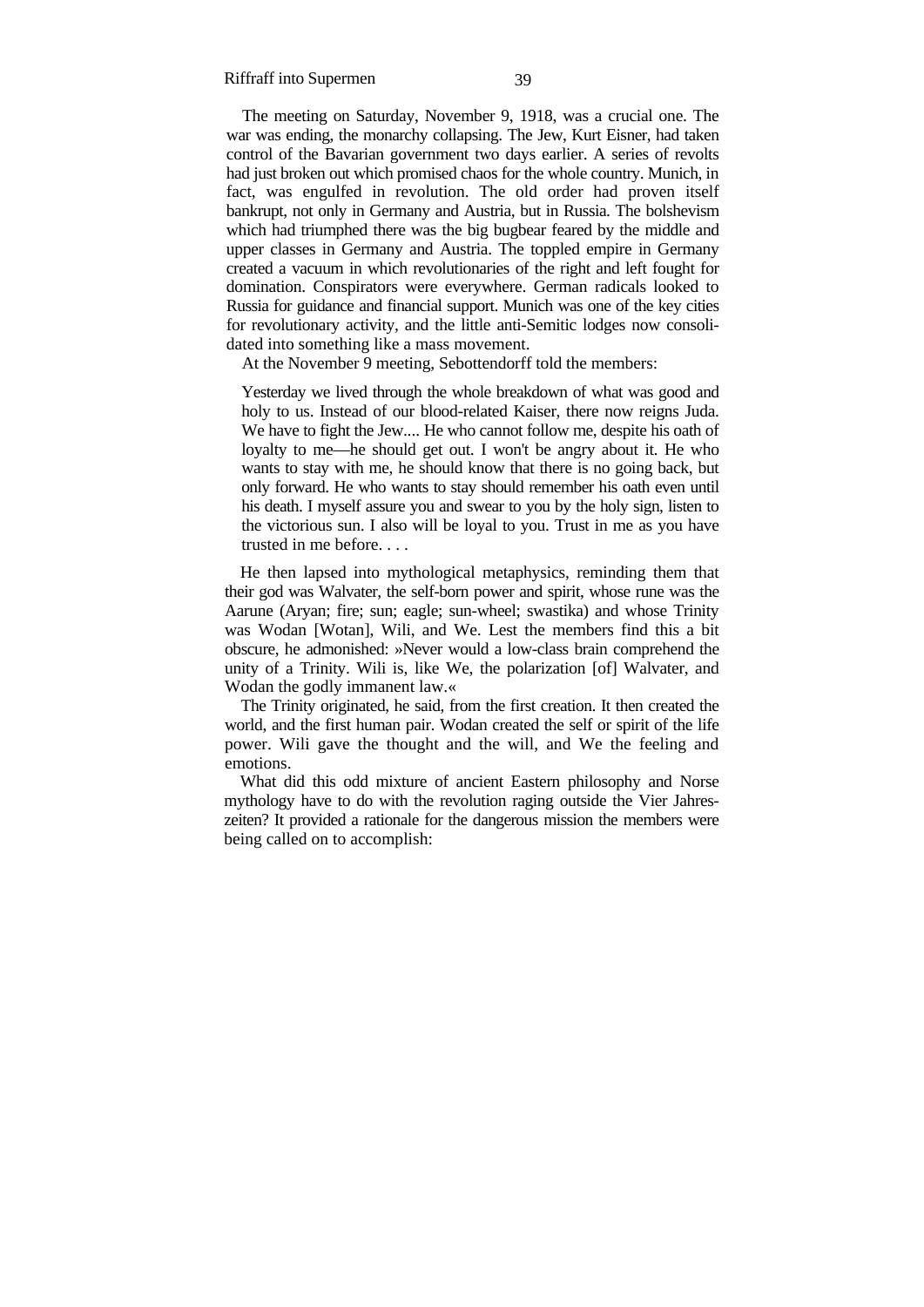The meeting on Saturday, November 9, 1918, was a crucial one. The war was ending, the monarchy collapsing. The Jew, Kurt Eisner, had taken control of the Bavarian government two days earlier. A series of revolts had just broken out which promised chaos for the whole country. Munich, in fact, was engulfed in revolution. The old order had proven itself bankrupt, not only in Germany and Austria, but in Russia. The bolshevism which had triumphed there was the big bugbear feared by the middle and upper classes in Germany and Austria. The toppled empire in Germany created a vacuum in which revolutionaries of the right and left fought for domination. Conspirators were everywhere. German radicals looked to Russia for guidance and financial support. Munich was one of the key cities for revolutionary activity, and the little anti-Semitic lodges now consolidated into something like a mass movement.

At the November 9 meeting, Sebottendorff told the members:

> Yesterday we lived through the whole breakdown of what was good and holy to us. Instead of our blood-related Kaiser, there now reigns Juda. We have to fight the Jew.... He who cannot follow me, despite his oath of loyalty to me—he should get out. I won't be angry about it. He who wants to stay with me, he should know that there is no going back, but only forward. He who wants to stay should remember his oath even until his death. I myself assure you and swear to you by the holy sign, listen to the victorious sun. I also will be loyal to you. Trust in me as you have trusted in me before. . . .

He then lapsed into mythological metaphysics, reminding them that their god was Walvater, the self-born power and spirit, whose rune was the Aarune (Aryan; fire; sun; eagle; sun-wheel; swastika) and whose Trinity was Wodan [Wotan], Wili, and We. Lest the members find this a bit obscure, he admonished: »Never would a low-class brain comprehend the unity of a Trinity. Wili is, like We, the polarization [of] Walvater, and Wodan the godly immanent law.«

The Trinity originated, he said, from the first creation. It then created the world, and the first human pair. Wodan created the self or spirit of the life power. Wili gave the thought and the will, and We the feeling and emotions.

What did this odd mixture of ancient Eastern philosophy and Norse mythology have to do with the revolution raging outside the Vier Jahreszeiten? It provided a rationale for the dangerous mission the members were being called on to accomplish: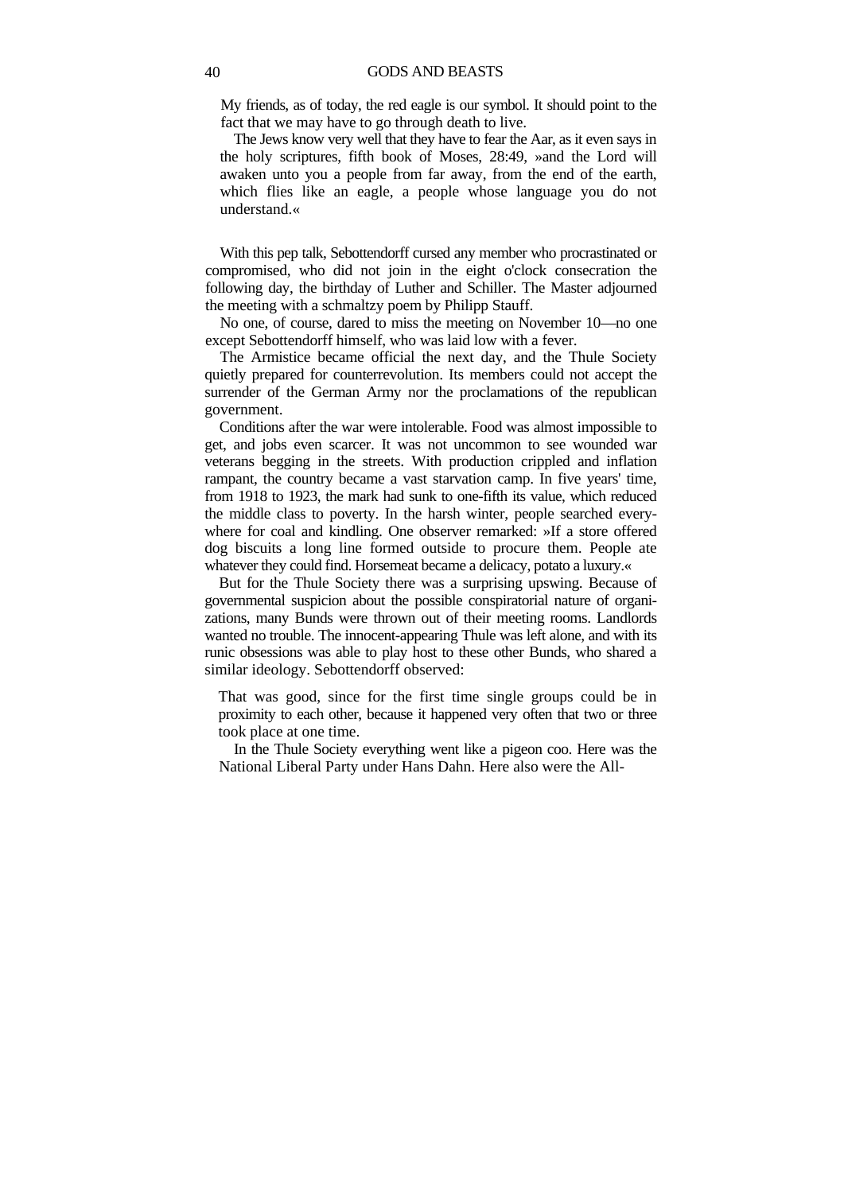> My friends, as of today, the red eagle is our symbol. It should point to the fact that we may have to go through death to live.
>
> The Jews know very well that they have to fear the Aar, as it even says in the holy scriptures, fifth book of Moses, 28:49, »and the Lord will awaken unto you a people from far away, from the end of the earth, which flies like an eagle, a people whose language you do not understand.«

With this pep talk, Sebottendorff cursed any member who procrastinated or compromised, who did not join in the eight o'clock consecration the following day, the birthday of Luther and Schiller. The Master adjourned the meeting with a schmaltzy poem by Philipp Stauff.

No one, of course, dared to miss the meeting on November 10—no one except Sebottendorff himself, who was laid low with a fever.

The Armistice became official the next day, and the Thule Society quietly prepared for counterrevolution. Its members could not accept the surrender of the German Army nor the proclamations of the republican government.

Conditions after the war were intolerable. Food was almost impossible to get, and jobs even scarcer. It was not uncommon to see wounded war veterans begging in the streets. With production crippled and inflation rampant, the country became a vast starvation camp. In five years' time, from 1918 to 1923, the mark had sunk to one-fifth its value, which reduced the middle class to poverty. In the harsh winter, people searched everywhere for coal and kindling. One observer remarked: »If a store offered dog biscuits a long line formed outside to procure them. People ate whatever they could find. Horsemeat became a delicacy, potato a luxury.«

But for the Thule Society there was a surprising upswing. Because of governmental suspicion about the possible conspiratorial nature of organizations, many Bunds were thrown out of their meeting rooms. Landlords wanted no trouble. The innocent-appearing Thule was left alone, and with its runic obsessions was able to play host to these other Bunds, who shared a similar ideology. Sebottendorff observed:

> That was good, since for the first time single groups could be in proximity to each other, because it happened very often that two or three took place at one time.
>
> In the Thule Society everything went like a pigeon coo. Here was the National Liberal Party under Hans Dahn. Here also were the All-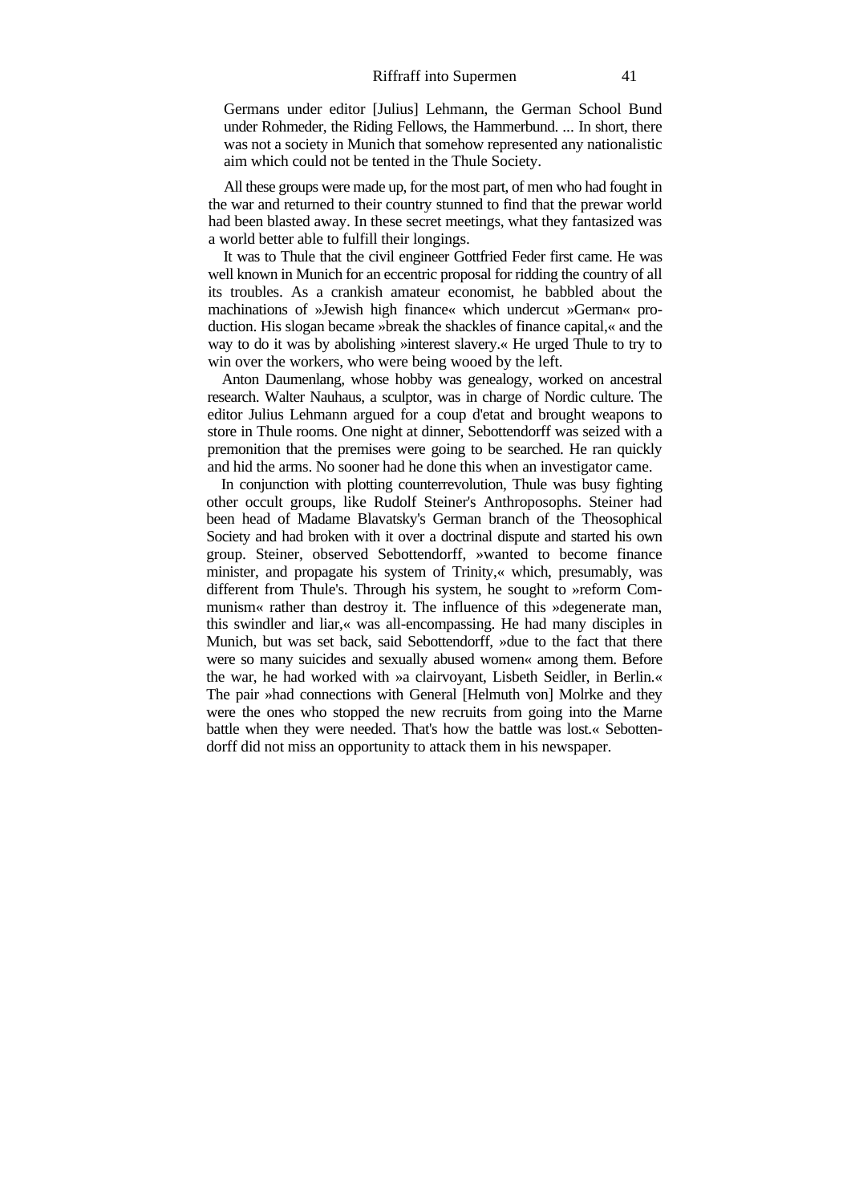> Germans under editor [Julius] Lehmann, the German School Bund under Rohmeder, the Riding Fellows, the Hammerbund. ... In short, there was not a society in Munich that somehow represented any nationalistic aim which could not be tented in the Thule Society.

All these groups were made up, for the most part, of men who had fought in the war and returned to their country stunned to find that the prewar world had been blasted away. In these secret meetings, what they fantasized was a world better able to fulfill their longings.

It was to Thule that the civil engineer Gottfried Feder first came. He was well known in Munich for an eccentric proposal for ridding the country of all its troubles. As a crankish amateur economist, he babbled about the machinations of »Jewish high finance« which undercut »German« production. His slogan became »break the shackles of finance capital,« and the way to do it was by abolishing »interest slavery.« He urged Thule to try to win over the workers, who were being wooed by the left.

Anton Daumenlang, whose hobby was genealogy, worked on ancestral research. Walter Nauhaus, a sculptor, was in charge of Nordic culture. The editor Julius Lehmann argued for a coup d'etat and brought weapons to store in Thule rooms. One night at dinner, Sebottendorff was seized with a premonition that the premises were going to be searched. He ran quickly and hid the arms. No sooner had he done this when an investigator came.

In conjunction with plotting counterrevolution, Thule was busy fighting other occult groups, like Rudolf Steiner's Anthroposophs. Steiner had been head of Madame Blavatsky's German branch of the Theosophical Society and had broken with it over a doctrinal dispute and started his own group. Steiner, observed Sebottendorff, »wanted to become finance minister, and propagate his system of Trinity,« which, presumably, was different from Thule's. Through his system, he sought to »reform Communism« rather than destroy it. The influence of this »degenerate man, this swindler and liar,« was all-encompassing. He had many disciples in Munich, but was set back, said Sebottendorff, »due to the fact that there were so many suicides and sexually abused women« among them. Before the war, he had worked with »a clairvoyant, Lisbeth Seidler, in Berlin.« The pair »had connections with General [Helmuth von] Molrke and they were the ones who stopped the new recruits from going into the Marne battle when they were needed. That's how the battle was lost.« Sebottendorff did not miss an opportunity to attack them in his newspaper.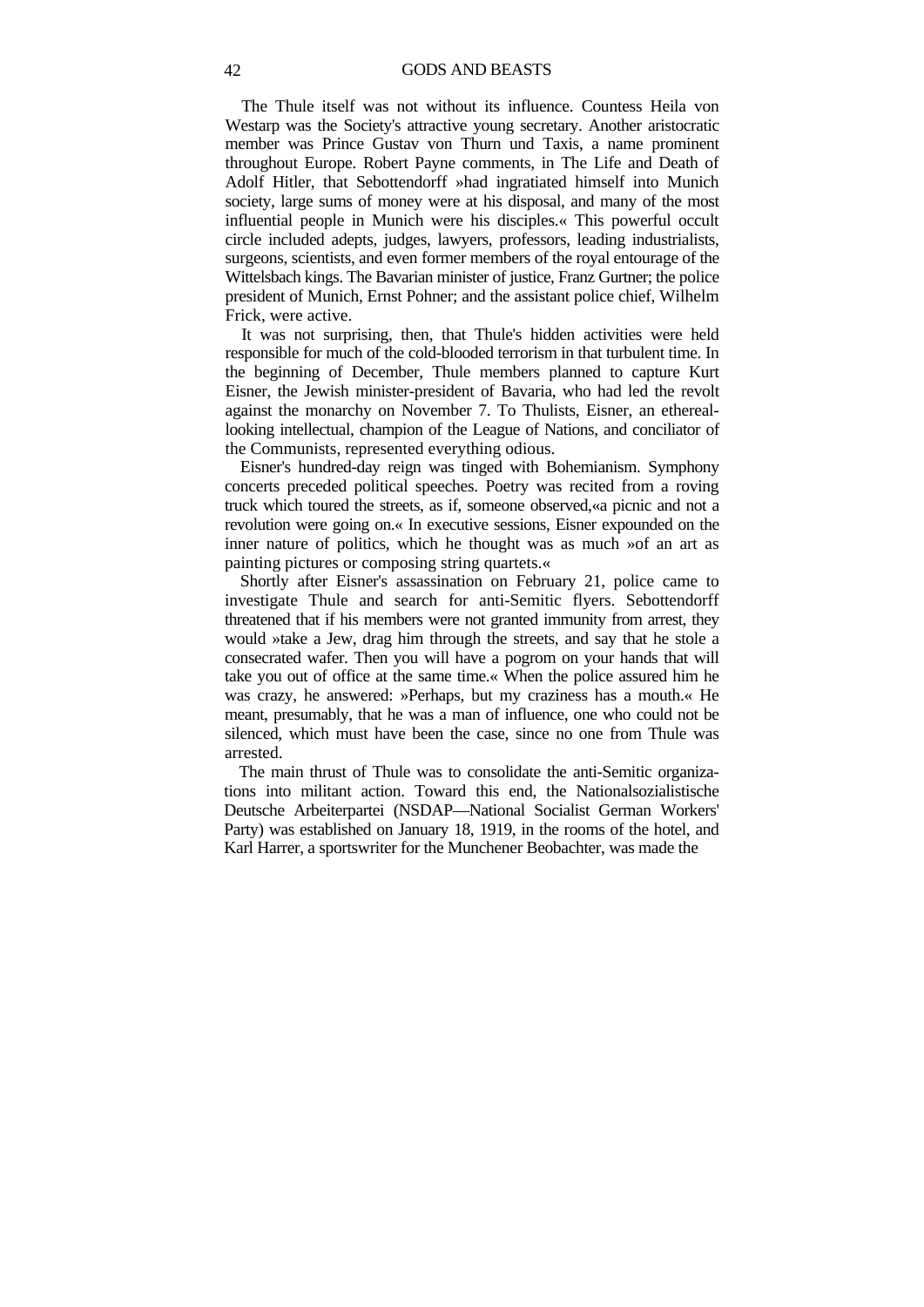The Thule itself was not without its influence. Countess Heila von Westarp was the Society's attractive young secretary. Another aristocratic member was Prince Gustav von Thurn und Taxis, a name prominent throughout Europe. Robert Payne comments, in The Life and Death of Adolf Hitler, that Sebottendorff »had ingratiated himself into Munich society, large sums of money were at his disposal, and many of the most influential people in Munich were his disciples.« This powerful occult circle included adepts, judges, lawyers, professors, leading industrialists, surgeons, scientists, and even former members of the royal entourage of the Wittelsbach kings. The Bavarian minister of justice, Franz Gurtner; the police president of Munich, Ernst Pohner; and the assistant police chief, Wilhelm Frick, were active.

It was not surprising, then, that Thule's hidden activities were held responsible for much of the cold-blooded terrorism in that turbulent time. In the beginning of December, Thule members planned to capture Kurt Eisner, the Jewish minister-president of Bavaria, who had led the revolt against the monarchy on November 7. To Thulists, Eisner, an ethereal-looking intellectual, champion of the League of Nations, and conciliator of the Communists, represented everything odious.

Eisner's hundred-day reign was tinged with Bohemianism. Symphony concerts preceded political speeches. Poetry was recited from a roving truck which toured the streets, as if, someone observed,«a picnic and not a revolution were going on.« In executive sessions, Eisner expounded on the inner nature of politics, which he thought was as much »of an art as painting pictures or composing string quartets.«

Shortly after Eisner's assassination on February 21, police came to investigate Thule and search for anti-Semitic flyers. Sebottendorff threatened that if his members were not granted immunity from arrest, they would »take a Jew, drag him through the streets, and say that he stole a consecrated wafer. Then you will have a pogrom on your hands that will take you out of office at the same time.« When the police assured him he was crazy, he answered: »Perhaps, but my craziness has a mouth.« He meant, presumably, that he was a man of influence, one who could not be silenced, which must have been the case, since no one from Thule was arrested.

The main thrust of Thule was to consolidate the anti-Semitic organizations into militant action. Toward this end, the Nationalsozialistische Deutsche Arbeiterpartei (NSDAP—National Socialist German Workers' Party) was established on January 18, 1919, in the rooms of the hotel, and Karl Harrer, a sportswriter for the Munchener Beobachter, was made the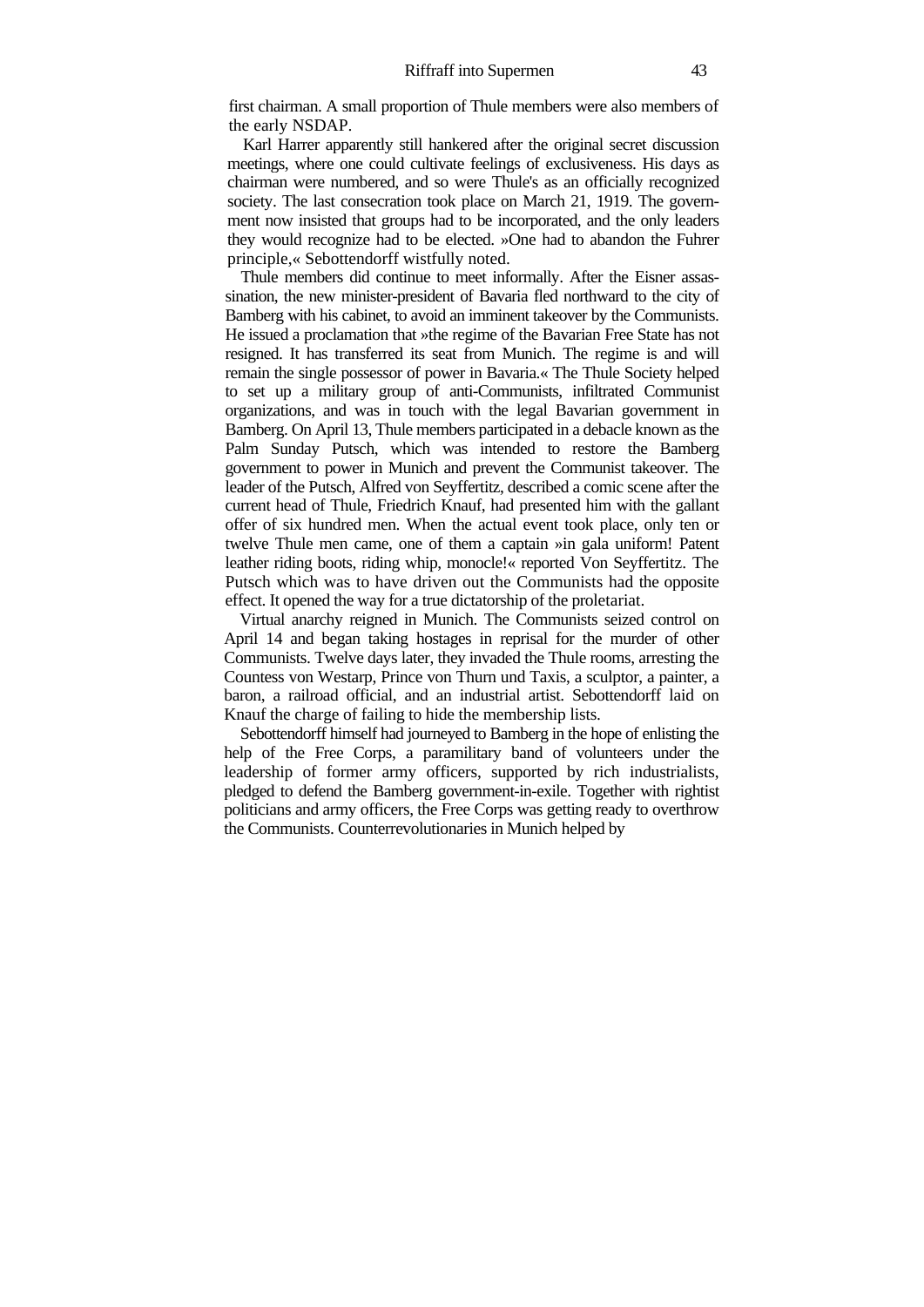first chairman. A small proportion of Thule members were also members of the early NSDAP.

Karl Harrer apparently still hankered after the original secret discussion meetings, where one could cultivate feelings of exclusiveness. His days as chairman were numbered, and so were Thule's as an officially recognized society. The last consecration took place on March 21, 1919. The government now insisted that groups had to be incorporated, and the only leaders they would recognize had to be elected. »One had to abandon the Fuhrer principle,« Sebottendorff wistfully noted.

Thule members did continue to meet informally. After the Eisner assassination, the new minister-president of Bavaria fled northward to the city of Bamberg with his cabinet, to avoid an imminent takeover by the Communists. He issued a proclamation that »the regime of the Bavarian Free State has not resigned. It has transferred its seat from Munich. The regime is and will remain the single possessor of power in Bavaria.« The Thule Society helped to set up a military group of anti-Communists, infiltrated Communist organizations, and was in touch with the legal Bavarian government in Bamberg. On April 13, Thule members participated in a debacle known as the Palm Sunday Putsch, which was intended to restore the Bamberg government to power in Munich and prevent the Communist takeover. The leader of the Putsch, Alfred von Seyffertitz, described a comic scene after the current head of Thule, Friedrich Knauf, had presented him with the gallant offer of six hundred men. When the actual event took place, only ten or twelve Thule men came, one of them a captain »in gala uniform! Patent leather riding boots, riding whip, monocle!« reported Von Seyffertitz. The Putsch which was to have driven out the Communists had the opposite effect. It opened the way for a true dictatorship of the proletariat.

Virtual anarchy reigned in Munich. The Communists seized control on April 14 and began taking hostages in reprisal for the murder of other Communists. Twelve days later, they invaded the Thule rooms, arresting the Countess von Westarp, Prince von Thurn und Taxis, a sculptor, a painter, a baron, a railroad official, and an industrial artist. Sebottendorff laid on Knauf the charge of failing to hide the membership lists.

Sebottendorff himself had journeyed to Bamberg in the hope of enlisting the help of the Free Corps, a paramilitary band of volunteers under the leadership of former army officers, supported by rich industrialists, pledged to defend the Bamberg government-in-exile. Together with rightist politicians and army officers, the Free Corps was getting ready to overthrow the Communists. Counterrevolutionaries in Munich helped by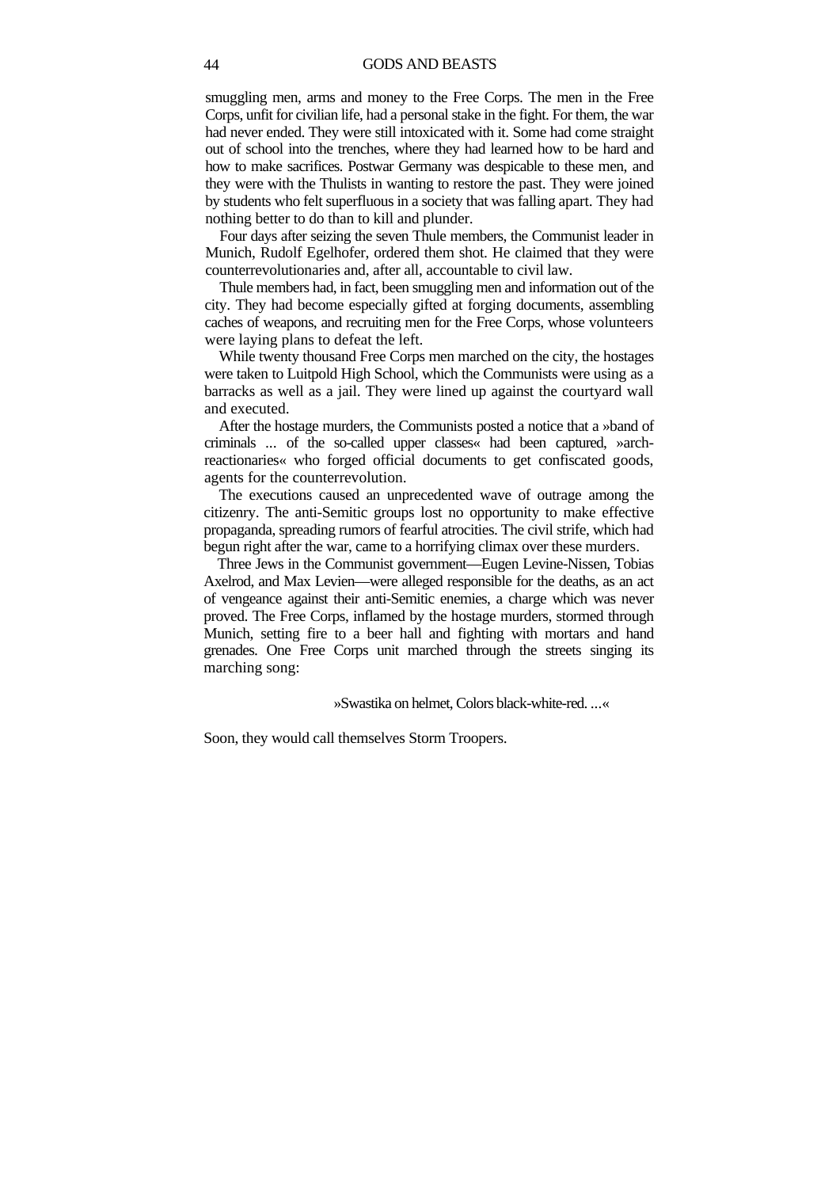smuggling men, arms and money to the Free Corps. The men in the Free Corps, unfit for civilian life, had a personal stake in the fight. For them, the war had never ended. They were still intoxicated with it. Some had come straight out of school into the trenches, where they had learned how to be hard and how to make sacrifices. Postwar Germany was despicable to these men, and they were with the Thulists in wanting to restore the past. They were joined by students who felt superfluous in a society that was falling apart. They had nothing better to do than to kill and plunder.

Four days after seizing the seven Thule members, the Communist leader in Munich, Rudolf Egelhofer, ordered them shot. He claimed that they were counterrevolutionaries and, after all, accountable to civil law.

Thule members had, in fact, been smuggling men and information out of the city. They had become especially gifted at forging documents, assembling caches of weapons, and recruiting men for the Free Corps, whose volunteers were laying plans to defeat the left.

While twenty thousand Free Corps men marched on the city, the hostages were taken to Luitpold High School, which the Communists were using as a barracks as well as a jail. They were lined up against the courtyard wall and executed.

After the hostage murders, the Communists posted a notice that a »band of criminals ... of the so-called upper classes« had been captured, »arch-reactionaries« who forged official documents to get confiscated goods, agents for the counterrevolution.

The executions caused an unprecedented wave of outrage among the citizenry. The anti-Semitic groups lost no opportunity to make effective propaganda, spreading rumors of fearful atrocities. The civil strife, which had begun right after the war, came to a horrifying climax over these murders.

Three Jews in the Communist government—Eugen Levine-Nissen, Tobias Axelrod, and Max Levien—were alleged responsible for the deaths, as an act of vengeance against their anti-Semitic enemies, a charge which was never proved. The Free Corps, inflamed by the hostage murders, stormed through Munich, setting fire to a beer hall and fighting with mortars and hand grenades. One Free Corps unit marched through the streets singing its marching song:

> »Swastika on helmet, Colors black-white-red. ...«

Soon, they would call themselves Storm Troopers.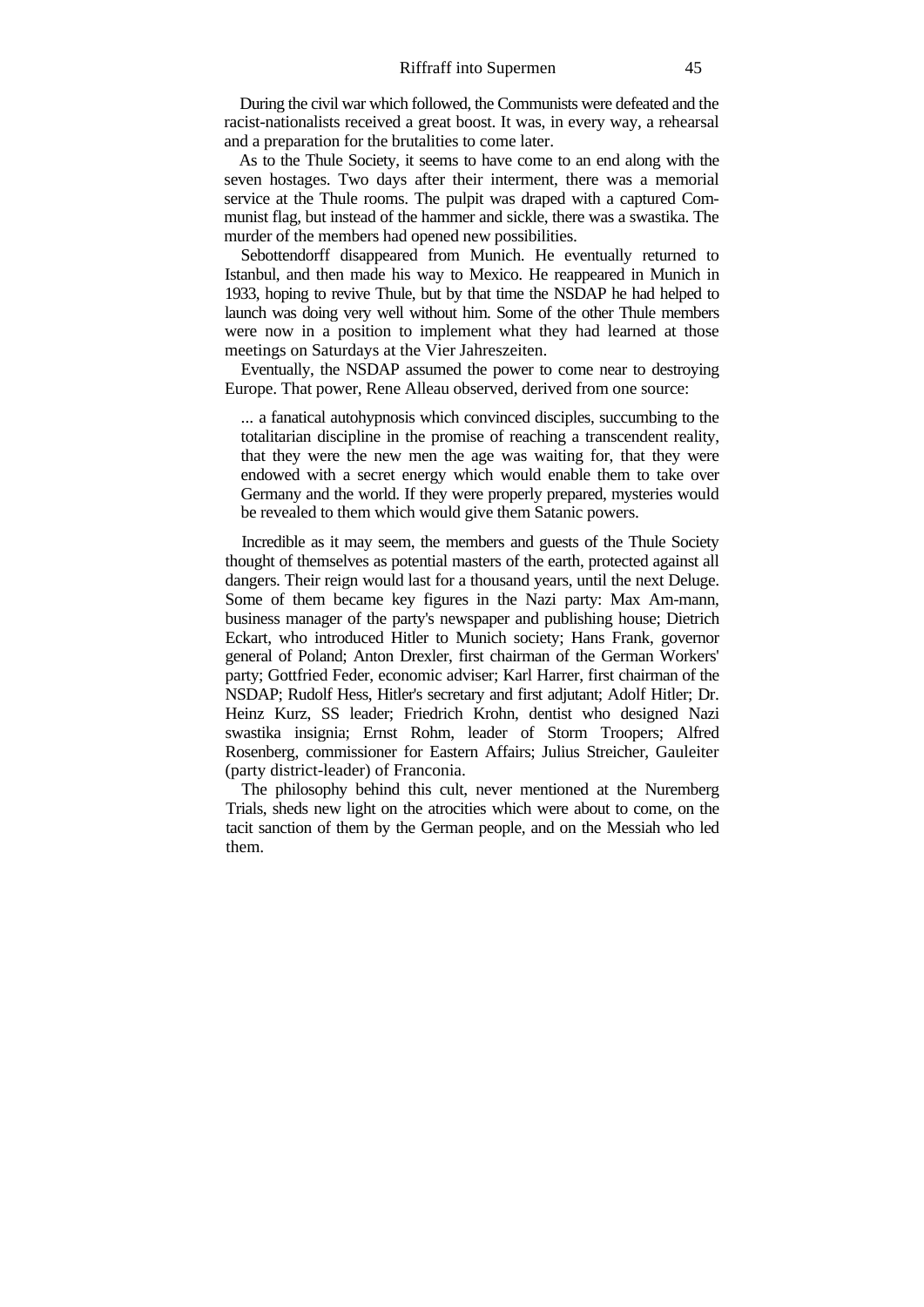During the civil war which followed, the Communists were defeated and the racist-nationalists received a great boost. It was, in every way, a rehearsal and a preparation for the brutalities to come later.

As to the Thule Society, it seems to have come to an end along with the seven hostages. Two days after their interment, there was a memorial service at the Thule rooms. The pulpit was draped with a captured Communist flag, but instead of the hammer and sickle, there was a swastika. The murder of the members had opened new possibilities.

Sebottendorff disappeared from Munich. He eventually returned to Istanbul, and then made his way to Mexico. He reappeared in Munich in 1933, hoping to revive Thule, but by that time the NSDAP he had helped to launch was doing very well without him. Some of the other Thule members were now in a position to implement what they had learned at those meetings on Saturdays at the Vier Jahreszeiten.

Eventually, the NSDAP assumed the power to come near to destroying Europe. That power, Rene Alleau observed, derived from one source:

> ... a fanatical autohypnosis which convinced disciples, succumbing to the totalitarian discipline in the promise of reaching a transcendent reality, that they were the new men the age was waiting for, that they were endowed with a secret energy which would enable them to take over Germany and the world. If they were properly prepared, mysteries would be revealed to them which would give them Satanic powers.

Incredible as it may seem, the members and guests of the Thule Society thought of themselves as potential masters of the earth, protected against all dangers. Their reign would last for a thousand years, until the next Deluge. Some of them became key figures in the Nazi party: Max Am-mann, business manager of the party's newspaper and publishing house; Dietrich Eckart, who introduced Hitler to Munich society; Hans Frank, governor general of Poland; Anton Drexler, first chairman of the German Workers' party; Gottfried Feder, economic adviser; Karl Harrer, first chairman of the NSDAP; Rudolf Hess, Hitler's secretary and first adjutant; Adolf Hitler; Dr. Heinz Kurz, SS leader; Friedrich Krohn, dentist who designed Nazi swastika insignia; Ernst Rohm, leader of Storm Troopers; Alfred Rosenberg, commissioner for Eastern Affairs; Julius Streicher, Gauleiter (party district-leader) of Franconia.

The philosophy behind this cult, never mentioned at the Nuremberg Trials, sheds new light on the atrocities which were about to come, on the tacit sanction of them by the German people, and on the Messiah who led them.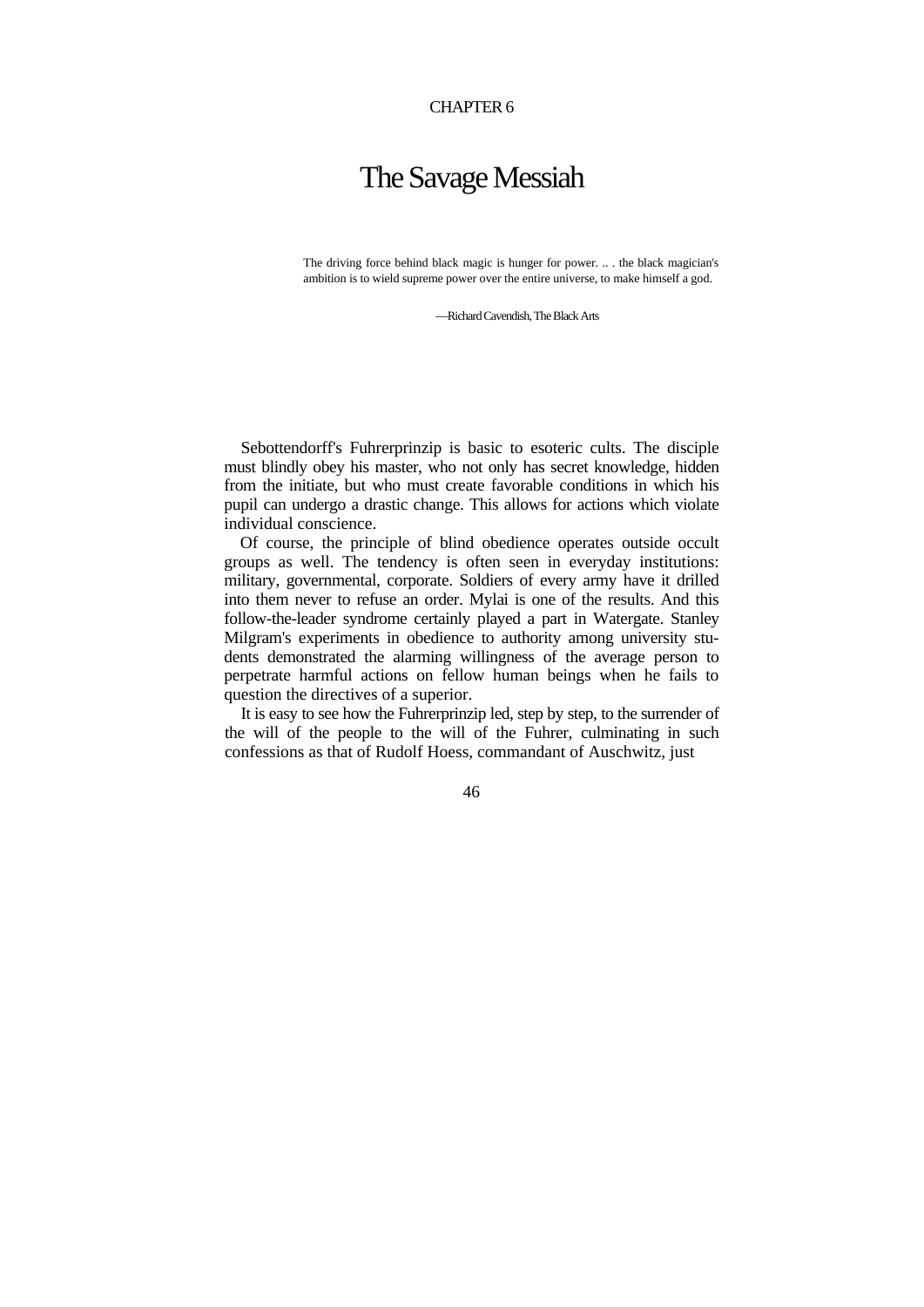CHAPTER 6

# The Savage Messiah

> The driving force behind black magic is hunger for power. .. . the black magician's ambition is to wield supreme power over the entire universe, to make himself a god.
>
> —Richard Cavendish, The Black Arts

Sebottendorff's Fuhrerprinzip is basic to esoteric cults. The disciple must blindly obey his master, who not only has secret knowledge, hidden from the initiate, but who must create favorable conditions in which his pupil can undergo a drastic change. This allows for actions which violate individual conscience.

Of course, the principle of blind obedience operates outside occult groups as well. The tendency is often seen in everyday institutions: military, governmental, corporate. Soldiers of every army have it drilled into them never to refuse an order. Mylai is one of the results. And this follow-the-leader syndrome certainly played a part in Watergate. Stanley Milgram's experiments in obedience to authority among university students demonstrated the alarming willingness of the average person to perpetrate harmful actions on fellow human beings when he fails to question the directives of a superior.

It is easy to see how the Fuhrerprinzip led, step by step, to the surrender of the will of the people to the will of the Fuhrer, culminating in such confessions as that of Rudolf Hoess, commandant of Auschwitz, just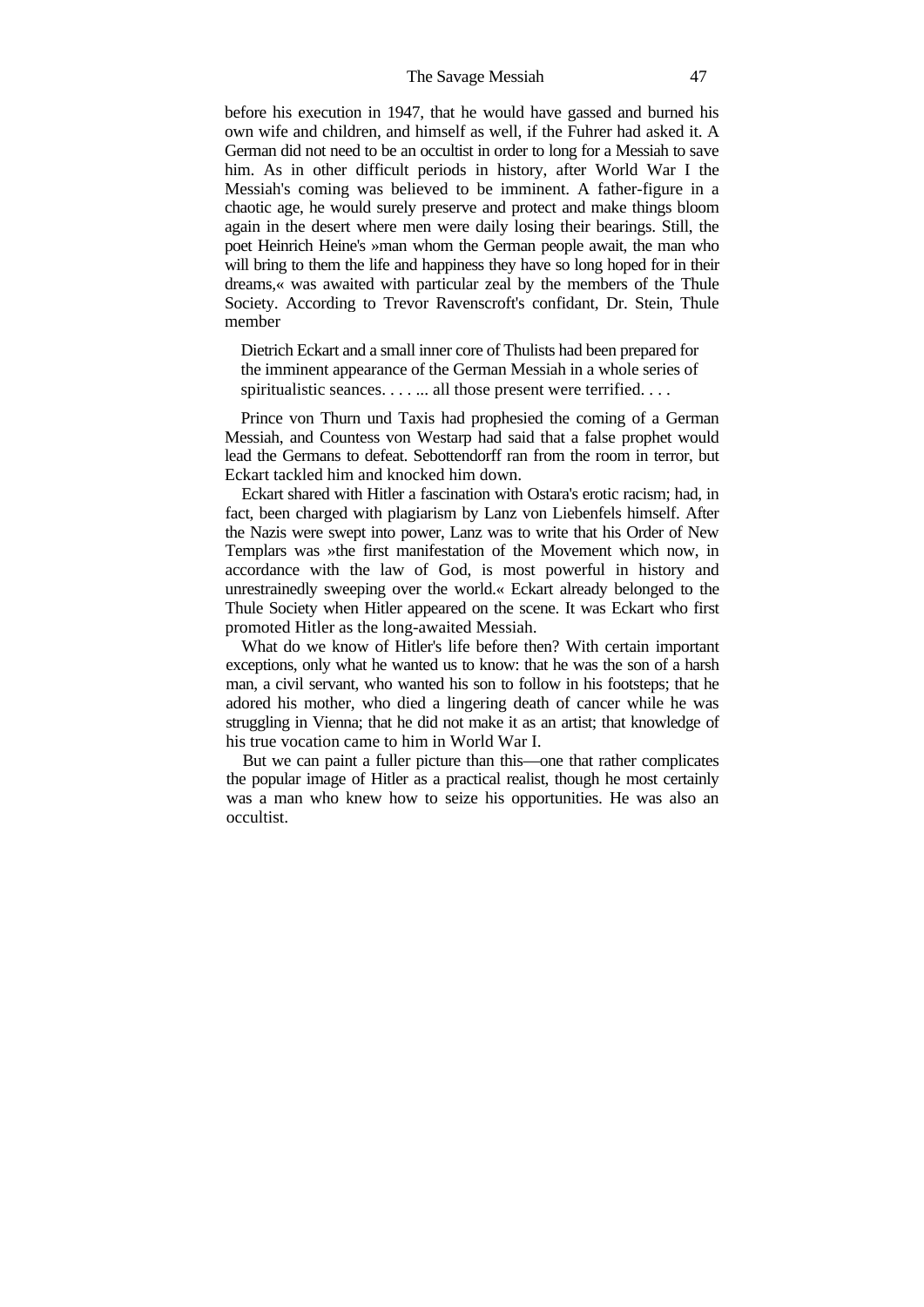before his execution in 1947, that he would have gassed and burned his own wife and children, and himself as well, if the Fuhrer had asked it. A German did not need to be an occultist in order to long for a Messiah to save him. As in other difficult periods in history, after World War I the Messiah's coming was believed to be imminent. A father-figure in a chaotic age, he would surely preserve and protect and make things bloom again in the desert where men were daily losing their bearings. Still, the poet Heinrich Heine's »man whom the German people await, the man who will bring to them the life and happiness they have so long hoped for in their dreams,« was awaited with particular zeal by the members of the Thule Society. According to Trevor Ravenscroft's confidant, Dr. Stein, Thule member

> Dietrich Eckart and a small inner core of Thulists had been prepared for the imminent appearance of the German Messiah in a whole series of spiritualistic seances. . . . ... all those present were terrified. . . .

Prince von Thurn und Taxis had prophesied the coming of a German Messiah, and Countess von Westarp had said that a false prophet would lead the Germans to defeat. Sebottendorff ran from the room in terror, but Eckart tackled him and knocked him down.

Eckart shared with Hitler a fascination with Ostara's erotic racism; had, in fact, been charged with plagiarism by Lanz von Liebenfels himself. After the Nazis were swept into power, Lanz was to write that his Order of New Templars was »the first manifestation of the Movement which now, in accordance with the law of God, is most powerful in history and unrestrainedly sweeping over the world.« Eckart already belonged to the Thule Society when Hitler appeared on the scene. It was Eckart who first promoted Hitler as the long-awaited Messiah.

What do we know of Hitler's life before then? With certain important exceptions, only what he wanted us to know: that he was the son of a harsh man, a civil servant, who wanted his son to follow in his footsteps; that he adored his mother, who died a lingering death of cancer while he was struggling in Vienna; that he did not make it as an artist; that knowledge of his true vocation came to him in World War I.

But we can paint a fuller picture than this—one that rather complicates the popular image of Hitler as a practical realist, though he most certainly was a man who knew how to seize his opportunities. He was also an occultist.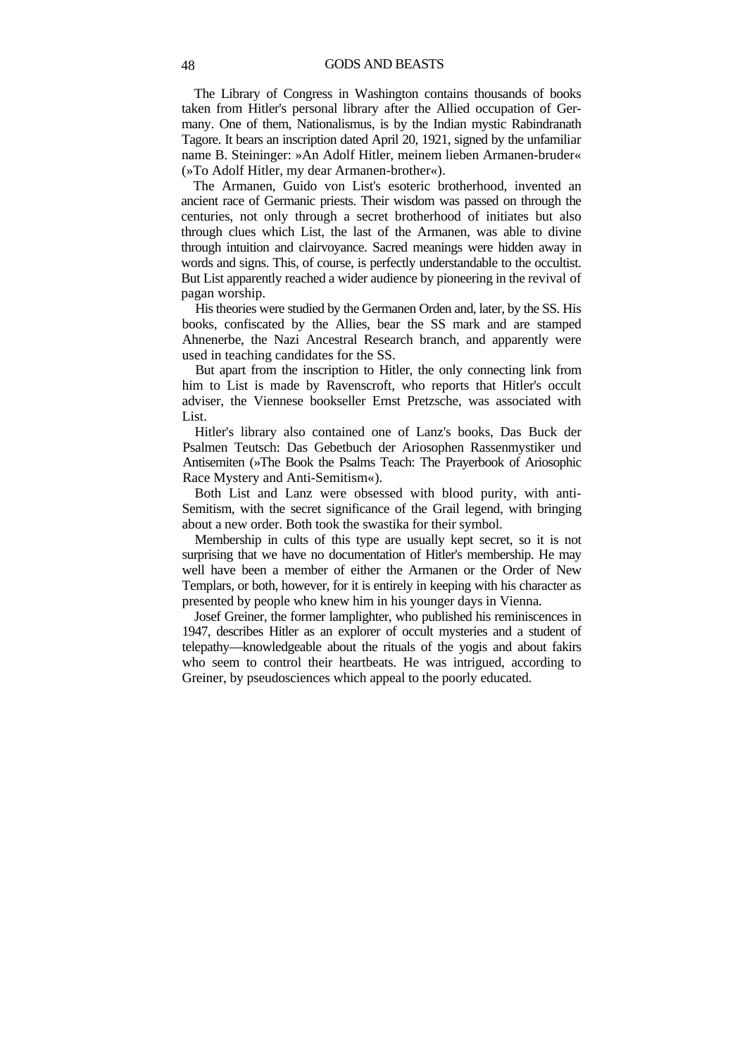The Library of Congress in Washington contains thousands of books taken from Hitler's personal library after the Allied occupation of Germany. One of them, Nationalismus, is by the Indian mystic Rabindranath Tagore. It bears an inscription dated April 20, 1921, signed by the unfamiliar name B. Steininger: »An Adolf Hitler, meinem lieben Armanen-bruder« (»To Adolf Hitler, my dear Armanen-brother«).

The Armanen, Guido von List's esoteric brotherhood, invented an ancient race of Germanic priests. Their wisdom was passed on through the centuries, not only through a secret brotherhood of initiates but also through clues which List, the last of the Armanen, was able to divine through intuition and clairvoyance. Sacred meanings were hidden away in words and signs. This, of course, is perfectly understandable to the occultist. But List apparently reached a wider audience by pioneering in the revival of pagan worship.

His theories were studied by the Germanen Orden and, later, by the SS. His books, confiscated by the Allies, bear the SS mark and are stamped Ahnenerbe, the Nazi Ancestral Research branch, and apparently were used in teaching candidates for the SS.

But apart from the inscription to Hitler, the only connecting link from him to List is made by Ravenscroft, who reports that Hitler's occult adviser, the Viennese bookseller Ernst Pretzsche, was associated with List.

Hitler's library also contained one of Lanz's books, Das Buck der Psalmen Teutsch: Das Gebetbuch der Ariosophen Rassenmystiker und Antisemiten (»The Book the Psalms Teach: The Prayerbook of Ariosophic Race Mystery and Anti-Semitism«).

Both List and Lanz were obsessed with blood purity, with anti-Semitism, with the secret significance of the Grail legend, with bringing about a new order. Both took the swastika for their symbol.

Membership in cults of this type are usually kept secret, so it is not surprising that we have no documentation of Hitler's membership. He may well have been a member of either the Armanen or the Order of New Templars, or both, however, for it is entirely in keeping with his character as presented by people who knew him in his younger days in Vienna.

Josef Greiner, the former lamplighter, who published his reminiscences in 1947, describes Hitler as an explorer of occult mysteries and a student of telepathy—knowledgeable about the rituals of the yogis and about fakirs who seem to control their heartbeats. He was intrigued, according to Greiner, by pseudosciences which appeal to the poorly educated.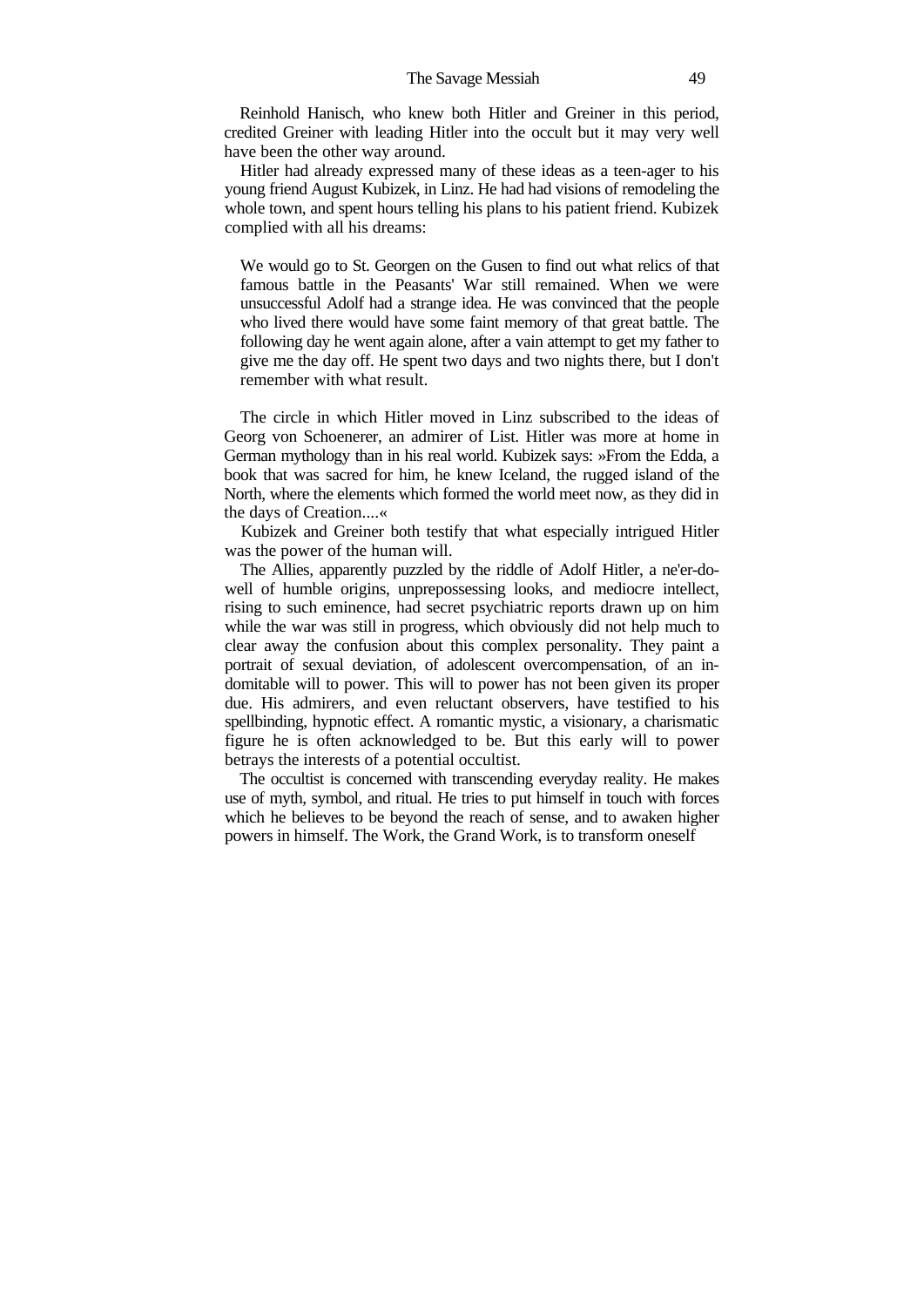Reinhold Hanisch, who knew both Hitler and Greiner in this period, credited Greiner with leading Hitler into the occult but it may very well have been the other way around.

Hitler had already expressed many of these ideas as a teen-ager to his young friend August Kubizek, in Linz. He had had visions of remodeling the whole town, and spent hours telling his plans to his patient friend. Kubizek complied with all his dreams:

> We would go to St. Georgen on the Gusen to find out what relics of that famous battle in the Peasants' War still remained. When we were unsuccessful Adolf had a strange idea. He was convinced that the people who lived there would have some faint memory of that great battle. The following day he went again alone, after a vain attempt to get my father to give me the day off. He spent two days and two nights there, but I don't remember with what result.

The circle in which Hitler moved in Linz subscribed to the ideas of Georg von Schoenerer, an admirer of List. Hitler was more at home in German mythology than in his real world. Kubizek says: »From the Edda, a book that was sacred for him, he knew Iceland, the rugged island of the North, where the elements which formed the world meet now, as they did in the days of Creation....«

Kubizek and Greiner both testify that what especially intrigued Hitler was the power of the human will.

The Allies, apparently puzzled by the riddle of Adolf Hitler, a ne'er-do-well of humble origins, unprepossessing looks, and mediocre intellect, rising to such eminence, had secret psychiatric reports drawn up on him while the war was still in progress, which obviously did not help much to clear away the confusion about this complex personality. They paint a portrait of sexual deviation, of adolescent overcompensation, of an indomitable will to power. This will to power has not been given its proper due. His admirers, and even reluctant observers, have testified to his spellbinding, hypnotic effect. A romantic mystic, a visionary, a charismatic figure he is often acknowledged to be. But this early will to power betrays the interests of a potential occultist.

The occultist is concerned with transcending everyday reality. He makes use of myth, symbol, and ritual. He tries to put himself in touch with forces which he believes to be beyond the reach of sense, and to awaken higher powers in himself. The Work, the Grand Work, is to transform oneself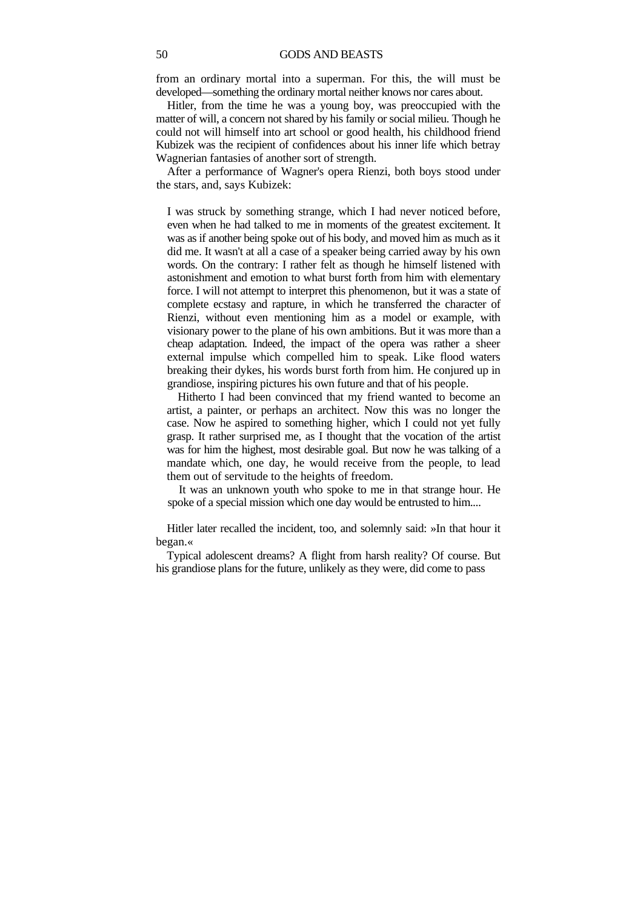from an ordinary mortal into a superman. For this, the will must be developed—something the ordinary mortal neither knows nor cares about.

Hitler, from the time he was a young boy, was preoccupied with the matter of will, a concern not shared by his family or social milieu. Though he could not will himself into art school or good health, his childhood friend Kubizek was the recipient of confidences about his inner life which betray Wagnerian fantasies of another sort of strength.

After a performance of Wagner's opera Rienzi, both boys stood under the stars, and, says Kubizek:

> I was struck by something strange, which I had never noticed before, even when he had talked to me in moments of the greatest excitement. It was as if another being spoke out of his body, and moved him as much as it did me. It wasn't at all a case of a speaker being carried away by his own words. On the contrary: I rather felt as though he himself listened with astonishment and emotion to what burst forth from him with elementary force. I will not attempt to interpret this phenomenon, but it was a state of complete ecstasy and rapture, in which he transferred the character of Rienzi, without even mentioning him as a model or example, with visionary power to the plane of his own ambitions. But it was more than a cheap adaptation. Indeed, the impact of the opera was rather a sheer external impulse which compelled him to speak. Like flood waters breaking their dykes, his words burst forth from him. He conjured up in grandiose, inspiring pictures his own future and that of his people.
>
> Hitherto I had been convinced that my friend wanted to become an artist, a painter, or perhaps an architect. Now this was no longer the case. Now he aspired to something higher, which I could not yet fully grasp. It rather surprised me, as I thought that the vocation of the artist was for him the highest, most desirable goal. But now he was talking of a mandate which, one day, he would receive from the people, to lead them out of servitude to the heights of freedom.
>
> It was an unknown youth who spoke to me in that strange hour. He spoke of a special mission which one day would be entrusted to him....

Hitler later recalled the incident, too, and solemnly said: »In that hour it began.«

Typical adolescent dreams? A flight from harsh reality? Of course. But his grandiose plans for the future, unlikely as they were, did come to pass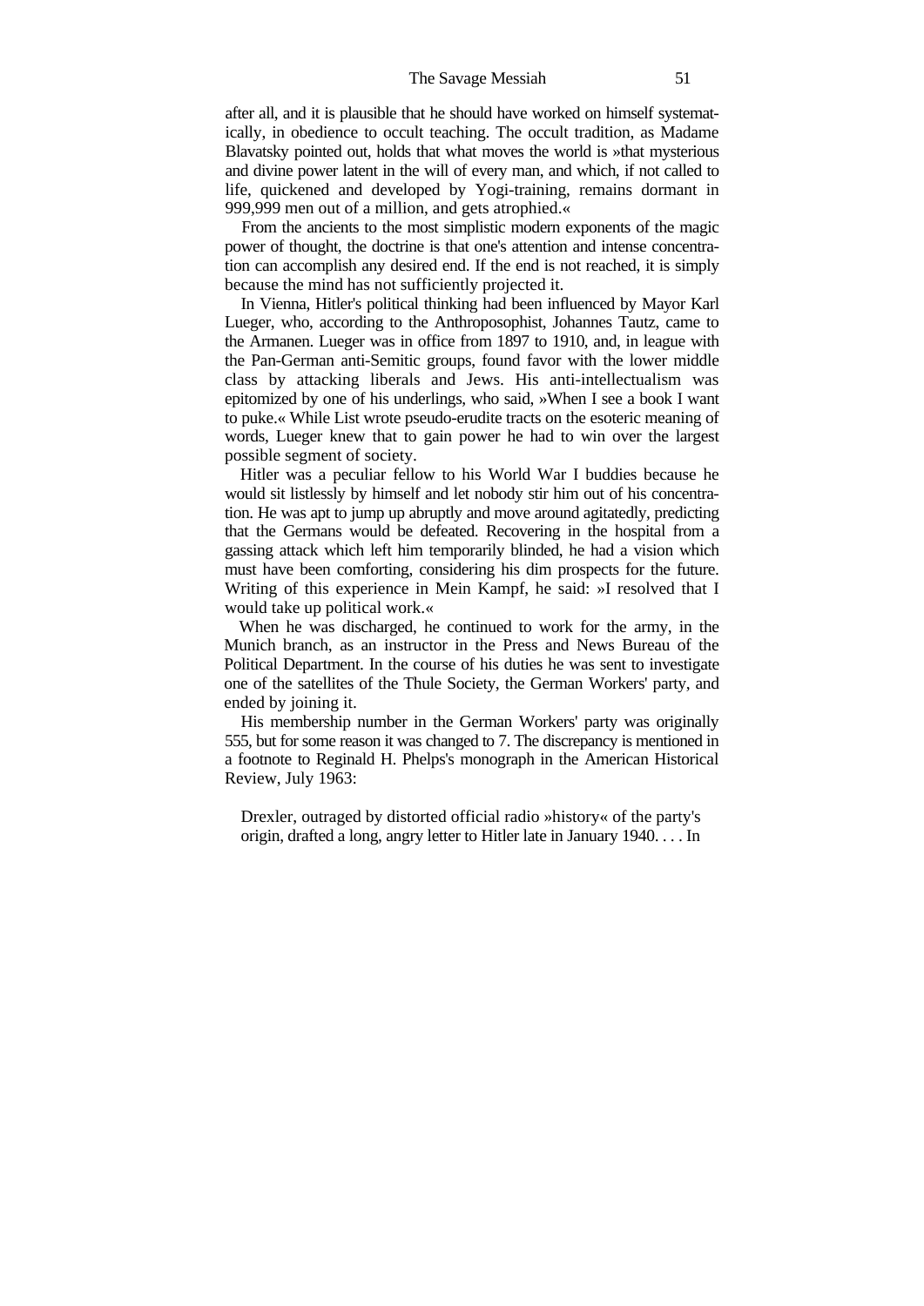after all, and it is plausible that he should have worked on himself systematically, in obedience to occult teaching. The occult tradition, as Madame Blavatsky pointed out, holds that what moves the world is »that mysterious and divine power latent in the will of every man, and which, if not called to life, quickened and developed by Yogi-training, remains dormant in 999,999 men out of a million, and gets atrophied.«

From the ancients to the most simplistic modern exponents of the magic power of thought, the doctrine is that one's attention and intense concentration can accomplish any desired end. If the end is not reached, it is simply because the mind has not sufficiently projected it.

In Vienna, Hitler's political thinking had been influenced by Mayor Karl Lueger, who, according to the Anthroposophist, Johannes Tautz, came to the Armanen. Lueger was in office from 1897 to 1910, and, in league with the Pan-German anti-Semitic groups, found favor with the lower middle class by attacking liberals and Jews. His anti-intellectualism was epitomized by one of his underlings, who said, »When I see a book I want to puke.« While List wrote pseudo-erudite tracts on the esoteric meaning of words, Lueger knew that to gain power he had to win over the largest possible segment of society.

Hitler was a peculiar fellow to his World War I buddies because he would sit listlessly by himself and let nobody stir him out of his concentration. He was apt to jump up abruptly and move around agitatedly, predicting that the Germans would be defeated. Recovering in the hospital from a gassing attack which left him temporarily blinded, he had a vision which must have been comforting, considering his dim prospects for the future. Writing of this experience in Mein Kampf, he said: »I resolved that I would take up political work.«

When he was discharged, he continued to work for the army, in the Munich branch, as an instructor in the Press and News Bureau of the Political Department. In the course of his duties he was sent to investigate one of the satellites of the Thule Society, the German Workers' party, and ended by joining it.

His membership number in the German Workers' party was originally 555, but for some reason it was changed to 7. The discrepancy is mentioned in a footnote to Reginald H. Phelps's monograph in the American Historical Review, July 1963:

> Drexler, outraged by distorted official radio »history« of the party's origin, drafted a long, angry letter to Hitler late in January 1940. . . . In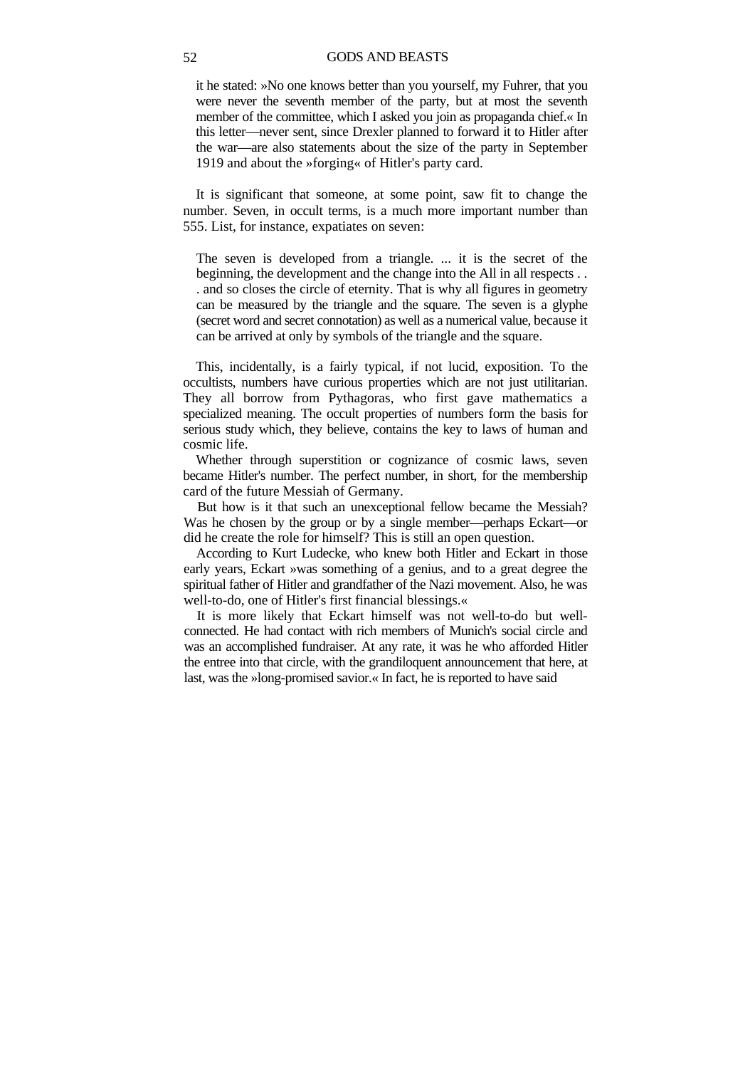it he stated: »No one knows better than you yourself, my Fuhrer, that you were never the seventh member of the party, but at most the seventh member of the committee, which I asked you join as propaganda chief.« In this letter—never sent, since Drexler planned to forward it to Hitler after the war—are also statements about the size of the party in September 1919 and about the »forging« of Hitler's party card.

It is significant that someone, at some point, saw fit to change the number. Seven, in occult terms, is a much more important number than 555. List, for instance, expatiates on seven:

> The seven is developed from a triangle. ... it is the secret of the beginning, the development and the change into the All in all respects . . . and so closes the circle of eternity. That is why all figures in geometry can be measured by the triangle and the square. The seven is a glyphe (secret word and secret connotation) as well as a numerical value, because it can be arrived at only by symbols of the triangle and the square.

This, incidentally, is a fairly typical, if not lucid, exposition. To the occultists, numbers have curious properties which are not just utilitarian. They all borrow from Pythagoras, who first gave mathematics a specialized meaning. The occult properties of numbers form the basis for serious study which, they believe, contains the key to laws of human and cosmic life.

Whether through superstition or cognizance of cosmic laws, seven became Hitler's number. The perfect number, in short, for the membership card of the future Messiah of Germany.

But how is it that such an unexceptional fellow became the Messiah? Was he chosen by the group or by a single member—perhaps Eckart—or did he create the role for himself? This is still an open question.

According to Kurt Ludecke, who knew both Hitler and Eckart in those early years, Eckart »was something of a genius, and to a great degree the spiritual father of Hitler and grandfather of the Nazi movement. Also, he was well-to-do, one of Hitler's first financial blessings.«

It is more likely that Eckart himself was not well-to-do but well-connected. He had contact with rich members of Munich's social circle and was an accomplished fundraiser. At any rate, it was he who afforded Hitler the entree into that circle, with the grandiloquent announcement that here, at last, was the »long-promised savior.« In fact, he is reported to have said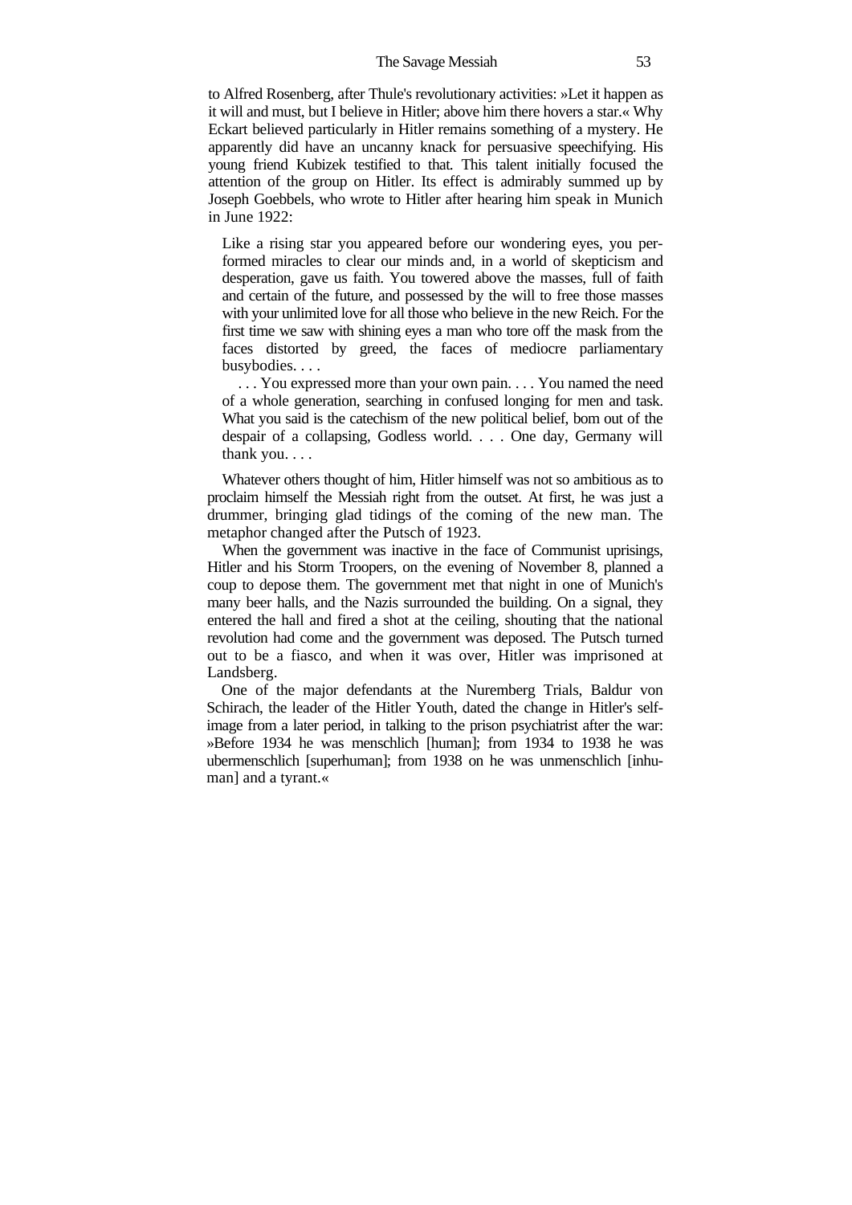to Alfred Rosenberg, after Thule's revolutionary activities: »Let it happen as it will and must, but I believe in Hitler; above him there hovers a star.« Why Eckart believed particularly in Hitler remains something of a mystery. He apparently did have an uncanny knack for persuasive speechifying. His young friend Kubizek testified to that. This talent initially focused the attention of the group on Hitler. Its effect is admirably summed up by Joseph Goebbels, who wrote to Hitler after hearing him speak in Munich in June 1922:

> Like a rising star you appeared before our wondering eyes, you performed miracles to clear our minds and, in a world of skepticism and desperation, gave us faith. You towered above the masses, full of faith and certain of the future, and possessed by the will to free those masses with your unlimited love for all those who believe in the new Reich. For the first time we saw with shining eyes a man who tore off the mask from the faces distorted by greed, the faces of mediocre parliamentary busybodies. . . .
>
> . . . You expressed more than your own pain. . . . You named the need of a whole generation, searching in confused longing for men and task. What you said is the catechism of the new political belief, bom out of the despair of a collapsing, Godless world. . . . One day, Germany will thank you. . . .

Whatever others thought of him, Hitler himself was not so ambitious as to proclaim himself the Messiah right from the outset. At first, he was just a drummer, bringing glad tidings of the coming of the new man. The metaphor changed after the Putsch of 1923.

When the government was inactive in the face of Communist uprisings, Hitler and his Storm Troopers, on the evening of November 8, planned a coup to depose them. The government met that night in one of Munich's many beer halls, and the Nazis surrounded the building. On a signal, they entered the hall and fired a shot at the ceiling, shouting that the national revolution had come and the government was deposed. The Putsch turned out to be a fiasco, and when it was over, Hitler was imprisoned at Landsberg.

One of the major defendants at the Nuremberg Trials, Baldur von Schirach, the leader of the Hitler Youth, dated the change in Hitler's self-image from a later period, in talking to the prison psychiatrist after the war: »Before 1934 he was menschlich [human]; from 1934 to 1938 he was ubermenschlich [superhuman]; from 1938 on he was unmenschlich [inhuman] and a tyrant.«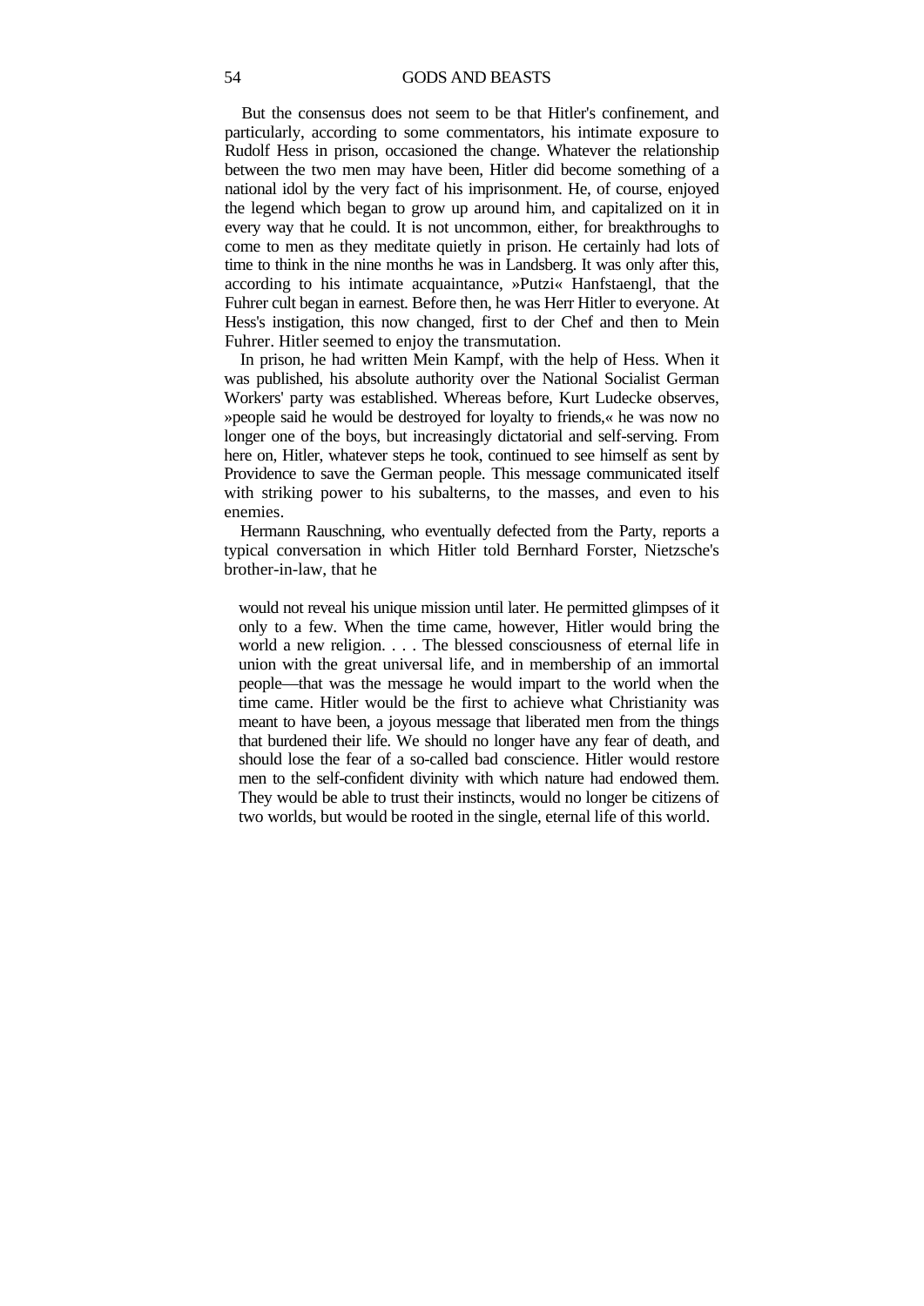But the consensus does not seem to be that Hitler's confinement, and particularly, according to some commentators, his intimate exposure to Rudolf Hess in prison, occasioned the change. Whatever the relationship between the two men may have been, Hitler did become something of a national idol by the very fact of his imprisonment. He, of course, enjoyed the legend which began to grow up around him, and capitalized on it in every way that he could. It is not uncommon, either, for breakthroughs to come to men as they meditate quietly in prison. He certainly had lots of time to think in the nine months he was in Landsberg. It was only after this, according to his intimate acquaintance, »Putzi« Hanfstaengl, that the Fuhrer cult began in earnest. Before then, he was Herr Hitler to everyone. At Hess's instigation, this now changed, first to der Chef and then to Mein Fuhrer. Hitler seemed to enjoy the transmutation.

In prison, he had written Mein Kampf, with the help of Hess. When it was published, his absolute authority over the National Socialist German Workers' party was established. Whereas before, Kurt Ludecke observes, »people said he would be destroyed for loyalty to friends,« he was now no longer one of the boys, but increasingly dictatorial and self-serving. From here on, Hitler, whatever steps he took, continued to see himself as sent by Providence to save the German people. This message communicated itself with striking power to his subalterns, to the masses, and even to his enemies.

Hermann Rauschning, who eventually defected from the Party, reports a typical conversation in which Hitler told Bernhard Forster, Nietzsche's brother-in-law, that he

> would not reveal his unique mission until later. He permitted glimpses of it only to a few. When the time came, however, Hitler would bring the world a new religion. . . . The blessed consciousness of eternal life in union with the great universal life, and in membership of an immortal people—that was the message he would impart to the world when the time came. Hitler would be the first to achieve what Christianity was meant to have been, a joyous message that liberated men from the things that burdened their life. We should no longer have any fear of death, and should lose the fear of a so-called bad conscience. Hitler would restore men to the self-confident divinity with which nature had endowed them. They would be able to trust their instincts, would no longer be citizens of two worlds, but would be rooted in the single, eternal life of this world.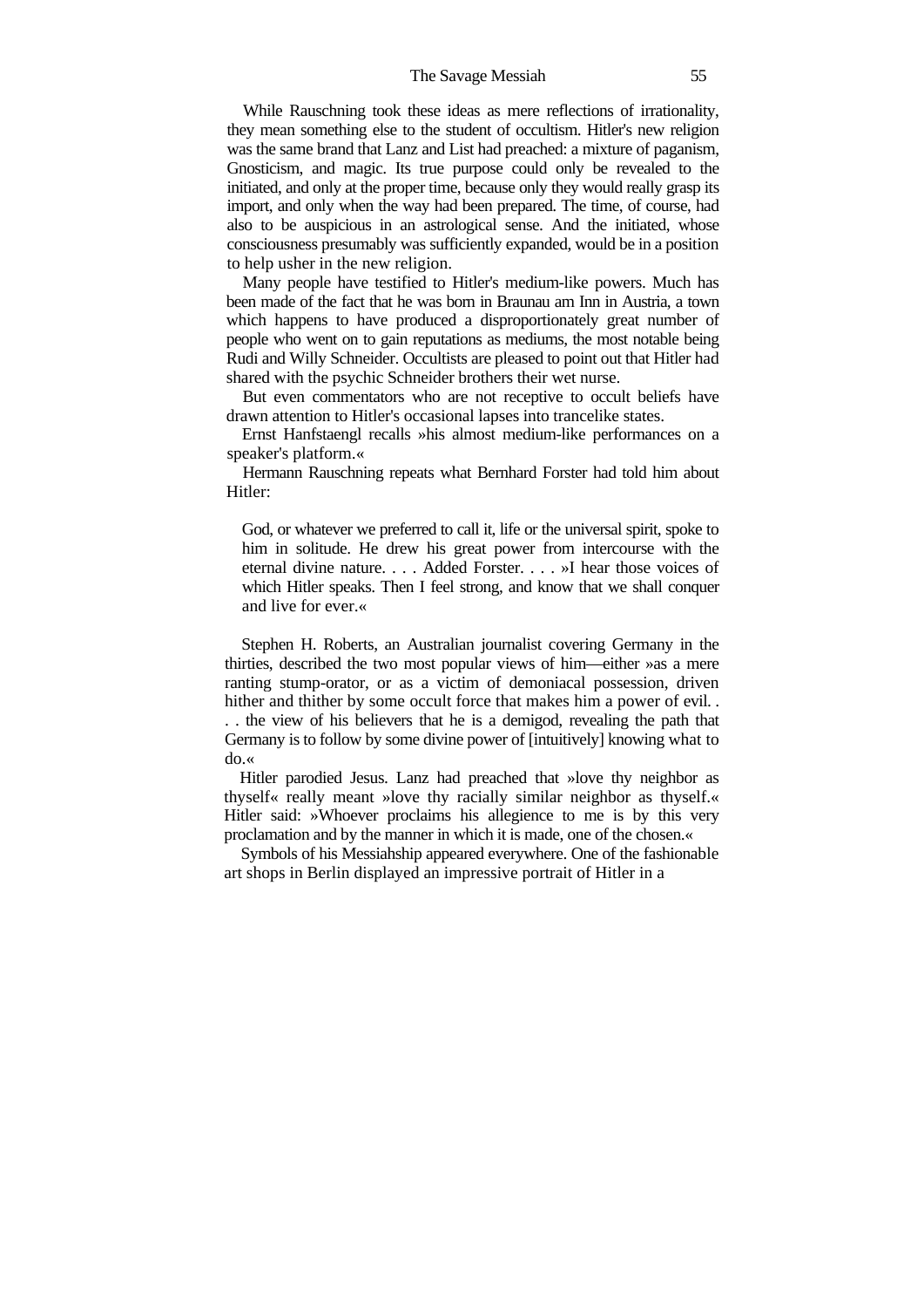While Rauschning took these ideas as mere reflections of irrationality, they mean something else to the student of occultism. Hitler's new religion was the same brand that Lanz and List had preached: a mixture of paganism, Gnosticism, and magic. Its true purpose could only be revealed to the initiated, and only at the proper time, because only they would really grasp its import, and only when the way had been prepared. The time, of course, had also to be auspicious in an astrological sense. And the initiated, whose consciousness presumably was sufficiently expanded, would be in a position to help usher in the new religion.

Many people have testified to Hitler's medium-like powers. Much has been made of the fact that he was born in Braunau am Inn in Austria, a town which happens to have produced a disproportionately great number of people who went on to gain reputations as mediums, the most notable being Rudi and Willy Schneider. Occultists are pleased to point out that Hitler had shared with the psychic Schneider brothers their wet nurse.

But even commentators who are not receptive to occult beliefs have drawn attention to Hitler's occasional lapses into trancelike states.

Ernst Hanfstaengl recalls »his almost medium-like performances on a speaker's platform.«

Hermann Rauschning repeats what Bernhard Forster had told him about Hitler:

> God, or whatever we preferred to call it, life or the universal spirit, spoke to him in solitude. He drew his great power from intercourse with the eternal divine nature. . . . Added Forster. . . . »I hear those voices of which Hitler speaks. Then I feel strong, and know that we shall conquer and live for ever.«

Stephen H. Roberts, an Australian journalist covering Germany in the thirties, described the two most popular views of him—either »as a mere ranting stump-orator, or as a victim of demoniacal possession, driven hither and thither by some occult force that makes him a power of evil. . . . the view of his believers that he is a demigod, revealing the path that Germany is to follow by some divine power of [intuitively] knowing what to do.«

Hitler parodied Jesus. Lanz had preached that »love thy neighbor as thyself« really meant »love thy racially similar neighbor as thyself.« Hitler said: »Whoever proclaims his allegience to me is by this very proclamation and by the manner in which it is made, one of the chosen.«

Symbols of his Messiahship appeared everywhere. One of the fashionable art shops in Berlin displayed an impressive portrait of Hitler in a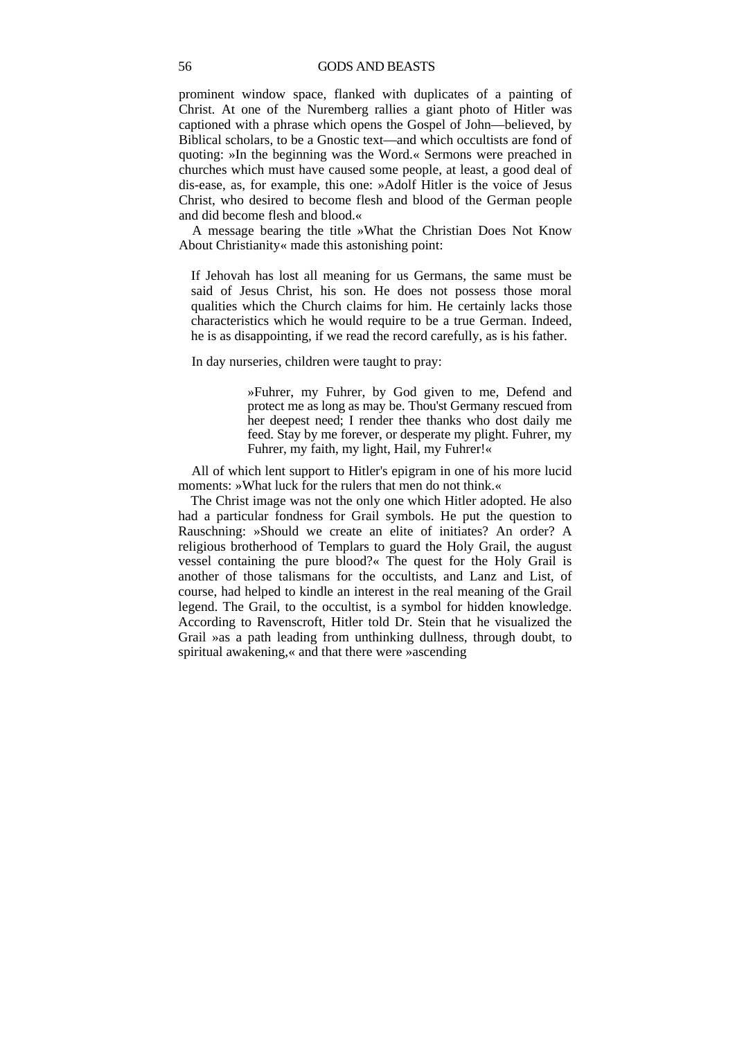prominent window space, flanked with duplicates of a painting of Christ. At one of the Nuremberg rallies a giant photo of Hitler was captioned with a phrase which opens the Gospel of John—believed, by Biblical scholars, to be a Gnostic text—and which occultists are fond of quoting: »In the beginning was the Word.« Sermons were preached in churches which must have caused some people, at least, a good deal of dis-ease, as, for example, this one: »Adolf Hitler is the voice of Jesus Christ, who desired to become flesh and blood of the German people and did become flesh and blood.«

A message bearing the title »What the Christian Does Not Know About Christianity« made this astonishing point:

> If Jehovah has lost all meaning for us Germans, the same must be said of Jesus Christ, his son. He does not possess those moral qualities which the Church claims for him. He certainly lacks those characteristics which he would require to be a true German. Indeed, he is as disappointing, if we read the record carefully, as is his father.

In day nurseries, children were taught to pray:

> »Fuhrer, my Fuhrer, by God given to me, Defend and protect me as long as may be. Thou'st Germany rescued from her deepest need; I render thee thanks who dost daily me feed. Stay by me forever, or desperate my plight. Fuhrer, my Fuhrer, my faith, my light, Hail, my Fuhrer!«

All of which lent support to Hitler's epigram in one of his more lucid moments: »What luck for the rulers that men do not think.«

The Christ image was not the only one which Hitler adopted. He also had a particular fondness for Grail symbols. He put the question to Rauschning: »Should we create an elite of initiates? An order? A religious brotherhood of Templars to guard the Holy Grail, the august vessel containing the pure blood?« The quest for the Holy Grail is another of those talismans for the occultists, and Lanz and List, of course, had helped to kindle an interest in the real meaning of the Grail legend. The Grail, to the occultist, is a symbol for hidden knowledge. According to Ravenscroft, Hitler told Dr. Stein that he visualized the Grail »as a path leading from unthinking dullness, through doubt, to spiritual awakening,« and that there were »ascending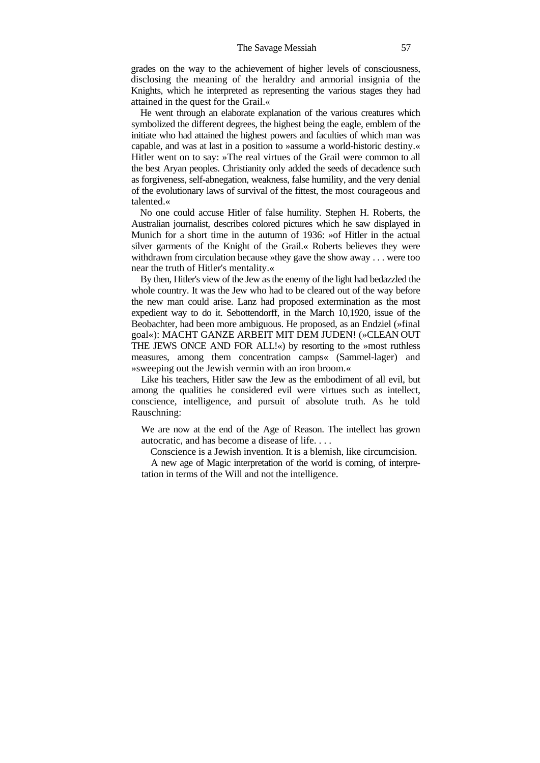grades on the way to the achievement of higher levels of consciousness, disclosing the meaning of the heraldry and armorial insignia of the Knights, which he interpreted as representing the various stages they had attained in the quest for the Grail.«

He went through an elaborate explanation of the various creatures which symbolized the different degrees, the highest being the eagle, emblem of the initiate who had attained the highest powers and faculties of which man was capable, and was at last in a position to »assume a world-historic destiny.« Hitler went on to say: »The real virtues of the Grail were common to all the best Aryan peoples. Christianity only added the seeds of decadence such as forgiveness, self-abnegation, weakness, false humility, and the very denial of the evolutionary laws of survival of the fittest, the most courageous and talented.«

No one could accuse Hitler of false humility. Stephen H. Roberts, the Australian journalist, describes colored pictures which he saw displayed in Munich for a short time in the autumn of 1936: »of Hitler in the actual silver garments of the Knight of the Grail.« Roberts believes they were withdrawn from circulation because »they gave the show away . . . were too near the truth of Hitler's mentality.«

By then, Hitler's view of the Jew as the enemy of the light had bedazzled the whole country. It was the Jew who had to be cleared out of the way before the new man could arise. Lanz had proposed extermination as the most expedient way to do it. Sebottendorff, in the March 10,1920, issue of the Beobachter, had been more ambiguous. He proposed, as an Endziel (»final goal«): MACHT GANZE ARBEIT MIT DEM JUDEN! (»CLEAN OUT THE JEWS ONCE AND FOR ALL!«) by resorting to the »most ruthless measures, among them concentration camps« (Sammel-lager) and »sweeping out the Jewish vermin with an iron broom.«

Like his teachers, Hitler saw the Jew as the embodiment of all evil, but among the qualities he considered evil were virtues such as intellect, conscience, intelligence, and pursuit of absolute truth. As he told Rauschning:

> We are now at the end of the Age of Reason. The intellect has grown autocratic, and has become a disease of life. . . .
>
> Conscience is a Jewish invention. It is a blemish, like circumcision.
>
> A new age of Magic interpretation of the world is coming, of interpretation in terms of the Will and not the intelligence.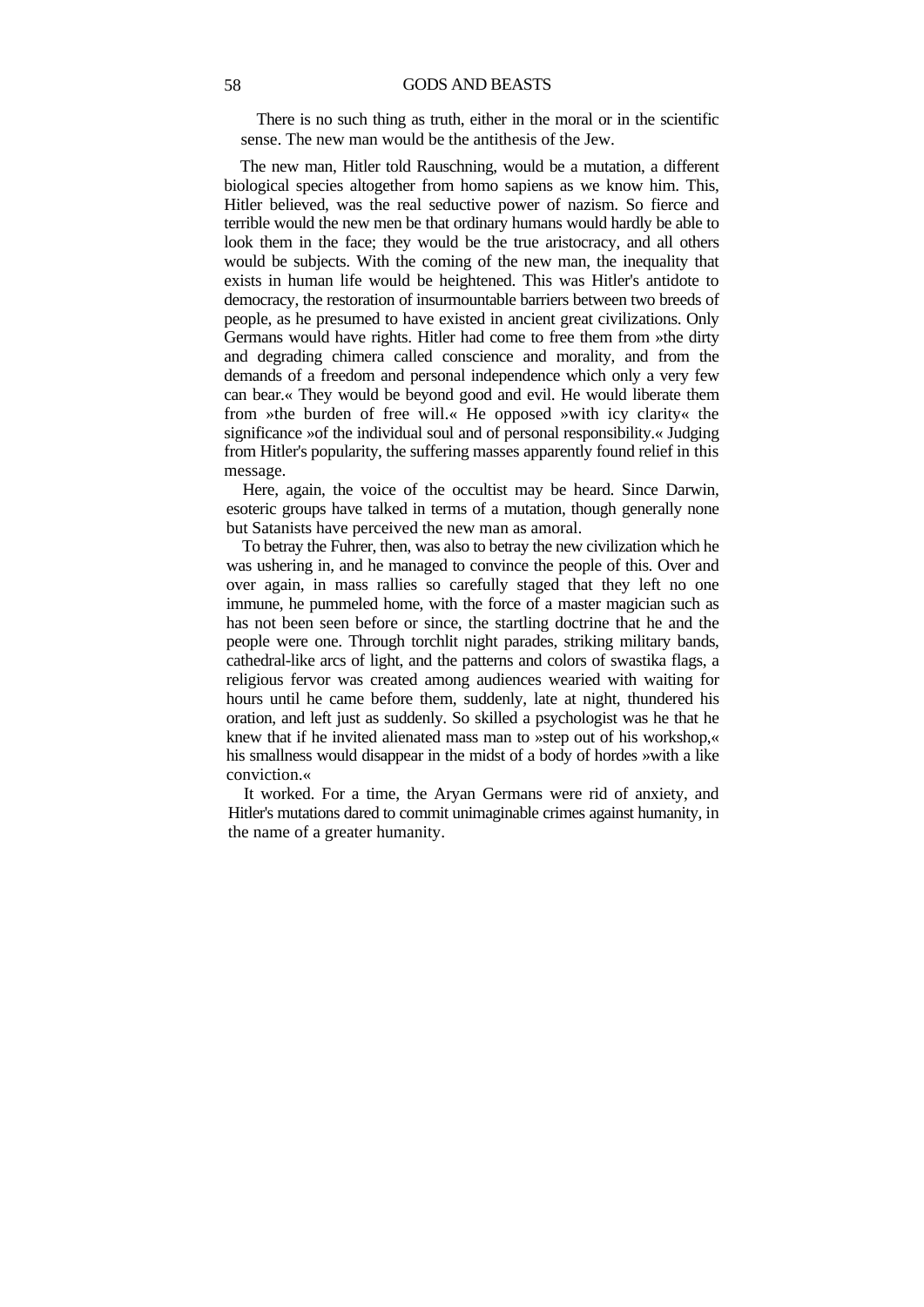There is no such thing as truth, either in the moral or in the scientific sense. The new man would be the antithesis of the Jew.

The new man, Hitler told Rauschning, would be a mutation, a different biological species altogether from homo sapiens as we know him. This, Hitler believed, was the real seductive power of nazism. So fierce and terrible would the new men be that ordinary humans would hardly be able to look them in the face; they would be the true aristocracy, and all others would be subjects. With the coming of the new man, the inequality that exists in human life would be heightened. This was Hitler's antidote to democracy, the restoration of insurmountable barriers between two breeds of people, as he presumed to have existed in ancient great civilizations. Only Germans would have rights. Hitler had come to free them from »the dirty and degrading chimera called conscience and morality, and from the demands of a freedom and personal independence which only a very few can bear.« They would be beyond good and evil. He would liberate them from »the burden of free will.« He opposed »with icy clarity« the significance »of the individual soul and of personal responsibility.« Judging from Hitler's popularity, the suffering masses apparently found relief in this message.

Here, again, the voice of the occultist may be heard. Since Darwin, esoteric groups have talked in terms of a mutation, though generally none but Satanists have perceived the new man as amoral.

To betray the Fuhrer, then, was also to betray the new civilization which he was ushering in, and he managed to convince the people of this. Over and over again, in mass rallies so carefully staged that they left no one immune, he pummeled home, with the force of a master magician such as has not been seen before or since, the startling doctrine that he and the people were one. Through torchlit night parades, striking military bands, cathedral-like arcs of light, and the patterns and colors of swastika flags, a religious fervor was created among audiences wearied with waiting for hours until he came before them, suddenly, late at night, thundered his oration, and left just as suddenly. So skilled a psychologist was he that he knew that if he invited alienated mass man to »step out of his workshop,« his smallness would disappear in the midst of a body of hordes »with a like conviction.«

It worked. For a time, the Aryan Germans were rid of anxiety, and Hitler's mutations dared to commit unimaginable crimes against humanity, in the name of a greater humanity.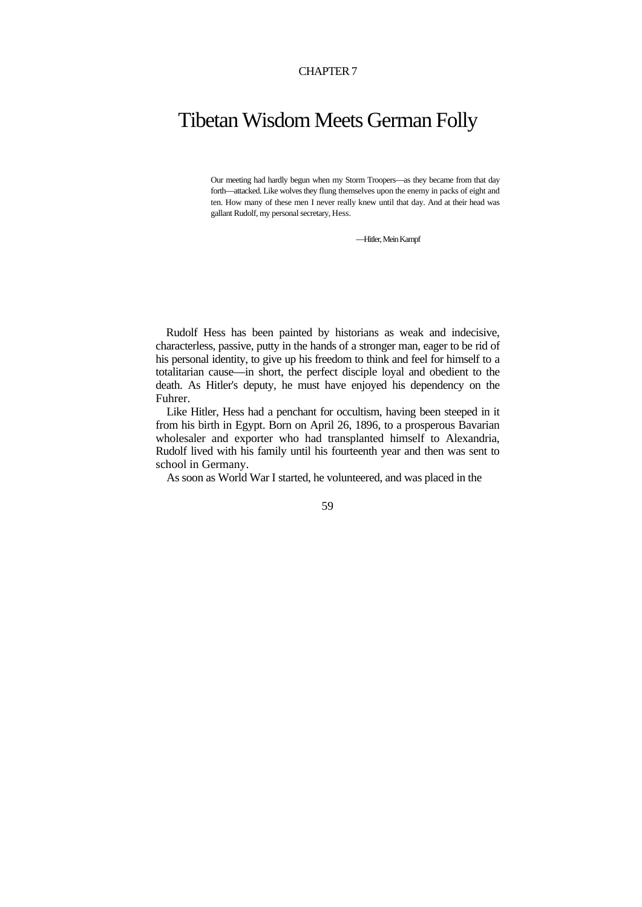CHAPTER 7

# Tibetan Wisdom Meets German Folly

> Our meeting had hardly begun when my Storm Troopers—as they became from that day forth—attacked. Like wolves they flung themselves upon the enemy in packs of eight and ten. How many of these men I never really knew until that day. And at their head was gallant Rudolf, my personal secretary, Hess.
>
> —Hitler, Mein Kampf

Rudolf Hess has been painted by historians as weak and indecisive, characterless, passive, putty in the hands of a stronger man, eager to be rid of his personal identity, to give up his freedom to think and feel for himself to a totalitarian cause—in short, the perfect disciple loyal and obedient to the death. As Hitler's deputy, he must have enjoyed his dependency on the Fuhrer.

Like Hitler, Hess had a penchant for occultism, having been steeped in it from his birth in Egypt. Born on April 26, 1896, to a prosperous Bavarian wholesaler and exporter who had transplanted himself to Alexandria, Rudolf lived with his family until his fourteenth year and then was sent to school in Germany.

As soon as World War I started, he volunteered, and was placed in the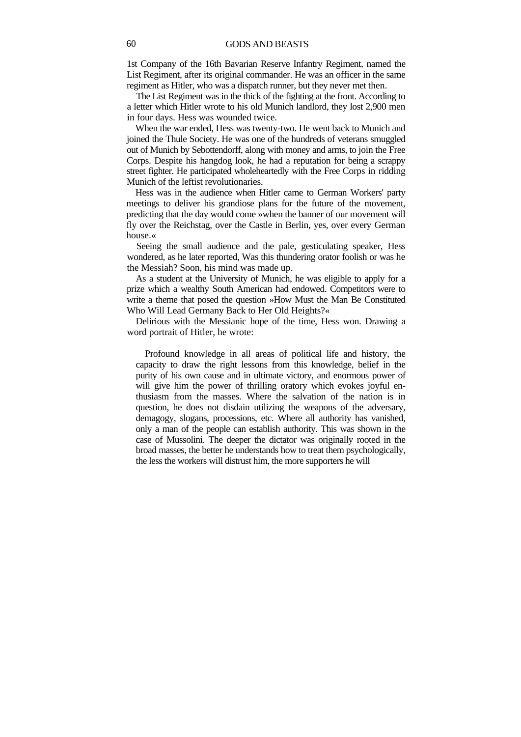1st Company of the 16th Bavarian Reserve Infantry Regiment, named the List Regiment, after its original commander. He was an officer in the same regiment as Hitler, who was a dispatch runner, but they never met then.

The List Regiment was in the thick of the fighting at the front. According to a letter which Hitler wrote to his old Munich landlord, they lost 2,900 men in four days. Hess was wounded twice.

When the war ended, Hess was twenty-two. He went back to Munich and joined the Thule Society. He was one of the hundreds of veterans smuggled out of Munich by Sebottendorff, along with money and arms, to join the Free Corps. Despite his hangdog look, he had a reputation for being a scrappy street fighter. He participated wholeheartedly with the Free Corps in ridding Munich of the leftist revolutionaries.

Hess was in the audience when Hitler came to German Workers' party meetings to deliver his grandiose plans for the future of the movement, predicting that the day would come »when the banner of our movement will fly over the Reichstag, over the Castle in Berlin, yes, over every German house.«

Seeing the small audience and the pale, gesticulating speaker, Hess wondered, as he later reported, Was this thundering orator foolish or was he the Messiah? Soon, his mind was made up.

As a student at the University of Munich, he was eligible to apply for a prize which a wealthy South American had endowed. Competitors were to write a theme that posed the question »How Must the Man Be Constituted Who Will Lead Germany Back to Her Old Heights?«

Delirious with the Messianic hope of the time, Hess won. Drawing a word portrait of Hitler, he wrote:

> Profound knowledge in all areas of political life and history, the capacity to draw the right lessons from this knowledge, belief in the purity of his own cause and in ultimate victory, and enormous power of will give him the power of thrilling oratory which evokes joyful enthusiasm from the masses. Where the salvation of the nation is in question, he does not disdain utilizing the weapons of the adversary, demagogy, slogans, processions, etc. Where all authority has vanished, only a man of the people can establish authority. This was shown in the case of Mussolini. The deeper the dictator was originally rooted in the broad masses, the better he understands how to treat them psychologically, the less the workers will distrust him, the more supporters he will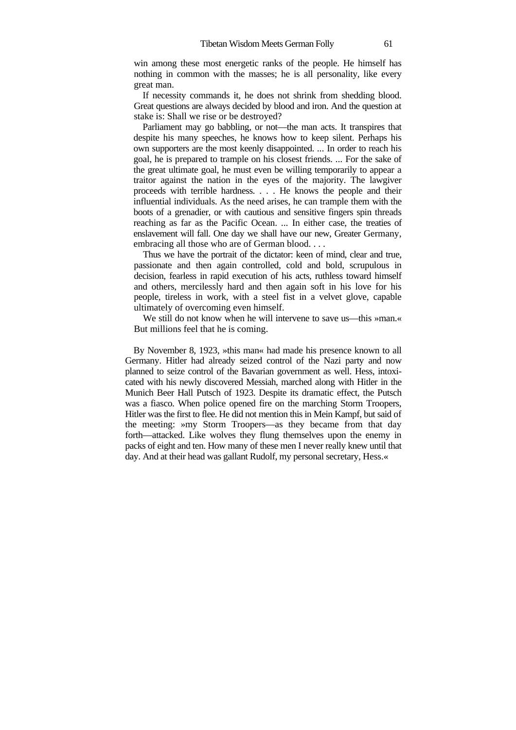win among these most energetic ranks of the people. He himself has nothing in common with the masses; he is all personality, like every great man.

If necessity commands it, he does not shrink from shedding blood. Great questions are always decided by blood and iron. And the question at stake is: Shall we rise or be destroyed?

Parliament may go babbling, or not—the man acts. It transpires that despite his many speeches, he knows how to keep silent. Perhaps his own supporters are the most keenly disappointed. ... In order to reach his goal, he is prepared to trample on his closest friends. ... For the sake of the great ultimate goal, he must even be willing temporarily to appear a traitor against the nation in the eyes of the majority. The lawgiver proceeds with terrible hardness. . . . He knows the people and their influential individuals. As the need arises, he can trample them with the boots of a grenadier, or with cautious and sensitive fingers spin threads reaching as far as the Pacific Ocean. ... In either case, the treaties of enslavement will fall. One day we shall have our new, Greater Germany, embracing all those who are of German blood. . . .

Thus we have the portrait of the dictator: keen of mind, clear and true, passionate and then again controlled, cold and bold, scrupulous in decision, fearless in rapid execution of his acts, ruthless toward himself and others, mercilessly hard and then again soft in his love for his people, tireless in work, with a steel fist in a velvet glove, capable ultimately of overcoming even himself.

We still do not know when he will intervene to save us—this »man.« But millions feel that he is coming.

By November 8, 1923, »this man« had made his presence known to all Germany. Hitler had already seized control of the Nazi party and now planned to seize control of the Bavarian government as well. Hess, intoxicated with his newly discovered Messiah, marched along with Hitler in the Munich Beer Hall Putsch of 1923. Despite its dramatic effect, the Putsch was a fiasco. When police opened fire on the marching Storm Troopers, Hitler was the first to flee. He did not mention this in Mein Kampf, but said of the meeting: »my Storm Troopers—as they became from that day forth—attacked. Like wolves they flung themselves upon the enemy in packs of eight and ten. How many of these men I never really knew until that day. And at their head was gallant Rudolf, my personal secretary, Hess.«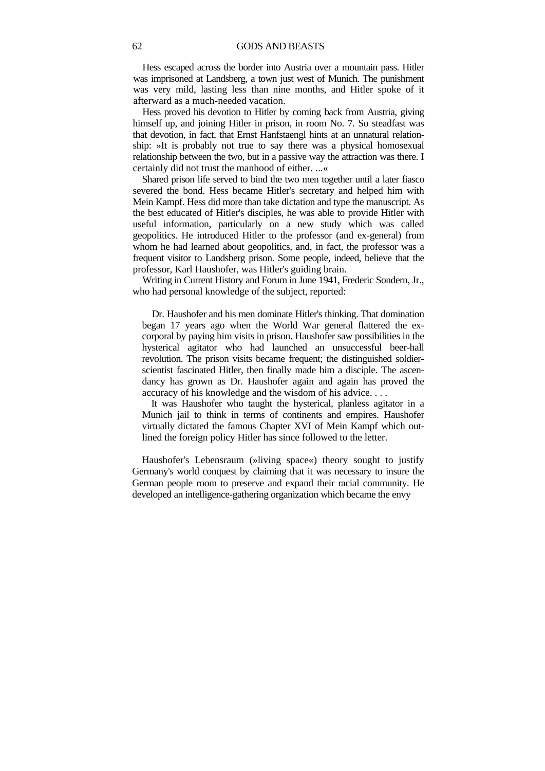Hess escaped across the border into Austria over a mountain pass. Hitler was imprisoned at Landsberg, a town just west of Munich. The punishment was very mild, lasting less than nine months, and Hitler spoke of it afterward as a much-needed vacation.

Hess proved his devotion to Hitler by coming back from Austria, giving himself up, and joining Hitler in prison, in room No. 7. So steadfast was that devotion, in fact, that Ernst Hanfstaengl hints at an unnatural relationship: »It is probably not true to say there was a physical homosexual relationship between the two, but in a passive way the attraction was there. I certainly did not trust the manhood of either. ...«

Shared prison life served to bind the two men together until a later fiasco severed the bond. Hess became Hitler's secretary and helped him with Mein Kampf. Hess did more than take dictation and type the manuscript. As the best educated of Hitler's disciples, he was able to provide Hitler with useful information, particularly on a new study which was called geopolitics. He introduced Hitler to the professor (and ex-general) from whom he had learned about geopolitics, and, in fact, the professor was a frequent visitor to Landsberg prison. Some people, indeed, believe that the professor, Karl Haushofer, was Hitler's guiding brain.

Writing in Current History and Forum in June 1941, Frederic Sondern, Jr., who had personal knowledge of the subject, reported:

> Dr. Haushofer and his men dominate Hitler's thinking. That domination began 17 years ago when the World War general flattered the ex-corporal by paying him visits in prison. Haushofer saw possibilities in the hysterical agitator who had launched an unsuccessful beer-hall revolution. The prison visits became frequent; the distinguished soldier-scientist fascinated Hitler, then finally made him a disciple. The ascendancy has grown as Dr. Haushofer again and again has proved the accuracy of his knowledge and the wisdom of his advice. . . .
>
> It was Haushofer who taught the hysterical, planless agitator in a Munich jail to think in terms of continents and empires. Haushofer virtually dictated the famous Chapter XVI of Mein Kampf which outlined the foreign policy Hitler has since followed to the letter.

Haushofer's Lebensraum (»living space«) theory sought to justify Germany's world conquest by claiming that it was necessary to insure the German people room to preserve and expand their racial community. He developed an intelligence-gathering organization which became the envy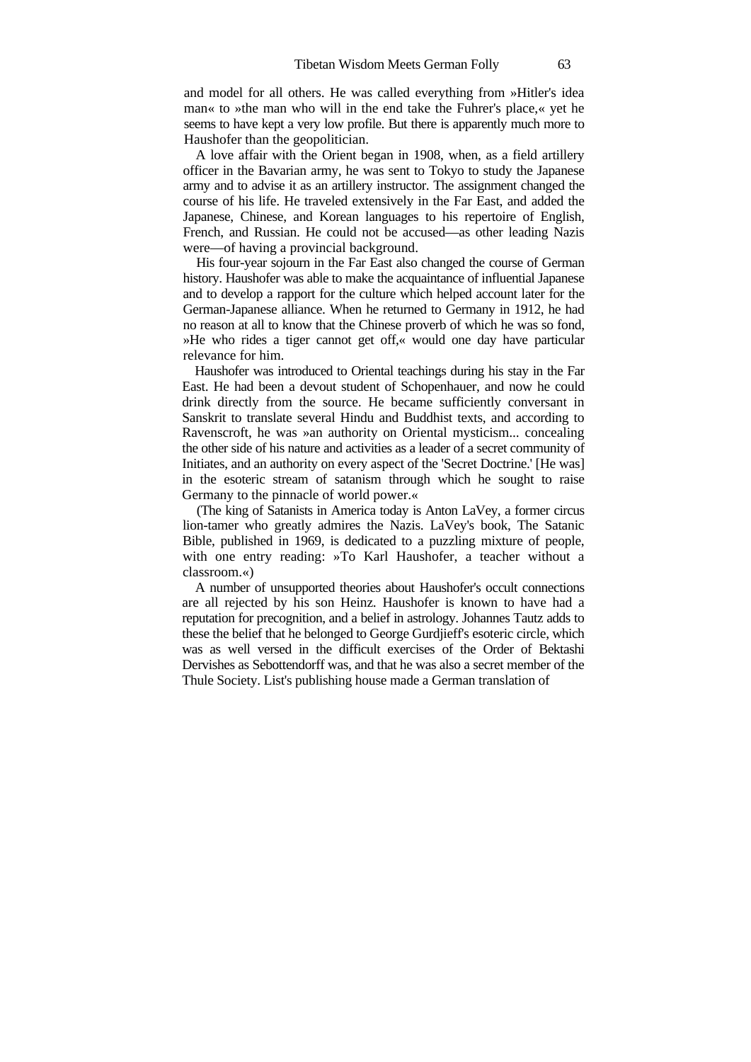and model for all others. He was called everything from »Hitler's idea man« to »the man who will in the end take the Fuhrer's place,« yet he seems to have kept a very low profile. But there is apparently much more to Haushofer than the geopolitician.

A love affair with the Orient began in 1908, when, as a field artillery officer in the Bavarian army, he was sent to Tokyo to study the Japanese army and to advise it as an artillery instructor. The assignment changed the course of his life. He traveled extensively in the Far East, and added the Japanese, Chinese, and Korean languages to his repertoire of English, French, and Russian. He could not be accused—as other leading Nazis were—of having a provincial background.

His four-year sojourn in the Far East also changed the course of German history. Haushofer was able to make the acquaintance of influential Japanese and to develop a rapport for the culture which helped account later for the German-Japanese alliance. When he returned to Germany in 1912, he had no reason at all to know that the Chinese proverb of which he was so fond, »He who rides a tiger cannot get off,« would one day have particular relevance for him.

Haushofer was introduced to Oriental teachings during his stay in the Far East. He had been a devout student of Schopenhauer, and now he could drink directly from the source. He became sufficiently conversant in Sanskrit to translate several Hindu and Buddhist texts, and according to Ravenscroft, he was »an authority on Oriental mysticism... concealing the other side of his nature and activities as a leader of a secret community of Initiates, and an authority on every aspect of the 'Secret Doctrine.' [He was] in the esoteric stream of satanism through which he sought to raise Germany to the pinnacle of world power.«

(The king of Satanists in America today is Anton LaVey, a former circus lion-tamer who greatly admires the Nazis. LaVey's book, The Satanic Bible, published in 1969, is dedicated to a puzzling mixture of people, with one entry reading: »To Karl Haushofer, a teacher without a classroom.«)

A number of unsupported theories about Haushofer's occult connections are all rejected by his son Heinz. Haushofer is known to have had a reputation for precognition, and a belief in astrology. Johannes Tautz adds to these the belief that he belonged to George Gurdjieff's esoteric circle, which was as well versed in the difficult exercises of the Order of Bektashi Dervishes as Sebottendorff was, and that he was also a secret member of the Thule Society. List's publishing house made a German translation of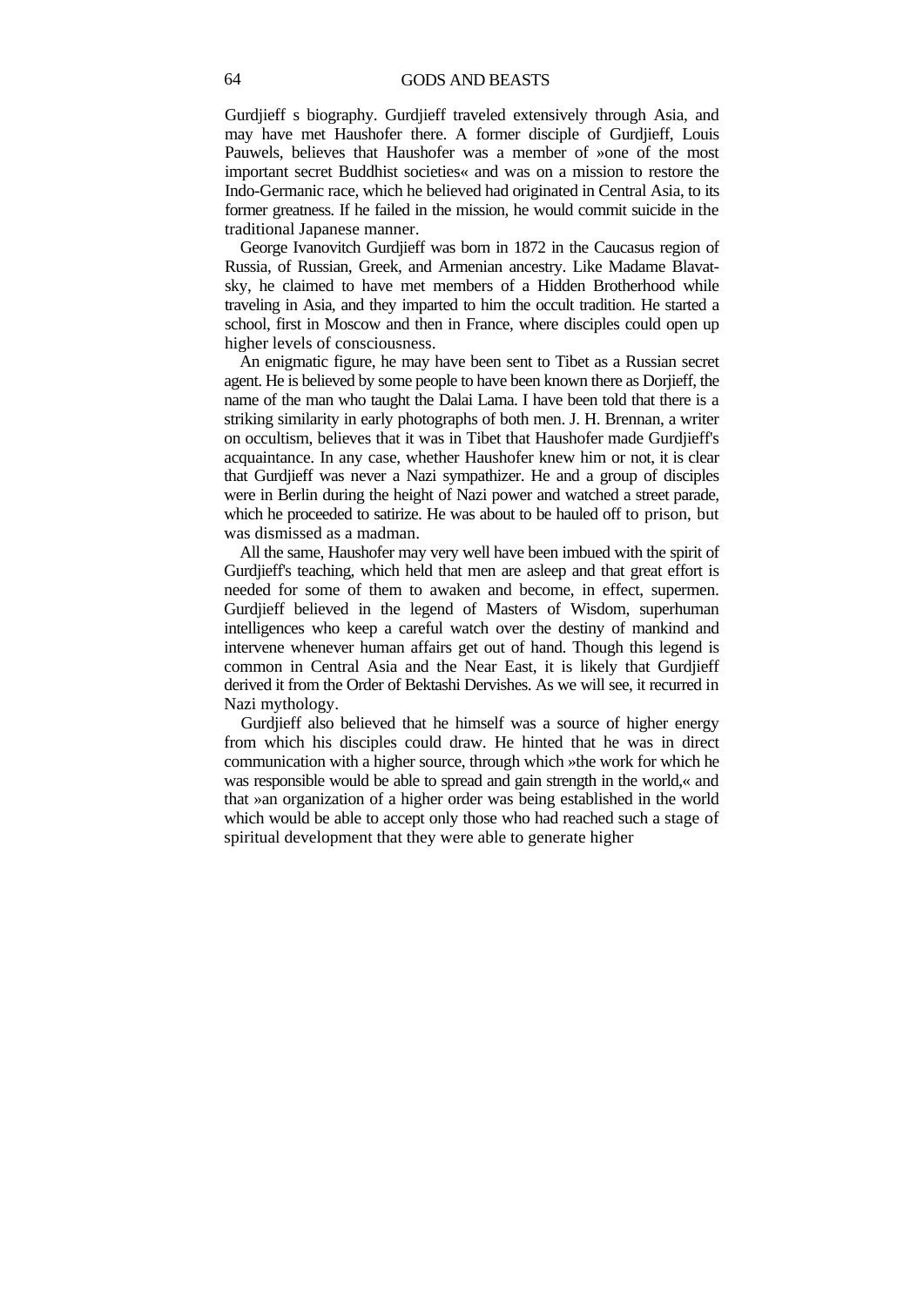Gurdjieff s biography. Gurdjieff traveled extensively through Asia, and may have met Haushofer there. A former disciple of Gurdjieff, Louis Pauwels, believes that Haushofer was a member of »one of the most important secret Buddhist societies« and was on a mission to restore the Indo-Germanic race, which he believed had originated in Central Asia, to its former greatness. If he failed in the mission, he would commit suicide in the traditional Japanese manner.

George Ivanovitch Gurdjieff was born in 1872 in the Caucasus region of Russia, of Russian, Greek, and Armenian ancestry. Like Madame Blavatsky, he claimed to have met members of a Hidden Brotherhood while traveling in Asia, and they imparted to him the occult tradition. He started a school, first in Moscow and then in France, where disciples could open up higher levels of consciousness.

An enigmatic figure, he may have been sent to Tibet as a Russian secret agent. He is believed by some people to have been known there as Dorjieff, the name of the man who taught the Dalai Lama. I have been told that there is a striking similarity in early photographs of both men. J. H. Brennan, a writer on occultism, believes that it was in Tibet that Haushofer made Gurdjieff's acquaintance. In any case, whether Haushofer knew him or not, it is clear that Gurdjieff was never a Nazi sympathizer. He and a group of disciples were in Berlin during the height of Nazi power and watched a street parade, which he proceeded to satirize. He was about to be hauled off to prison, but was dismissed as a madman.

All the same, Haushofer may very well have been imbued with the spirit of Gurdjieff's teaching, which held that men are asleep and that great effort is needed for some of them to awaken and become, in effect, supermen. Gurdjieff believed in the legend of Masters of Wisdom, superhuman intelligences who keep a careful watch over the destiny of mankind and intervene whenever human affairs get out of hand. Though this legend is common in Central Asia and the Near East, it is likely that Gurdjieff derived it from the Order of Bektashi Dervishes. As we will see, it recurred in Nazi mythology.

Gurdjieff also believed that he himself was a source of higher energy from which his disciples could draw. He hinted that he was in direct communication with a higher source, through which »the work for which he was responsible would be able to spread and gain strength in the world,« and that »an organization of a higher order was being established in the world which would be able to accept only those who had reached such a stage of spiritual development that they were able to generate higher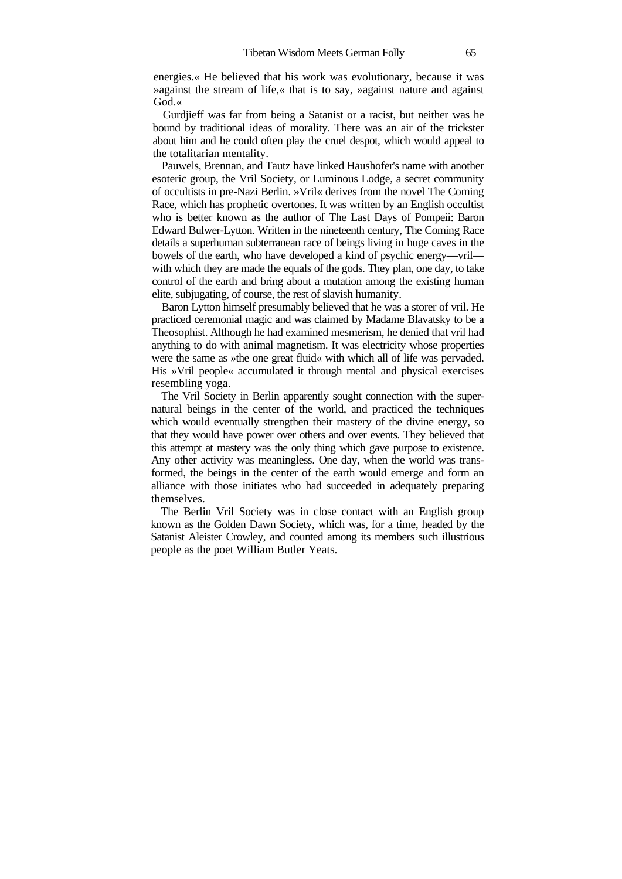energies.« He believed that his work was evolutionary, because it was »against the stream of life,« that is to say, »against nature and against God.«

Gurdjieff was far from being a Satanist or a racist, but neither was he bound by traditional ideas of morality. There was an air of the trickster about him and he could often play the cruel despot, which would appeal to the totalitarian mentality.

Pauwels, Brennan, and Tautz have linked Haushofer's name with another esoteric group, the Vril Society, or Luminous Lodge, a secret community of occultists in pre-Nazi Berlin. »Vril« derives from the novel The Coming Race, which has prophetic overtones. It was written by an English occultist who is better known as the author of The Last Days of Pompeii: Baron Edward Bulwer-Lytton. Written in the nineteenth century, The Coming Race details a superhuman subterranean race of beings living in huge caves in the bowels of the earth, who have developed a kind of psychic energy—vril—with which they are made the equals of the gods. They plan, one day, to take control of the earth and bring about a mutation among the existing human elite, subjugating, of course, the rest of slavish humanity.

Baron Lytton himself presumably believed that he was a storer of vril. He practiced ceremonial magic and was claimed by Madame Blavatsky to be a Theosophist. Although he had examined mesmerism, he denied that vril had anything to do with animal magnetism. It was electricity whose properties were the same as »the one great fluid« with which all of life was pervaded. His »Vril people« accumulated it through mental and physical exercises resembling yoga.

The Vril Society in Berlin apparently sought connection with the supernatural beings in the center of the world, and practiced the techniques which would eventually strengthen their mastery of the divine energy, so that they would have power over others and over events. They believed that this attempt at mastery was the only thing which gave purpose to existence. Any other activity was meaningless. One day, when the world was transformed, the beings in the center of the earth would emerge and form an alliance with those initiates who had succeeded in adequately preparing themselves.

The Berlin Vril Society was in close contact with an English group known as the Golden Dawn Society, which was, for a time, headed by the Satanist Aleister Crowley, and counted among its members such illustrious people as the poet William Butler Yeats.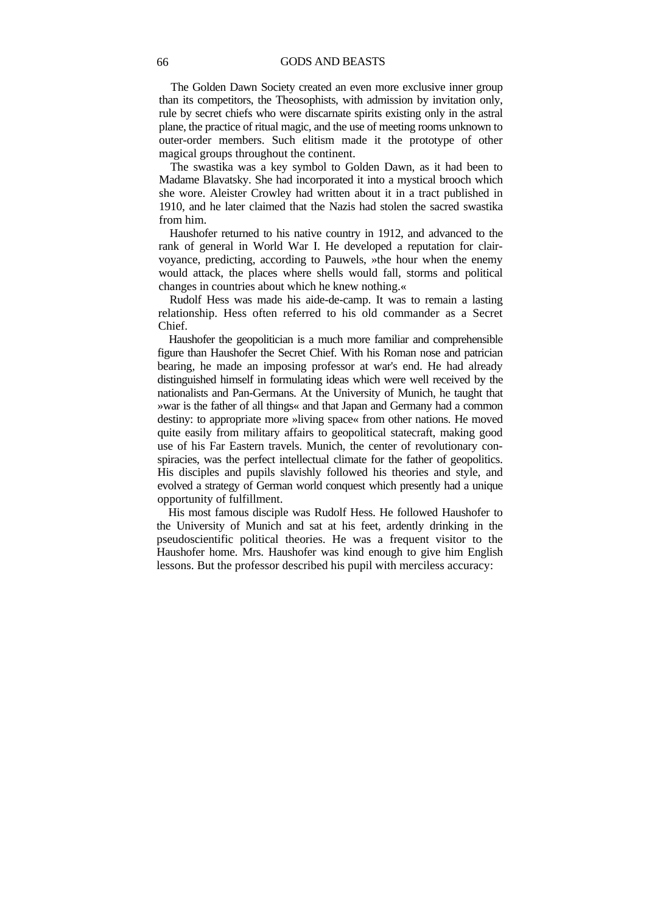The Golden Dawn Society created an even more exclusive inner group than its competitors, the Theosophists, with admission by invitation only, rule by secret chiefs who were discarnate spirits existing only in the astral plane, the practice of ritual magic, and the use of meeting rooms unknown to outer-order members. Such elitism made it the prototype of other magical groups throughout the continent.

The swastika was a key symbol to Golden Dawn, as it had been to Madame Blavatsky. She had incorporated it into a mystical brooch which she wore. Aleister Crowley had written about it in a tract published in 1910, and he later claimed that the Nazis had stolen the sacred swastika from him.

Haushofer returned to his native country in 1912, and advanced to the rank of general in World War I. He developed a reputation for clairvoyance, predicting, according to Pauwels, »the hour when the enemy would attack, the places where shells would fall, storms and political changes in countries about which he knew nothing.«

Rudolf Hess was made his aide-de-camp. It was to remain a lasting relationship. Hess often referred to his old commander as a Secret Chief.

Haushofer the geopolitician is a much more familiar and comprehensible figure than Haushofer the Secret Chief. With his Roman nose and patrician bearing, he made an imposing professor at war's end. He had already distinguished himself in formulating ideas which were well received by the nationalists and Pan-Germans. At the University of Munich, he taught that »war is the father of all things« and that Japan and Germany had a common destiny: to appropriate more »living space« from other nations. He moved quite easily from military affairs to geopolitical statecraft, making good use of his Far Eastern travels. Munich, the center of revolutionary conspiracies, was the perfect intellectual climate for the father of geopolitics. His disciples and pupils slavishly followed his theories and style, and evolved a strategy of German world conquest which presently had a unique opportunity of fulfillment.

His most famous disciple was Rudolf Hess. He followed Haushofer to the University of Munich and sat at his feet, ardently drinking in the pseudoscientific political theories. He was a frequent visitor to the Haushofer home. Mrs. Haushofer was kind enough to give him English lessons. But the professor described his pupil with merciless accuracy: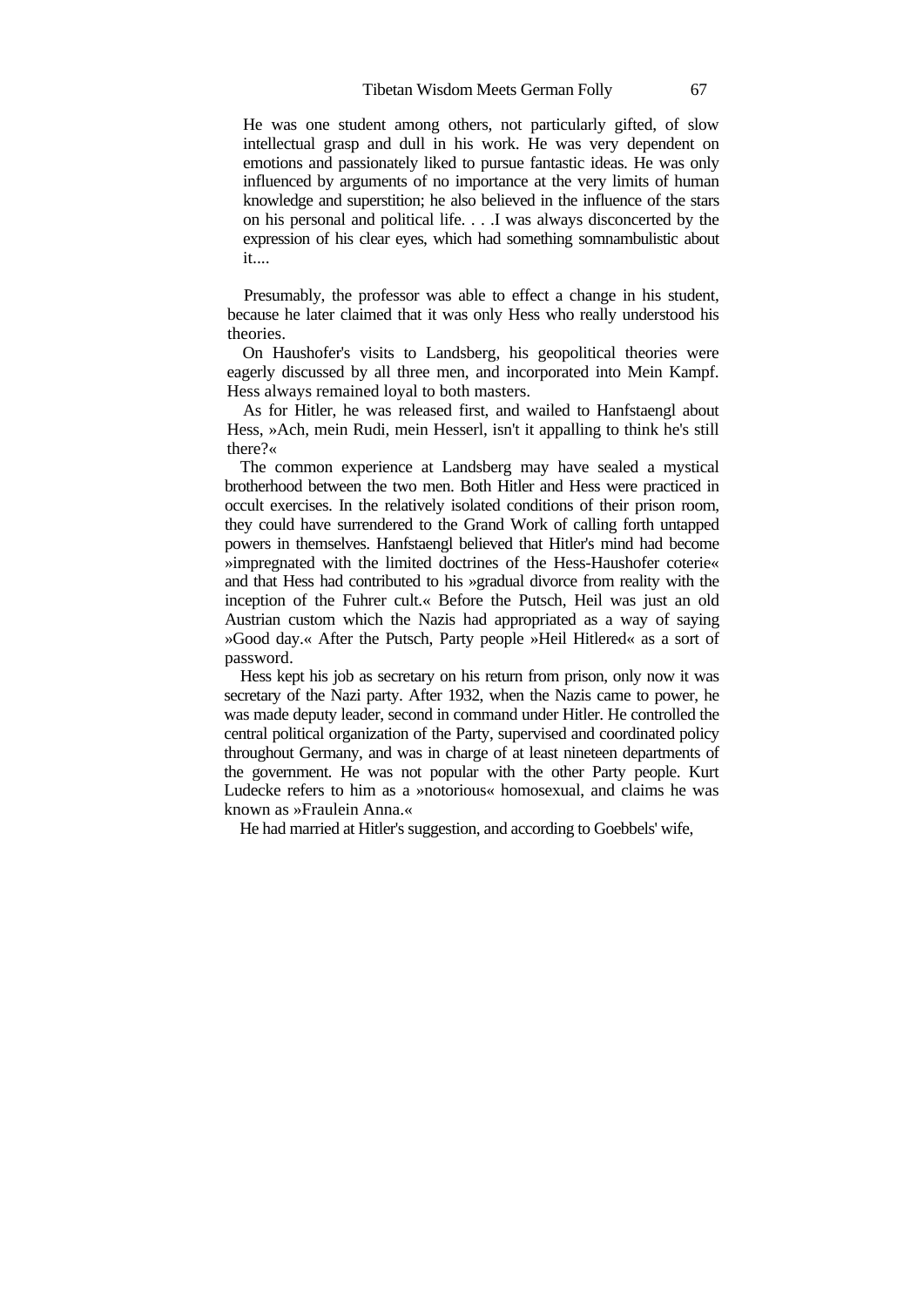> He was one student among others, not particularly gifted, of slow intellectual grasp and dull in his work. He was very dependent on emotions and passionately liked to pursue fantastic ideas. He was only influenced by arguments of no importance at the very limits of human knowledge and superstition; he also believed in the influence of the stars on his personal and political life. . . .I was always disconcerted by the expression of his clear eyes, which had something somnambulistic about it....

Presumably, the professor was able to effect a change in his student, because he later claimed that it was only Hess who really understood his theories.

On Haushofer's visits to Landsberg, his geopolitical theories were eagerly discussed by all three men, and incorporated into Mein Kampf. Hess always remained loyal to both masters.

As for Hitler, he was released first, and wailed to Hanfstaengl about Hess, »Ach, mein Rudi, mein Hesserl, isn't it appalling to think he's still there?«

The common experience at Landsberg may have sealed a mystical brotherhood between the two men. Both Hitler and Hess were practiced in occult exercises. In the relatively isolated conditions of their prison room, they could have surrendered to the Grand Work of calling forth untapped powers in themselves. Hanfstaengl believed that Hitler's mind had become »impregnated with the limited doctrines of the Hess-Haushofer coterie« and that Hess had contributed to his »gradual divorce from reality with the inception of the Fuhrer cult.« Before the Putsch, Heil was just an old Austrian custom which the Nazis had appropriated as a way of saying »Good day.« After the Putsch, Party people »Heil Hitlered« as a sort of password.

Hess kept his job as secretary on his return from prison, only now it was secretary of the Nazi party. After 1932, when the Nazis came to power, he was made deputy leader, second in command under Hitler. He controlled the central political organization of the Party, supervised and coordinated policy throughout Germany, and was in charge of at least nineteen departments of the government. He was not popular with the other Party people. Kurt Ludecke refers to him as a »notorious« homosexual, and claims he was known as »Fraulein Anna.«

He had married at Hitler's suggestion, and according to Goebbels' wife,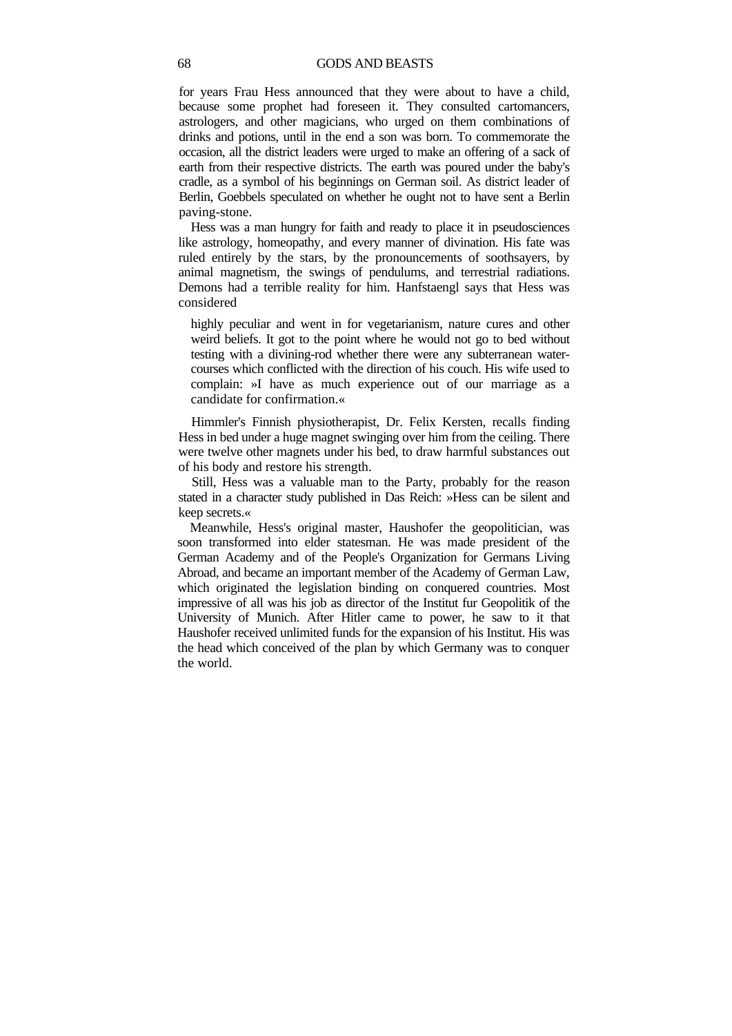for years Frau Hess announced that they were about to have a child, because some prophet had foreseen it. They consulted cartomancers, astrologers, and other magicians, who urged on them combinations of drinks and potions, until in the end a son was born. To commemorate the occasion, all the district leaders were urged to make an offering of a sack of earth from their respective districts. The earth was poured under the baby's cradle, as a symbol of his beginnings on German soil. As district leader of Berlin, Goebbels speculated on whether he ought not to have sent a Berlin paving-stone.

Hess was a man hungry for faith and ready to place it in pseudosciences like astrology, homeopathy, and every manner of divination. His fate was ruled entirely by the stars, by the pronouncements of soothsayers, by animal magnetism, the swings of pendulums, and terrestrial radiations. Demons had a terrible reality for him. Hanfstaengl says that Hess was considered

> highly peculiar and went in for vegetarianism, nature cures and other weird beliefs. It got to the point where he would not go to bed without testing with a divining-rod whether there were any subterranean water-courses which conflicted with the direction of his couch. His wife used to complain: »I have as much experience out of our marriage as a candidate for confirmation.«

Himmler's Finnish physiotherapist, Dr. Felix Kersten, recalls finding Hess in bed under a huge magnet swinging over him from the ceiling. There were twelve other magnets under his bed, to draw harmful substances out of his body and restore his strength.

Still, Hess was a valuable man to the Party, probably for the reason stated in a character study published in Das Reich: »Hess can be silent and keep secrets.«

Meanwhile, Hess's original master, Haushofer the geopolitician, was soon transformed into elder statesman. He was made president of the German Academy and of the People's Organization for Germans Living Abroad, and became an important member of the Academy of German Law, which originated the legislation binding on conquered countries. Most impressive of all was his job as director of the Institut fur Geopolitik of the University of Munich. After Hitler came to power, he saw to it that Haushofer received unlimited funds for the expansion of his Institut. His was the head which conceived of the plan by which Germany was to conquer the world.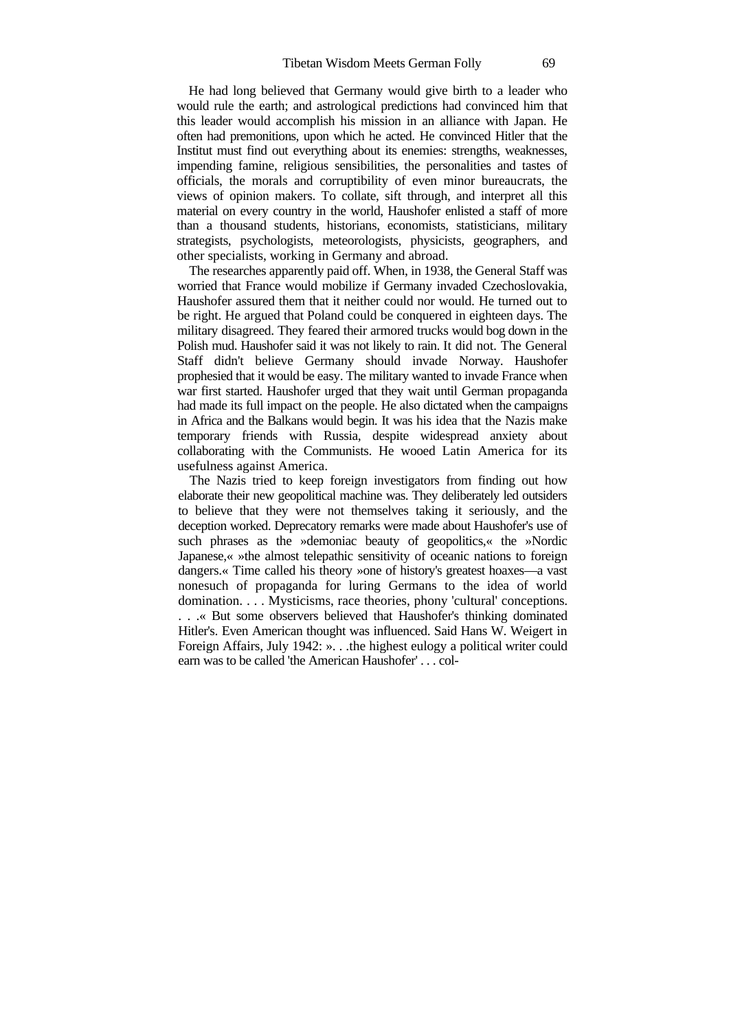He had long believed that Germany would give birth to a leader who would rule the earth; and astrological predictions had convinced him that this leader would accomplish his mission in an alliance with Japan. He often had premonitions, upon which he acted. He convinced Hitler that the Institut must find out everything about its enemies: strengths, weaknesses, impending famine, religious sensibilities, the personalities and tastes of officials, the morals and corruptibility of even minor bureaucrats, the views of opinion makers. To collate, sift through, and interpret all this material on every country in the world, Haushofer enlisted a staff of more than a thousand students, historians, economists, statisticians, military strategists, psychologists, meteorologists, physicists, geographers, and other specialists, working in Germany and abroad.

The researches apparently paid off. When, in 1938, the General Staff was worried that France would mobilize if Germany invaded Czechoslovakia, Haushofer assured them that it neither could nor would. He turned out to be right. He argued that Poland could be conquered in eighteen days. The military disagreed. They feared their armored trucks would bog down in the Polish mud. Haushofer said it was not likely to rain. It did not. The General Staff didn't believe Germany should invade Norway. Haushofer prophesied that it would be easy. The military wanted to invade France when war first started. Haushofer urged that they wait until German propaganda had made its full impact on the people. He also dictated when the campaigns in Africa and the Balkans would begin. It was his idea that the Nazis make temporary friends with Russia, despite widespread anxiety about collaborating with the Communists. He wooed Latin America for its usefulness against America.

The Nazis tried to keep foreign investigators from finding out how elaborate their new geopolitical machine was. They deliberately led outsiders to believe that they were not themselves taking it seriously, and the deception worked. Deprecatory remarks were made about Haushofer's use of such phrases as the »demoniac beauty of geopolitics,« the »Nordic Japanese,« »the almost telepathic sensitivity of oceanic nations to foreign dangers.« Time called his theory »one of history's greatest hoaxes—a vast nonesuch of propaganda for luring Germans to the idea of world domination. . . . Mysticisms, race theories, phony 'cultural' conceptions. . . .« But some observers believed that Haushofer's thinking dominated Hitler's. Even American thought was influenced. Said Hans W. Weigert in Foreign Affairs, July 1942: ». . .the highest eulogy a political writer could earn was to be called 'the American Haushofer' . . . col-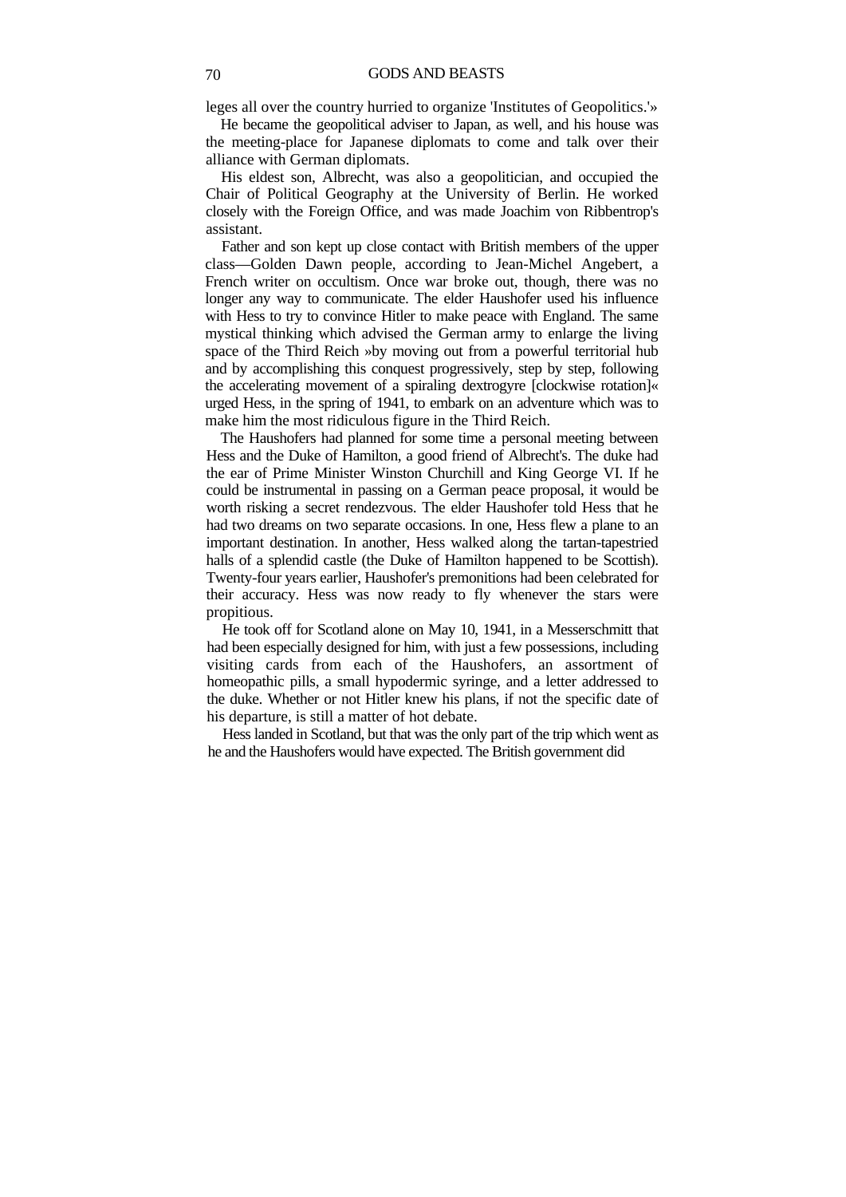leges all over the country hurried to organize 'Institutes of Geopolitics.'»

He became the geopolitical adviser to Japan, as well, and his house was the meeting-place for Japanese diplomats to come and talk over their alliance with German diplomats.

His eldest son, Albrecht, was also a geopolitician, and occupied the Chair of Political Geography at the University of Berlin. He worked closely with the Foreign Office, and was made Joachim von Ribbentrop's assistant.

Father and son kept up close contact with British members of the upper class—Golden Dawn people, according to Jean-Michel Angebert, a French writer on occultism. Once war broke out, though, there was no longer any way to communicate. The elder Haushofer used his influence with Hess to try to convince Hitler to make peace with England. The same mystical thinking which advised the German army to enlarge the living space of the Third Reich »by moving out from a powerful territorial hub and by accomplishing this conquest progressively, step by step, following the accelerating movement of a spiraling dextrogyre [clockwise rotation]« urged Hess, in the spring of 1941, to embark on an adventure which was to make him the most ridiculous figure in the Third Reich.

The Haushofers had planned for some time a personal meeting between Hess and the Duke of Hamilton, a good friend of Albrecht's. The duke had the ear of Prime Minister Winston Churchill and King George VI. If he could be instrumental in passing on a German peace proposal, it would be worth risking a secret rendezvous. The elder Haushofer told Hess that he had two dreams on two separate occasions. In one, Hess flew a plane to an important destination. In another, Hess walked along the tartan-tapestried halls of a splendid castle (the Duke of Hamilton happened to be Scottish). Twenty-four years earlier, Haushofer's premonitions had been celebrated for their accuracy. Hess was now ready to fly whenever the stars were propitious.

He took off for Scotland alone on May 10, 1941, in a Messerschmitt that had been especially designed for him, with just a few possessions, including visiting cards from each of the Haushofers, an assortment of homeopathic pills, a small hypodermic syringe, and a letter addressed to the duke. Whether or not Hitler knew his plans, if not the specific date of his departure, is still a matter of hot debate.

Hess landed in Scotland, but that was the only part of the trip which went as he and the Haushofers would have expected. The British government did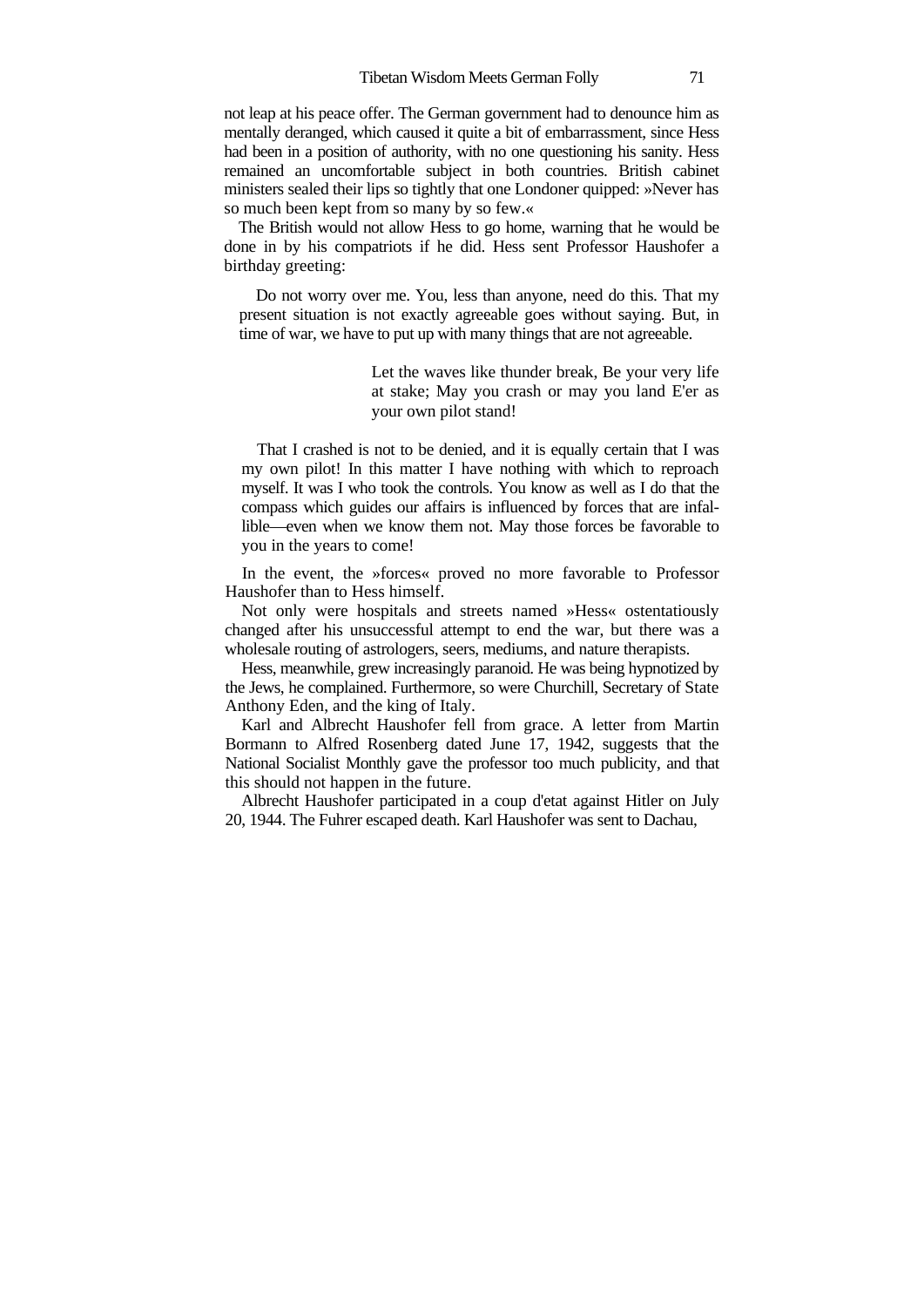not leap at his peace offer. The German government had to denounce him as mentally deranged, which caused it quite a bit of embarrassment, since Hess had been in a position of authority, with no one questioning his sanity. Hess remained an uncomfortable subject in both countries. British cabinet ministers sealed their lips so tightly that one Londoner quipped: »Never has so much been kept from so many by so few.«

The British would not allow Hess to go home, warning that he would be done in by his compatriots if he did. Hess sent Professor Haushofer a birthday greeting:

> Do not worry over me. You, less than anyone, need do this. That my present situation is not exactly agreeable goes without saying. But, in time of war, we have to put up with many things that are not agreeable.
>
> Let the waves like thunder break, Be your very life at stake; May you crash or may you land E'er as your own pilot stand!
>
> That I crashed is not to be denied, and it is equally certain that I was my own pilot! In this matter I have nothing with which to reproach myself. It was I who took the controls. You know as well as I do that the compass which guides our affairs is influenced by forces that are infallible—even when we know them not. May those forces be favorable to you in the years to come!

In the event, the »forces« proved no more favorable to Professor Haushofer than to Hess himself.

Not only were hospitals and streets named »Hess« ostentatiously changed after his unsuccessful attempt to end the war, but there was a wholesale routing of astrologers, seers, mediums, and nature therapists.

Hess, meanwhile, grew increasingly paranoid. He was being hypnotized by the Jews, he complained. Furthermore, so were Churchill, Secretary of State Anthony Eden, and the king of Italy.

Karl and Albrecht Haushofer fell from grace. A letter from Martin Bormann to Alfred Rosenberg dated June 17, 1942, suggests that the National Socialist Monthly gave the professor too much publicity, and that this should not happen in the future.

Albrecht Haushofer participated in a coup d'etat against Hitler on July 20, 1944. The Fuhrer escaped death. Karl Haushofer was sent to Dachau,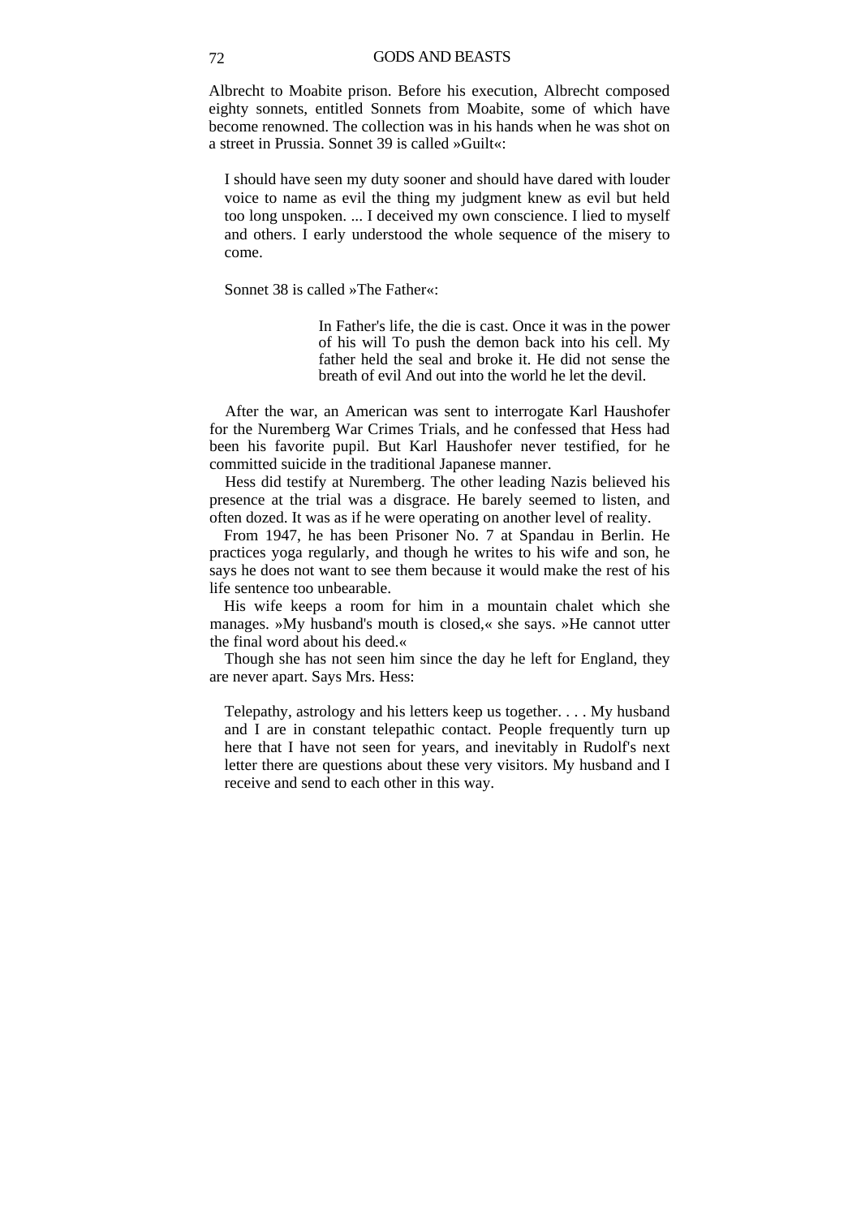Albrecht to Moabite prison. Before his execution, Albrecht composed eighty sonnets, entitled Sonnets from Moabite, some of which have become renowned. The collection was in his hands when he was shot on a street in Prussia. Sonnet 39 is called »Guilt«:

> I should have seen my duty sooner and should have dared with louder voice to name as evil the thing my judgment knew as evil but held too long unspoken. ... I deceived my own conscience. I lied to myself and others. I early understood the whole sequence of the misery to come.

Sonnet 38 is called »The Father«:

> In Father's life, the die is cast. Once it was in the power of his will To push the demon back into his cell. My father held the seal and broke it. He did not sense the breath of evil And out into the world he let the devil.

After the war, an American was sent to interrogate Karl Haushofer for the Nuremberg War Crimes Trials, and he confessed that Hess had been his favorite pupil. But Karl Haushofer never testified, for he committed suicide in the traditional Japanese manner.

Hess did testify at Nuremberg. The other leading Nazis believed his presence at the trial was a disgrace. He barely seemed to listen, and often dozed. It was as if he were operating on another level of reality.

From 1947, he has been Prisoner No. 7 at Spandau in Berlin. He practices yoga regularly, and though he writes to his wife and son, he says he does not want to see them because it would make the rest of his life sentence too unbearable.

His wife keeps a room for him in a mountain chalet which she manages. »My husband's mouth is closed,« she says. »He cannot utter the final word about his deed.«

Though she has not seen him since the day he left for England, they are never apart. Says Mrs. Hess:

> Telepathy, astrology and his letters keep us together. . . . My husband and I are in constant telepathic contact. People frequently turn up here that I have not seen for years, and inevitably in Rudolf's next letter there are questions about these very visitors. My husband and I receive and send to each other in this way.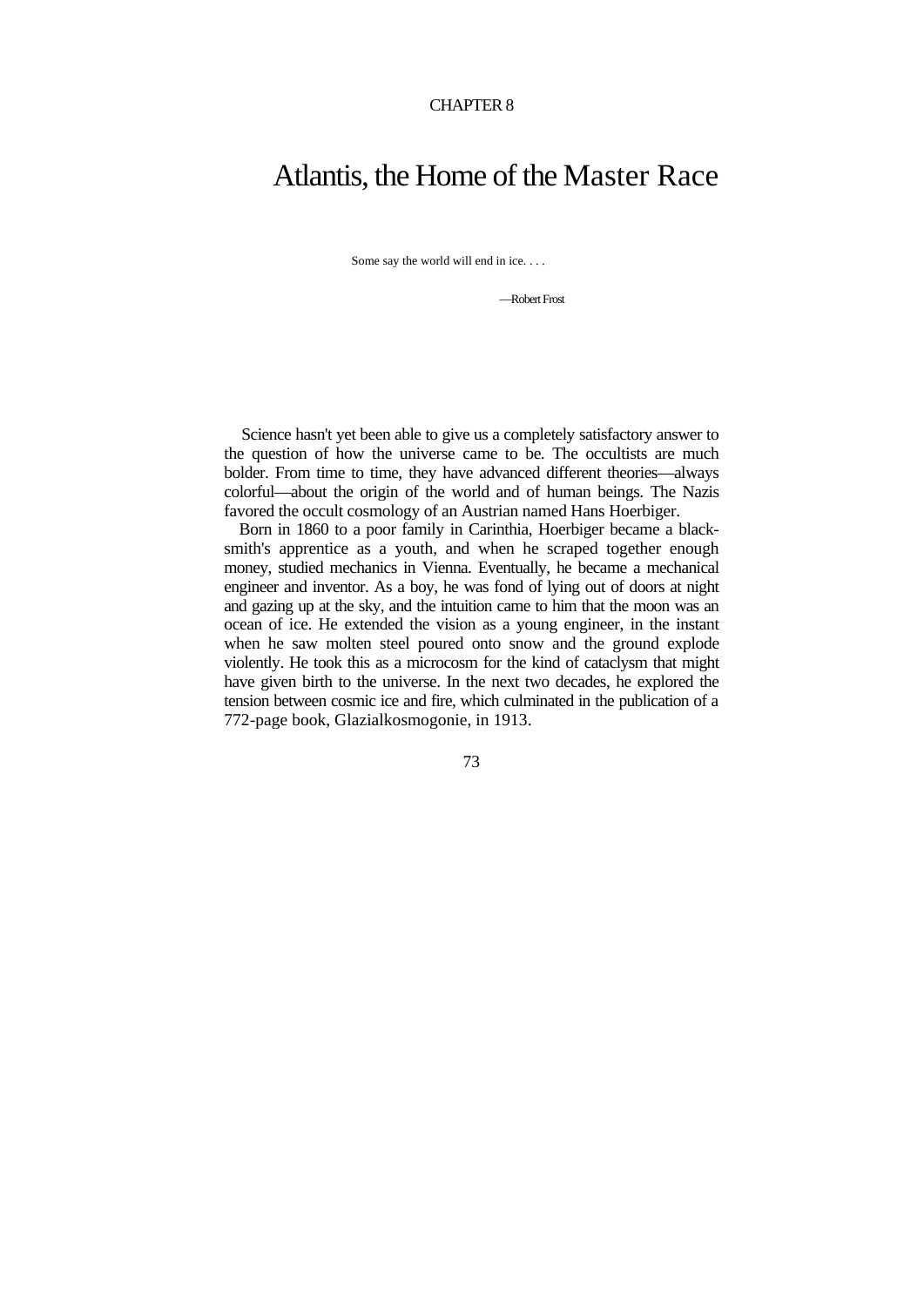CHAPTER 8

# Atlantis, the Home of the Master Race

> Some say the world will end in ice. . . .
>
> —Robert Frost

Science hasn't yet been able to give us a completely satisfactory answer to the question of how the universe came to be. The occultists are much bolder. From time to time, they have advanced different theories—always colorful—about the origin of the world and of human beings. The Nazis favored the occult cosmology of an Austrian named Hans Hoerbiger.

Born in 1860 to a poor family in Carinthia, Hoerbiger became a blacksmith's apprentice as a youth, and when he scraped together enough money, studied mechanics in Vienna. Eventually, he became a mechanical engineer and inventor. As a boy, he was fond of lying out of doors at night and gazing up at the sky, and the intuition came to him that the moon was an ocean of ice. He extended the vision as a young engineer, in the instant when he saw molten steel poured onto snow and the ground explode violently. He took this as a microcosm for the kind of cataclysm that might have given birth to the universe. In the next two decades, he explored the tension between cosmic ice and fire, which culminated in the publication of a 772-page book, Glazialkosmogonie, in 1913.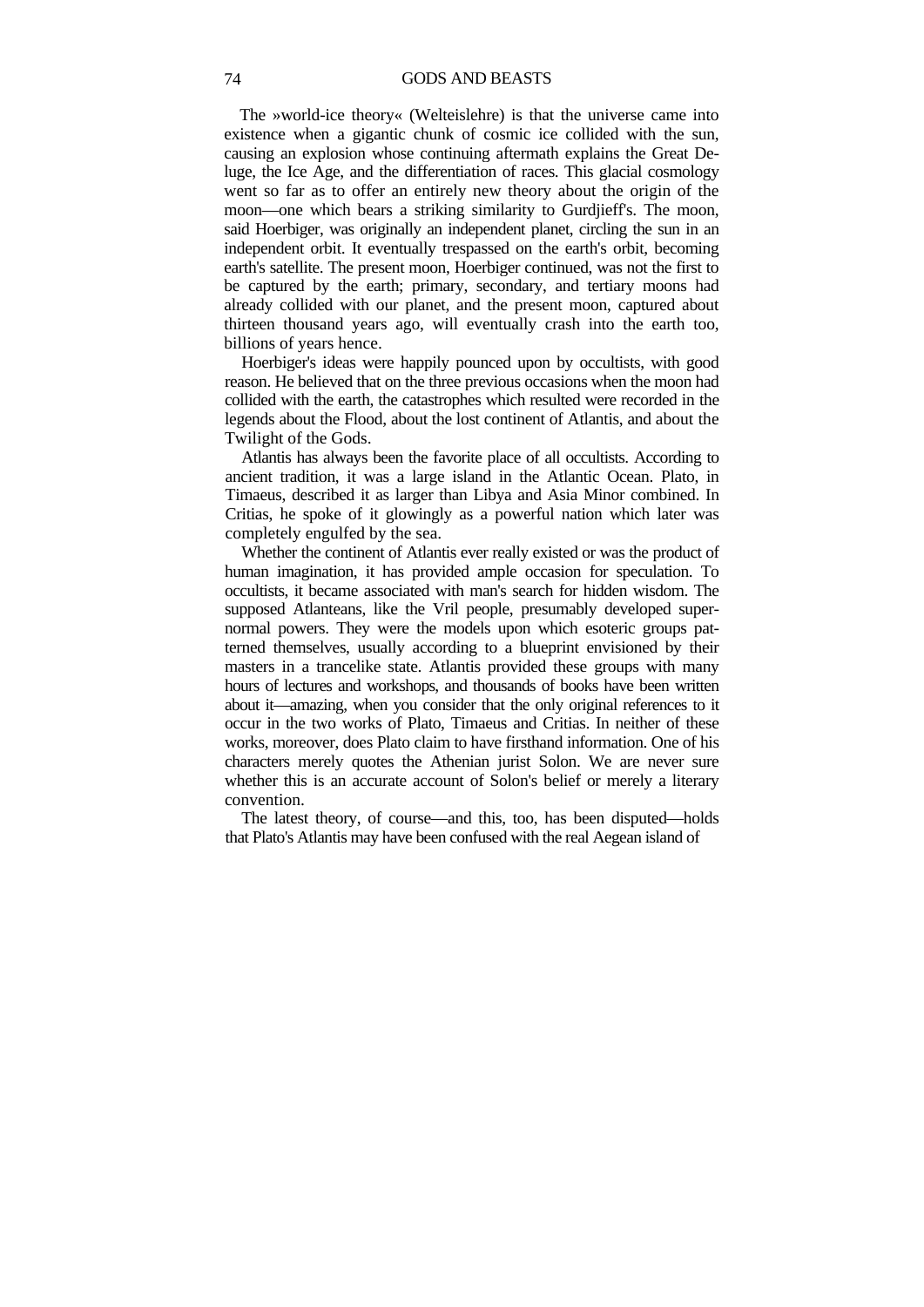The »world-ice theory« (Welteislehre) is that the universe came into existence when a gigantic chunk of cosmic ice collided with the sun, causing an explosion whose continuing aftermath explains the Great Deluge, the Ice Age, and the differentiation of races. This glacial cosmology went so far as to offer an entirely new theory about the origin of the moon—one which bears a striking similarity to Gurdjieff's. The moon, said Hoerbiger, was originally an independent planet, circling the sun in an independent orbit. It eventually trespassed on the earth's orbit, becoming earth's satellite. The present moon, Hoerbiger continued, was not the first to be captured by the earth; primary, secondary, and tertiary moons had already collided with our planet, and the present moon, captured about thirteen thousand years ago, will eventually crash into the earth too, billions of years hence.

Hoerbiger's ideas were happily pounced upon by occultists, with good reason. He believed that on the three previous occasions when the moon had collided with the earth, the catastrophes which resulted were recorded in the legends about the Flood, about the lost continent of Atlantis, and about the Twilight of the Gods.

Atlantis has always been the favorite place of all occultists. According to ancient tradition, it was a large island in the Atlantic Ocean. Plato, in Timaeus, described it as larger than Libya and Asia Minor combined. In Critias, he spoke of it glowingly as a powerful nation which later was completely engulfed by the sea.

Whether the continent of Atlantis ever really existed or was the product of human imagination, it has provided ample occasion for speculation. To occultists, it became associated with man's search for hidden wisdom. The supposed Atlanteans, like the Vril people, presumably developed supernormal powers. They were the models upon which esoteric groups patterned themselves, usually according to a blueprint envisioned by their masters in a trancelike state. Atlantis provided these groups with many hours of lectures and workshops, and thousands of books have been written about it—amazing, when you consider that the only original references to it occur in the two works of Plato, Timaeus and Critias. In neither of these works, moreover, does Plato claim to have firsthand information. One of his characters merely quotes the Athenian jurist Solon. We are never sure whether this is an accurate account of Solon's belief or merely a literary convention.

The latest theory, of course—and this, too, has been disputed—holds that Plato's Atlantis may have been confused with the real Aegean island of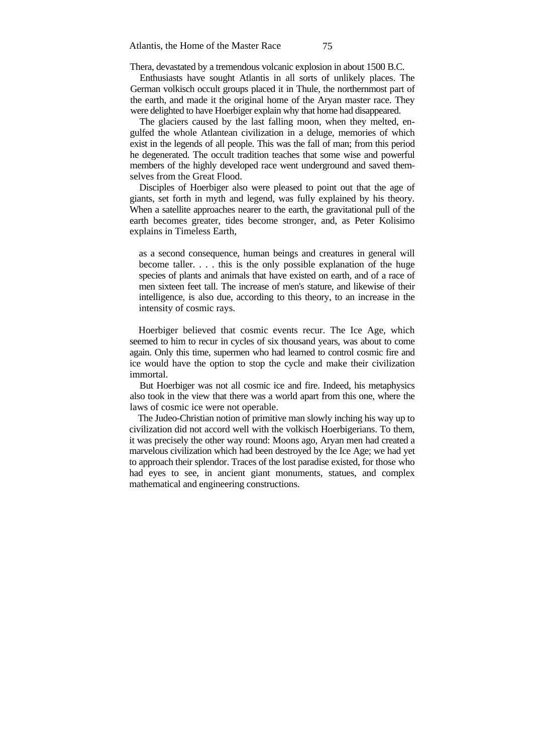Thera, devastated by a tremendous volcanic explosion in about 1500 B.C.

Enthusiasts have sought Atlantis in all sorts of unlikely places. The German volkisch occult groups placed it in Thule, the northernmost part of the earth, and made it the original home of the Aryan master race. They were delighted to have Hoerbiger explain why that home had disappeared.

The glaciers caused by the last falling moon, when they melted, engulfed the whole Atlantean civilization in a deluge, memories of which exist in the legends of all people. This was the fall of man; from this period he degenerated. The occult tradition teaches that some wise and powerful members of the highly developed race went underground and saved themselves from the Great Flood.

Disciples of Hoerbiger also were pleased to point out that the age of giants, set forth in myth and legend, was fully explained by his theory. When a satellite approaches nearer to the earth, the gravitational pull of the earth becomes greater, tides become stronger, and, as Peter Kolisimo explains in Timeless Earth,

> as a second consequence, human beings and creatures in general will become taller. . . . this is the only possible explanation of the huge species of plants and animals that have existed on earth, and of a race of men sixteen feet tall. The increase of men's stature, and likewise of their intelligence, is also due, according to this theory, to an increase in the intensity of cosmic rays.

Hoerbiger believed that cosmic events recur. The Ice Age, which seemed to him to recur in cycles of six thousand years, was about to come again. Only this time, supermen who had learned to control cosmic fire and ice would have the option to stop the cycle and make their civilization immortal.

But Hoerbiger was not all cosmic ice and fire. Indeed, his metaphysics also took in the view that there was a world apart from this one, where the laws of cosmic ice were not operable.

The Judeo-Christian notion of primitive man slowly inching his way up to civilization did not accord well with the volkisch Hoerbigerians. To them, it was precisely the other way round: Moons ago, Aryan men had created a marvelous civilization which had been destroyed by the Ice Age; we had yet to approach their splendor. Traces of the lost paradise existed, for those who had eyes to see, in ancient giant monuments, statues, and complex mathematical and engineering constructions.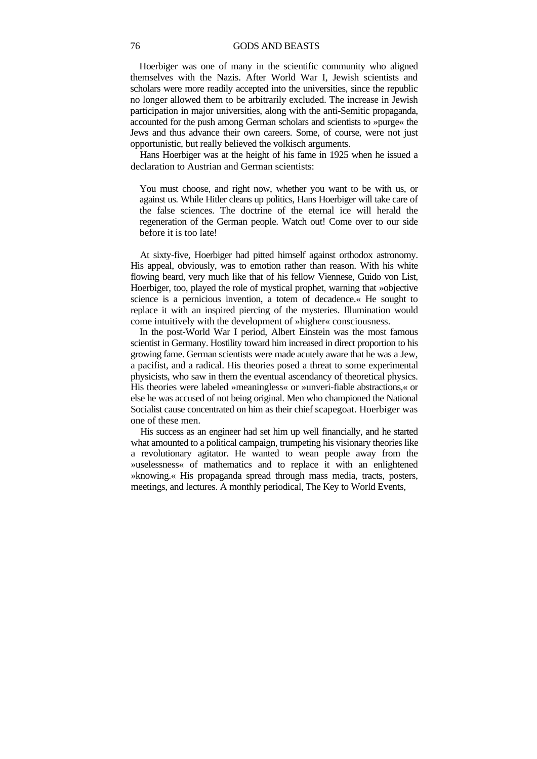Hoerbiger was one of many in the scientific community who aligned themselves with the Nazis. After World War I, Jewish scientists and scholars were more readily accepted into the universities, since the republic no longer allowed them to be arbitrarily excluded. The increase in Jewish participation in major universities, along with the anti-Semitic propaganda, accounted for the push among German scholars and scientists to »purge« the Jews and thus advance their own careers. Some, of course, were not just opportunistic, but really believed the volkisch arguments.

Hans Hoerbiger was at the height of his fame in 1925 when he issued a declaration to Austrian and German scientists:

> You must choose, and right now, whether you want to be with us, or against us. While Hitler cleans up politics, Hans Hoerbiger will take care of the false sciences. The doctrine of the eternal ice will herald the regeneration of the German people. Watch out! Come over to our side before it is too late!

At sixty-five, Hoerbiger had pitted himself against orthodox astronomy. His appeal, obviously, was to emotion rather than reason. With his white flowing beard, very much like that of his fellow Viennese, Guido von List, Hoerbiger, too, played the role of mystical prophet, warning that »objective science is a pernicious invention, a totem of decadence.« He sought to replace it with an inspired piercing of the mysteries. Illumination would come intuitively with the development of »higher« consciousness.

In the post-World War I period, Albert Einstein was the most famous scientist in Germany. Hostility toward him increased in direct proportion to his growing fame. German scientists were made acutely aware that he was a Jew, a pacifist, and a radical. His theories posed a threat to some experimental physicists, who saw in them the eventual ascendancy of theoretical physics. His theories were labeled »meaningless« or »unveri-fiable abstractions,« or else he was accused of not being original. Men who championed the National Socialist cause concentrated on him as their chief scapegoat. Hoerbiger was one of these men.

His success as an engineer had set him up well financially, and he started what amounted to a political campaign, trumpeting his visionary theories like a revolutionary agitator. He wanted to wean people away from the »uselessness« of mathematics and to replace it with an enlightened »knowing.« His propaganda spread through mass media, tracts, posters, meetings, and lectures. A monthly periodical, The Key to World Events,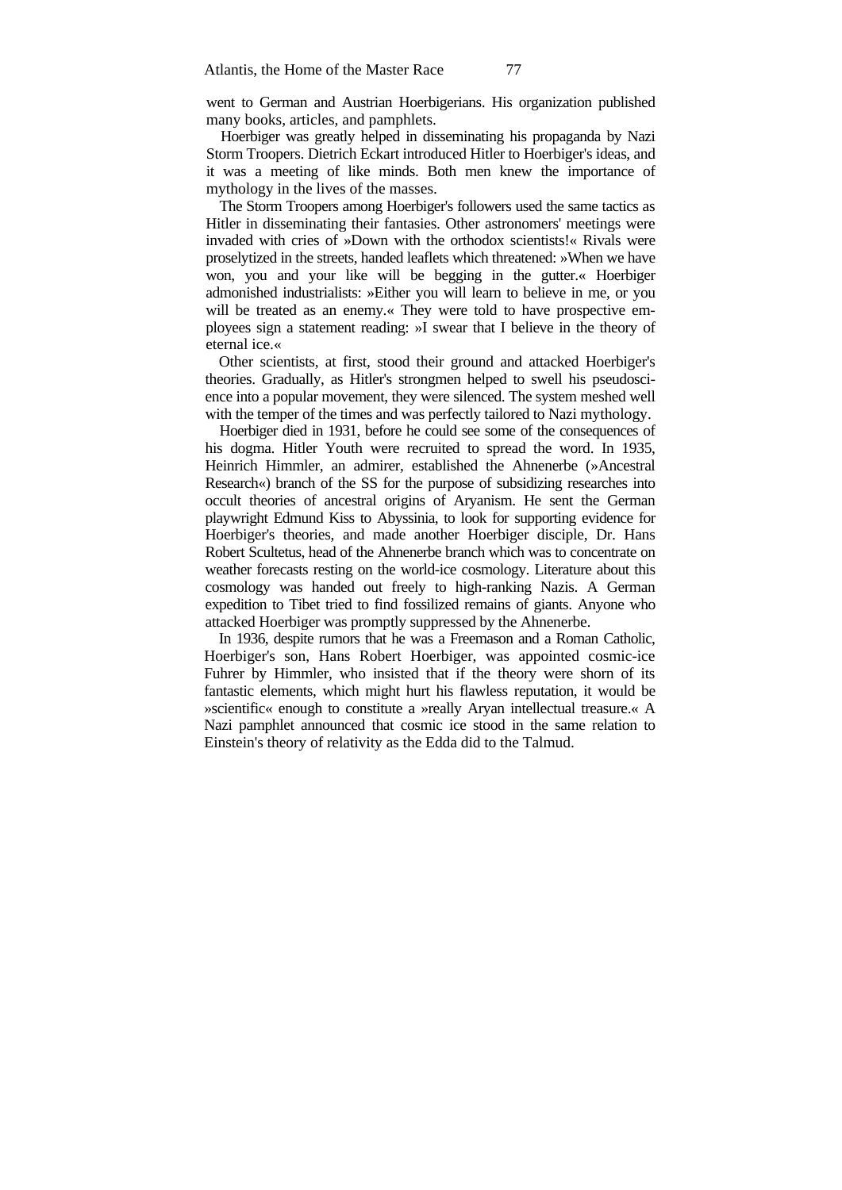went to German and Austrian Hoerbigerians. His organization published many books, articles, and pamphlets.

Hoerbiger was greatly helped in disseminating his propaganda by Nazi Storm Troopers. Dietrich Eckart introduced Hitler to Hoerbiger's ideas, and it was a meeting of like minds. Both men knew the importance of mythology in the lives of the masses.

The Storm Troopers among Hoerbiger's followers used the same tactics as Hitler in disseminating their fantasies. Other astronomers' meetings were invaded with cries of »Down with the orthodox scientists!« Rivals were proselytized in the streets, handed leaflets which threatened: »When we have won, you and your like will be begging in the gutter.« Hoerbiger admonished industrialists: »Either you will learn to believe in me, or you will be treated as an enemy.« They were told to have prospective employees sign a statement reading: »I swear that I believe in the theory of eternal ice.«

Other scientists, at first, stood their ground and attacked Hoerbiger's theories. Gradually, as Hitler's strongmen helped to swell his pseudoscience into a popular movement, they were silenced. The system meshed well with the temper of the times and was perfectly tailored to Nazi mythology.

Hoerbiger died in 1931, before he could see some of the consequences of his dogma. Hitler Youth were recruited to spread the word. In 1935, Heinrich Himmler, an admirer, established the Ahnenerbe (»Ancestral Research«) branch of the SS for the purpose of subsidizing researches into occult theories of ancestral origins of Aryanism. He sent the German playwright Edmund Kiss to Abyssinia, to look for supporting evidence for Hoerbiger's theories, and made another Hoerbiger disciple, Dr. Hans Robert Scultetus, head of the Ahnenerbe branch which was to concentrate on weather forecasts resting on the world-ice cosmology. Literature about this cosmology was handed out freely to high-ranking Nazis. A German expedition to Tibet tried to find fossilized remains of giants. Anyone who attacked Hoerbiger was promptly suppressed by the Ahnenerbe.

In 1936, despite rumors that he was a Freemason and a Roman Catholic, Hoerbiger's son, Hans Robert Hoerbiger, was appointed cosmic-ice Fuhrer by Himmler, who insisted that if the theory were shorn of its fantastic elements, which might hurt his flawless reputation, it would be »scientific« enough to constitute a »really Aryan intellectual treasure.« A Nazi pamphlet announced that cosmic ice stood in the same relation to Einstein's theory of relativity as the Edda did to the Talmud.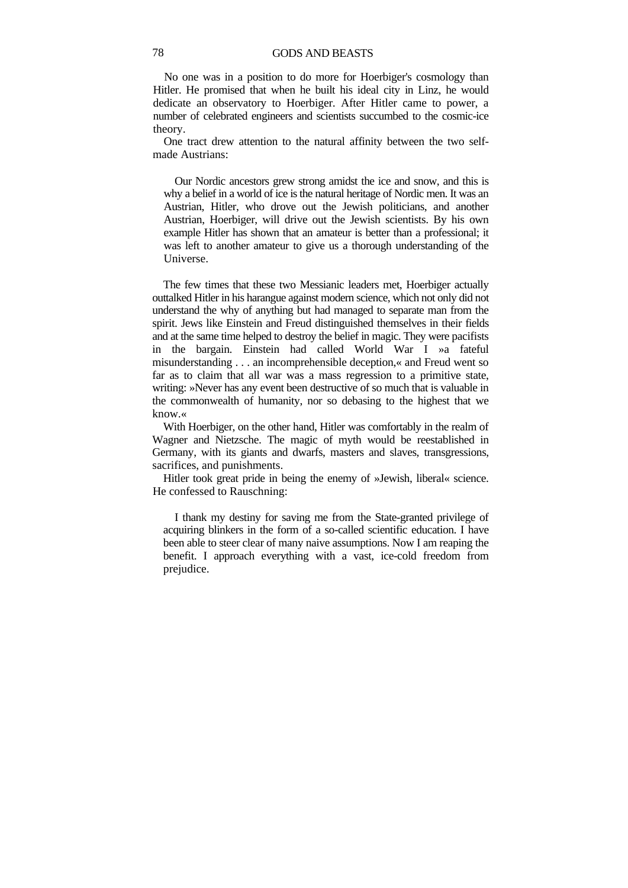No one was in a position to do more for Hoerbiger's cosmology than Hitler. He promised that when he built his ideal city in Linz, he would dedicate an observatory to Hoerbiger. After Hitler came to power, a number of celebrated engineers and scientists succumbed to the cosmic-ice theory.

One tract drew attention to the natural affinity between the two self-made Austrians:

> Our Nordic ancestors grew strong amidst the ice and snow, and this is why a belief in a world of ice is the natural heritage of Nordic men. It was an Austrian, Hitler, who drove out the Jewish politicians, and another Austrian, Hoerbiger, will drive out the Jewish scientists. By his own example Hitler has shown that an amateur is better than a professional; it was left to another amateur to give us a thorough understanding of the Universe.

The few times that these two Messianic leaders met, Hoerbiger actually outtalked Hitler in his harangue against modern science, which not only did not understand the why of anything but had managed to separate man from the spirit. Jews like Einstein and Freud distinguished themselves in their fields and at the same time helped to destroy the belief in magic. They were pacifists in the bargain. Einstein had called World War I »a fateful misunderstanding . . . an incomprehensible deception,« and Freud went so far as to claim that all war was a mass regression to a primitive state, writing: »Never has any event been destructive of so much that is valuable in the commonwealth of humanity, nor so debasing to the highest that we know.«

With Hoerbiger, on the other hand, Hitler was comfortably in the realm of Wagner and Nietzsche. The magic of myth would be reestablished in Germany, with its giants and dwarfs, masters and slaves, transgressions, sacrifices, and punishments.

Hitler took great pride in being the enemy of »Jewish, liberal« science. He confessed to Rauschning:

> I thank my destiny for saving me from the State-granted privilege of acquiring blinkers in the form of a so-called scientific education. I have been able to steer clear of many naive assumptions. Now I am reaping the benefit. I approach everything with a vast, ice-cold freedom from prejudice.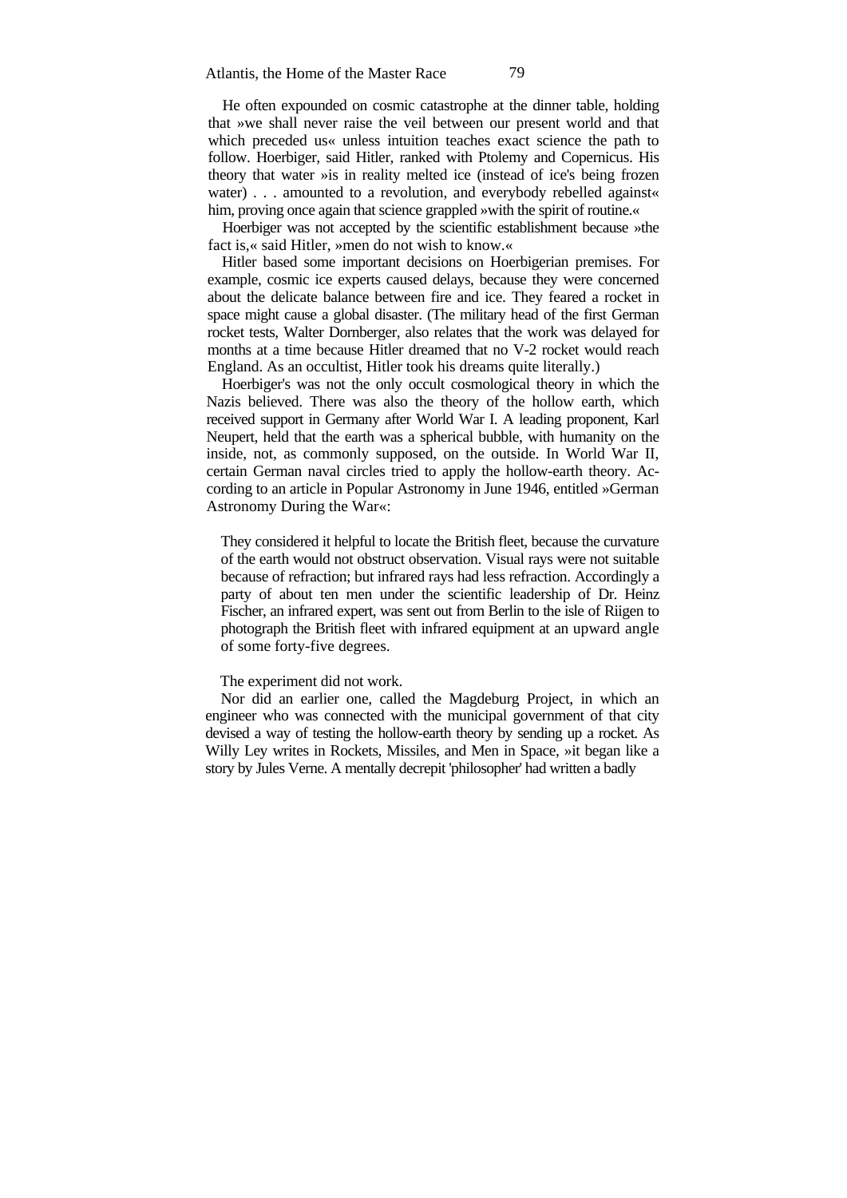He often expounded on cosmic catastrophe at the dinner table, holding that »we shall never raise the veil between our present world and that which preceded us« unless intuition teaches exact science the path to follow. Hoerbiger, said Hitler, ranked with Ptolemy and Copernicus. His theory that water »is in reality melted ice (instead of ice's being frozen water) . . . amounted to a revolution, and everybody rebelled against« him, proving once again that science grappled »with the spirit of routine.«

Hoerbiger was not accepted by the scientific establishment because »the fact is,« said Hitler, »men do not wish to know.«

Hitler based some important decisions on Hoerbigerian premises. For example, cosmic ice experts caused delays, because they were concerned about the delicate balance between fire and ice. They feared a rocket in space might cause a global disaster. (The military head of the first German rocket tests, Walter Dornberger, also relates that the work was delayed for months at a time because Hitler dreamed that no V-2 rocket would reach England. As an occultist, Hitler took his dreams quite literally.)

Hoerbiger's was not the only occult cosmological theory in which the Nazis believed. There was also the theory of the hollow earth, which received support in Germany after World War I. A leading proponent, Karl Neupert, held that the earth was a spherical bubble, with humanity on the inside, not, as commonly supposed, on the outside. In World War II, certain German naval circles tried to apply the hollow-earth theory. According to an article in Popular Astronomy in June 1946, entitled »German Astronomy During the War«:

> They considered it helpful to locate the British fleet, because the curvature of the earth would not obstruct observation. Visual rays were not suitable because of refraction; but infrared rays had less refraction. Accordingly a party of about ten men under the scientific leadership of Dr. Heinz Fischer, an infrared expert, was sent out from Berlin to the isle of Riigen to photograph the British fleet with infrared equipment at an upward angle of some forty-five degrees.

The experiment did not work.

Nor did an earlier one, called the Magdeburg Project, in which an engineer who was connected with the municipal government of that city devised a way of testing the hollow-earth theory by sending up a rocket. As Willy Ley writes in Rockets, Missiles, and Men in Space, »it began like a story by Jules Verne. A mentally decrepit 'philosopher' had written a badly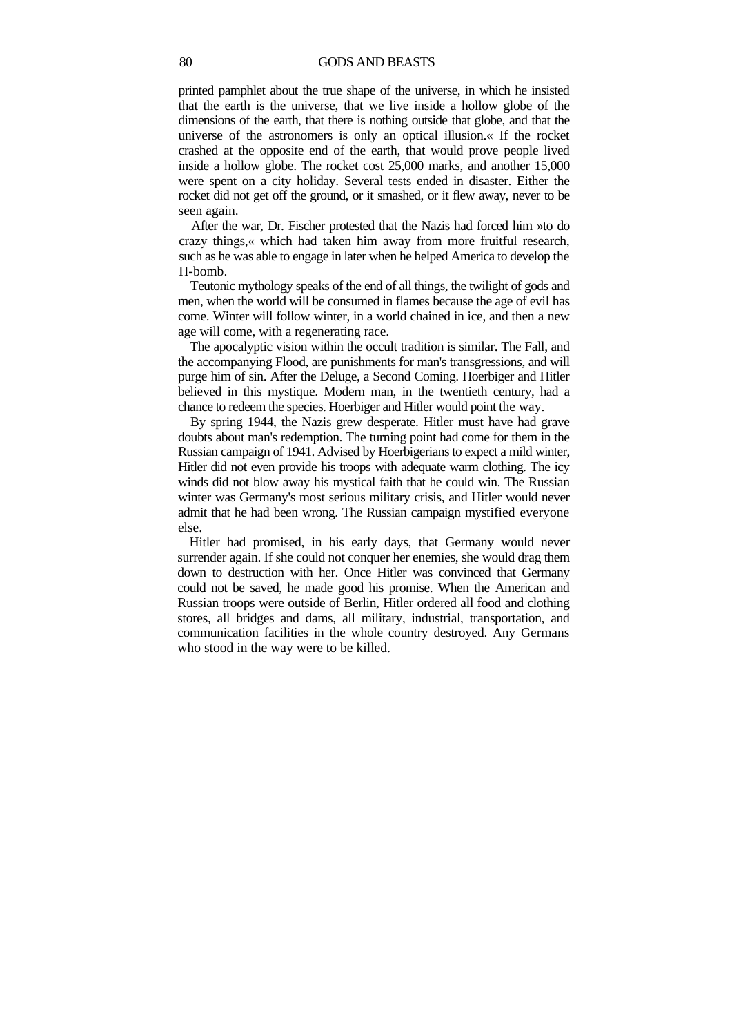printed pamphlet about the true shape of the universe, in which he insisted that the earth is the universe, that we live inside a hollow globe of the dimensions of the earth, that there is nothing outside that globe, and that the universe of the astronomers is only an optical illusion.« If the rocket crashed at the opposite end of the earth, that would prove people lived inside a hollow globe. The rocket cost 25,000 marks, and another 15,000 were spent on a city holiday. Several tests ended in disaster. Either the rocket did not get off the ground, or it smashed, or it flew away, never to be seen again.

After the war, Dr. Fischer protested that the Nazis had forced him »to do crazy things,« which had taken him away from more fruitful research, such as he was able to engage in later when he helped America to develop the H-bomb.

Teutonic mythology speaks of the end of all things, the twilight of gods and men, when the world will be consumed in flames because the age of evil has come. Winter will follow winter, in a world chained in ice, and then a new age will come, with a regenerating race.

The apocalyptic vision within the occult tradition is similar. The Fall, and the accompanying Flood, are punishments for man's transgressions, and will purge him of sin. After the Deluge, a Second Coming. Hoerbiger and Hitler believed in this mystique. Modern man, in the twentieth century, had a chance to redeem the species. Hoerbiger and Hitler would point the way.

By spring 1944, the Nazis grew desperate. Hitler must have had grave doubts about man's redemption. The turning point had come for them in the Russian campaign of 1941. Advised by Hoerbigerians to expect a mild winter, Hitler did not even provide his troops with adequate warm clothing. The icy winds did not blow away his mystical faith that he could win. The Russian winter was Germany's most serious military crisis, and Hitler would never admit that he had been wrong. The Russian campaign mystified everyone else.

Hitler had promised, in his early days, that Germany would never surrender again. If she could not conquer her enemies, she would drag them down to destruction with her. Once Hitler was convinced that Germany could not be saved, he made good his promise. When the American and Russian troops were outside of Berlin, Hitler ordered all food and clothing stores, all bridges and dams, all military, industrial, transportation, and communication facilities in the whole country destroyed. Any Germans who stood in the way were to be killed.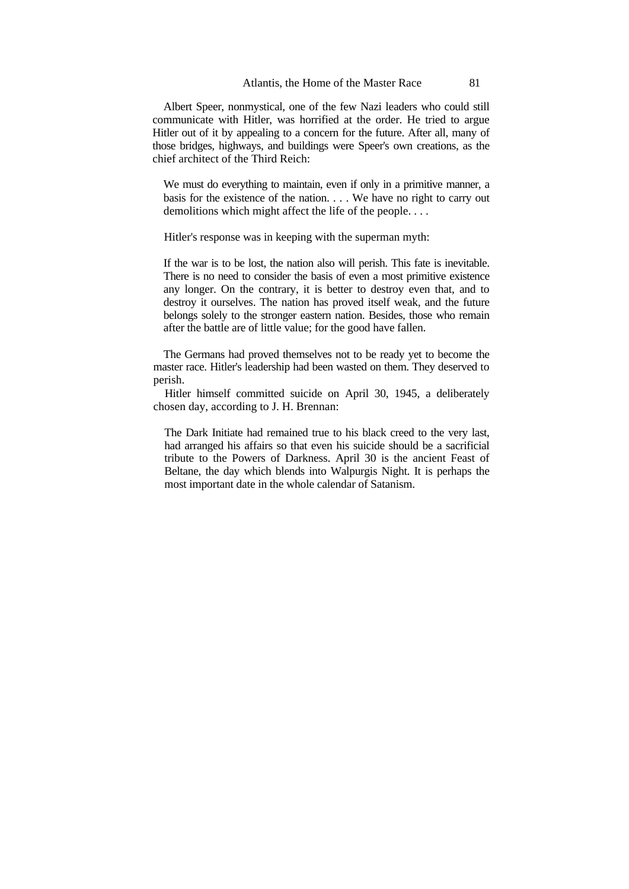Albert Speer, nonmystical, one of the few Nazi leaders who could still communicate with Hitler, was horrified at the order. He tried to argue Hitler out of it by appealing to a concern for the future. After all, many of those bridges, highways, and buildings were Speer's own creations, as the chief architect of the Third Reich:

> We must do everything to maintain, even if only in a primitive manner, a basis for the existence of the nation. . . . We have no right to carry out demolitions which might affect the life of the people. . . .

Hitler's response was in keeping with the superman myth:

> If the war is to be lost, the nation also will perish. This fate is inevitable. There is no need to consider the basis of even a most primitive existence any longer. On the contrary, it is better to destroy even that, and to destroy it ourselves. The nation has proved itself weak, and the future belongs solely to the stronger eastern nation. Besides, those who remain after the battle are of little value; for the good have fallen.

The Germans had proved themselves not to be ready yet to become the master race. Hitler's leadership had been wasted on them. They deserved to perish.

Hitler himself committed suicide on April 30, 1945, a deliberately chosen day, according to J. H. Brennan:

> The Dark Initiate had remained true to his black creed to the very last, had arranged his affairs so that even his suicide should be a sacrificial tribute to the Powers of Darkness. April 30 is the ancient Feast of Beltane, the day which blends into Walpurgis Night. It is perhaps the most important date in the whole calendar of Satanism.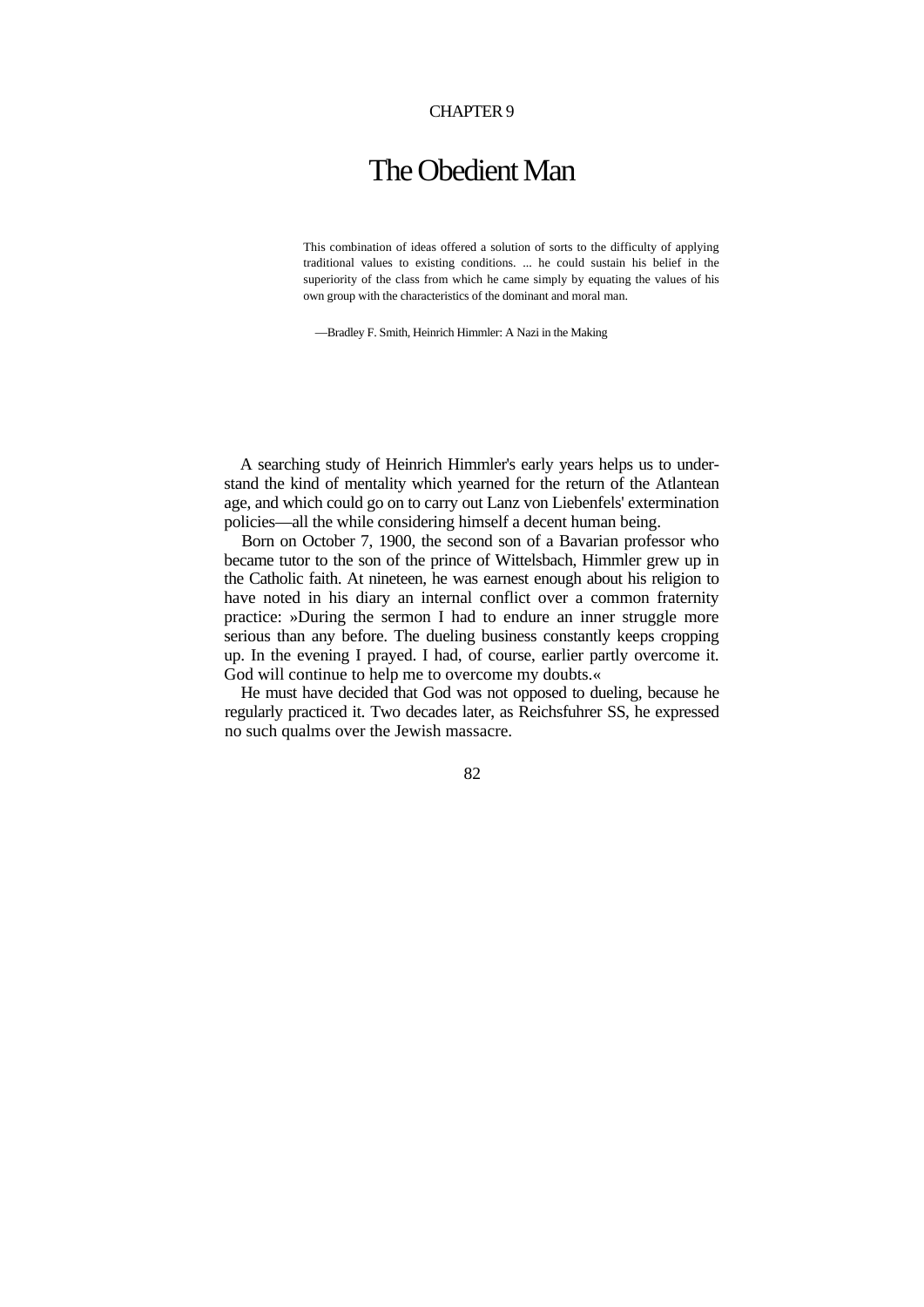CHAPTER 9

# The Obedient Man

> This combination of ideas offered a solution of sorts to the difficulty of applying traditional values to existing conditions. ... he could sustain his belief in the superiority of the class from which he came simply by equating the values of his own group with the characteristics of the dominant and moral man.
>
> —Bradley F. Smith, Heinrich Himmler: A Nazi in the Making

A searching study of Heinrich Himmler's early years helps us to understand the kind of mentality which yearned for the return of the Atlantean age, and which could go on to carry out Lanz von Liebenfels' extermination policies—all the while considering himself a decent human being.

Born on October 7, 1900, the second son of a Bavarian professor who became tutor to the son of the prince of Wittelsbach, Himmler grew up in the Catholic faith. At nineteen, he was earnest enough about his religion to have noted in his diary an internal conflict over a common fraternity practice: »During the sermon I had to endure an inner struggle more serious than any before. The dueling business constantly keeps cropping up. In the evening I prayed. I had, of course, earlier partly overcome it. God will continue to help me to overcome my doubts.«

He must have decided that God was not opposed to dueling, because he regularly practiced it. Two decades later, as Reichsfuhrer SS, he expressed no such qualms over the Jewish massacre.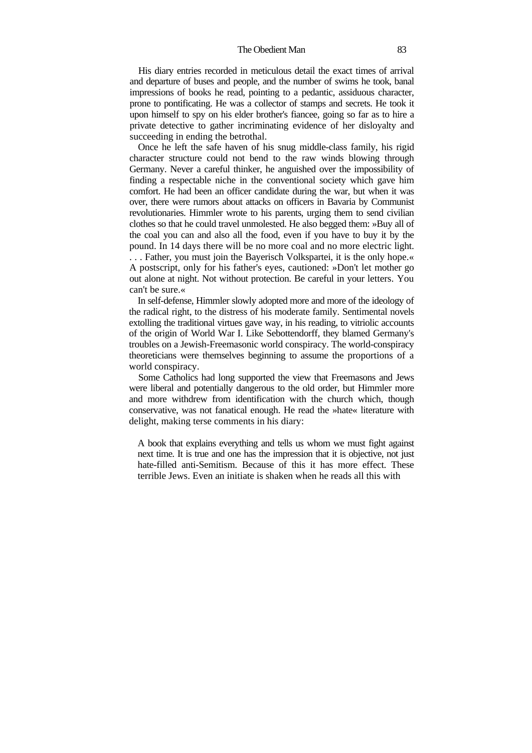His diary entries recorded in meticulous detail the exact times of arrival and departure of buses and people, and the number of swims he took, banal impressions of books he read, pointing to a pedantic, assiduous character, prone to pontificating. He was a collector of stamps and secrets. He took it upon himself to spy on his elder brother's fiancee, going so far as to hire a private detective to gather incriminating evidence of her disloyalty and succeeding in ending the betrothal.

Once he left the safe haven of his snug middle-class family, his rigid character structure could not bend to the raw winds blowing through Germany. Never a careful thinker, he anguished over the impossibility of finding a respectable niche in the conventional society which gave him comfort. He had been an officer candidate during the war, but when it was over, there were rumors about attacks on officers in Bavaria by Communist revolutionaries. Himmler wrote to his parents, urging them to send civilian clothes so that he could travel unmolested. He also begged them: »Buy all of the coal you can and also all the food, even if you have to buy it by the pound. In 14 days there will be no more coal and no more electric light. . . . Father, you must join the Bayerisch Volkspartei, it is the only hope.« A postscript, only for his father's eyes, cautioned: »Don't let mother go out alone at night. Not without protection. Be careful in your letters. You can't be sure.«

In self-defense, Himmler slowly adopted more and more of the ideology of the radical right, to the distress of his moderate family. Sentimental novels extolling the traditional virtues gave way, in his reading, to vitriolic accounts of the origin of World War I. Like Sebottendorff, they blamed Germany's troubles on a Jewish-Freemasonic world conspiracy. The world-conspiracy theoreticians were themselves beginning to assume the proportions of a world conspiracy.

Some Catholics had long supported the view that Freemasons and Jews were liberal and potentially dangerous to the old order, but Himmler more and more withdrew from identification with the church which, though conservative, was not fanatical enough. He read the »hate« literature with delight, making terse comments in his diary:

> A book that explains everything and tells us whom we must fight against next time. It is true and one has the impression that it is objective, not just hate-filled anti-Semitism. Because of this it has more effect. These terrible Jews. Even an initiate is shaken when he reads all this with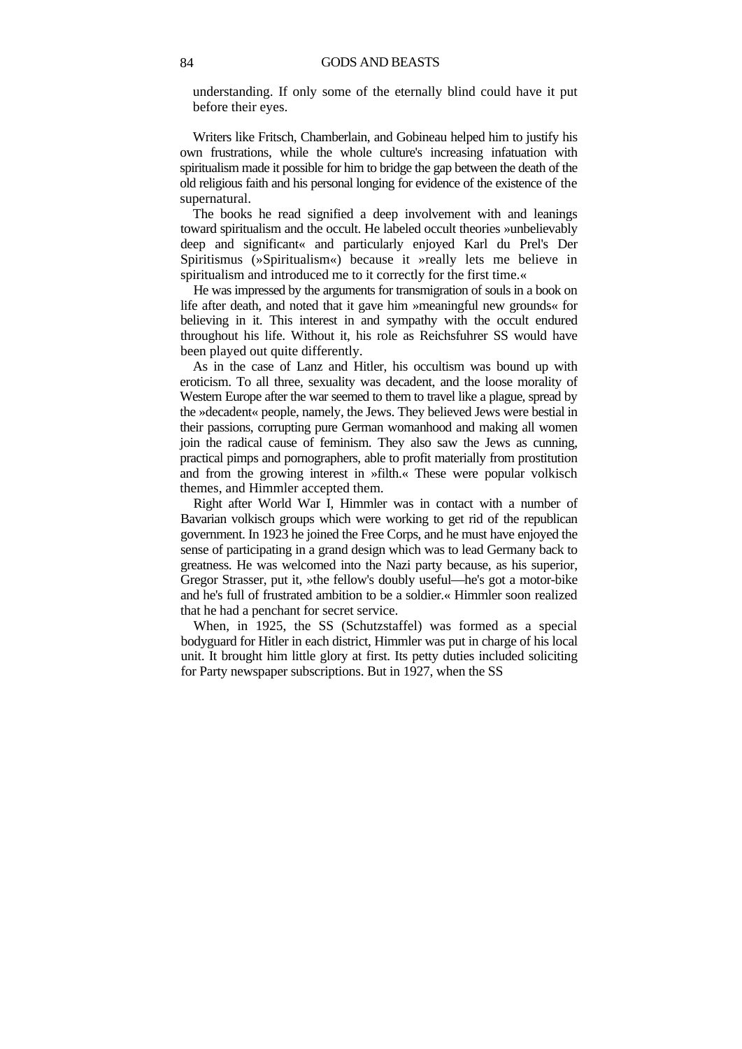understanding. If only some of the eternally blind could have it put before their eyes.

Writers like Fritsch, Chamberlain, and Gobineau helped him to justify his own frustrations, while the whole culture's increasing infatuation with spiritualism made it possible for him to bridge the gap between the death of the old religious faith and his personal longing for evidence of the existence of the supernatural.

The books he read signified a deep involvement with and leanings toward spiritualism and the occult. He labeled occult theories »unbelievably deep and significant« and particularly enjoyed Karl du Prel's Der Spiritismus (»Spiritualism«) because it »really lets me believe in spiritualism and introduced me to it correctly for the first time.«

He was impressed by the arguments for transmigration of souls in a book on life after death, and noted that it gave him »meaningful new grounds« for believing in it. This interest in and sympathy with the occult endured throughout his life. Without it, his role as Reichsfuhrer SS would have been played out quite differently.

As in the case of Lanz and Hitler, his occultism was bound up with eroticism. To all three, sexuality was decadent, and the loose morality of Western Europe after the war seemed to them to travel like a plague, spread by the »decadent« people, namely, the Jews. They believed Jews were bestial in their passions, corrupting pure German womanhood and making all women join the radical cause of feminism. They also saw the Jews as cunning, practical pimps and pornographers, able to profit materially from prostitution and from the growing interest in »filth.« These were popular volkisch themes, and Himmler accepted them.

Right after World War I, Himmler was in contact with a number of Bavarian volkisch groups which were working to get rid of the republican government. In 1923 he joined the Free Corps, and he must have enjoyed the sense of participating in a grand design which was to lead Germany back to greatness. He was welcomed into the Nazi party because, as his superior, Gregor Strasser, put it, »the fellow's doubly useful—he's got a motor-bike and he's full of frustrated ambition to be a soldier.« Himmler soon realized that he had a penchant for secret service.

When, in 1925, the SS (Schutzstaffel) was formed as a special bodyguard for Hitler in each district, Himmler was put in charge of his local unit. It brought him little glory at first. Its petty duties included soliciting for Party newspaper subscriptions. But in 1927, when the SS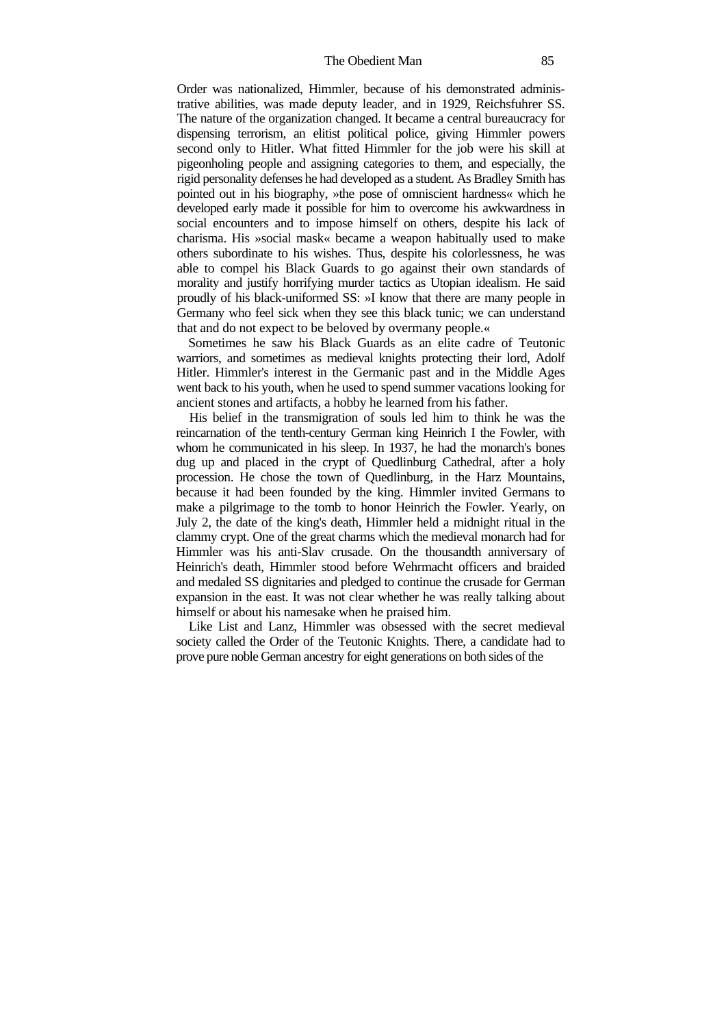Order was nationalized, Himmler, because of his demonstrated administrative abilities, was made deputy leader, and in 1929, Reichsfuhrer SS. The nature of the organization changed. It became a central bureaucracy for dispensing terrorism, an elitist political police, giving Himmler powers second only to Hitler. What fitted Himmler for the job were his skill at pigeonholing people and assigning categories to them, and especially, the rigid personality defenses he had developed as a student. As Bradley Smith has pointed out in his biography, »the pose of omniscient hardness« which he developed early made it possible for him to overcome his awkwardness in social encounters and to impose himself on others, despite his lack of charisma. His »social mask« became a weapon habitually used to make others subordinate to his wishes. Thus, despite his colorlessness, he was able to compel his Black Guards to go against their own standards of morality and justify horrifying murder tactics as Utopian idealism. He said proudly of his black-uniformed SS: »I know that there are many people in Germany who feel sick when they see this black tunic; we can understand that and do not expect to be beloved by overmany people.«

Sometimes he saw his Black Guards as an elite cadre of Teutonic warriors, and sometimes as medieval knights protecting their lord, Adolf Hitler. Himmler's interest in the Germanic past and in the Middle Ages went back to his youth, when he used to spend summer vacations looking for ancient stones and artifacts, a hobby he learned from his father.

His belief in the transmigration of souls led him to think he was the reincarnation of the tenth-century German king Heinrich I the Fowler, with whom he communicated in his sleep. In 1937, he had the monarch's bones dug up and placed in the crypt of Quedlinburg Cathedral, after a holy procession. He chose the town of Quedlinburg, in the Harz Mountains, because it had been founded by the king. Himmler invited Germans to make a pilgrimage to the tomb to honor Heinrich the Fowler. Yearly, on July 2, the date of the king's death, Himmler held a midnight ritual in the clammy crypt. One of the great charms which the medieval monarch had for Himmler was his anti-Slav crusade. On the thousandth anniversary of Heinrich's death, Himmler stood before Wehrmacht officers and braided and medaled SS dignitaries and pledged to continue the crusade for German expansion in the east. It was not clear whether he was really talking about himself or about his namesake when he praised him.

Like List and Lanz, Himmler was obsessed with the secret medieval society called the Order of the Teutonic Knights. There, a candidate had to prove pure noble German ancestry for eight generations on both sides of the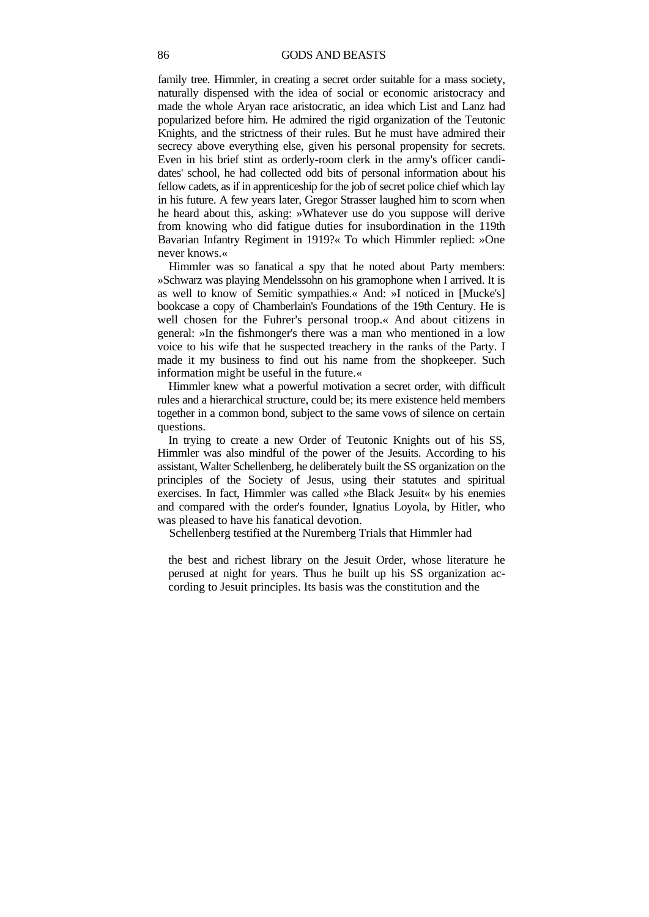family tree. Himmler, in creating a secret order suitable for a mass society, naturally dispensed with the idea of social or economic aristocracy and made the whole Aryan race aristocratic, an idea which List and Lanz had popularized before him. He admired the rigid organization of the Teutonic Knights, and the strictness of their rules. But he must have admired their secrecy above everything else, given his personal propensity for secrets. Even in his brief stint as orderly-room clerk in the army's officer candidates' school, he had collected odd bits of personal information about his fellow cadets, as if in apprenticeship for the job of secret police chief which lay in his future. A few years later, Gregor Strasser laughed him to scorn when he heard about this, asking: »Whatever use do you suppose will derive from knowing who did fatigue duties for insubordination in the 119th Bavarian Infantry Regiment in 1919?« To which Himmler replied: »One never knows.«

Himmler was so fanatical a spy that he noted about Party members: »Schwarz was playing Mendelssohn on his gramophone when I arrived. It is as well to know of Semitic sympathies.« And: »I noticed in [Mucke's] bookcase a copy of Chamberlain's Foundations of the 19th Century. He is well chosen for the Fuhrer's personal troop.« And about citizens in general: »In the fishmonger's there was a man who mentioned in a low voice to his wife that he suspected treachery in the ranks of the Party. I made it my business to find out his name from the shopkeeper. Such information might be useful in the future.«

Himmler knew what a powerful motivation a secret order, with difficult rules and a hierarchical structure, could be; its mere existence held members together in a common bond, subject to the same vows of silence on certain questions.

In trying to create a new Order of Teutonic Knights out of his SS, Himmler was also mindful of the power of the Jesuits. According to his assistant, Walter Schellenberg, he deliberately built the SS organization on the principles of the Society of Jesus, using their statutes and spiritual exercises. In fact, Himmler was called »the Black Jesuit« by his enemies and compared with the order's founder, Ignatius Loyola, by Hitler, who was pleased to have his fanatical devotion.

Schellenberg testified at the Nuremberg Trials that Himmler had

> the best and richest library on the Jesuit Order, whose literature he perused at night for years. Thus he built up his SS organization according to Jesuit principles. Its basis was the constitution and the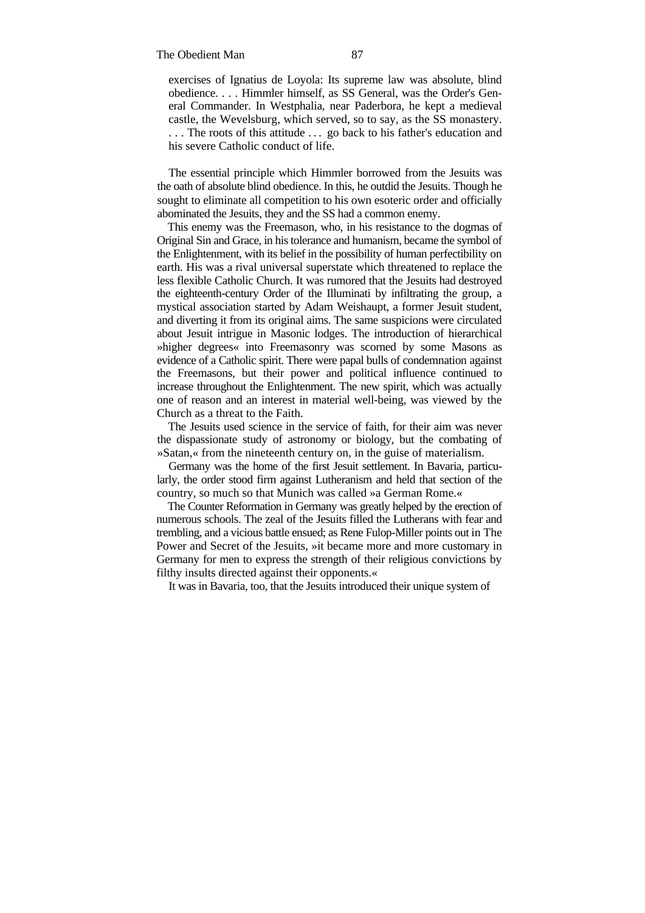> exercises of Ignatius de Loyola: Its supreme law was absolute, blind obedience. . . . Himmler himself, as SS General, was the Order's General Commander. In Westphalia, near Paderbora, he kept a medieval castle, the Wevelsburg, which served, so to say, as the SS monastery. . . . The roots of this attitude . . . go back to his father's education and his severe Catholic conduct of life.

The essential principle which Himmler borrowed from the Jesuits was the oath of absolute blind obedience. In this, he outdid the Jesuits. Though he sought to eliminate all competition to his own esoteric order and officially abominated the Jesuits, they and the SS had a common enemy.

This enemy was the Freemason, who, in his resistance to the dogmas of Original Sin and Grace, in his tolerance and humanism, became the symbol of the Enlightenment, with its belief in the possibility of human perfectibility on earth. His was a rival universal superstate which threatened to replace the less flexible Catholic Church. It was rumored that the Jesuits had destroyed the eighteenth-century Order of the Illuminati by infiltrating the group, a mystical association started by Adam Weishaupt, a former Jesuit student, and diverting it from its original aims. The same suspicions were circulated about Jesuit intrigue in Masonic lodges. The introduction of hierarchical »higher degrees« into Freemasonry was scorned by some Masons as evidence of a Catholic spirit. There were papal bulls of condemnation against the Freemasons, but their power and political influence continued to increase throughout the Enlightenment. The new spirit, which was actually one of reason and an interest in material well-being, was viewed by the Church as a threat to the Faith.

The Jesuits used science in the service of faith, for their aim was never the dispassionate study of astronomy or biology, but the combating of »Satan,« from the nineteenth century on, in the guise of materialism.

Germany was the home of the first Jesuit settlement. In Bavaria, particularly, the order stood firm against Lutheranism and held that section of the country, so much so that Munich was called »a German Rome.«

The Counter Reformation in Germany was greatly helped by the erection of numerous schools. The zeal of the Jesuits filled the Lutherans with fear and trembling, and a vicious battle ensued; as Rene Fulop-Miller points out in The Power and Secret of the Jesuits, »it became more and more customary in Germany for men to express the strength of their religious convictions by filthy insults directed against their opponents.«

It was in Bavaria, too, that the Jesuits introduced their unique system of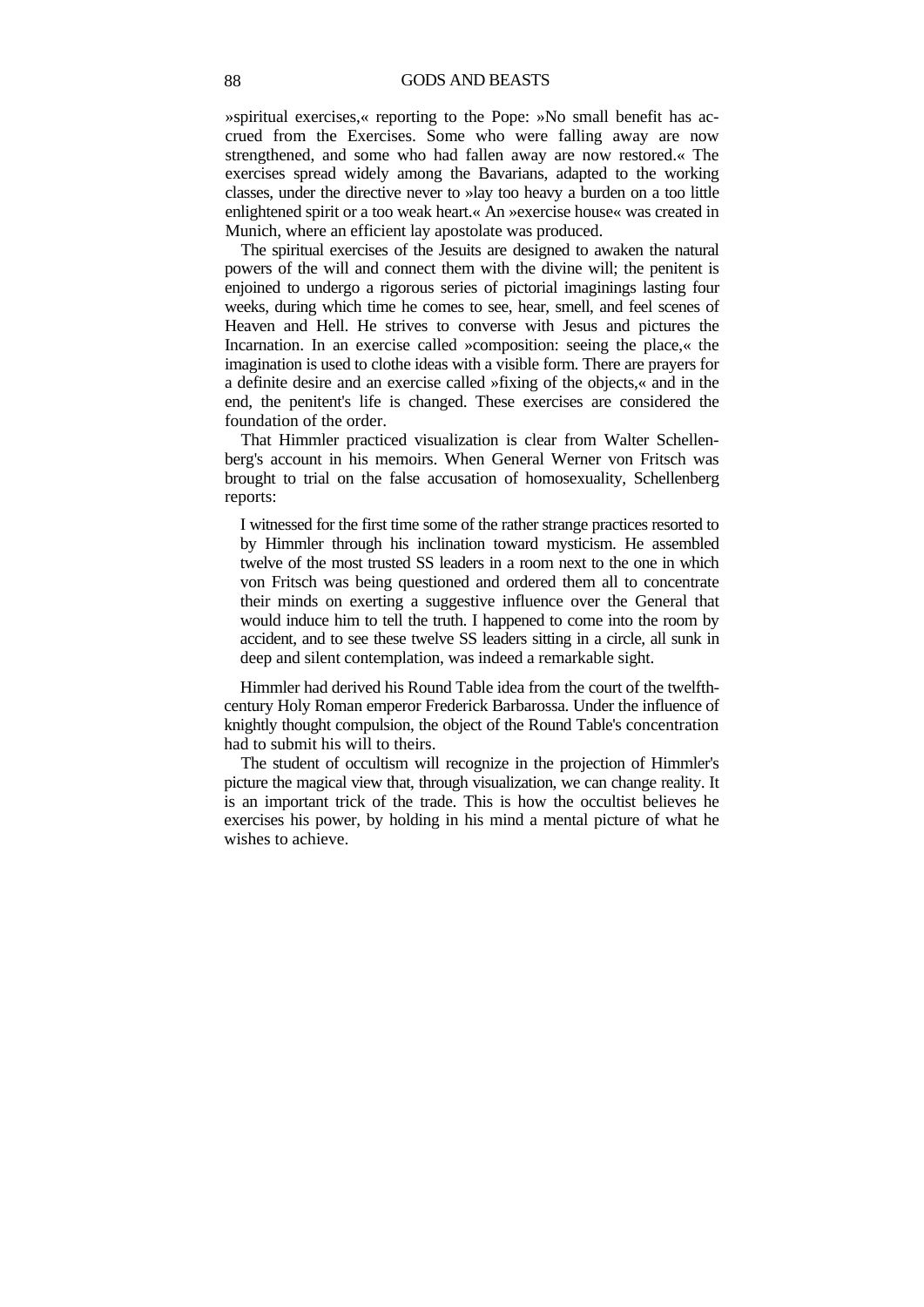»spiritual exercises,« reporting to the Pope: »No small benefit has accrued from the Exercises. Some who were falling away are now strengthened, and some who had fallen away are now restored.« The exercises spread widely among the Bavarians, adapted to the working classes, under the directive never to »lay too heavy a burden on a too little enlightened spirit or a too weak heart.« An »exercise house« was created in Munich, where an efficient lay apostolate was produced.

The spiritual exercises of the Jesuits are designed to awaken the natural powers of the will and connect them with the divine will; the penitent is enjoined to undergo a rigorous series of pictorial imaginings lasting four weeks, during which time he comes to see, hear, smell, and feel scenes of Heaven and Hell. He strives to converse with Jesus and pictures the Incarnation. In an exercise called »composition: seeing the place,« the imagination is used to clothe ideas with a visible form. There are prayers for a definite desire and an exercise called »fixing of the objects,« and in the end, the penitent's life is changed. These exercises are considered the foundation of the order.

That Himmler practiced visualization is clear from Walter Schellenberg's account in his memoirs. When General Werner von Fritsch was brought to trial on the false accusation of homosexuality, Schellenberg reports:

> I witnessed for the first time some of the rather strange practices resorted to by Himmler through his inclination toward mysticism. He assembled twelve of the most trusted SS leaders in a room next to the one in which von Fritsch was being questioned and ordered them all to concentrate their minds on exerting a suggestive influence over the General that would induce him to tell the truth. I happened to come into the room by accident, and to see these twelve SS leaders sitting in a circle, all sunk in deep and silent contemplation, was indeed a remarkable sight.

Himmler had derived his Round Table idea from the court of the twelfth-century Holy Roman emperor Frederick Barbarossa. Under the influence of knightly thought compulsion, the object of the Round Table's concentration had to submit his will to theirs.

The student of occultism will recognize in the projection of Himmler's picture the magical view that, through visualization, we can change reality. It is an important trick of the trade. This is how the occultist believes he exercises his power, by holding in his mind a mental picture of what he wishes to achieve.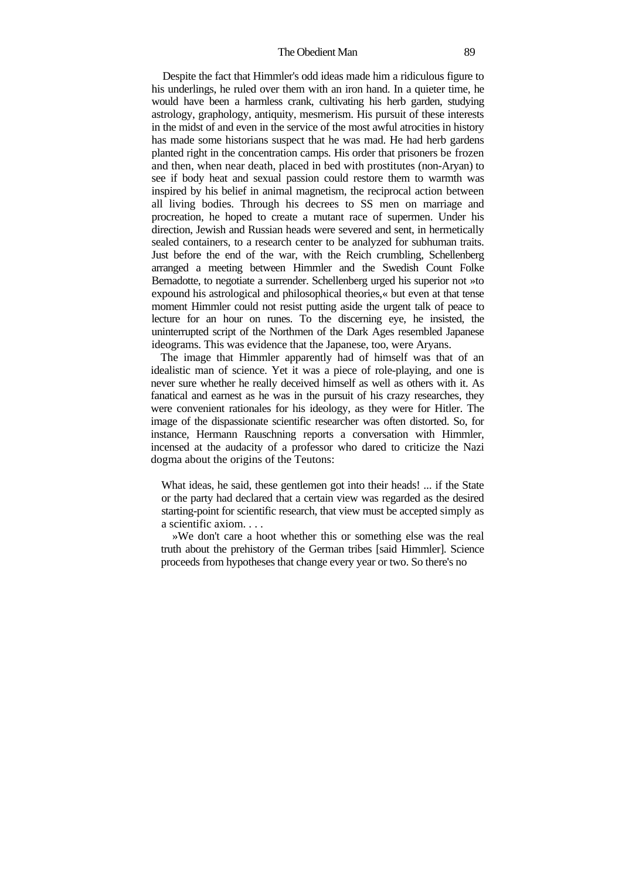Despite the fact that Himmler's odd ideas made him a ridiculous figure to his underlings, he ruled over them with an iron hand. In a quieter time, he would have been a harmless crank, cultivating his herb garden, studying astrology, graphology, antiquity, mesmerism. His pursuit of these interests in the midst of and even in the service of the most awful atrocities in history has made some historians suspect that he was mad. He had herb gardens planted right in the concentration camps. His order that prisoners be frozen and then, when near death, placed in bed with prostitutes (non-Aryan) to see if body heat and sexual passion could restore them to warmth was inspired by his belief in animal magnetism, the reciprocal action between all living bodies. Through his decrees to SS men on marriage and procreation, he hoped to create a mutant race of supermen. Under his direction, Jewish and Russian heads were severed and sent, in hermetically sealed containers, to a research center to be analyzed for subhuman traits. Just before the end of the war, with the Reich crumbling, Schellenberg arranged a meeting between Himmler and the Swedish Count Folke Bemadotte, to negotiate a surrender. Schellenberg urged his superior not »to expound his astrological and philosophical theories,« but even at that tense moment Himmler could not resist putting aside the urgent talk of peace to lecture for an hour on runes. To the discerning eye, he insisted, the uninterrupted script of the Northmen of the Dark Ages resembled Japanese ideograms. This was evidence that the Japanese, too, were Aryans.

The image that Himmler apparently had of himself was that of an idealistic man of science. Yet it was a piece of role-playing, and one is never sure whether he really deceived himself as well as others with it. As fanatical and earnest as he was in the pursuit of his crazy researches, they were convenient rationales for his ideology, as they were for Hitler. The image of the dispassionate scientific researcher was often distorted. So, for instance, Hermann Rauschning reports a conversation with Himmler, incensed at the audacity of a professor who dared to criticize the Nazi dogma about the origins of the Teutons:

> What ideas, he said, these gentlemen got into their heads! ... if the State or the party had declared that a certain view was regarded as the desired starting-point for scientific research, that view must be accepted simply as a scientific axiom. . . .
>
> »We don't care a hoot whether this or something else was the real truth about the prehistory of the German tribes [said Himmler]. Science proceeds from hypotheses that change every year or two. So there's no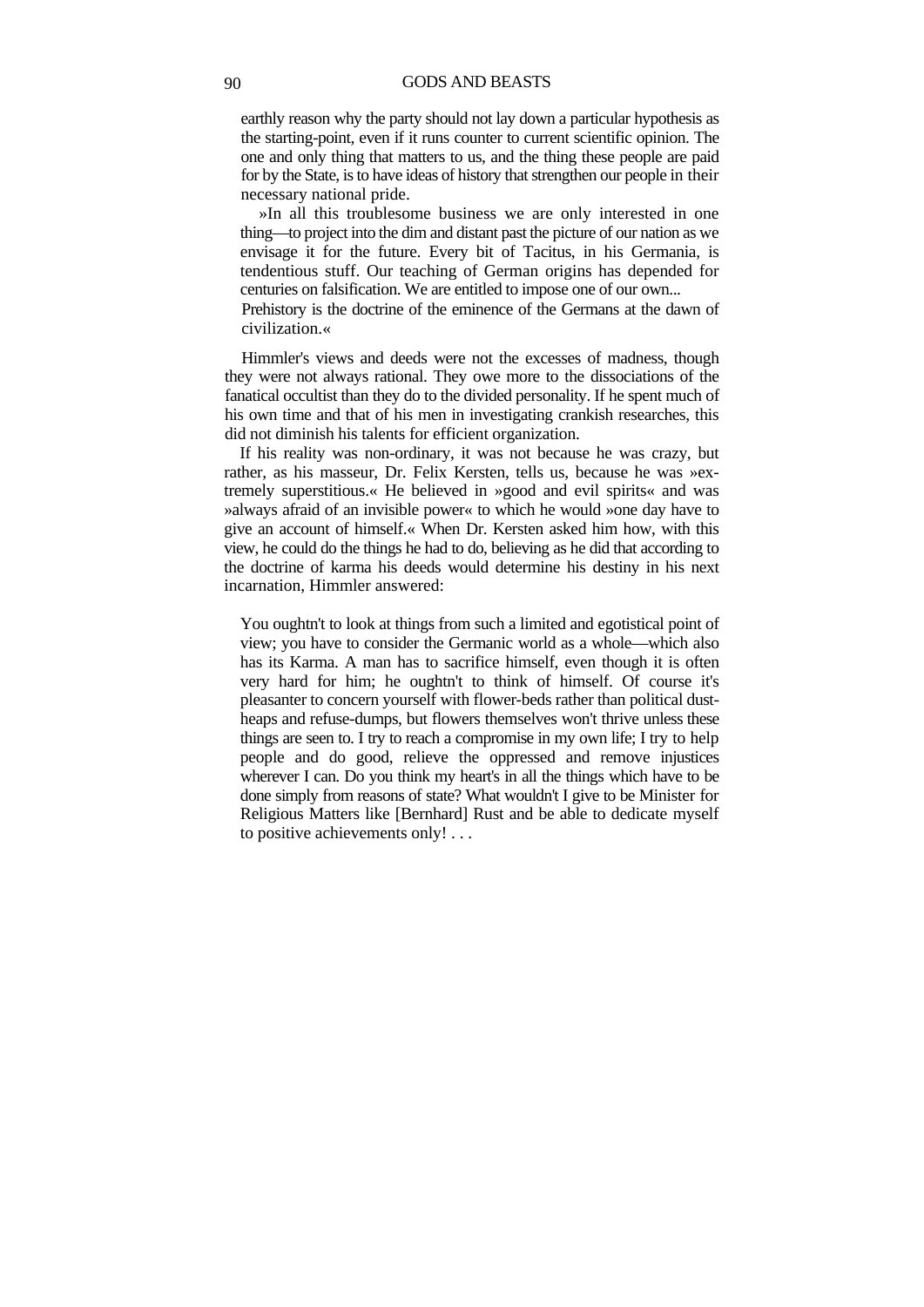earthly reason why the party should not lay down a particular hypothesis as the starting-point, even if it runs counter to current scientific opinion. The one and only thing that matters to us, and the thing these people are paid for by the State, is to have ideas of history that strengthen our people in their necessary national pride.

»In all this troublesome business we are only interested in one thing—to project into the dim and distant past the picture of our nation as we envisage it for the future. Every bit of Tacitus, in his Germania, is tendentious stuff. Our teaching of German origins has depended for centuries on falsification. We are entitled to impose one of our own... Prehistory is the doctrine of the eminence of the Germans at the dawn of civilization.«

Himmler's views and deeds were not the excesses of madness, though they were not always rational. They owe more to the dissociations of the fanatical occultist than they do to the divided personality. If he spent much of his own time and that of his men in investigating crankish researches, this did not diminish his talents for efficient organization.

If his reality was non-ordinary, it was not because he was crazy, but rather, as his masseur, Dr. Felix Kersten, tells us, because he was »extremely superstitious.« He believed in »good and evil spirits« and was »always afraid of an invisible power« to which he would »one day have to give an account of himself.« When Dr. Kersten asked him how, with this view, he could do the things he had to do, believing as he did that according to the doctrine of karma his deeds would determine his destiny in his next incarnation, Himmler answered:

> You oughtn't to look at things from such a limited and egotistical point of view; you have to consider the Germanic world as a whole—which also has its Karma. A man has to sacrifice himself, even though it is often very hard for him; he oughtn't to think of himself. Of course it's pleasanter to concern yourself with flower-beds rather than political dust-heaps and refuse-dumps, but flowers themselves won't thrive unless these things are seen to. I try to reach a compromise in my own life; I try to help people and do good, relieve the oppressed and remove injustices wherever I can. Do you think my heart's in all the things which have to be done simply from reasons of state? What wouldn't I give to be Minister for Religious Matters like [Bernhard] Rust and be able to dedicate myself to positive achievements only! . . .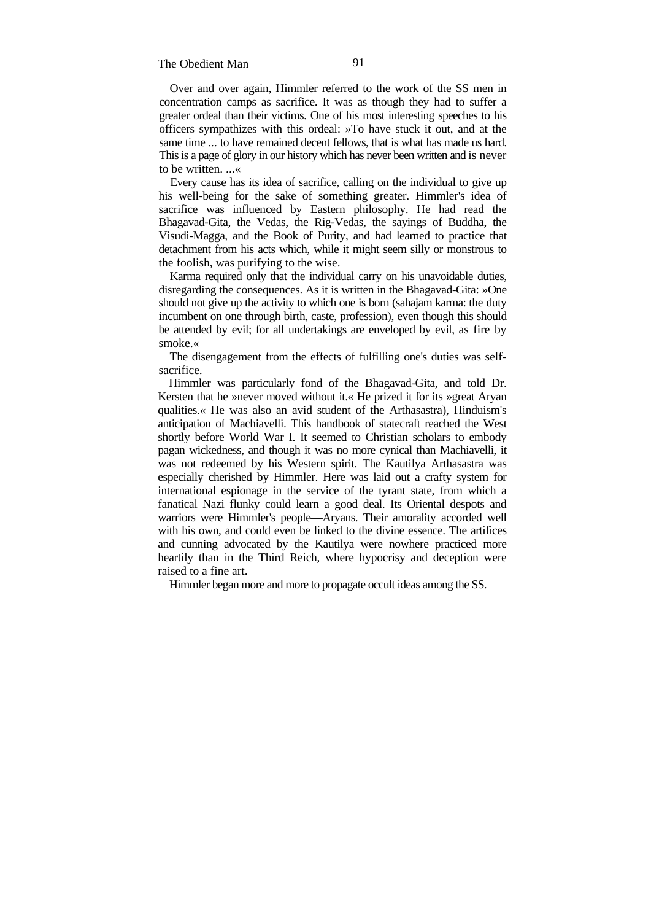Over and over again, Himmler referred to the work of the SS men in concentration camps as sacrifice. It was as though they had to suffer a greater ordeal than their victims. One of his most interesting speeches to his officers sympathizes with this ordeal: »To have stuck it out, and at the same time ... to have remained decent fellows, that is what has made us hard. This is a page of glory in our history which has never been written and is never to be written. ...«

Every cause has its idea of sacrifice, calling on the individual to give up his well-being for the sake of something greater. Himmler's idea of sacrifice was influenced by Eastern philosophy. He had read the Bhagavad-Gita, the Vedas, the Rig-Vedas, the sayings of Buddha, the Visudi-Magga, and the Book of Purity, and had learned to practice that detachment from his acts which, while it might seem silly or monstrous to the foolish, was purifying to the wise.

Karma required only that the individual carry on his unavoidable duties, disregarding the consequences. As it is written in the Bhagavad-Gita: »One should not give up the activity to which one is born (sahajam karma: the duty incumbent on one through birth, caste, profession), even though this should be attended by evil; for all undertakings are enveloped by evil, as fire by smoke.«

The disengagement from the effects of fulfilling one's duties was self-sacrifice.

Himmler was particularly fond of the Bhagavad-Gita, and told Dr. Kersten that he »never moved without it.« He prized it for its »great Aryan qualities.« He was also an avid student of the Arthasastra), Hinduism's anticipation of Machiavelli. This handbook of statecraft reached the West shortly before World War I. It seemed to Christian scholars to embody pagan wickedness, and though it was no more cynical than Machiavelli, it was not redeemed by his Western spirit. The Kautilya Arthasastra was especially cherished by Himmler. Here was laid out a crafty system for international espionage in the service of the tyrant state, from which a fanatical Nazi flunky could learn a good deal. Its Oriental despots and warriors were Himmler's people—Aryans. Their amorality accorded well with his own, and could even be linked to the divine essence. The artifices and cunning advocated by the Kautilya were nowhere practiced more heartily than in the Third Reich, where hypocrisy and deception were raised to a fine art.

Himmler began more and more to propagate occult ideas among the SS.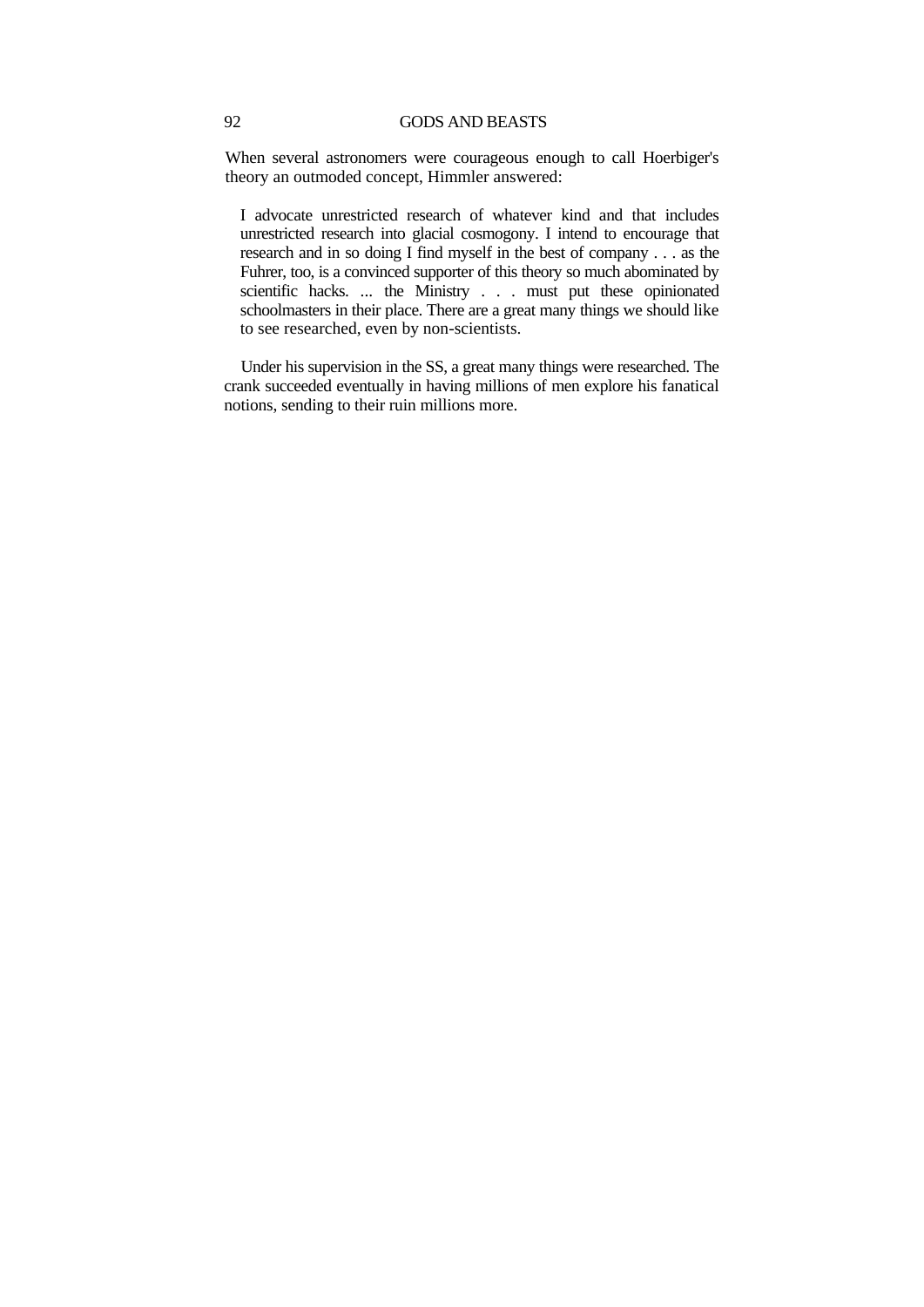When several astronomers were courageous enough to call Hoerbiger's theory an outmoded concept, Himmler answered:

> I advocate unrestricted research of whatever kind and that includes unrestricted research into glacial cosmogony. I intend to encourage that research and in so doing I find myself in the best of company . . . as the Fuhrer, too, is a convinced supporter of this theory so much abominated by scientific hacks. ... the Ministry . . . must put these opinionated schoolmasters in their place. There are a great many things we should like to see researched, even by non-scientists.

Under his supervision in the SS, a great many things were researched. The crank succeeded eventually in having millions of men explore his fanatical notions, sending to their ruin millions more.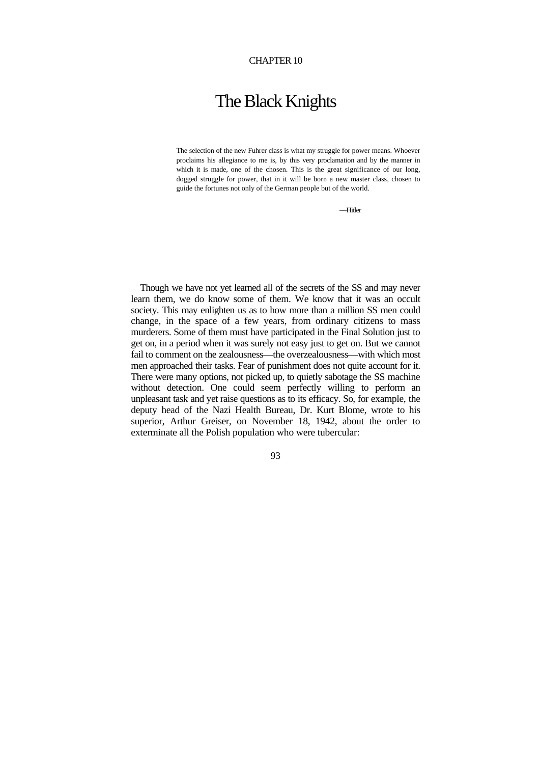CHAPTER 10

# The Black Knights

> The selection of the new Fuhrer class is what my struggle for power means. Whoever proclaims his allegiance to me is, by this very proclamation and by the manner in which it is made, one of the chosen. This is the great significance of our long, dogged struggle for power, that in it will be born a new master class, chosen to guide the fortunes not only of the German people but of the world.
>
> —Hitler

Though we have not yet learned all of the secrets of the SS and may never learn them, we do know some of them. We know that it was an occult society. This may enlighten us as to how more than a million SS men could change, in the space of a few years, from ordinary citizens to mass murderers. Some of them must have participated in the Final Solution just to get on, in a period when it was surely not easy just to get on. But we cannot fail to comment on the zealousness—the overzealousness—with which most men approached their tasks. Fear of punishment does not quite account for it. There were many options, not picked up, to quietly sabotage the SS machine without detection. One could seem perfectly willing to perform an unpleasant task and yet raise questions as to its efficacy. So, for example, the deputy head of the Nazi Health Bureau, Dr. Kurt Blome, wrote to his superior, Arthur Greiser, on November 18, 1942, about the order to exterminate all the Polish population who were tubercular: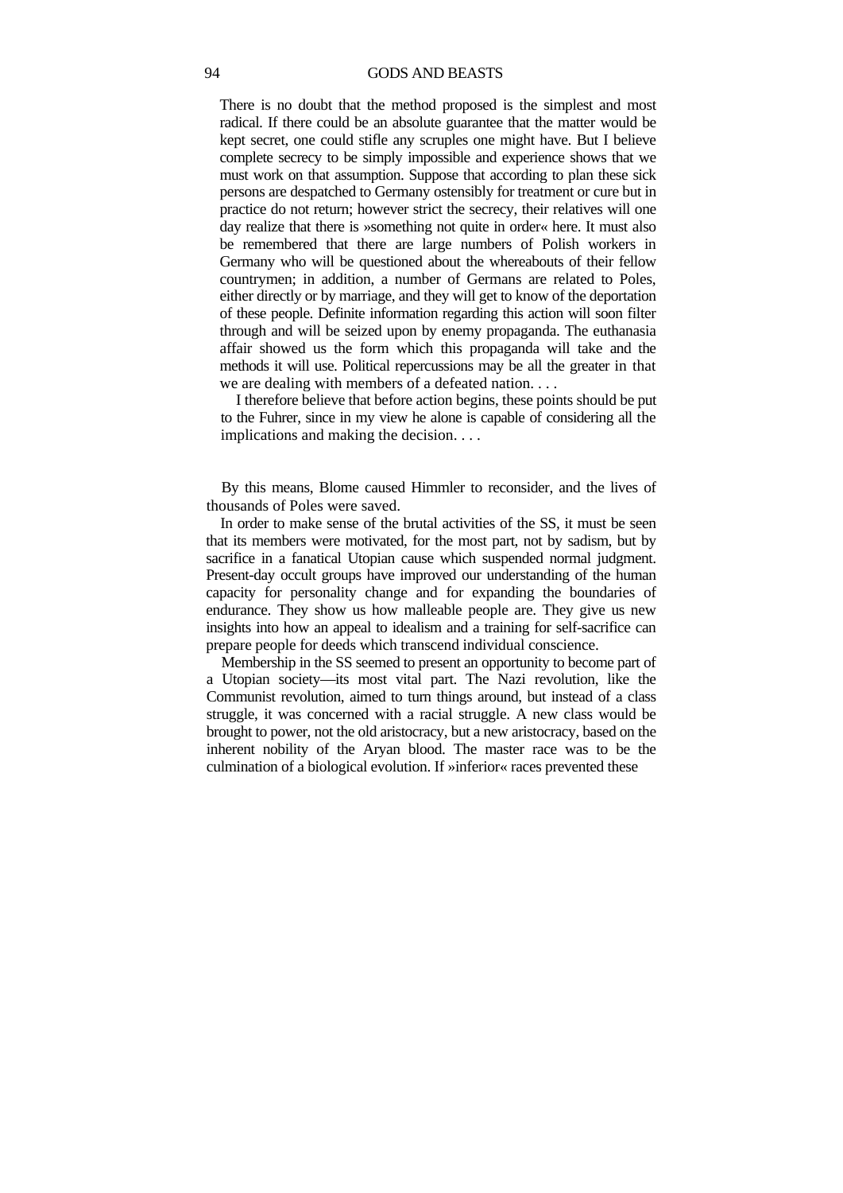> There is no doubt that the method proposed is the simplest and most radical. If there could be an absolute guarantee that the matter would be kept secret, one could stifle any scruples one might have. But I believe complete secrecy to be simply impossible and experience shows that we must work on that assumption. Suppose that according to plan these sick persons are despatched to Germany ostensibly for treatment or cure but in practice do not return; however strict the secrecy, their relatives will one day realize that there is »something not quite in order« here. It must also be remembered that there are large numbers of Polish workers in Germany who will be questioned about the whereabouts of their fellow countrymen; in addition, a number of Germans are related to Poles, either directly or by marriage, and they will get to know of the deportation of these people. Definite information regarding this action will soon filter through and will be seized upon by enemy propaganda. The euthanasia affair showed us the form which this propaganda will take and the methods it will use. Political repercussions may be all the greater in that we are dealing with members of a defeated nation. . . .
>
> I therefore believe that before action begins, these points should be put to the Fuhrer, since in my view he alone is capable of considering all the implications and making the decision. . . .

By this means, Blome caused Himmler to reconsider, and the lives of thousands of Poles were saved.

In order to make sense of the brutal activities of the SS, it must be seen that its members were motivated, for the most part, not by sadism, but by sacrifice in a fanatical Utopian cause which suspended normal judgment. Present-day occult groups have improved our understanding of the human capacity for personality change and for expanding the boundaries of endurance. They show us how malleable people are. They give us new insights into how an appeal to idealism and a training for self-sacrifice can prepare people for deeds which transcend individual conscience.

Membership in the SS seemed to present an opportunity to become part of a Utopian society—its most vital part. The Nazi revolution, like the Communist revolution, aimed to turn things around, but instead of a class struggle, it was concerned with a racial struggle. A new class would be brought to power, not the old aristocracy, but a new aristocracy, based on the inherent nobility of the Aryan blood. The master race was to be the culmination of a biological evolution. If »inferior« races prevented these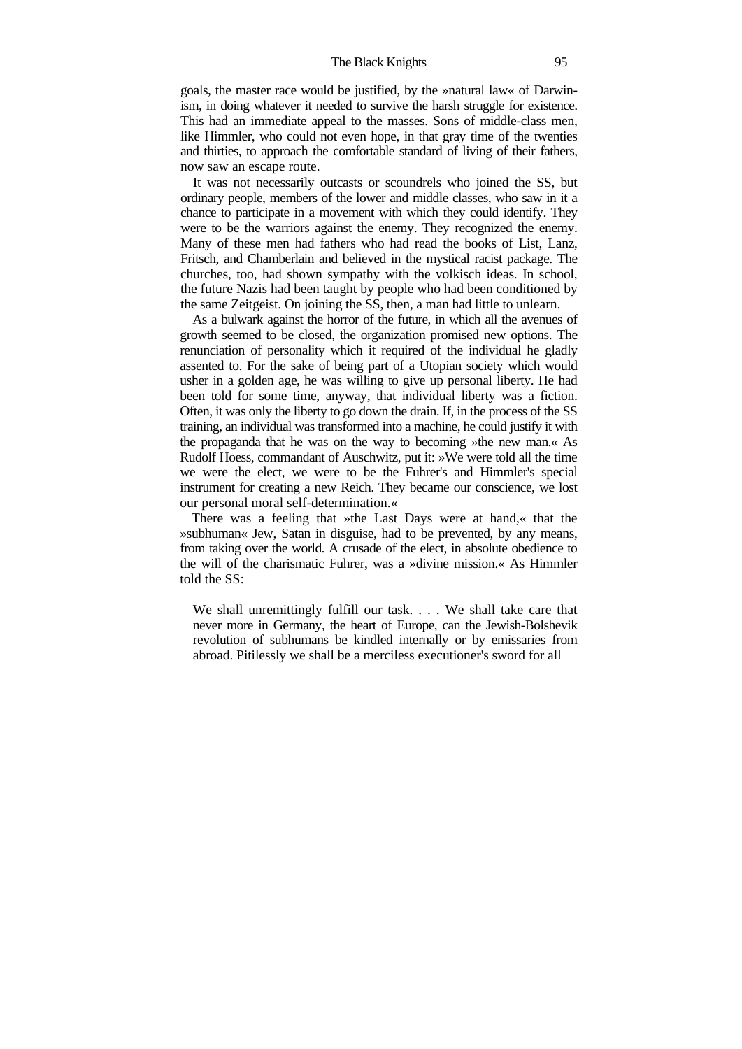goals, the master race would be justified, by the »natural law« of Darwinism, in doing whatever it needed to survive the harsh struggle for existence. This had an immediate appeal to the masses. Sons of middle-class men, like Himmler, who could not even hope, in that gray time of the twenties and thirties, to approach the comfortable standard of living of their fathers, now saw an escape route.

It was not necessarily outcasts or scoundrels who joined the SS, but ordinary people, members of the lower and middle classes, who saw in it a chance to participate in a movement with which they could identify. They were to be the warriors against the enemy. They recognized the enemy. Many of these men had fathers who had read the books of List, Lanz, Fritsch, and Chamberlain and believed in the mystical racist package. The churches, too, had shown sympathy with the volkisch ideas. In school, the future Nazis had been taught by people who had been conditioned by the same Zeitgeist. On joining the SS, then, a man had little to unlearn.

As a bulwark against the horror of the future, in which all the avenues of growth seemed to be closed, the organization promised new options. The renunciation of personality which it required of the individual he gladly assented to. For the sake of being part of a Utopian society which would usher in a golden age, he was willing to give up personal liberty. He had been told for some time, anyway, that individual liberty was a fiction. Often, it was only the liberty to go down the drain. If, in the process of the SS training, an individual was transformed into a machine, he could justify it with the propaganda that he was on the way to becoming »the new man.« As Rudolf Hoess, commandant of Auschwitz, put it: »We were told all the time we were the elect, we were to be the Fuhrer's and Himmler's special instrument for creating a new Reich. They became our conscience, we lost our personal moral self-determination.«

There was a feeling that »the Last Days were at hand,« that the »subhuman« Jew, Satan in disguise, had to be prevented, by any means, from taking over the world. A crusade of the elect, in absolute obedience to the will of the charismatic Fuhrer, was a »divine mission.« As Himmler told the SS:

> We shall unremittingly fulfill our task. . . . We shall take care that never more in Germany, the heart of Europe, can the Jewish-Bolshevik revolution of subhumans be kindled internally or by emissaries from abroad. Pitilessly we shall be a merciless executioner's sword for all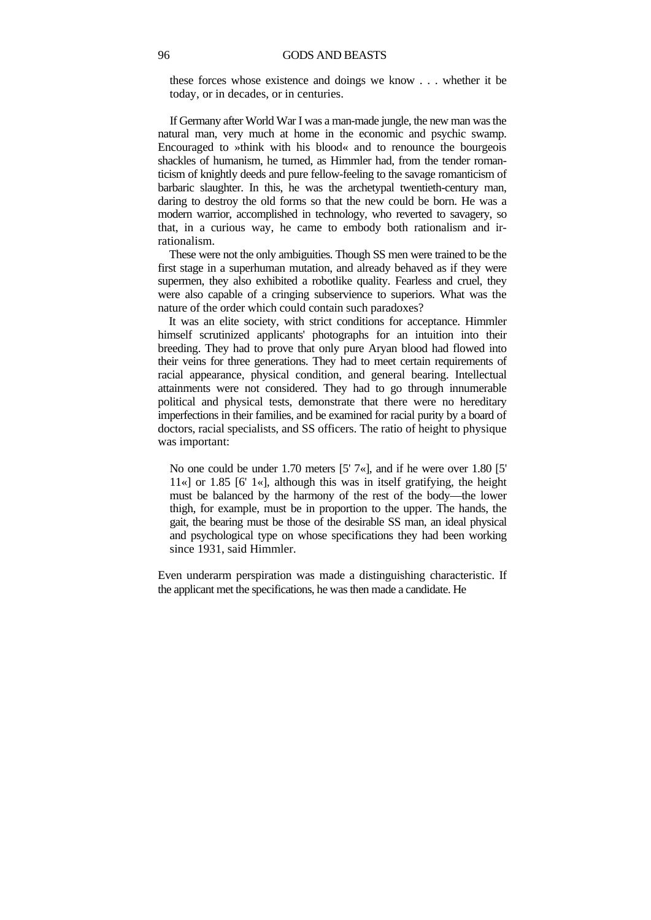> these forces whose existence and doings we know . . . whether it be today, or in decades, or in centuries.

If Germany after World War I was a man-made jungle, the new man was the natural man, very much at home in the economic and psychic swamp. Encouraged to »think with his blood« and to renounce the bourgeois shackles of humanism, he turned, as Himmler had, from the tender romanticism of knightly deeds and pure fellow-feeling to the savage romanticism of barbaric slaughter. In this, he was the archetypal twentieth-century man, daring to destroy the old forms so that the new could be born. He was a modern warrior, accomplished in technology, who reverted to savagery, so that, in a curious way, he came to embody both rationalism and irrationalism.

These were not the only ambiguities. Though SS men were trained to be the first stage in a superhuman mutation, and already behaved as if they were supermen, they also exhibited a robotlike quality. Fearless and cruel, they were also capable of a cringing subservience to superiors. What was the nature of the order which could contain such paradoxes?

It was an elite society, with strict conditions for acceptance. Himmler himself scrutinized applicants' photographs for an intuition into their breeding. They had to prove that only pure Aryan blood had flowed into their veins for three generations. They had to meet certain requirements of racial appearance, physical condition, and general bearing. Intellectual attainments were not considered. They had to go through innumerable political and physical tests, demonstrate that there were no hereditary imperfections in their families, and be examined for racial purity by a board of doctors, racial specialists, and SS officers. The ratio of height to physique was important:

> No one could be under 1.70 meters [5' 7«], and if he were over 1.80 [5' 11«] or 1.85 [6' 1«], although this was in itself gratifying, the height must be balanced by the harmony of the rest of the body—the lower thigh, for example, must be in proportion to the upper. The hands, the gait, the bearing must be those of the desirable SS man, an ideal physical and psychological type on whose specifications they had been working since 1931, said Himmler.

Even underarm perspiration was made a distinguishing characteristic. If the applicant met the specifications, he was then made a candidate. He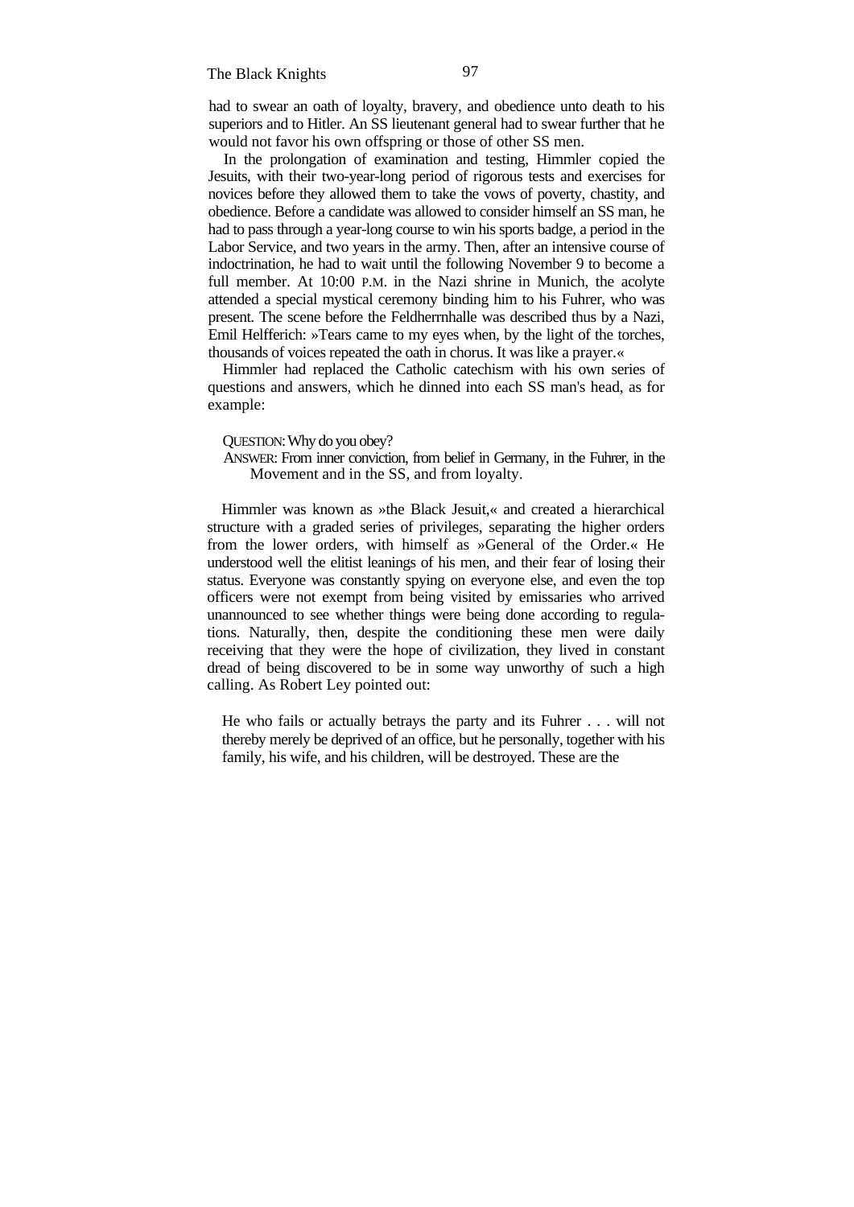had to swear an oath of loyalty, bravery, and obedience unto death to his superiors and to Hitler. An SS lieutenant general had to swear further that he would not favor his own offspring or those of other SS men.

In the prolongation of examination and testing, Himmler copied the Jesuits, with their two-year-long period of rigorous tests and exercises for novices before they allowed them to take the vows of poverty, chastity, and obedience. Before a candidate was allowed to consider himself an SS man, he had to pass through a year-long course to win his sports badge, a period in the Labor Service, and two years in the army. Then, after an intensive course of indoctrination, he had to wait until the following November 9 to become a full member. At 10:00 P.M. in the Nazi shrine in Munich, the acolyte attended a special mystical ceremony binding him to his Fuhrer, who was present. The scene before the Feldherrnhalle was described thus by a Nazi, Emil Helfferich: »Tears came to my eyes when, by the light of the torches, thousands of voices repeated the oath in chorus. It was like a prayer.«

Himmler had replaced the Catholic catechism with his own series of questions and answers, which he dinned into each SS man's head, as for example:

> QUESTION: Why do you obey?
>
> ANSWER: From inner conviction, from belief in Germany, in the Fuhrer, in the Movement and in the SS, and from loyalty.

Himmler was known as »the Black Jesuit,« and created a hierarchical structure with a graded series of privileges, separating the higher orders from the lower orders, with himself as »General of the Order.« He understood well the elitist leanings of his men, and their fear of losing their status. Everyone was constantly spying on everyone else, and even the top officers were not exempt from being visited by emissaries who arrived unannounced to see whether things were being done according to regulations. Naturally, then, despite the conditioning these men were daily receiving that they were the hope of civilization, they lived in constant dread of being discovered to be in some way unworthy of such a high calling. As Robert Ley pointed out:

> He who fails or actually betrays the party and its Fuhrer . . . will not thereby merely be deprived of an office, but he personally, together with his family, his wife, and his children, will be destroyed. These are the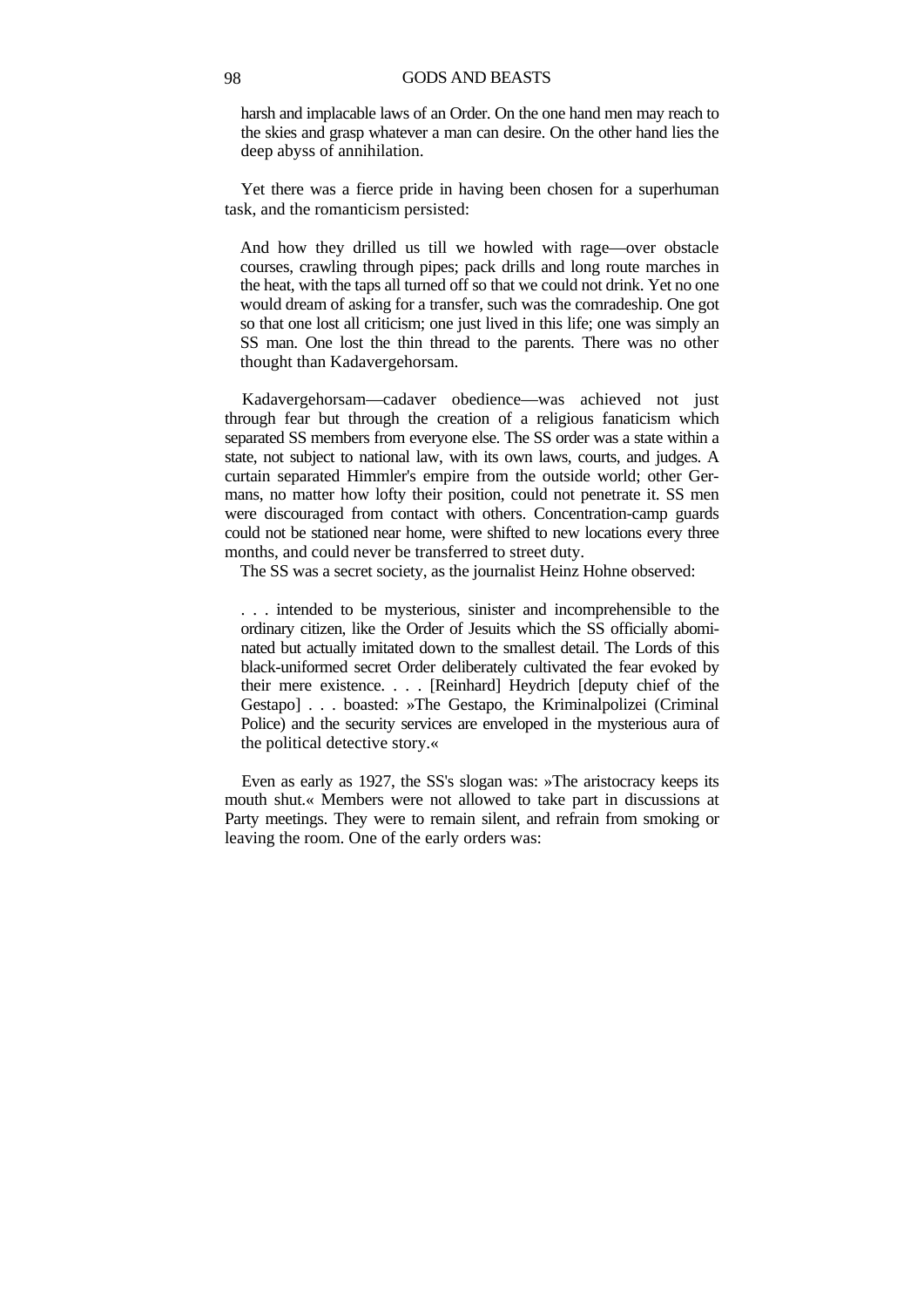> harsh and implacable laws of an Order. On the one hand men may reach to the skies and grasp whatever a man can desire. On the other hand lies the deep abyss of annihilation.

Yet there was a fierce pride in having been chosen for a superhuman task, and the romanticism persisted:

> And how they drilled us till we howled with rage—over obstacle courses, crawling through pipes; pack drills and long route marches in the heat, with the taps all turned off so that we could not drink. Yet no one would dream of asking for a transfer, such was the comradeship. One got so that one lost all criticism; one just lived in this life; one was simply an SS man. One lost the thin thread to the parents. There was no other thought than Kadavergehorsam.

Kadavergehorsam—cadaver obedience—was achieved not just through fear but through the creation of a religious fanaticism which separated SS members from everyone else. The SS order was a state within a state, not subject to national law, with its own laws, courts, and judges. A curtain separated Himmler's empire from the outside world; other Germans, no matter how lofty their position, could not penetrate it. SS men were discouraged from contact with others. Concentration-camp guards could not be stationed near home, were shifted to new locations every three months, and could never be transferred to street duty.

The SS was a secret society, as the journalist Heinz Hohne observed:

> . . . intended to be mysterious, sinister and incomprehensible to the ordinary citizen, like the Order of Jesuits which the SS officially abominated but actually imitated down to the smallest detail. The Lords of this black-uniformed secret Order deliberately cultivated the fear evoked by their mere existence. . . . [Reinhard] Heydrich [deputy chief of the Gestapo] . . . boasted: »The Gestapo, the Kriminalpolizei (Criminal Police) and the security services are enveloped in the mysterious aura of the political detective story.«

Even as early as 1927, the SS's slogan was: »The aristocracy keeps its mouth shut.« Members were not allowed to take part in discussions at Party meetings. They were to remain silent, and refrain from smoking or leaving the room. One of the early orders was: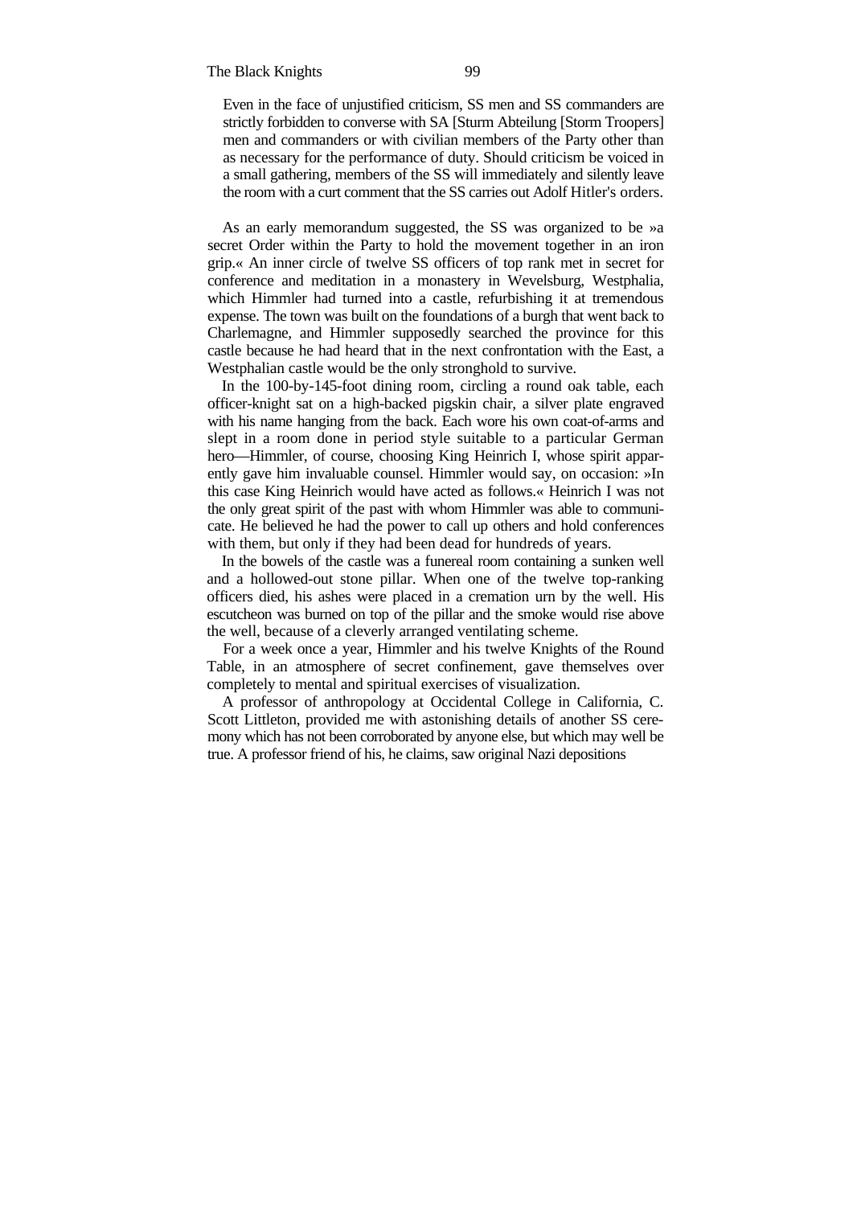> Even in the face of unjustified criticism, SS men and SS commanders are strictly forbidden to converse with SA [Sturm Abteilung [Storm Troopers] men and commanders or with civilian members of the Party other than as necessary for the performance of duty. Should criticism be voiced in a small gathering, members of the SS will immediately and silently leave the room with a curt comment that the SS carries out Adolf Hitler's orders.

As an early memorandum suggested, the SS was organized to be »a secret Order within the Party to hold the movement together in an iron grip.« An inner circle of twelve SS officers of top rank met in secret for conference and meditation in a monastery in Wevelsburg, Westphalia, which Himmler had turned into a castle, refurbishing it at tremendous expense. The town was built on the foundations of a burgh that went back to Charlemagne, and Himmler supposedly searched the province for this castle because he had heard that in the next confrontation with the East, a Westphalian castle would be the only stronghold to survive.

In the 100-by-145-foot dining room, circling a round oak table, each officer-knight sat on a high-backed pigskin chair, a silver plate engraved with his name hanging from the back. Each wore his own coat-of-arms and slept in a room done in period style suitable to a particular German hero—Himmler, of course, choosing King Heinrich I, whose spirit apparently gave him invaluable counsel. Himmler would say, on occasion: »In this case King Heinrich would have acted as follows.« Heinrich I was not the only great spirit of the past with whom Himmler was able to communicate. He believed he had the power to call up others and hold conferences with them, but only if they had been dead for hundreds of years.

In the bowels of the castle was a funereal room containing a sunken well and a hollowed-out stone pillar. When one of the twelve top-ranking officers died, his ashes were placed in a cremation urn by the well. His escutcheon was burned on top of the pillar and the smoke would rise above the well, because of a cleverly arranged ventilating scheme.

For a week once a year, Himmler and his twelve Knights of the Round Table, in an atmosphere of secret confinement, gave themselves over completely to mental and spiritual exercises of visualization.

A professor of anthropology at Occidental College in California, C. Scott Littleton, provided me with astonishing details of another SS ceremony which has not been corroborated by anyone else, but which may well be true. A professor friend of his, he claims, saw original Nazi depositions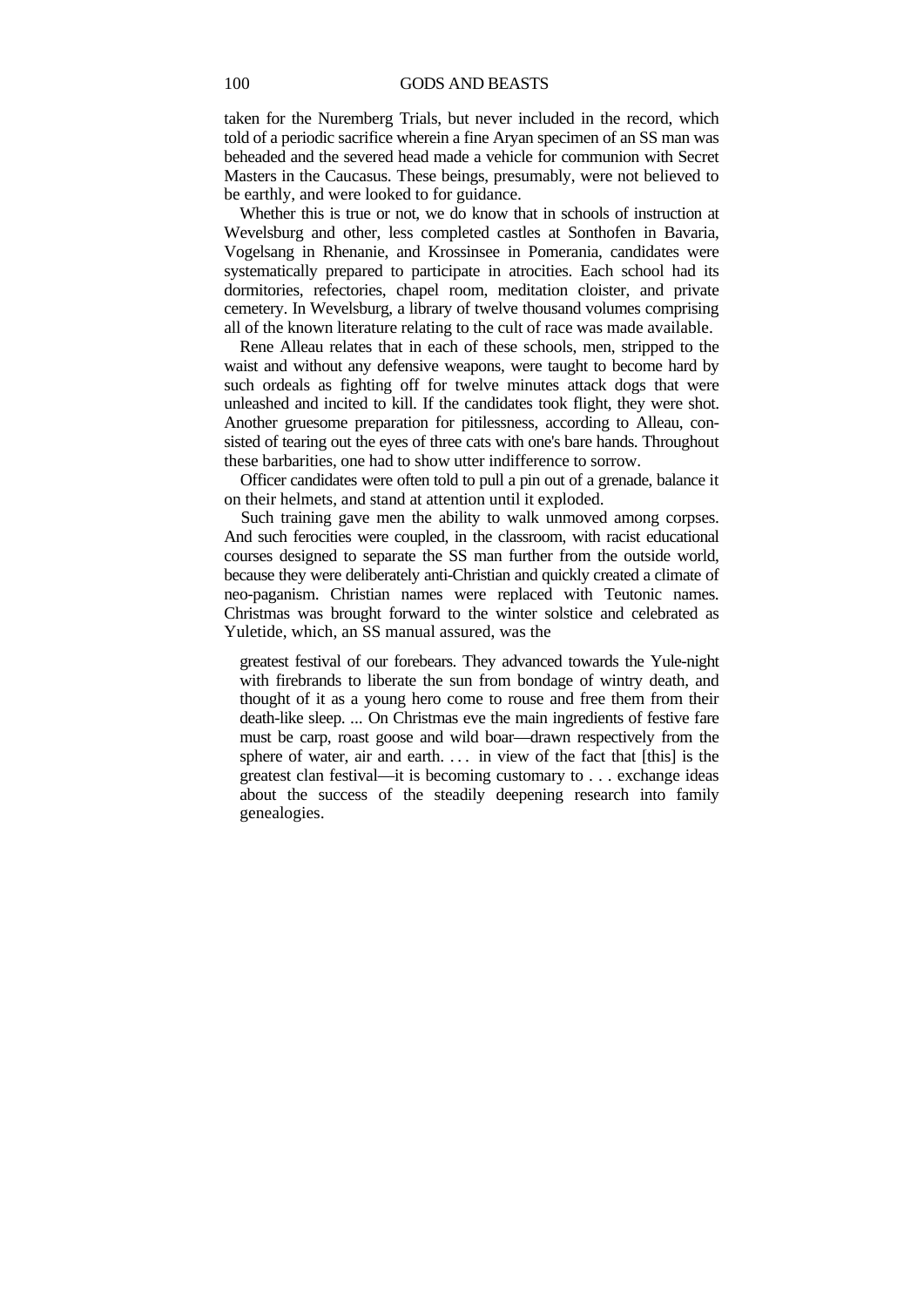taken for the Nuremberg Trials, but never included in the record, which told of a periodic sacrifice wherein a fine Aryan specimen of an SS man was beheaded and the severed head made a vehicle for communion with Secret Masters in the Caucasus. These beings, presumably, were not believed to be earthly, and were looked to for guidance.

Whether this is true or not, we do know that in schools of instruction at Wevelsburg and other, less completed castles at Sonthofen in Bavaria, Vogelsang in Rhenanie, and Krossinsee in Pomerania, candidates were systematically prepared to participate in atrocities. Each school had its dormitories, refectories, chapel room, meditation cloister, and private cemetery. In Wevelsburg, a library of twelve thousand volumes comprising all of the known literature relating to the cult of race was made available.

Rene Alleau relates that in each of these schools, men, stripped to the waist and without any defensive weapons, were taught to become hard by such ordeals as fighting off for twelve minutes attack dogs that were unleashed and incited to kill. If the candidates took flight, they were shot. Another gruesome preparation for pitilessness, according to Alleau, consisted of tearing out the eyes of three cats with one's bare hands. Throughout these barbarities, one had to show utter indifference to sorrow.

Officer candidates were often told to pull a pin out of a grenade, balance it on their helmets, and stand at attention until it exploded.

Such training gave men the ability to walk unmoved among corpses. And such ferocities were coupled, in the classroom, with racist educational courses designed to separate the SS man further from the outside world, because they were deliberately anti-Christian and quickly created a climate of neo-paganism. Christian names were replaced with Teutonic names. Christmas was brought forward to the winter solstice and celebrated as Yuletide, which, an SS manual assured, was the

> greatest festival of our forebears. They advanced towards the Yule-night with firebrands to liberate the sun from bondage of wintry death, and thought of it as a young hero come to rouse and free them from their death-like sleep. ... On Christmas eve the main ingredients of festive fare must be carp, roast goose and wild boar—drawn respectively from the sphere of water, air and earth. . . . in view of the fact that [this] is the greatest clan festival—it is becoming customary to . . . exchange ideas about the success of the steadily deepening research into family genealogies.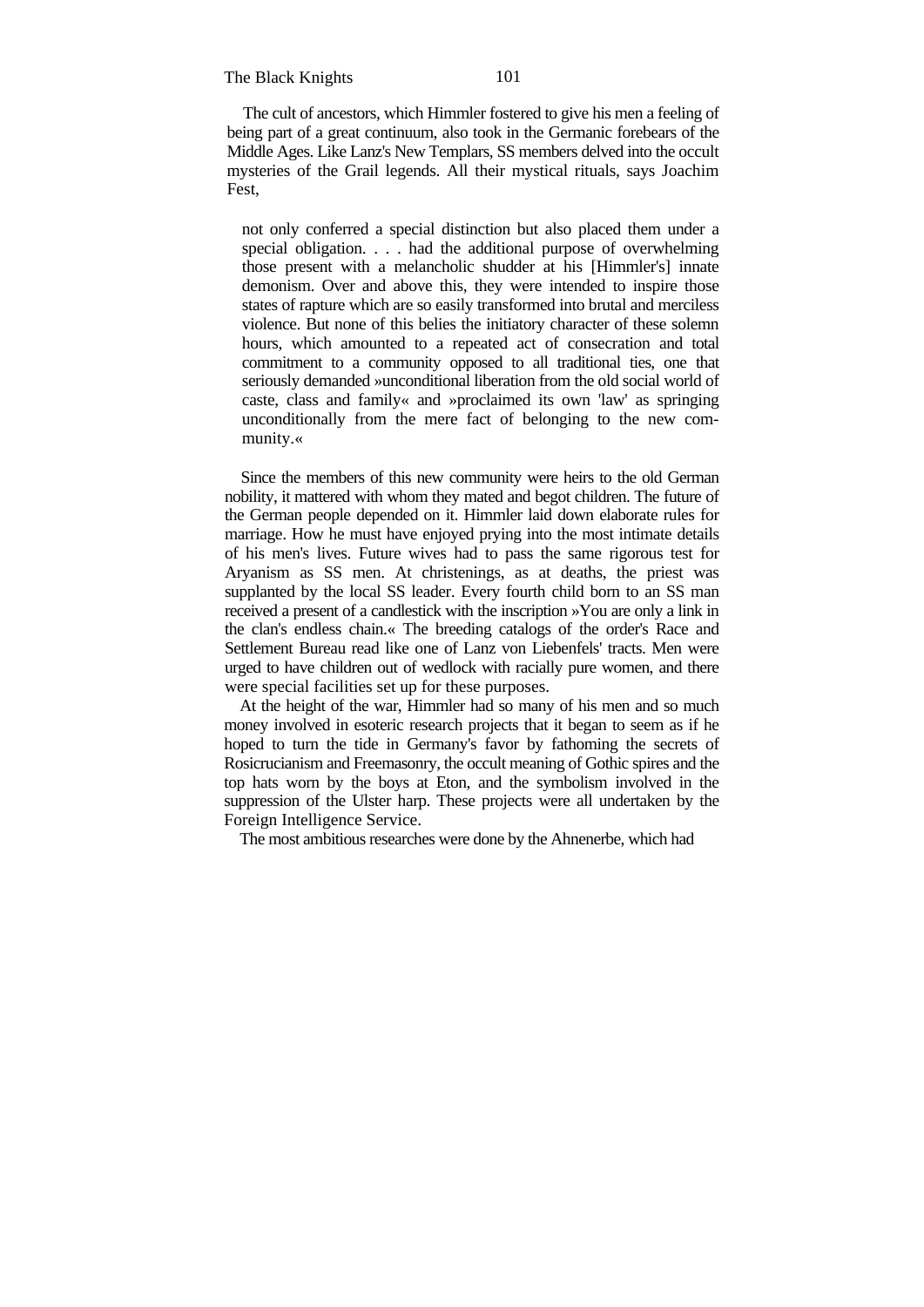The cult of ancestors, which Himmler fostered to give his men a feeling of being part of a great continuum, also took in the Germanic forebears of the Middle Ages. Like Lanz's New Templars, SS members delved into the occult mysteries of the Grail legends. All their mystical rituals, says Joachim Fest,

> not only conferred a special distinction but also placed them under a special obligation. . . . had the additional purpose of overwhelming those present with a melancholic shudder at his [Himmler's] innate demonism. Over and above this, they were intended to inspire those states of rapture which are so easily transformed into brutal and merciless violence. But none of this belies the initiatory character of these solemn hours, which amounted to a repeated act of consecration and total commitment to a community opposed to all traditional ties, one that seriously demanded »unconditional liberation from the old social world of caste, class and family« and »proclaimed its own 'law' as springing unconditionally from the mere fact of belonging to the new community.«

Since the members of this new community were heirs to the old German nobility, it mattered with whom they mated and begot children. The future of the German people depended on it. Himmler laid down elaborate rules for marriage. How he must have enjoyed prying into the most intimate details of his men's lives. Future wives had to pass the same rigorous test for Aryanism as SS men. At christenings, as at deaths, the priest was supplanted by the local SS leader. Every fourth child born to an SS man received a present of a candlestick with the inscription »You are only a link in the clan's endless chain.« The breeding catalogs of the order's Race and Settlement Bureau read like one of Lanz von Liebenfels' tracts. Men were urged to have children out of wedlock with racially pure women, and there were special facilities set up for these purposes.

At the height of the war, Himmler had so many of his men and so much money involved in esoteric research projects that it began to seem as if he hoped to turn the tide in Germany's favor by fathoming the secrets of Rosicrucianism and Freemasonry, the occult meaning of Gothic spires and the top hats worn by the boys at Eton, and the symbolism involved in the suppression of the Ulster harp. These projects were all undertaken by the Foreign Intelligence Service.

The most ambitious researches were done by the Ahnenerbe, which had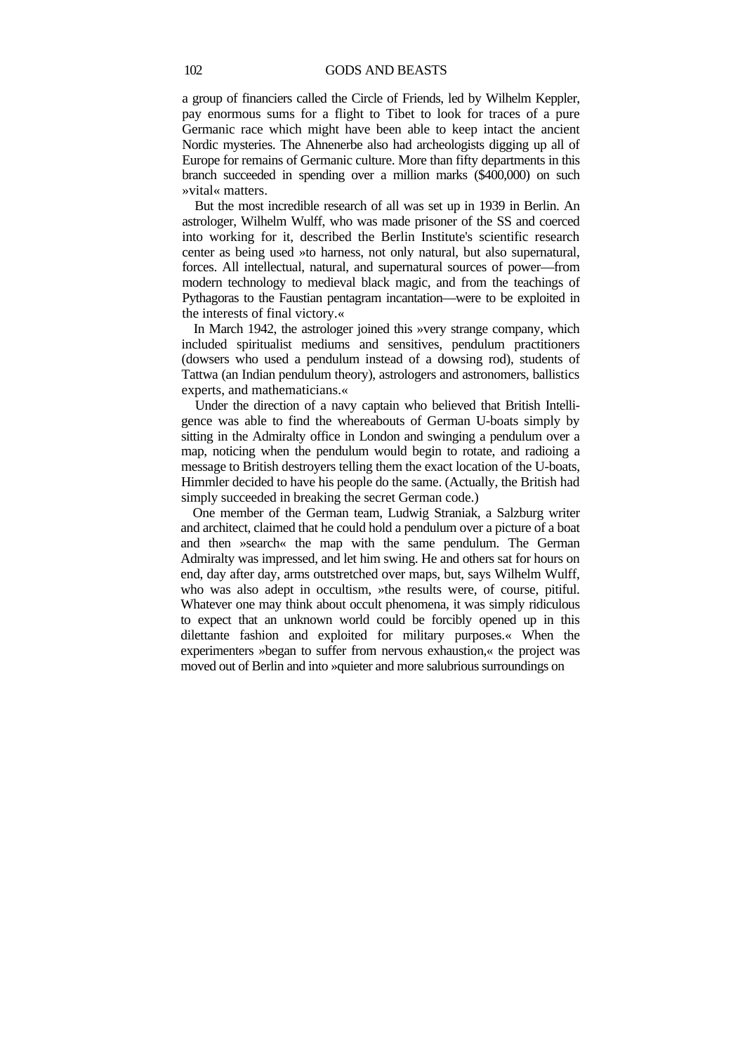a group of financiers called the Circle of Friends, led by Wilhelm Keppler, pay enormous sums for a flight to Tibet to look for traces of a pure Germanic race which might have been able to keep intact the ancient Nordic mysteries. The Ahnenerbe also had archeologists digging up all of Europe for remains of Germanic culture. More than fifty departments in this branch succeeded in spending over a million marks ($400,000) on such »vital« matters.

But the most incredible research of all was set up in 1939 in Berlin. An astrologer, Wilhelm Wulff, who was made prisoner of the SS and coerced into working for it, described the Berlin Institute's scientific research center as being used »to harness, not only natural, but also supernatural, forces. All intellectual, natural, and supernatural sources of power—from modern technology to medieval black magic, and from the teachings of Pythagoras to the Faustian pentagram incantation—were to be exploited in the interests of final victory.«

In March 1942, the astrologer joined this »very strange company, which included spiritualist mediums and sensitives, pendulum practitioners (dowsers who used a pendulum instead of a dowsing rod), students of Tattwa (an Indian pendulum theory), astrologers and astronomers, ballistics experts, and mathematicians.«

Under the direction of a navy captain who believed that British Intelligence was able to find the whereabouts of German U-boats simply by sitting in the Admiralty office in London and swinging a pendulum over a map, noticing when the pendulum would begin to rotate, and radioing a message to British destroyers telling them the exact location of the U-boats, Himmler decided to have his people do the same. (Actually, the British had simply succeeded in breaking the secret German code.)

One member of the German team, Ludwig Straniak, a Salzburg writer and architect, claimed that he could hold a pendulum over a picture of a boat and then »search« the map with the same pendulum. The German Admiralty was impressed, and let him swing. He and others sat for hours on end, day after day, arms outstretched over maps, but, says Wilhelm Wulff, who was also adept in occultism, »the results were, of course, pitiful. Whatever one may think about occult phenomena, it was simply ridiculous to expect that an unknown world could be forcibly opened up in this dilettante fashion and exploited for military purposes.« When the experimenters »began to suffer from nervous exhaustion,« the project was moved out of Berlin and into »quieter and more salubrious surroundings on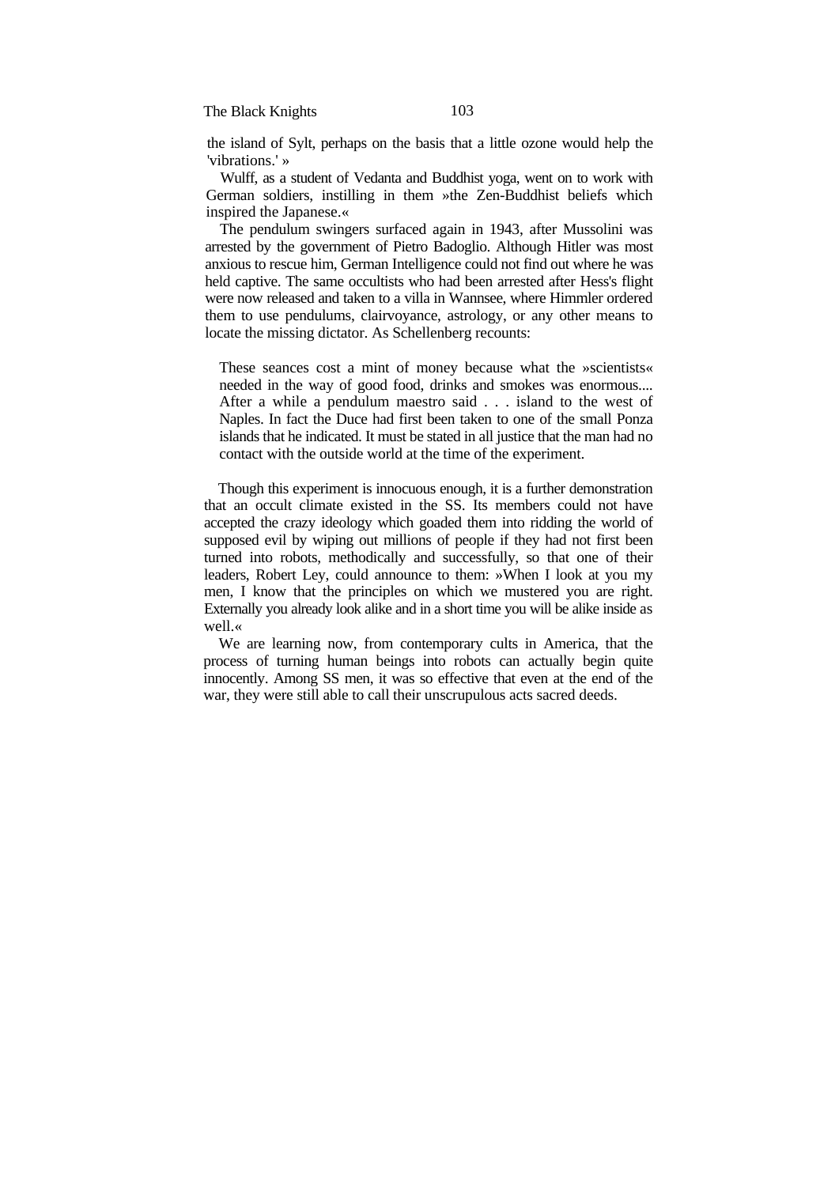the island of Sylt, perhaps on the basis that a little ozone would help the 'vibrations.' »

Wulff, as a student of Vedanta and Buddhist yoga, went on to work with German soldiers, instilling in them »the Zen-Buddhist beliefs which inspired the Japanese.«

The pendulum swingers surfaced again in 1943, after Mussolini was arrested by the government of Pietro Badoglio. Although Hitler was most anxious to rescue him, German Intelligence could not find out where he was held captive. The same occultists who had been arrested after Hess's flight were now released and taken to a villa in Wannsee, where Himmler ordered them to use pendulums, clairvoyance, astrology, or any other means to locate the missing dictator. As Schellenberg recounts:

> These seances cost a mint of money because what the »scientists« needed in the way of good food, drinks and smokes was enormous.... After a while a pendulum maestro said . . . island to the west of Naples. In fact the Duce had first been taken to one of the small Ponza islands that he indicated. It must be stated in all justice that the man had no contact with the outside world at the time of the experiment.

Though this experiment is innocuous enough, it is a further demonstration that an occult climate existed in the SS. Its members could not have accepted the crazy ideology which goaded them into ridding the world of supposed evil by wiping out millions of people if they had not first been turned into robots, methodically and successfully, so that one of their leaders, Robert Ley, could announce to them: »When I look at you my men, I know that the principles on which we mustered you are right. Externally you already look alike and in a short time you will be alike inside as well.«

We are learning now, from contemporary cults in America, that the process of turning human beings into robots can actually begin quite innocently. Among SS men, it was so effective that even at the end of the war, they were still able to call their unscrupulous acts sacred deeds.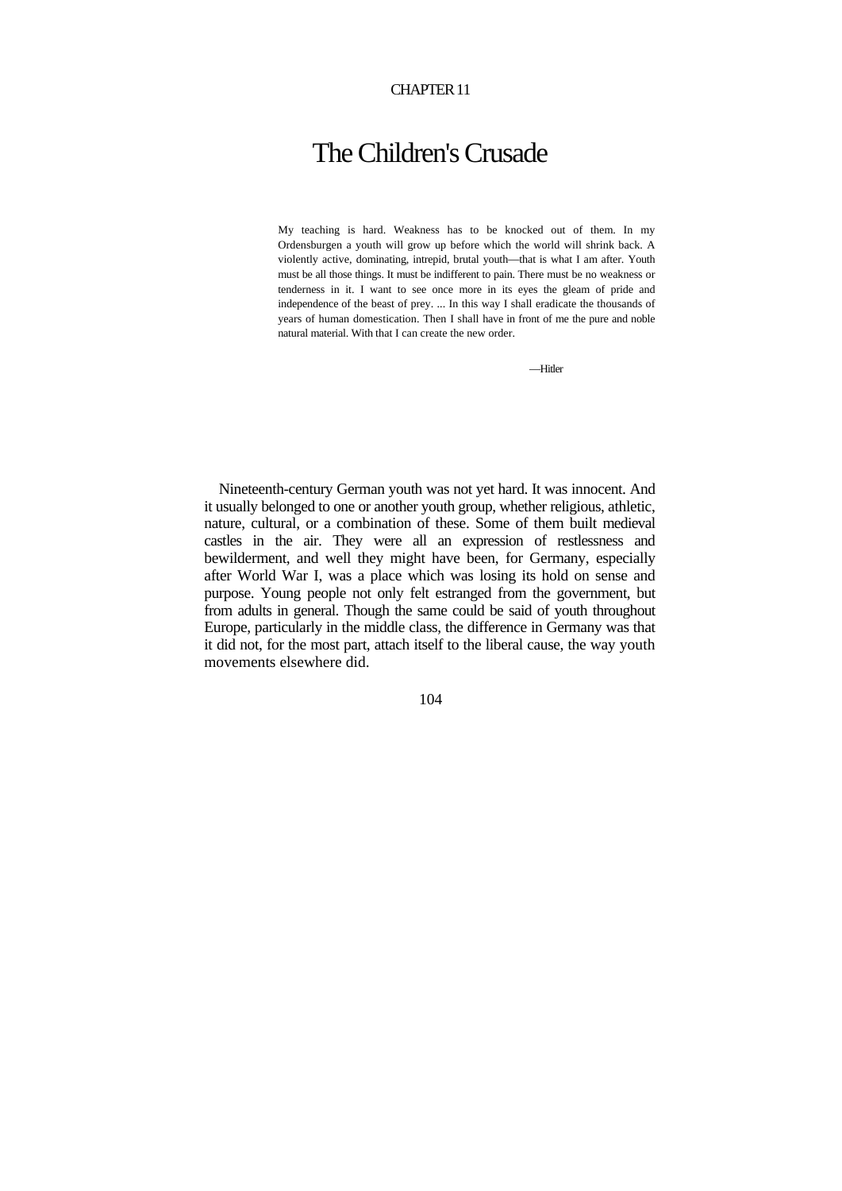CHAPTER 11

# The Children's Crusade

> My teaching is hard. Weakness has to be knocked out of them. In my Ordensburgen a youth will grow up before which the world will shrink back. A violently active, dominating, intrepid, brutal youth—that is what I am after. Youth must be all those things. It must be indifferent to pain. There must be no weakness or tenderness in it. I want to see once more in its eyes the gleam of pride and independence of the beast of prey. ... In this way I shall eradicate the thousands of years of human domestication. Then I shall have in front of me the pure and noble natural material. With that I can create the new order.
>
> —Hitler

Nineteenth-century German youth was not yet hard. It was innocent. And it usually belonged to one or another youth group, whether religious, athletic, nature, cultural, or a combination of these. Some of them built medieval castles in the air. They were all an expression of restlessness and bewilderment, and well they might have been, for Germany, especially after World War I, was a place which was losing its hold on sense and purpose. Young people not only felt estranged from the government, but from adults in general. Though the same could be said of youth throughout Europe, particularly in the middle class, the difference in Germany was that it did not, for the most part, attach itself to the liberal cause, the way youth movements elsewhere did.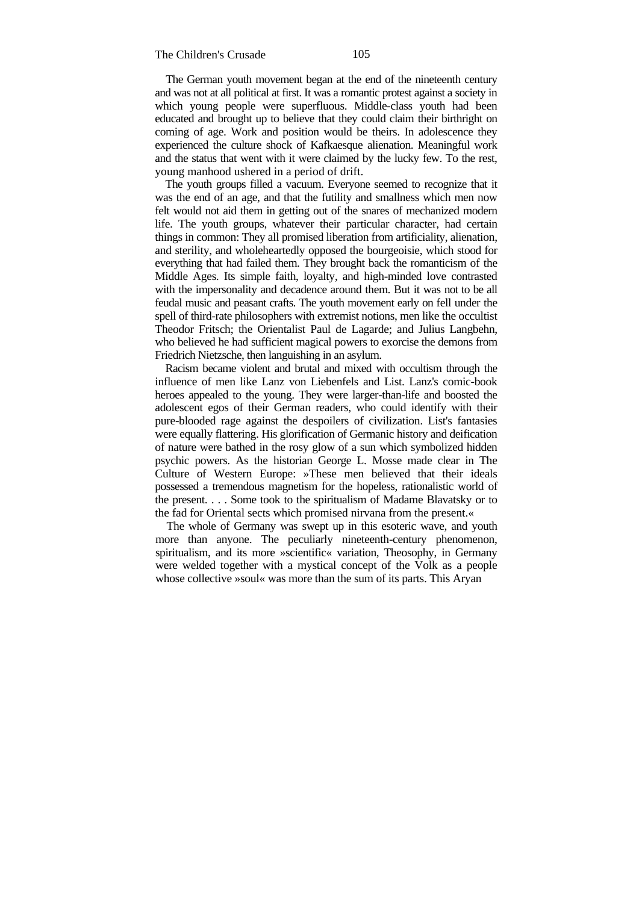The German youth movement began at the end of the nineteenth century and was not at all political at first. It was a romantic protest against a society in which young people were superfluous. Middle-class youth had been educated and brought up to believe that they could claim their birthright on coming of age. Work and position would be theirs. In adolescence they experienced the culture shock of Kafkaesque alienation. Meaningful work and the status that went with it were claimed by the lucky few. To the rest, young manhood ushered in a period of drift.

The youth groups filled a vacuum. Everyone seemed to recognize that it was the end of an age, and that the futility and smallness which men now felt would not aid them in getting out of the snares of mechanized modern life. The youth groups, whatever their particular character, had certain things in common: They all promised liberation from artificiality, alienation, and sterility, and wholeheartedly opposed the bourgeoisie, which stood for everything that had failed them. They brought back the romanticism of the Middle Ages. Its simple faith, loyalty, and high-minded love contrasted with the impersonality and decadence around them. But it was not to be all feudal music and peasant crafts. The youth movement early on fell under the spell of third-rate philosophers with extremist notions, men like the occultist Theodor Fritsch; the Orientalist Paul de Lagarde; and Julius Langbehn, who believed he had sufficient magical powers to exorcise the demons from Friedrich Nietzsche, then languishing in an asylum.

Racism became violent and brutal and mixed with occultism through the influence of men like Lanz von Liebenfels and List. Lanz's comic-book heroes appealed to the young. They were larger-than-life and boosted the adolescent egos of their German readers, who could identify with their pure-blooded rage against the despoilers of civilization. List's fantasies were equally flattering. His glorification of Germanic history and deification of nature were bathed in the rosy glow of a sun which symbolized hidden psychic powers. As the historian George L. Mosse made clear in The Culture of Western Europe: »These men believed that their ideals possessed a tremendous magnetism for the hopeless, rationalistic world of the present. . . . Some took to the spiritualism of Madame Blavatsky or to the fad for Oriental sects which promised nirvana from the present.«

The whole of Germany was swept up in this esoteric wave, and youth more than anyone. The peculiarly nineteenth-century phenomenon, spiritualism, and its more »scientific« variation, Theosophy, in Germany were welded together with a mystical concept of the Volk as a people whose collective »soul« was more than the sum of its parts. This Aryan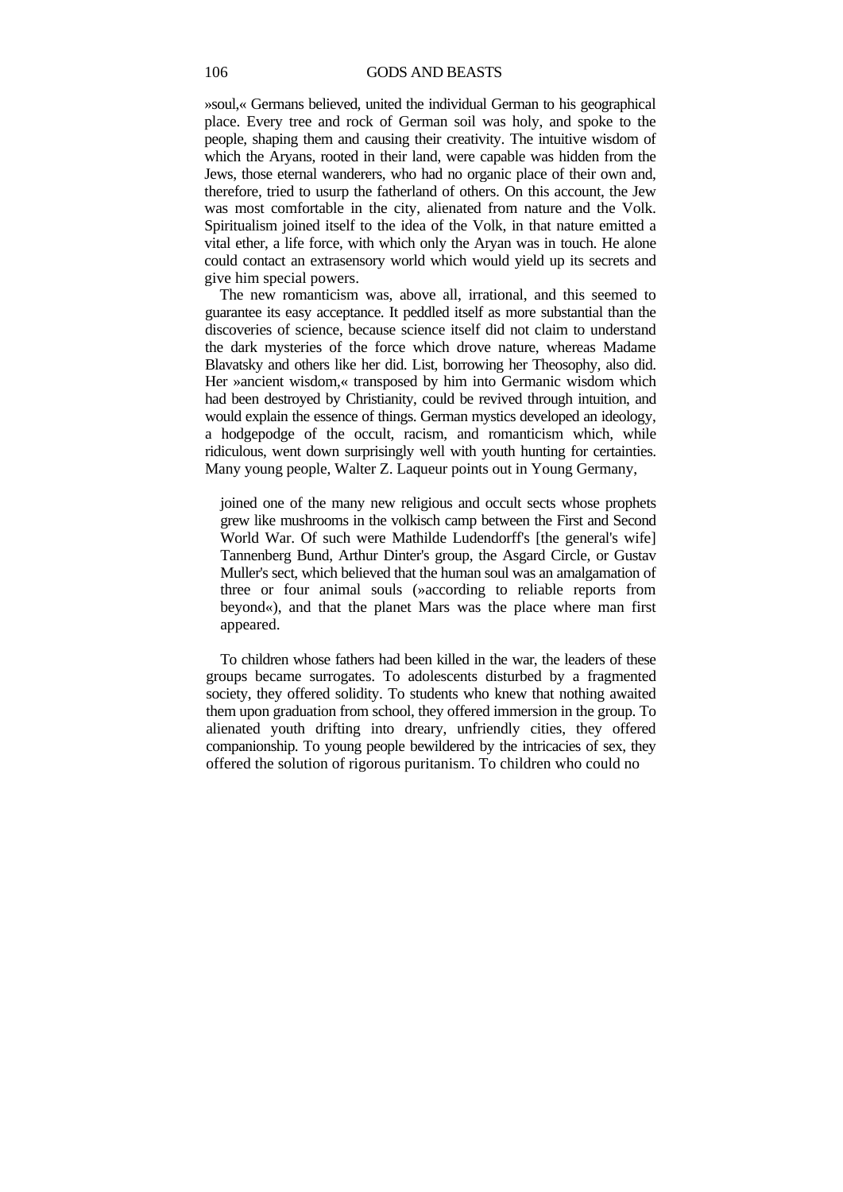»soul,« Germans believed, united the individual German to his geographical place. Every tree and rock of German soil was holy, and spoke to the people, shaping them and causing their creativity. The intuitive wisdom of which the Aryans, rooted in their land, were capable was hidden from the Jews, those eternal wanderers, who had no organic place of their own and, therefore, tried to usurp the fatherland of others. On this account, the Jew was most comfortable in the city, alienated from nature and the Volk. Spiritualism joined itself to the idea of the Volk, in that nature emitted a vital ether, a life force, with which only the Aryan was in touch. He alone could contact an extrasensory world which would yield up its secrets and give him special powers.

The new romanticism was, above all, irrational, and this seemed to guarantee its easy acceptance. It peddled itself as more substantial than the discoveries of science, because science itself did not claim to understand the dark mysteries of the force which drove nature, whereas Madame Blavatsky and others like her did. List, borrowing her Theosophy, also did. Her »ancient wisdom,« transposed by him into Germanic wisdom which had been destroyed by Christianity, could be revived through intuition, and would explain the essence of things. German mystics developed an ideology, a hodgepodge of the occult, racism, and romanticism which, while ridiculous, went down surprisingly well with youth hunting for certainties. Many young people, Walter Z. Laqueur points out in Young Germany,

> joined one of the many new religious and occult sects whose prophets grew like mushrooms in the volkisch camp between the First and Second World War. Of such were Mathilde Ludendorff's [the general's wife] Tannenberg Bund, Arthur Dinter's group, the Asgard Circle, or Gustav Muller's sect, which believed that the human soul was an amalgamation of three or four animal souls (»according to reliable reports from beyond«), and that the planet Mars was the place where man first appeared.

To children whose fathers had been killed in the war, the leaders of these groups became surrogates. To adolescents disturbed by a fragmented society, they offered solidity. To students who knew that nothing awaited them upon graduation from school, they offered immersion in the group. To alienated youth drifting into dreary, unfriendly cities, they offered companionship. To young people bewildered by the intricacies of sex, they offered the solution of rigorous puritanism. To children who could no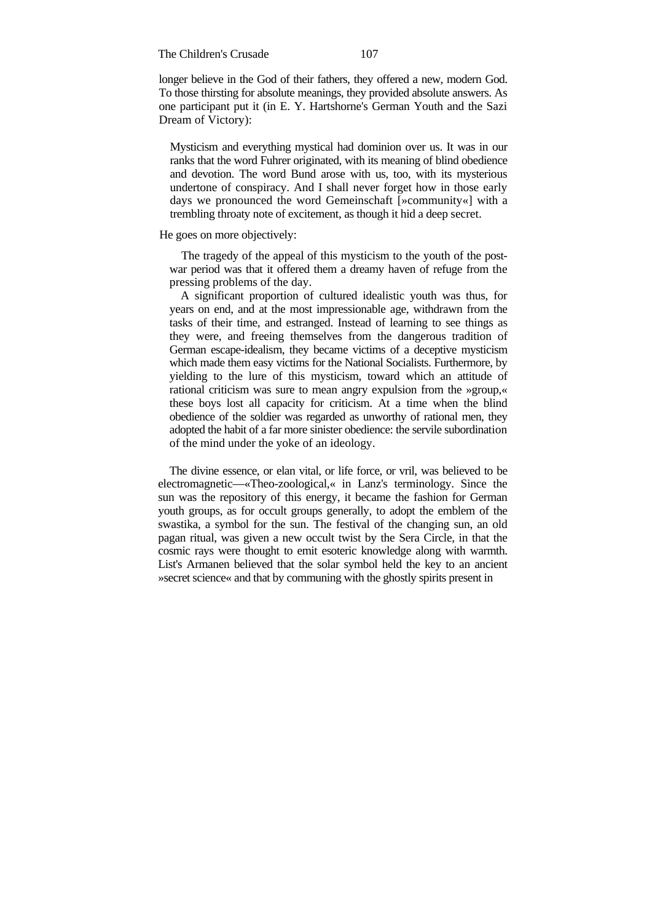longer believe in the God of their fathers, they offered a new, modern God. To those thirsting for absolute meanings, they provided absolute answers. As one participant put it (in E. Y. Hartshorne's German Youth and the Sazi Dream of Victory):

> Mysticism and everything mystical had dominion over us. It was in our ranks that the word Fuhrer originated, with its meaning of blind obedience and devotion. The word Bund arose with us, too, with its mysterious undertone of conspiracy. And I shall never forget how in those early days we pronounced the word Gemeinschaft [»community«] with a trembling throaty note of excitement, as though it hid a deep secret.

He goes on more objectively:

> The tragedy of the appeal of this mysticism to the youth of the post-war period was that it offered them a dreamy haven of refuge from the pressing problems of the day.
>
> A significant proportion of cultured idealistic youth was thus, for years on end, and at the most impressionable age, withdrawn from the tasks of their time, and estranged. Instead of learning to see things as they were, and freeing themselves from the dangerous tradition of German escape-idealism, they became victims of a deceptive mysticism which made them easy victims for the National Socialists. Furthermore, by yielding to the lure of this mysticism, toward which an attitude of rational criticism was sure to mean angry expulsion from the »group,« these boys lost all capacity for criticism. At a time when the blind obedience of the soldier was regarded as unworthy of rational men, they adopted the habit of a far more sinister obedience: the servile subordination of the mind under the yoke of an ideology.

The divine essence, or elan vital, or life force, or vril, was believed to be electromagnetic—«Theo-zoological,« in Lanz's terminology. Since the sun was the repository of this energy, it became the fashion for German youth groups, as for occult groups generally, to adopt the emblem of the swastika, a symbol for the sun. The festival of the changing sun, an old pagan ritual, was given a new occult twist by the Sera Circle, in that the cosmic rays were thought to emit esoteric knowledge along with warmth. List's Armanen believed that the solar symbol held the key to an ancient »secret science« and that by communing with the ghostly spirits present in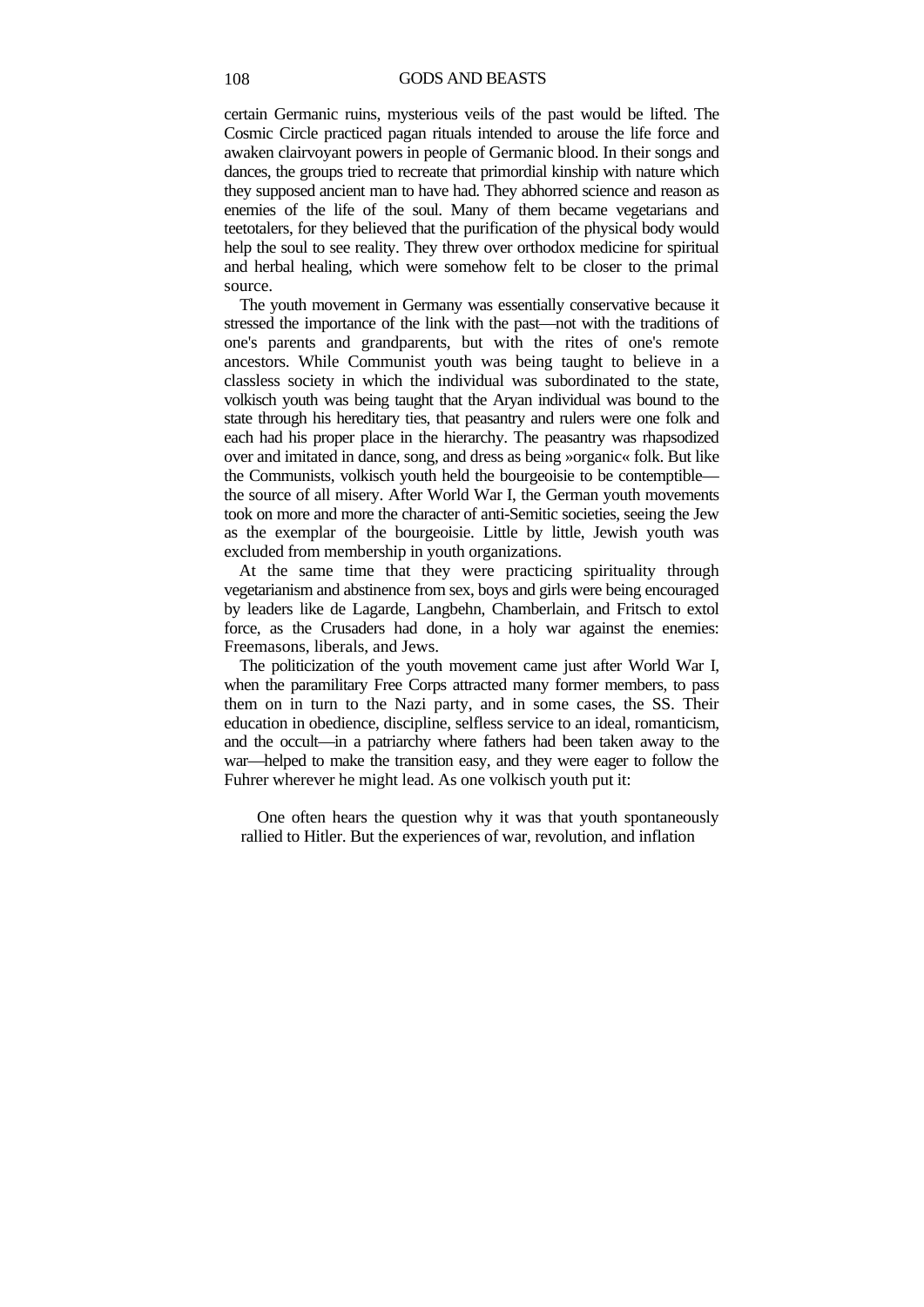certain Germanic ruins, mysterious veils of the past would be lifted. The Cosmic Circle practiced pagan rituals intended to arouse the life force and awaken clairvoyant powers in people of Germanic blood. In their songs and dances, the groups tried to recreate that primordial kinship with nature which they supposed ancient man to have had. They abhorred science and reason as enemies of the life of the soul. Many of them became vegetarians and teetotalers, for they believed that the purification of the physical body would help the soul to see reality. They threw over orthodox medicine for spiritual and herbal healing, which were somehow felt to be closer to the primal source.

The youth movement in Germany was essentially conservative because it stressed the importance of the link with the past—not with the traditions of one's parents and grandparents, but with the rites of one's remote ancestors. While Communist youth was being taught to believe in a classless society in which the individual was subordinated to the state, volkisch youth was being taught that the Aryan individual was bound to the state through his hereditary ties, that peasantry and rulers were one folk and each had his proper place in the hierarchy. The peasantry was rhapsodized over and imitated in dance, song, and dress as being »organic« folk. But like the Communists, volkisch youth held the bourgeoisie to be contemptible—the source of all misery. After World War I, the German youth movements took on more and more the character of anti-Semitic societies, seeing the Jew as the exemplar of the bourgeoisie. Little by little, Jewish youth was excluded from membership in youth organizations.

At the same time that they were practicing spirituality through vegetarianism and abstinence from sex, boys and girls were being encouraged by leaders like de Lagarde, Langbehn, Chamberlain, and Fritsch to extol force, as the Crusaders had done, in a holy war against the enemies: Freemasons, liberals, and Jews.

The politicization of the youth movement came just after World War I, when the paramilitary Free Corps attracted many former members, to pass them on in turn to the Nazi party, and in some cases, the SS. Their education in obedience, discipline, selfless service to an ideal, romanticism, and the occult—in a patriarchy where fathers had been taken away to the war—helped to make the transition easy, and they were eager to follow the Fuhrer wherever he might lead. As one volkisch youth put it:

> One often hears the question why it was that youth spontaneously rallied to Hitler. But the experiences of war, revolution, and inflation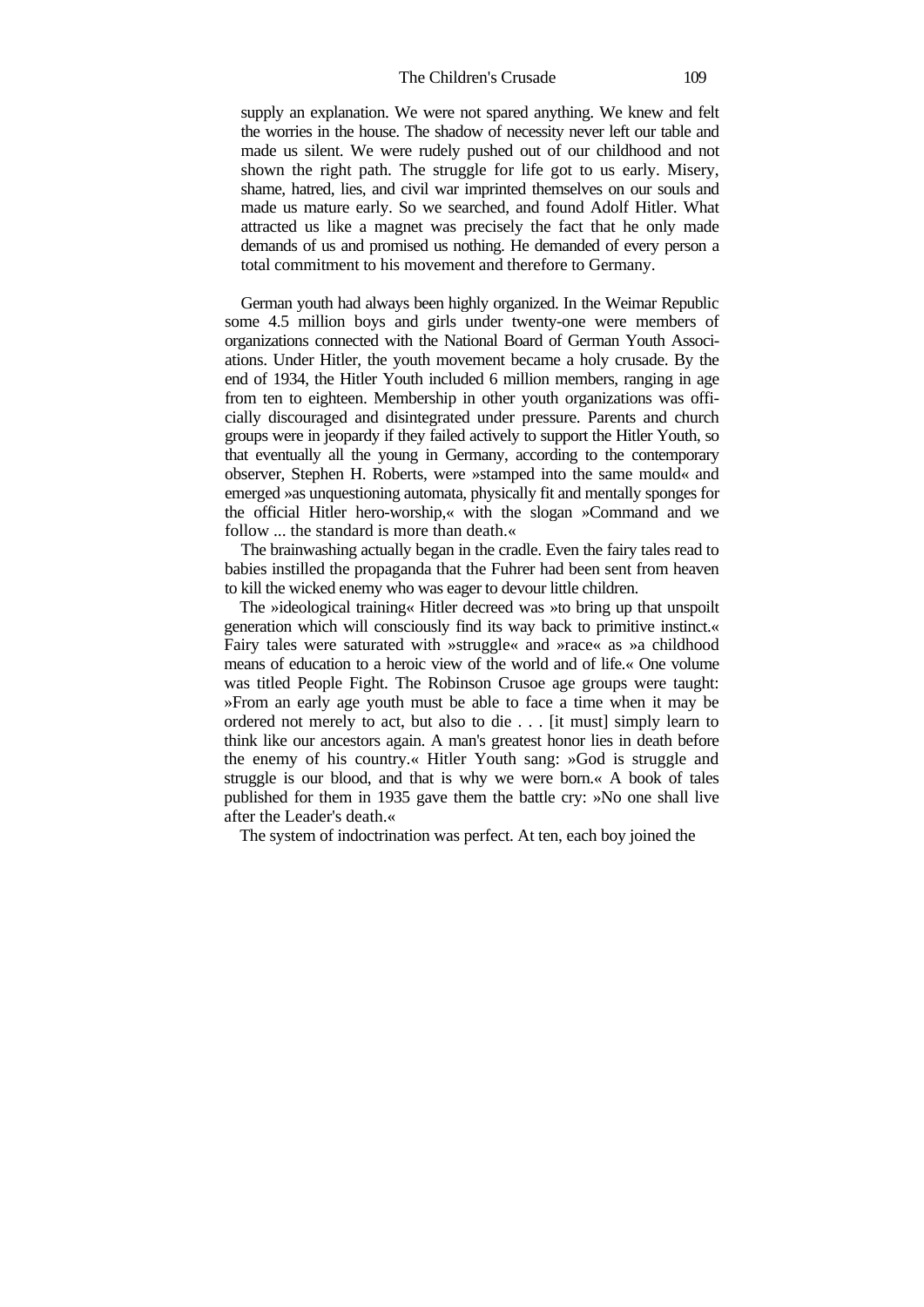> supply an explanation. We were not spared anything. We knew and felt the worries in the house. The shadow of necessity never left our table and made us silent. We were rudely pushed out of our childhood and not shown the right path. The struggle for life got to us early. Misery, shame, hatred, lies, and civil war imprinted themselves on our souls and made us mature early. So we searched, and found Adolf Hitler. What attracted us like a magnet was precisely the fact that he only made demands of us and promised us nothing. He demanded of every person a total commitment to his movement and therefore to Germany.

German youth had always been highly organized. In the Weimar Republic some 4.5 million boys and girls under twenty-one were members of organizations connected with the National Board of German Youth Associations. Under Hitler, the youth movement became a holy crusade. By the end of 1934, the Hitler Youth included 6 million members, ranging in age from ten to eighteen. Membership in other youth organizations was officially discouraged and disintegrated under pressure. Parents and church groups were in jeopardy if they failed actively to support the Hitler Youth, so that eventually all the young in Germany, according to the contemporary observer, Stephen H. Roberts, were »stamped into the same mould« and emerged »as unquestioning automata, physically fit and mentally sponges for the official Hitler hero-worship,« with the slogan »Command and we follow ... the standard is more than death.«

The brainwashing actually began in the cradle. Even the fairy tales read to babies instilled the propaganda that the Fuhrer had been sent from heaven to kill the wicked enemy who was eager to devour little children.

The »ideological training« Hitler decreed was »to bring up that unspoilt generation which will consciously find its way back to primitive instinct.« Fairy tales were saturated with »struggle« and »race« as »a childhood means of education to a heroic view of the world and of life.« One volume was titled People Fight. The Robinson Crusoe age groups were taught: »From an early age youth must be able to face a time when it may be ordered not merely to act, but also to die . . . [it must] simply learn to think like our ancestors again. A man's greatest honor lies in death before the enemy of his country.« Hitler Youth sang: »God is struggle and struggle is our blood, and that is why we were born.« A book of tales published for them in 1935 gave them the battle cry: »No one shall live after the Leader's death.«

The system of indoctrination was perfect. At ten, each boy joined the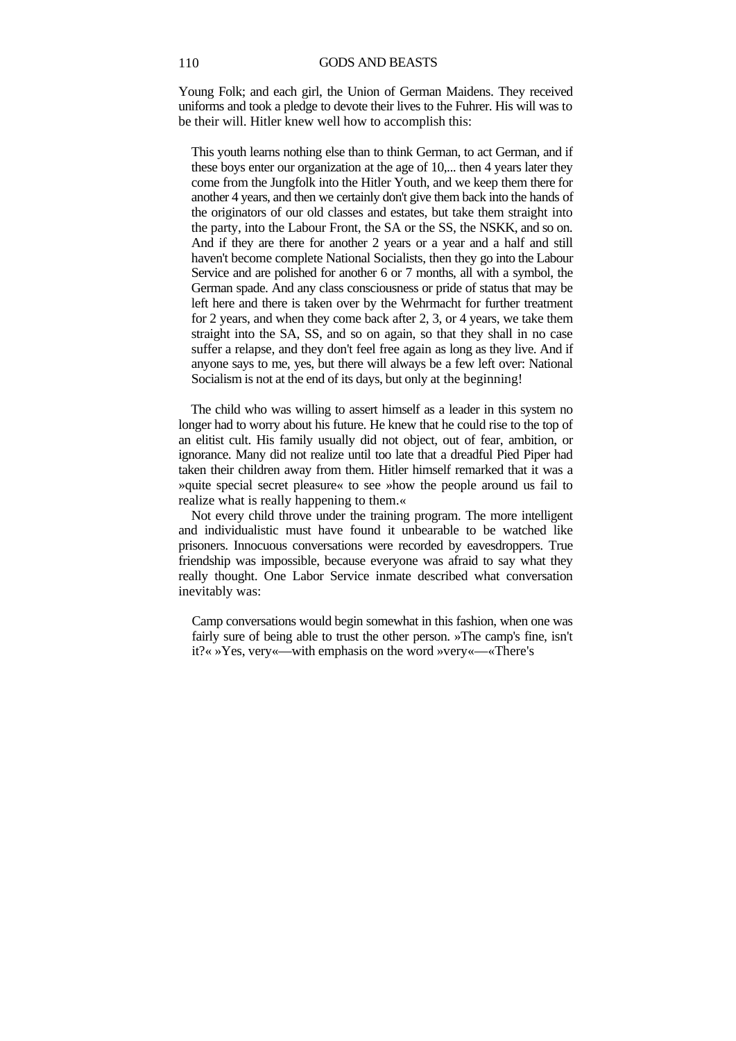Young Folk; and each girl, the Union of German Maidens. They received uniforms and took a pledge to devote their lives to the Fuhrer. His will was to be their will. Hitler knew well how to accomplish this:

> This youth learns nothing else than to think German, to act German, and if these boys enter our organization at the age of 10,... then 4 years later they come from the Jungfolk into the Hitler Youth, and we keep them there for another 4 years, and then we certainly don't give them back into the hands of the originators of our old classes and estates, but take them straight into the party, into the Labour Front, the SA or the SS, the NSKK, and so on. And if they are there for another 2 years or a year and a half and still haven't become complete National Socialists, then they go into the Labour Service and are polished for another 6 or 7 months, all with a symbol, the German spade. And any class consciousness or pride of status that may be left here and there is taken over by the Wehrmacht for further treatment for 2 years, and when they come back after 2, 3, or 4 years, we take them straight into the SA, SS, and so on again, so that they shall in no case suffer a relapse, and they don't feel free again as long as they live. And if anyone says to me, yes, but there will always be a few left over: National Socialism is not at the end of its days, but only at the beginning!

The child who was willing to assert himself as a leader in this system no longer had to worry about his future. He knew that he could rise to the top of an elitist cult. His family usually did not object, out of fear, ambition, or ignorance. Many did not realize until too late that a dreadful Pied Piper had taken their children away from them. Hitler himself remarked that it was a »quite special secret pleasure« to see »how the people around us fail to realize what is really happening to them.«

Not every child throve under the training program. The more intelligent and individualistic must have found it unbearable to be watched like prisoners. Innocuous conversations were recorded by eavesdroppers. True friendship was impossible, because everyone was afraid to say what they really thought. One Labor Service inmate described what conversation inevitably was:

> Camp conversations would begin somewhat in this fashion, when one was fairly sure of being able to trust the other person. »The camp's fine, isn't it?« »Yes, very«—with emphasis on the word »very«—«There's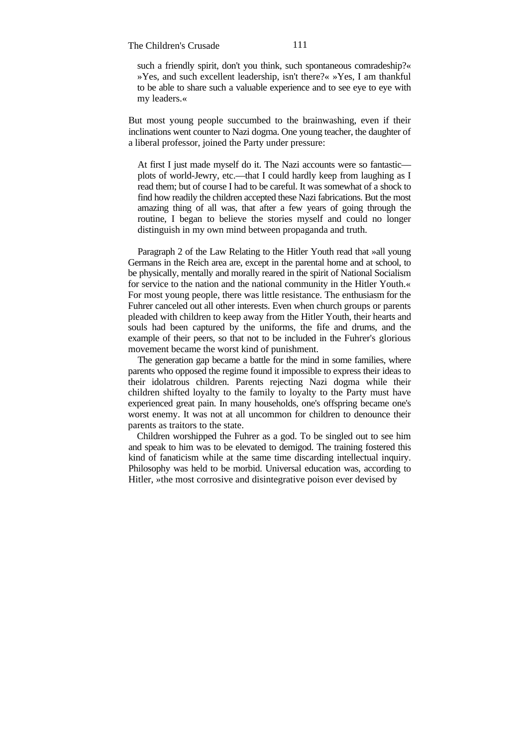> such a friendly spirit, don't you think, such spontaneous comradeship?« »Yes, and such excellent leadership, isn't there?« »Yes, I am thankful to be able to share such a valuable experience and to see eye to eye with my leaders.«

But most young people succumbed to the brainwashing, even if their inclinations went counter to Nazi dogma. One young teacher, the daughter of a liberal professor, joined the Party under pressure:

> At first I just made myself do it. The Nazi accounts were so fantastic—plots of world-Jewry, etc.—that I could hardly keep from laughing as I read them; but of course I had to be careful. It was somewhat of a shock to find how readily the children accepted these Nazi fabrications. But the most amazing thing of all was, that after a few years of going through the routine, I began to believe the stories myself and could no longer distinguish in my own mind between propaganda and truth.

Paragraph 2 of the Law Relating to the Hitler Youth read that »all young Germans in the Reich area are, except in the parental home and at school, to be physically, mentally and morally reared in the spirit of National Socialism for service to the nation and the national community in the Hitler Youth.« For most young people, there was little resistance. The enthusiasm for the Fuhrer canceled out all other interests. Even when church groups or parents pleaded with children to keep away from the Hitler Youth, their hearts and souls had been captured by the uniforms, the fife and drums, and the example of their peers, so that not to be included in the Fuhrer's glorious movement became the worst kind of punishment.

The generation gap became a battle for the mind in some families, where parents who opposed the regime found it impossible to express their ideas to their idolatrous children. Parents rejecting Nazi dogma while their children shifted loyalty to the family to loyalty to the Party must have experienced great pain. In many households, one's offspring became one's worst enemy. It was not at all uncommon for children to denounce their parents as traitors to the state.

Children worshipped the Fuhrer as a god. To be singled out to see him and speak to him was to be elevated to demigod. The training fostered this kind of fanaticism while at the same time discarding intellectual inquiry. Philosophy was held to be morbid. Universal education was, according to Hitler, »the most corrosive and disintegrative poison ever devised by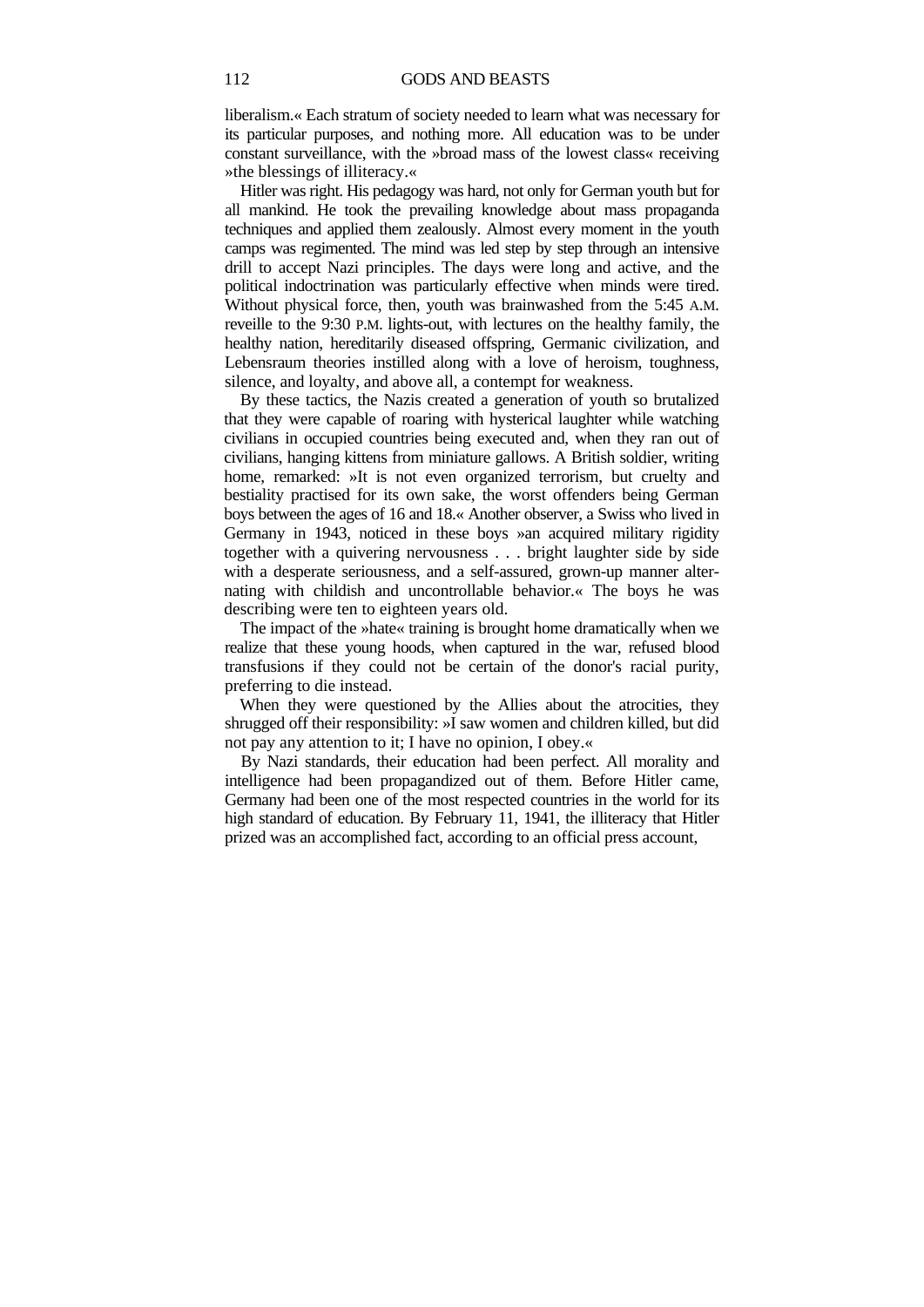liberalism.« Each stratum of society needed to learn what was necessary for its particular purposes, and nothing more. All education was to be under constant surveillance, with the »broad mass of the lowest class« receiving »the blessings of illiteracy.«

Hitler was right. His pedagogy was hard, not only for German youth but for all mankind. He took the prevailing knowledge about mass propaganda techniques and applied them zealously. Almost every moment in the youth camps was regimented. The mind was led step by step through an intensive drill to accept Nazi principles. The days were long and active, and the political indoctrination was particularly effective when minds were tired. Without physical force, then, youth was brainwashed from the 5:45 A.M. reveille to the 9:30 P.M. lights-out, with lectures on the healthy family, the healthy nation, hereditarily diseased offspring, Germanic civilization, and Lebensraum theories instilled along with a love of heroism, toughness, silence, and loyalty, and above all, a contempt for weakness.

By these tactics, the Nazis created a generation of youth so brutalized that they were capable of roaring with hysterical laughter while watching civilians in occupied countries being executed and, when they ran out of civilians, hanging kittens from miniature gallows. A British soldier, writing home, remarked: »It is not even organized terrorism, but cruelty and bestiality practised for its own sake, the worst offenders being German boys between the ages of 16 and 18.« Another observer, a Swiss who lived in Germany in 1943, noticed in these boys »an acquired military rigidity together with a quivering nervousness . . . bright laughter side by side with a desperate seriousness, and a self-assured, grown-up manner alternating with childish and uncontrollable behavior.« The boys he was describing were ten to eighteen years old.

The impact of the »hate« training is brought home dramatically when we realize that these young hoods, when captured in the war, refused blood transfusions if they could not be certain of the donor's racial purity, preferring to die instead.

When they were questioned by the Allies about the atrocities, they shrugged off their responsibility: »I saw women and children killed, but did not pay any attention to it; I have no opinion, I obey.«

By Nazi standards, their education had been perfect. All morality and intelligence had been propagandized out of them. Before Hitler came, Germany had been one of the most respected countries in the world for its high standard of education. By February 11, 1941, the illiteracy that Hitler prized was an accomplished fact, according to an official press account,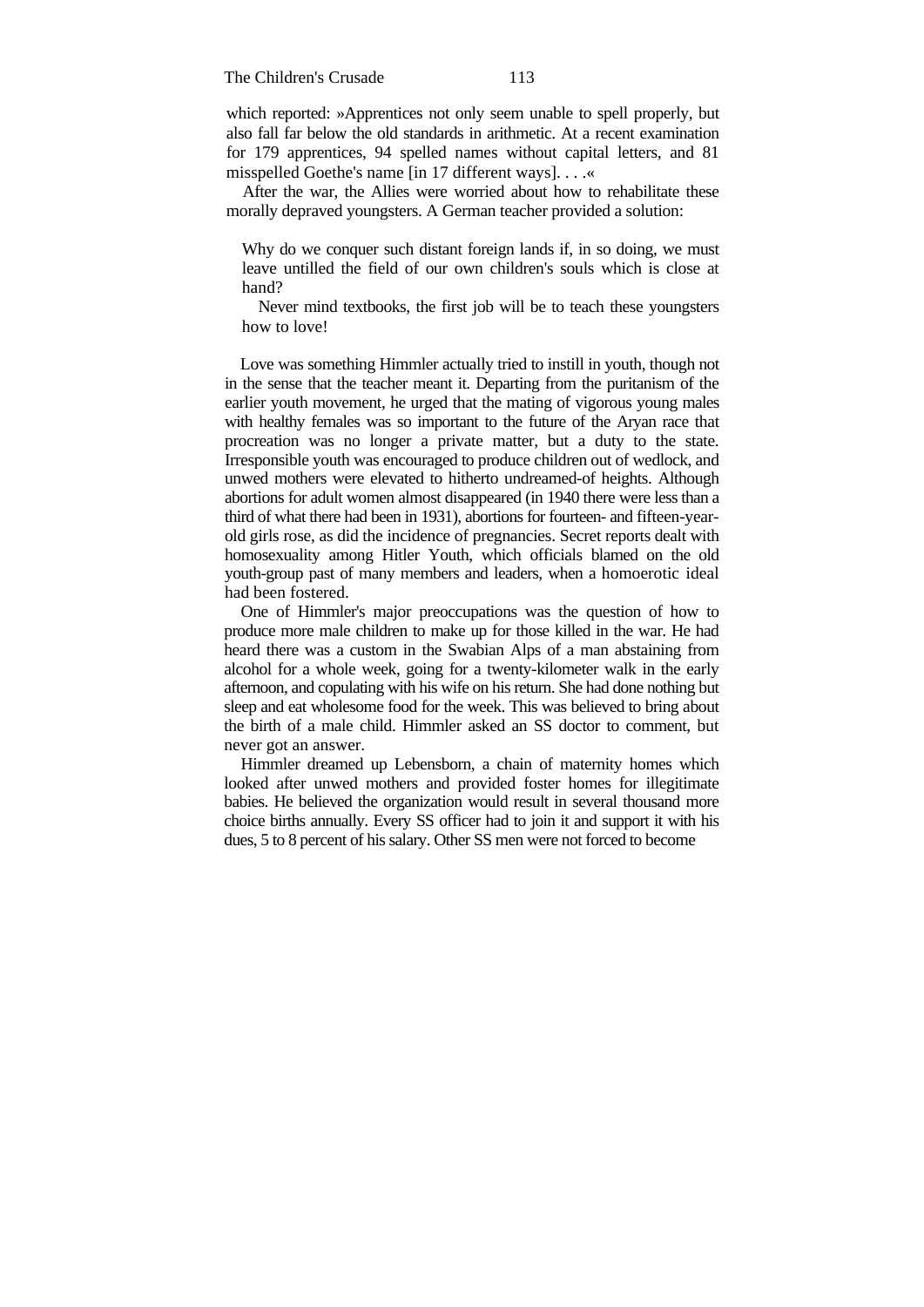which reported: »Apprentices not only seem unable to spell properly, but also fall far below the old standards in arithmetic. At a recent examination for 179 apprentices, 94 spelled names without capital letters, and 81 misspelled Goethe's name [in 17 different ways]. . . .«

After the war, the Allies were worried about how to rehabilitate these morally depraved youngsters. A German teacher provided a solution:

> Why do we conquer such distant foreign lands if, in so doing, we must leave untilled the field of our own children's souls which is close at hand?
>
> Never mind textbooks, the first job will be to teach these youngsters how to love!

Love was something Himmler actually tried to instill in youth, though not in the sense that the teacher meant it. Departing from the puritanism of the earlier youth movement, he urged that the mating of vigorous young males with healthy females was so important to the future of the Aryan race that procreation was no longer a private matter, but a duty to the state. Irresponsible youth was encouraged to produce children out of wedlock, and unwed mothers were elevated to hitherto undreamed-of heights. Although abortions for adult women almost disappeared (in 1940 there were less than a third of what there had been in 1931), abortions for fourteen- and fifteen-year-old girls rose, as did the incidence of pregnancies. Secret reports dealt with homosexuality among Hitler Youth, which officials blamed on the old youth-group past of many members and leaders, when a homoerotic ideal had been fostered.

One of Himmler's major preoccupations was the question of how to produce more male children to make up for those killed in the war. He had heard there was a custom in the Swabian Alps of a man abstaining from alcohol for a whole week, going for a twenty-kilometer walk in the early afternoon, and copulating with his wife on his return. She had done nothing but sleep and eat wholesome food for the week. This was believed to bring about the birth of a male child. Himmler asked an SS doctor to comment, but never got an answer.

Himmler dreamed up Lebensborn, a chain of maternity homes which looked after unwed mothers and provided foster homes for illegitimate babies. He believed the organization would result in several thousand more choice births annually. Every SS officer had to join it and support it with his dues, 5 to 8 percent of his salary. Other SS men were not forced to become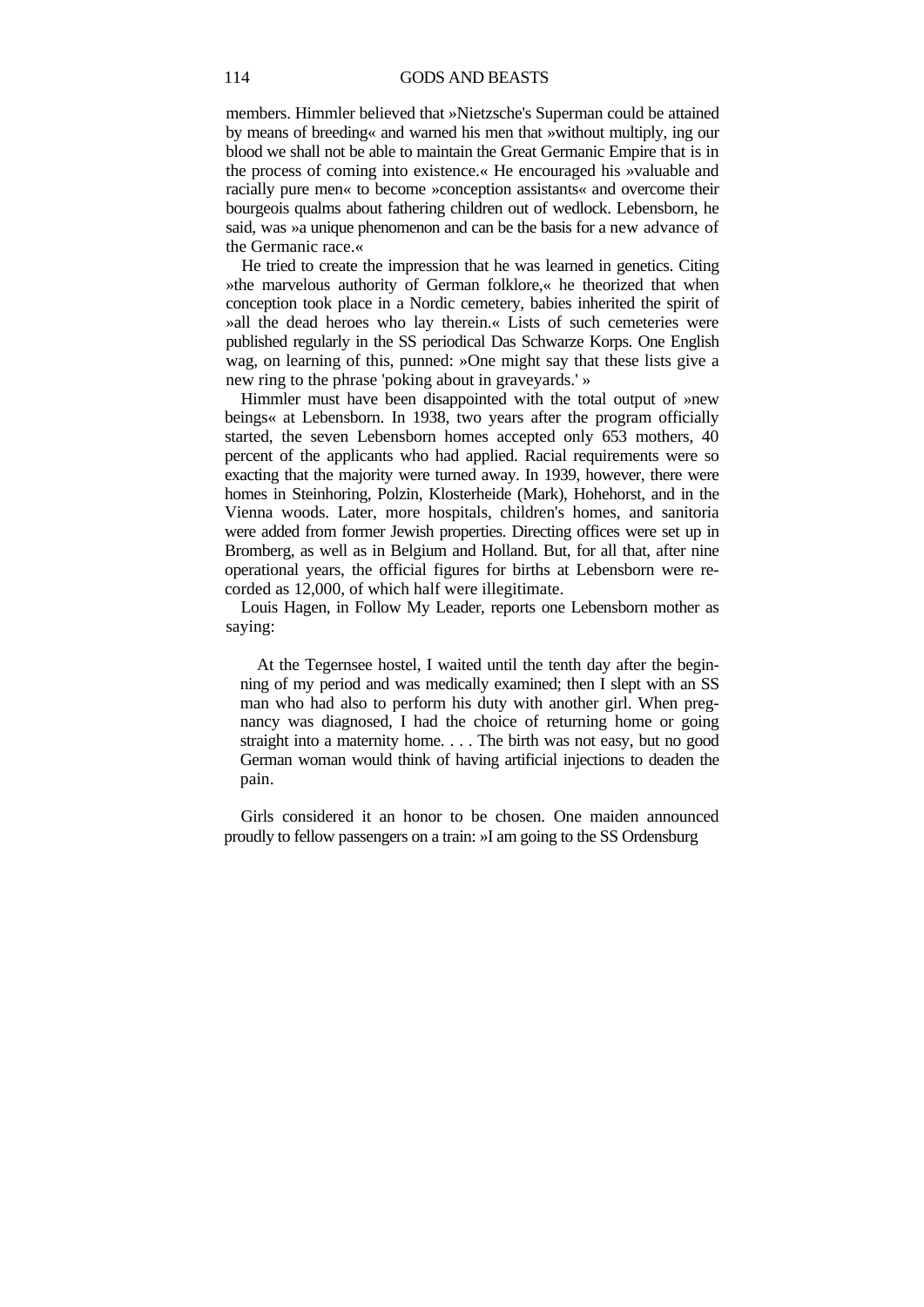members. Himmler believed that »Nietzsche's Superman could be attained by means of breeding« and warned his men that »without multiply, ing our blood we shall not be able to maintain the Great Germanic Empire that is in the process of coming into existence.« He encouraged his »valuable and racially pure men« to become »conception assistants« and overcome their bourgeois qualms about fathering children out of wedlock. Lebensborn, he said, was »a unique phenomenon and can be the basis for a new advance of the Germanic race.«

He tried to create the impression that he was learned in genetics. Citing »the marvelous authority of German folklore,« he theorized that when conception took place in a Nordic cemetery, babies inherited the spirit of »all the dead heroes who lay therein.« Lists of such cemeteries were published regularly in the SS periodical Das Schwarze Korps. One English wag, on learning of this, punned: »One might say that these lists give a new ring to the phrase 'poking about in graveyards.' »

Himmler must have been disappointed with the total output of »new beings« at Lebensborn. In 1938, two years after the program officially started, the seven Lebensborn homes accepted only 653 mothers, 40 percent of the applicants who had applied. Racial requirements were so exacting that the majority were turned away. In 1939, however, there were homes in Steinhoring, Polzin, Klosterheide (Mark), Hohehorst, and in the Vienna woods. Later, more hospitals, children's homes, and sanitoria were added from former Jewish properties. Directing offices were set up in Bromberg, as well as in Belgium and Holland. But, for all that, after nine operational years, the official figures for births at Lebensborn were recorded as 12,000, of which half were illegitimate.

Louis Hagen, in Follow My Leader, reports one Lebensborn mother as saying:

> At the Tegernsee hostel, I waited until the tenth day after the beginning of my period and was medically examined; then I slept with an SS man who had also to perform his duty with another girl. When pregnancy was diagnosed, I had the choice of returning home or going straight into a maternity home. . . . The birth was not easy, but no good German woman would think of having artificial injections to deaden the pain.

Girls considered it an honor to be chosen. One maiden announced proudly to fellow passengers on a train: »I am going to the SS Ordensburg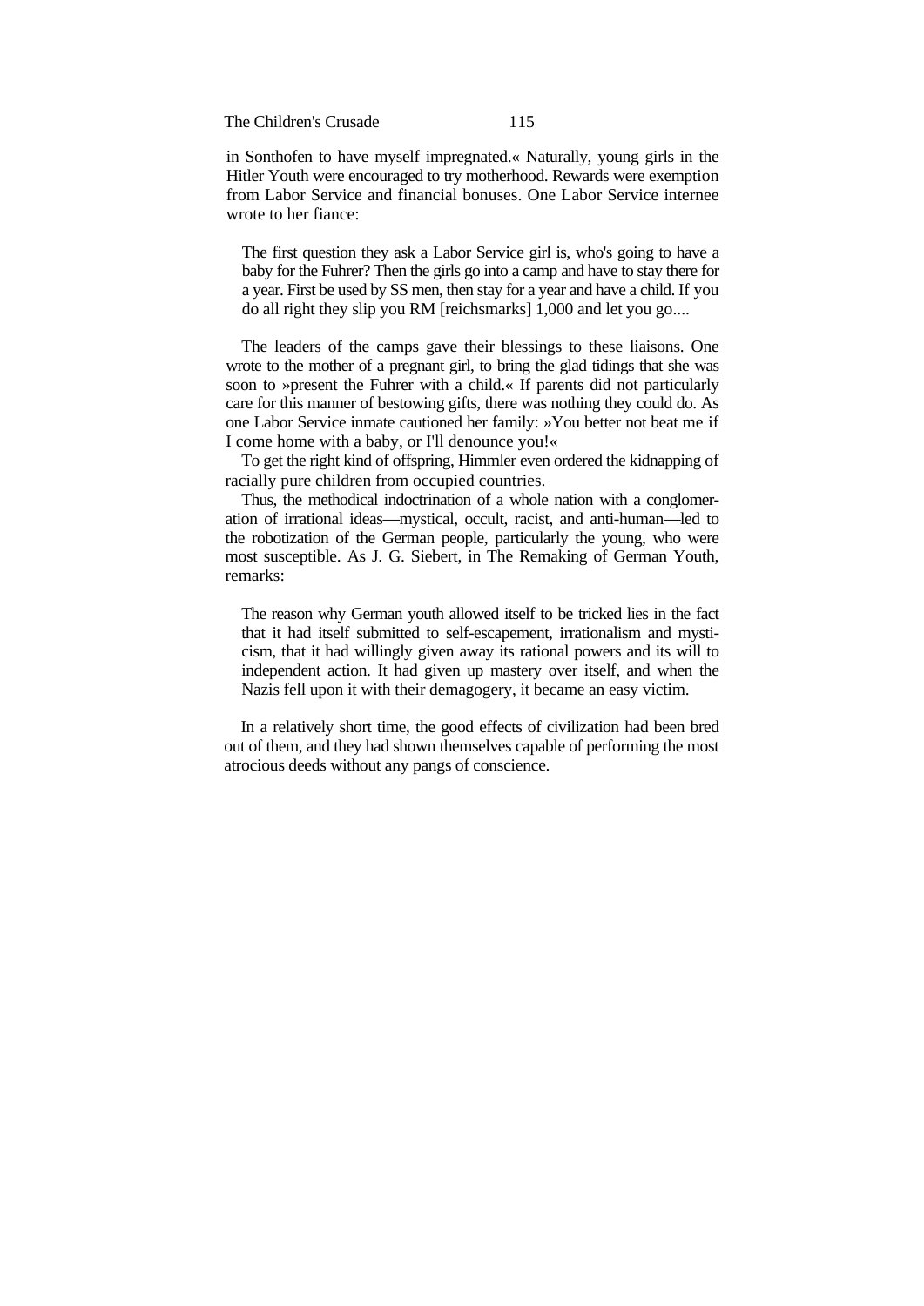in Sonthofen to have myself impregnated.« Naturally, young girls in the Hitler Youth were encouraged to try motherhood. Rewards were exemption from Labor Service and financial bonuses. One Labor Service internee wrote to her fiance:

> The first question they ask a Labor Service girl is, who's going to have a baby for the Fuhrer? Then the girls go into a camp and have to stay there for a year. First be used by SS men, then stay for a year and have a child. If you do all right they slip you RM [reichsmarks] 1,000 and let you go....

The leaders of the camps gave their blessings to these liaisons. One wrote to the mother of a pregnant girl, to bring the glad tidings that she was soon to »present the Fuhrer with a child.« If parents did not particularly care for this manner of bestowing gifts, there was nothing they could do. As one Labor Service inmate cautioned her family: »You better not beat me if I come home with a baby, or I'll denounce you!«

To get the right kind of offspring, Himmler even ordered the kidnapping of racially pure children from occupied countries.

Thus, the methodical indoctrination of a whole nation with a conglomeration of irrational ideas—mystical, occult, racist, and anti-human—led to the robotization of the German people, particularly the young, who were most susceptible. As J. G. Siebert, in The Remaking of German Youth, remarks:

> The reason why German youth allowed itself to be tricked lies in the fact that it had itself submitted to self-escapement, irrationalism and mysticism, that it had willingly given away its rational powers and its will to independent action. It had given up mastery over itself, and when the Nazis fell upon it with their demagogery, it became an easy victim.

In a relatively short time, the good effects of civilization had been bred out of them, and they had shown themselves capable of performing the most atrocious deeds without any pangs of conscience.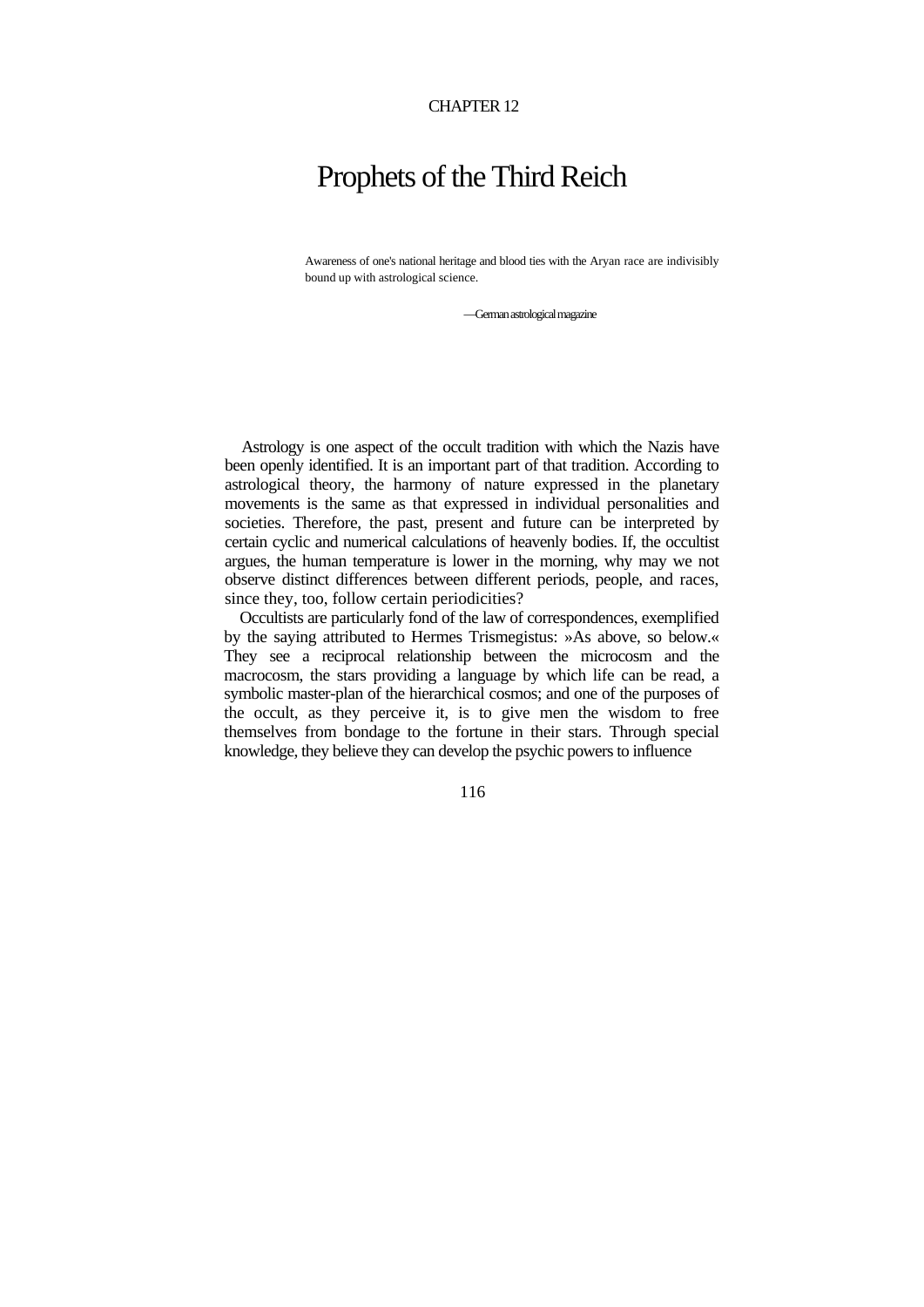CHAPTER 12

# Prophets of the Third Reich

> Awareness of one's national heritage and blood ties with the Aryan race are indivisibly bound up with astrological science.
>
> —German astrological magazine

Astrology is one aspect of the occult tradition with which the Nazis have been openly identified. It is an important part of that tradition. According to astrological theory, the harmony of nature expressed in the planetary movements is the same as that expressed in individual personalities and societies. Therefore, the past, present and future can be interpreted by certain cyclic and numerical calculations of heavenly bodies. If, the occultist argues, the human temperature is lower in the morning, why may we not observe distinct differences between different periods, people, and races, since they, too, follow certain periodicities?

Occultists are particularly fond of the law of correspondences, exemplified by the saying attributed to Hermes Trismegistus: »As above, so below.« They see a reciprocal relationship between the microcosm and the macrocosm, the stars providing a language by which life can be read, a symbolic master-plan of the hierarchical cosmos; and one of the purposes of the occult, as they perceive it, is to give men the wisdom to free themselves from bondage to the fortune in their stars. Through special knowledge, they believe they can develop the psychic powers to influence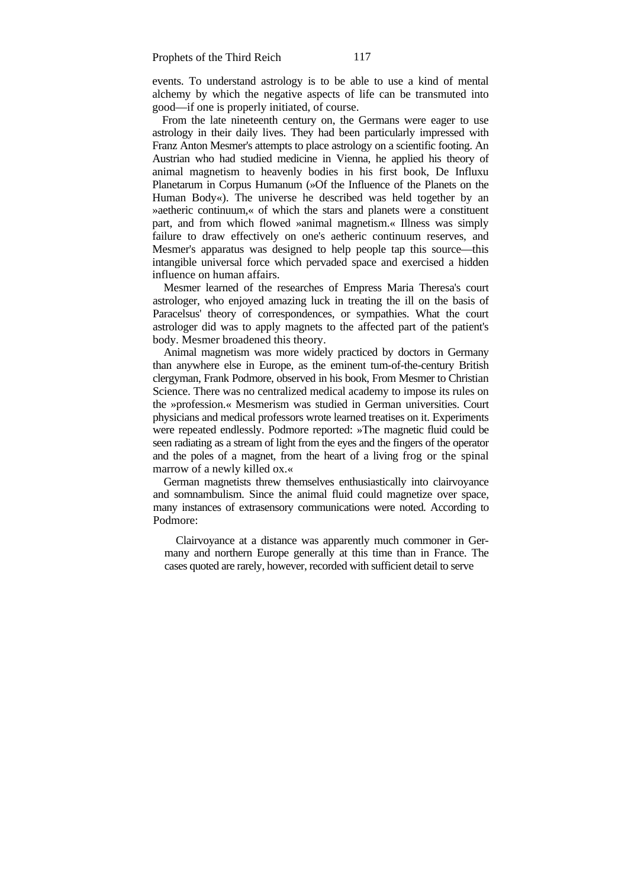events. To understand astrology is to be able to use a kind of mental alchemy by which the negative aspects of life can be transmuted into good—if one is properly initiated, of course.

From the late nineteenth century on, the Germans were eager to use astrology in their daily lives. They had been particularly impressed with Franz Anton Mesmer's attempts to place astrology on a scientific footing. An Austrian who had studied medicine in Vienna, he applied his theory of animal magnetism to heavenly bodies in his first book, De Influxu Planetarum in Corpus Humanum (»Of the Influence of the Planets on the Human Body«). The universe he described was held together by an »aetheric continuum,« of which the stars and planets were a constituent part, and from which flowed »animal magnetism.« Illness was simply failure to draw effectively on one's aetheric continuum reserves, and Mesmer's apparatus was designed to help people tap this source—this intangible universal force which pervaded space and exercised a hidden influence on human affairs.

Mesmer learned of the researches of Empress Maria Theresa's court astrologer, who enjoyed amazing luck in treating the ill on the basis of Paracelsus' theory of correspondences, or sympathies. What the court astrologer did was to apply magnets to the affected part of the patient's body. Mesmer broadened this theory.

Animal magnetism was more widely practiced by doctors in Germany than anywhere else in Europe, as the eminent tum-of-the-century British clergyman, Frank Podmore, observed in his book, From Mesmer to Christian Science. There was no centralized medical academy to impose its rules on the »profession.« Mesmerism was studied in German universities. Court physicians and medical professors wrote learned treatises on it. Experiments were repeated endlessly. Podmore reported: »The magnetic fluid could be seen radiating as a stream of light from the eyes and the fingers of the operator and the poles of a magnet, from the heart of a living frog or the spinal marrow of a newly killed ox.«

German magnetists threw themselves enthusiastically into clairvoyance and somnambulism. Since the animal fluid could magnetize over space, many instances of extrasensory communications were noted. According to Podmore:

> Clairvoyance at a distance was apparently much commoner in Germany and northern Europe generally at this time than in France. The cases quoted are rarely, however, recorded with sufficient detail to serve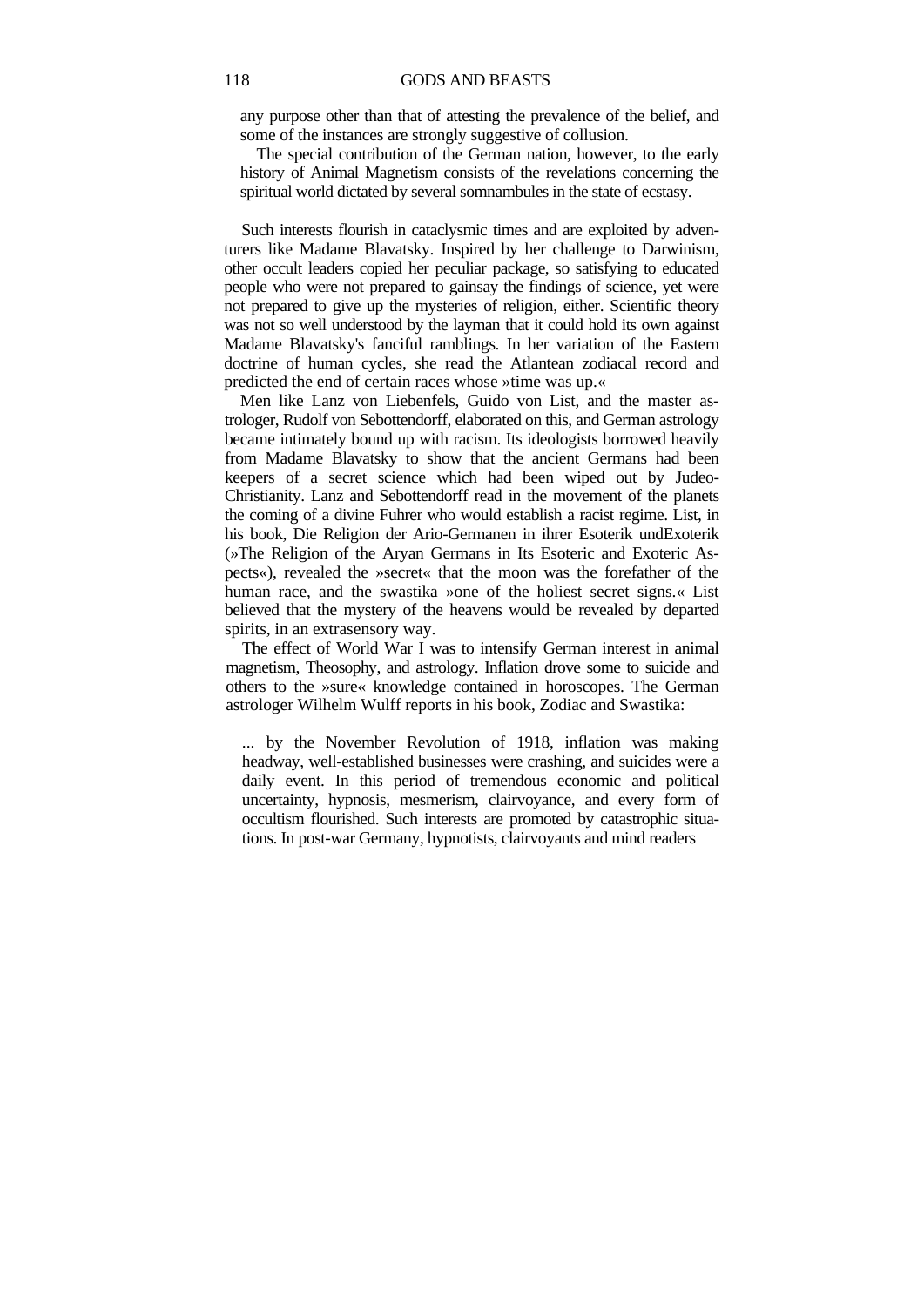any purpose other than that of attesting the prevalence of the belief, and some of the instances are strongly suggestive of collusion.

The special contribution of the German nation, however, to the early history of Animal Magnetism consists of the revelations concerning the spiritual world dictated by several somnambules in the state of ecstasy.

Such interests flourish in cataclysmic times and are exploited by adventurers like Madame Blavatsky. Inspired by her challenge to Darwinism, other occult leaders copied her peculiar package, so satisfying to educated people who were not prepared to gainsay the findings of science, yet were not prepared to give up the mysteries of religion, either. Scientific theory was not so well understood by the layman that it could hold its own against Madame Blavatsky's fanciful ramblings. In her variation of the Eastern doctrine of human cycles, she read the Atlantean zodiacal record and predicted the end of certain races whose »time was up.«

Men like Lanz von Liebenfels, Guido von List, and the master astrologer, Rudolf von Sebottendorff, elaborated on this, and German astrology became intimately bound up with racism. Its ideologists borrowed heavily from Madame Blavatsky to show that the ancient Germans had been keepers of a secret science which had been wiped out by Judeo-Christianity. Lanz and Sebottendorff read in the movement of the planets the coming of a divine Fuhrer who would establish a racist regime. List, in his book, Die Religion der Ario-Germanen in ihrer Esoterik undExoterik (»The Religion of the Aryan Germans in Its Esoteric and Exoteric Aspects«), revealed the »secret« that the moon was the forefather of the human race, and the swastika »one of the holiest secret signs.« List believed that the mystery of the heavens would be revealed by departed spirits, in an extrasensory way.

The effect of World War I was to intensify German interest in animal magnetism, Theosophy, and astrology. Inflation drove some to suicide and others to the »sure« knowledge contained in horoscopes. The German astrologer Wilhelm Wulff reports in his book, Zodiac and Swastika:

> ... by the November Revolution of 1918, inflation was making headway, well-established businesses were crashing, and suicides were a daily event. In this period of tremendous economic and political uncertainty, hypnosis, mesmerism, clairvoyance, and every form of occultism flourished. Such interests are promoted by catastrophic situations. In post-war Germany, hypnotists, clairvoyants and mind readers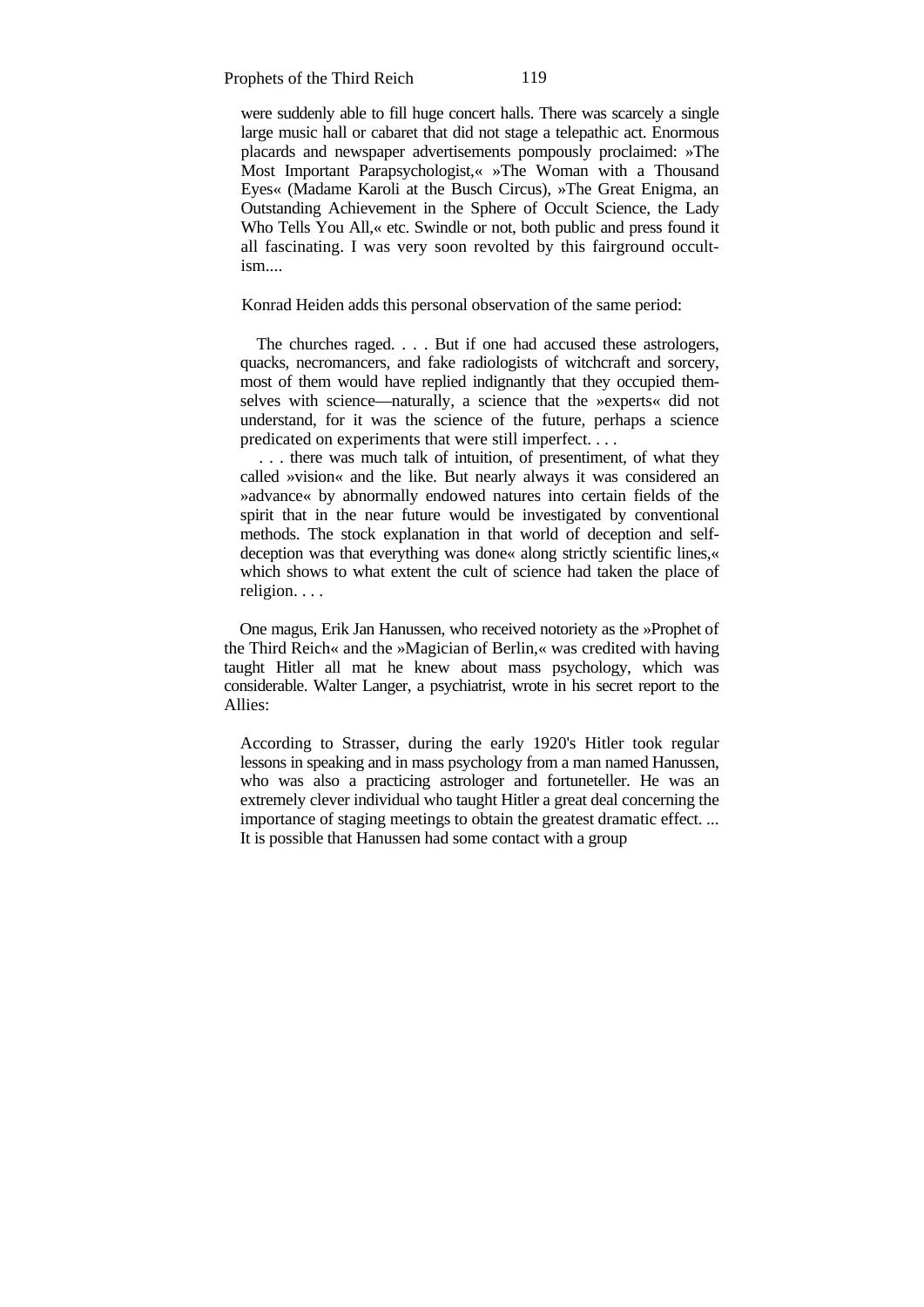were suddenly able to fill huge concert halls. There was scarcely a single large music hall or cabaret that did not stage a telepathic act. Enormous placards and newspaper advertisements pompously proclaimed: »The Most Important Parapsychologist,« »The Woman with a Thousand Eyes« (Madame Karoli at the Busch Circus), »The Great Enigma, an Outstanding Achievement in the Sphere of Occult Science, the Lady Who Tells You All,« etc. Swindle or not, both public and press found it all fascinating. I was very soon revolted by this fairground occultism....

Konrad Heiden adds this personal observation of the same period:

> The churches raged. . . . But if one had accused these astrologers, quacks, necromancers, and fake radiologists of witchcraft and sorcery, most of them would have replied indignantly that they occupied themselves with science—naturally, a science that the »experts« did not understand, for it was the science of the future, perhaps a science predicated on experiments that were still imperfect. . . .
>
> . . . there was much talk of intuition, of presentiment, of what they called »vision« and the like. But nearly always it was considered an »advance« by abnormally endowed natures into certain fields of the spirit that in the near future would be investigated by conventional methods. The stock explanation in that world of deception and self-deception was that everything was done« along strictly scientific lines,« which shows to what extent the cult of science had taken the place of religion. . . .

One magus, Erik Jan Hanussen, who received notoriety as the »Prophet of the Third Reich« and the »Magician of Berlin,« was credited with having taught Hitler all mat he knew about mass psychology, which was considerable. Walter Langer, a psychiatrist, wrote in his secret report to the Allies:

> According to Strasser, during the early 1920's Hitler took regular lessons in speaking and in mass psychology from a man named Hanussen, who was also a practicing astrologer and fortuneteller. He was an extremely clever individual who taught Hitler a great deal concerning the importance of staging meetings to obtain the greatest dramatic effect. ... It is possible that Hanussen had some contact with a group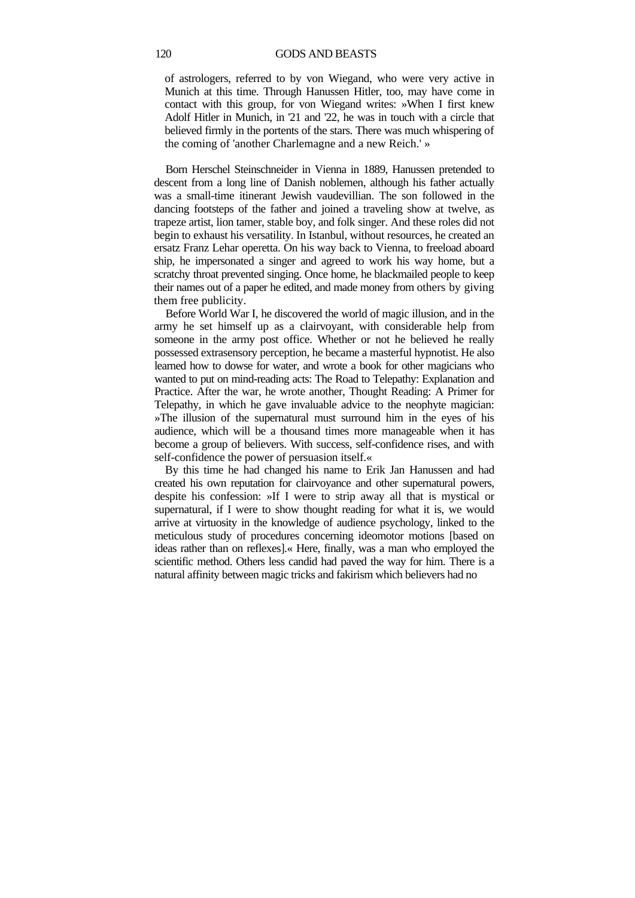of astrologers, referred to by von Wiegand, who were very active in Munich at this time. Through Hanussen Hitler, too, may have come in contact with this group, for von Wiegand writes: »When I first knew Adolf Hitler in Munich, in '21 and '22, he was in touch with a circle that believed firmly in the portents of the stars. There was much whispering of the coming of 'another Charlemagne and a new Reich.' »

Born Herschel Steinschneider in Vienna in 1889, Hanussen pretended to descent from a long line of Danish noblemen, although his father actually was a small-time itinerant Jewish vaudevillian. The son followed in the dancing footsteps of the father and joined a traveling show at twelve, as trapeze artist, lion tamer, stable boy, and folk singer. And these roles did not begin to exhaust his versatility. In Istanbul, without resources, he created an ersatz Franz Lehar operetta. On his way back to Vienna, to freeload aboard ship, he impersonated a singer and agreed to work his way home, but a scratchy throat prevented singing. Once home, he blackmailed people to keep their names out of a paper he edited, and made money from others by giving them free publicity.

Before World War I, he discovered the world of magic illusion, and in the army he set himself up as a clairvoyant, with considerable help from someone in the army post office. Whether or not he believed he really possessed extrasensory perception, he became a masterful hypnotist. He also learned how to dowse for water, and wrote a book for other magicians who wanted to put on mind-reading acts: The Road to Telepathy: Explanation and Practice. After the war, he wrote another, Thought Reading: A Primer for Telepathy, in which he gave invaluable advice to the neophyte magician: »The illusion of the supernatural must surround him in the eyes of his audience, which will be a thousand times more manageable when it has become a group of believers. With success, self-confidence rises, and with self-confidence the power of persuasion itself.«

By this time he had changed his name to Erik Jan Hanussen and had created his own reputation for clairvoyance and other supernatural powers, despite his confession: »If I were to strip away all that is mystical or supernatural, if I were to show thought reading for what it is, we would arrive at virtuosity in the knowledge of audience psychology, linked to the meticulous study of procedures concerning ideomotor motions [based on ideas rather than on reflexes].« Here, finally, was a man who employed the scientific method. Others less candid had paved the way for him. There is a natural affinity between magic tricks and fakirism which believers had no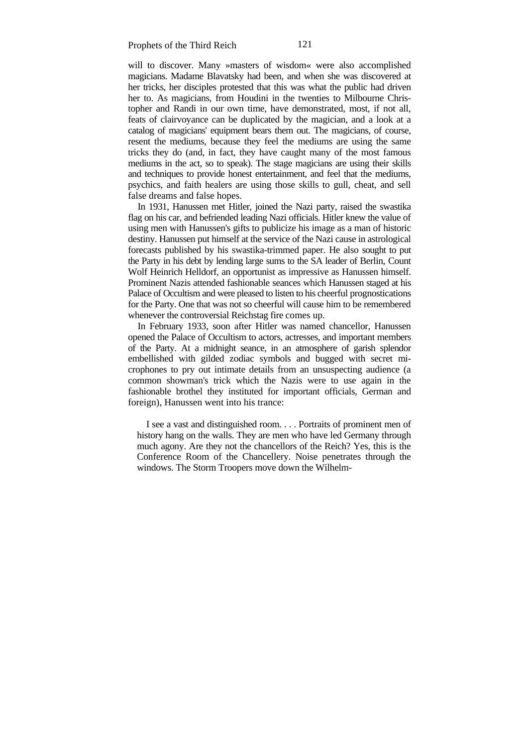will to discover. Many »masters of wisdom« were also accomplished magicians. Madame Blavatsky had been, and when she was discovered at her tricks, her disciples protested that this was what the public had driven her to. As magicians, from Houdini in the twenties to Milbourne Christopher and Randi in our own time, have demonstrated, most, if not all, feats of clairvoyance can be duplicated by the magician, and a look at a catalog of magicians' equipment bears them out. The magicians, of course, resent the mediums, because they feel the mediums are using the same tricks they do (and, in fact, they have caught many of the most famous mediums in the act, so to speak). The stage magicians are using their skills and techniques to provide honest entertainment, and feel that the mediums, psychics, and faith healers are using those skills to gull, cheat, and sell false dreams and false hopes.

In 1931, Hanussen met Hitler, joined the Nazi party, raised the swastika flag on his car, and befriended leading Nazi officials. Hitler knew the value of using men with Hanussen's gifts to publicize his image as a man of historic destiny. Hanussen put himself at the service of the Nazi cause in astrological forecasts published by his swastika-trimmed paper. He also sought to put the Party in his debt by lending large sums to the SA leader of Berlin, Count Wolf Heinrich Helldorf, an opportunist as impressive as Hanussen himself. Prominent Nazis attended fashionable seances which Hanussen staged at his Palace of Occultism and were pleased to listen to his cheerful prognostications for the Party. One that was not so cheerful will cause him to be remembered whenever the controversial Reichstag fire comes up.

In February 1933, soon after Hitler was named chancellor, Hanussen opened the Palace of Occultism to actors, actresses, and important members of the Party. At a midnight seance, in an atmosphere of garish splendor embellished with gilded zodiac symbols and bugged with secret microphones to pry out intimate details from an unsuspecting audience (a common showman's trick which the Nazis were to use again in the fashionable brothel they instituted for important officials, German and foreign), Hanussen went into his trance:

> I see a vast and distinguished room. . . . Portraits of prominent men of history hang on the walls. They are men who have led Germany through much agony. Are they not the chancellors of the Reich? Yes, this is the Conference Room of the Chancellery. Noise penetrates through the windows. The Storm Troopers move down the Wilhelm-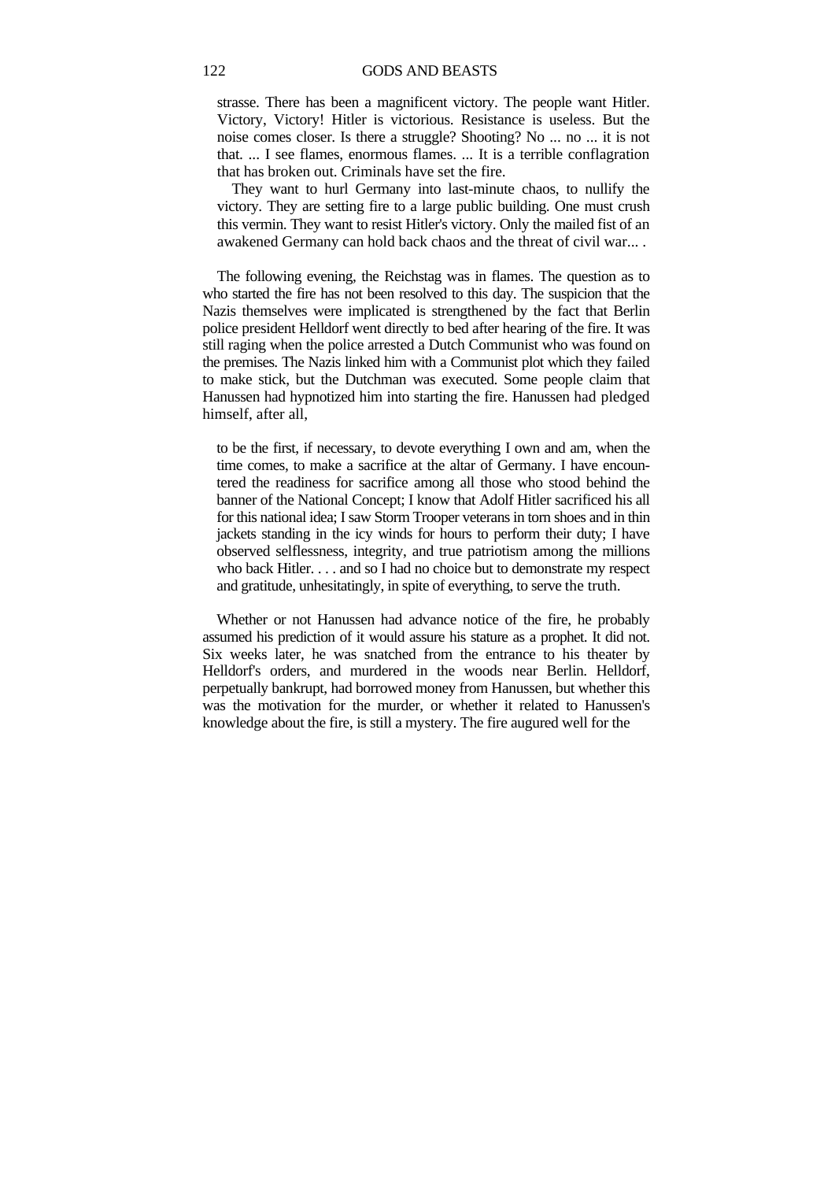strasse. There has been a magnificent victory. The people want Hitler. Victory, Victory! Hitler is victorious. Resistance is useless. But the noise comes closer. Is there a struggle? Shooting? No ... no ... it is not that. ... I see flames, enormous flames. ... It is a terrible conflagration that has broken out. Criminals have set the fire.

> They want to hurl Germany into last-minute chaos, to nullify the victory. They are setting fire to a large public building. One must crush this vermin. They want to resist Hitler's victory. Only the mailed fist of an awakened Germany can hold back chaos and the threat of civil war... .

The following evening, the Reichstag was in flames. The question as to who started the fire has not been resolved to this day. The suspicion that the Nazis themselves were implicated is strengthened by the fact that Berlin police president Helldorf went directly to bed after hearing of the fire. It was still raging when the police arrested a Dutch Communist who was found on the premises. The Nazis linked him with a Communist plot which they failed to make stick, but the Dutchman was executed. Some people claim that Hanussen had hypnotized him into starting the fire. Hanussen had pledged himself, after all,

> to be the first, if necessary, to devote everything I own and am, when the time comes, to make a sacrifice at the altar of Germany. I have encountered the readiness for sacrifice among all those who stood behind the banner of the National Concept; I know that Adolf Hitler sacrificed his all for this national idea; I saw Storm Trooper veterans in torn shoes and in thin jackets standing in the icy winds for hours to perform their duty; I have observed selflessness, integrity, and true patriotism among the millions who back Hitler. . . . and so I had no choice but to demonstrate my respect and gratitude, unhesitatingly, in spite of everything, to serve the truth.

Whether or not Hanussen had advance notice of the fire, he probably assumed his prediction of it would assure his stature as a prophet. It did not. Six weeks later, he was snatched from the entrance to his theater by Helldorf's orders, and murdered in the woods near Berlin. Helldorf, perpetually bankrupt, had borrowed money from Hanussen, but whether this was the motivation for the murder, or whether it related to Hanussen's knowledge about the fire, is still a mystery. The fire augured well for the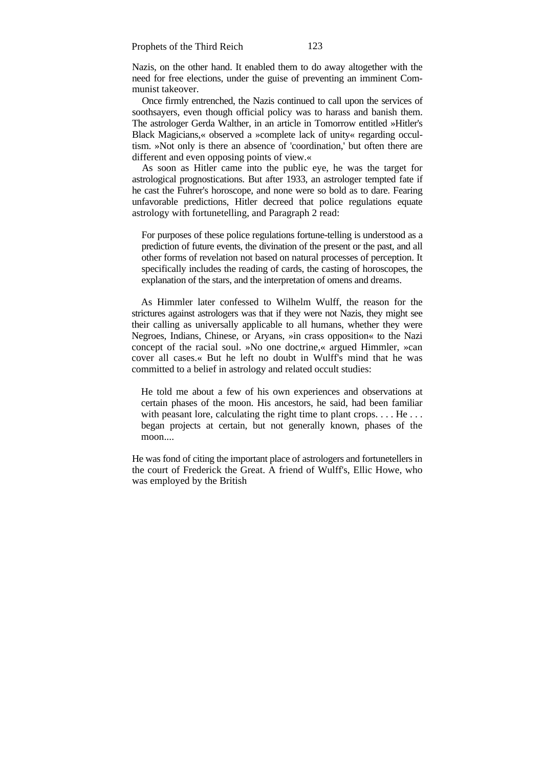Nazis, on the other hand. It enabled them to do away altogether with the need for free elections, under the guise of preventing an imminent Communist takeover.

Once firmly entrenched, the Nazis continued to call upon the services of soothsayers, even though official policy was to harass and banish them. The astrologer Gerda Walther, in an article in Tomorrow entitled »Hitler's Black Magicians,« observed a »complete lack of unity« regarding occultism. »Not only is there an absence of 'coordination,' but often there are different and even opposing points of view.«

As soon as Hitler came into the public eye, he was the target for astrological prognostications. But after 1933, an astrologer tempted fate if he cast the Fuhrer's horoscope, and none were so bold as to dare. Fearing unfavorable predictions, Hitler decreed that police regulations equate astrology with fortunetelling, and Paragraph 2 read:

> For purposes of these police regulations fortune-telling is understood as a prediction of future events, the divination of the present or the past, and all other forms of revelation not based on natural processes of perception. It specifically includes the reading of cards, the casting of horoscopes, the explanation of the stars, and the interpretation of omens and dreams.

As Himmler later confessed to Wilhelm Wulff, the reason for the strictures against astrologers was that if they were not Nazis, they might see their calling as universally applicable to all humans, whether they were Negroes, Indians, Chinese, or Aryans, »in crass opposition« to the Nazi concept of the racial soul. »No one doctrine,« argued Himmler, »can cover all cases.« But he left no doubt in Wulff's mind that he was committed to a belief in astrology and related occult studies:

> He told me about a few of his own experiences and observations at certain phases of the moon. His ancestors, he said, had been familiar with peasant lore, calculating the right time to plant crops. . . . He . . . began projects at certain, but not generally known, phases of the moon....

He was fond of citing the important place of astrologers and fortunetellers in the court of Frederick the Great. A friend of Wulff's, Ellic Howe, who was employed by the British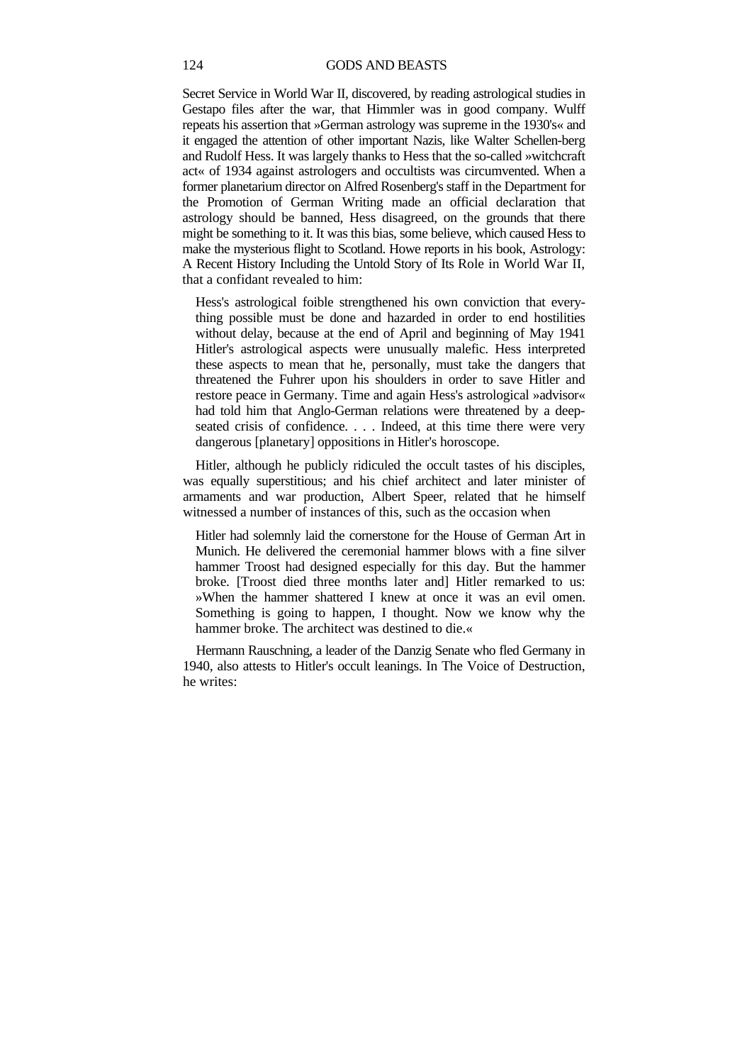Secret Service in World War II, discovered, by reading astrological studies in Gestapo files after the war, that Himmler was in good company. Wulff repeats his assertion that »German astrology was supreme in the 1930's« and it engaged the attention of other important Nazis, like Walter Schellen-berg and Rudolf Hess. It was largely thanks to Hess that the so-called »witchcraft act« of 1934 against astrologers and occultists was circumvented. When a former planetarium director on Alfred Rosenberg's staff in the Department for the Promotion of German Writing made an official declaration that astrology should be banned, Hess disagreed, on the grounds that there might be something to it. It was this bias, some believe, which caused Hess to make the mysterious flight to Scotland. Howe reports in his book, Astrology: A Recent History Including the Untold Story of Its Role in World War II, that a confidant revealed to him:

> Hess's astrological foible strengthened his own conviction that everything possible must be done and hazarded in order to end hostilities without delay, because at the end of April and beginning of May 1941 Hitler's astrological aspects were unusually malefic. Hess interpreted these aspects to mean that he, personally, must take the dangers that threatened the Fuhrer upon his shoulders in order to save Hitler and restore peace in Germany. Time and again Hess's astrological »advisor« had told him that Anglo-German relations were threatened by a deep-seated crisis of confidence. . . . Indeed, at this time there were very dangerous [planetary] oppositions in Hitler's horoscope.

Hitler, although he publicly ridiculed the occult tastes of his disciples, was equally superstitious; and his chief architect and later minister of armaments and war production, Albert Speer, related that he himself witnessed a number of instances of this, such as the occasion when

> Hitler had solemnly laid the cornerstone for the House of German Art in Munich. He delivered the ceremonial hammer blows with a fine silver hammer Troost had designed especially for this day. But the hammer broke. [Troost died three months later and] Hitler remarked to us: »When the hammer shattered I knew at once it was an evil omen. Something is going to happen, I thought. Now we know why the hammer broke. The architect was destined to die.«

Hermann Rauschning, a leader of the Danzig Senate who fled Germany in 1940, also attests to Hitler's occult leanings. In The Voice of Destruction, he writes: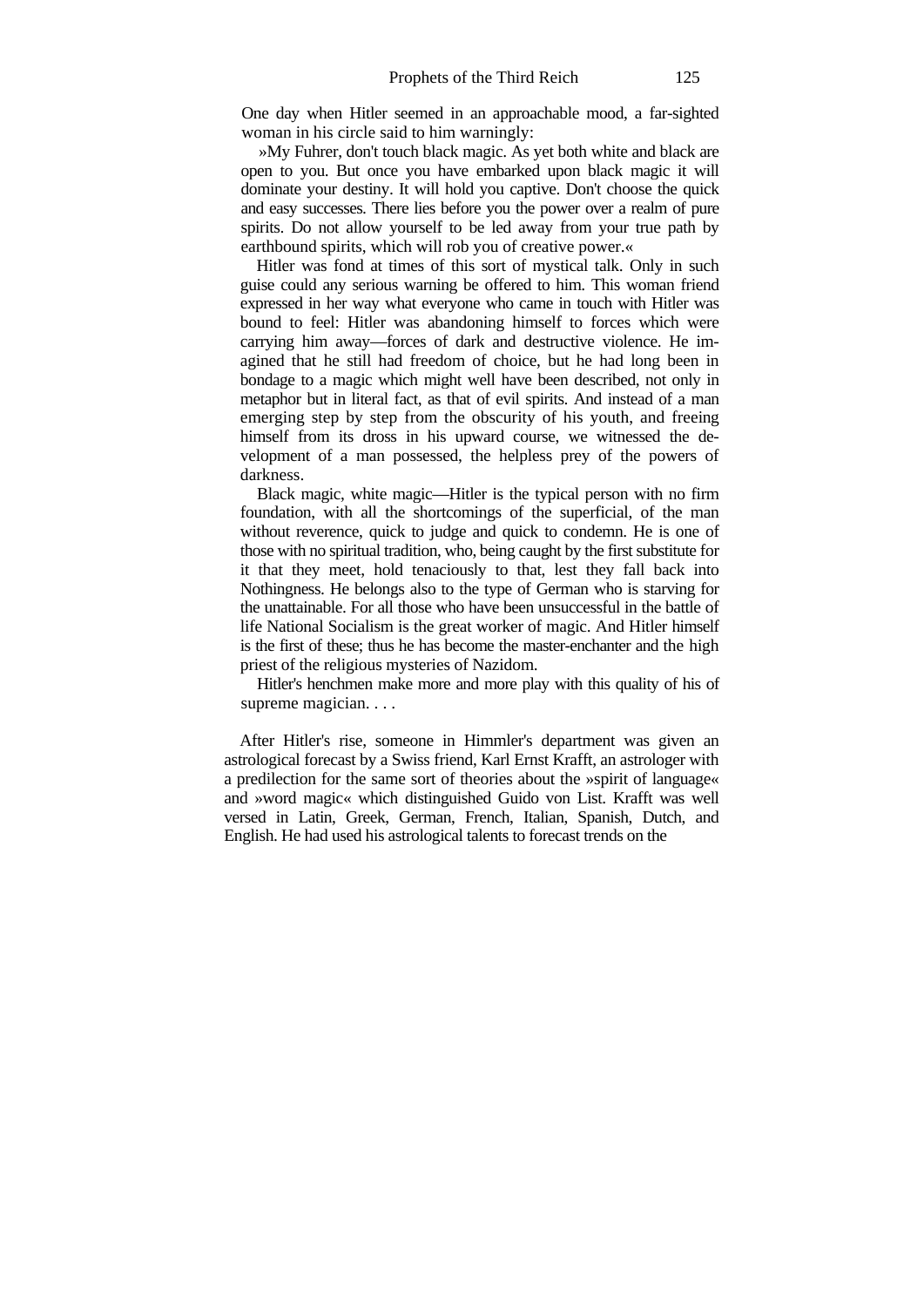One day when Hitler seemed in an approachable mood, a far-sighted woman in his circle said to him warningly:

»My Fuhrer, don't touch black magic. As yet both white and black are open to you. But once you have embarked upon black magic it will dominate your destiny. It will hold you captive. Don't choose the quick and easy successes. There lies before you the power over a realm of pure spirits. Do not allow yourself to be led away from your true path by earthbound spirits, which will rob you of creative power.«

Hitler was fond at times of this sort of mystical talk. Only in such guise could any serious warning be offered to him. This woman friend expressed in her way what everyone who came in touch with Hitler was bound to feel: Hitler was abandoning himself to forces which were carrying him away—forces of dark and destructive violence. He imagined that he still had freedom of choice, but he had long been in bondage to a magic which might well have been described, not only in metaphor but in literal fact, as that of evil spirits. And instead of a man emerging step by step from the obscurity of his youth, and freeing himself from its dross in his upward course, we witnessed the development of a man possessed, the helpless prey of the powers of darkness.

Black magic, white magic—Hitler is the typical person with no firm foundation, with all the shortcomings of the superficial, of the man without reverence, quick to judge and quick to condemn. He is one of those with no spiritual tradition, who, being caught by the first substitute for it that they meet, hold tenaciously to that, lest they fall back into Nothingness. He belongs also to the type of German who is starving for the unattainable. For all those who have been unsuccessful in the battle of life National Socialism is the great worker of magic. And Hitler himself is the first of these; thus he has become the master-enchanter and the high priest of the religious mysteries of Nazidom.

Hitler's henchmen make more and more play with this quality of his of supreme magician. . . .

After Hitler's rise, someone in Himmler's department was given an astrological forecast by a Swiss friend, Karl Ernst Krafft, an astrologer with a predilection for the same sort of theories about the »spirit of language« and »word magic« which distinguished Guido von List. Krafft was well versed in Latin, Greek, German, French, Italian, Spanish, Dutch, and English. He had used his astrological talents to forecast trends on the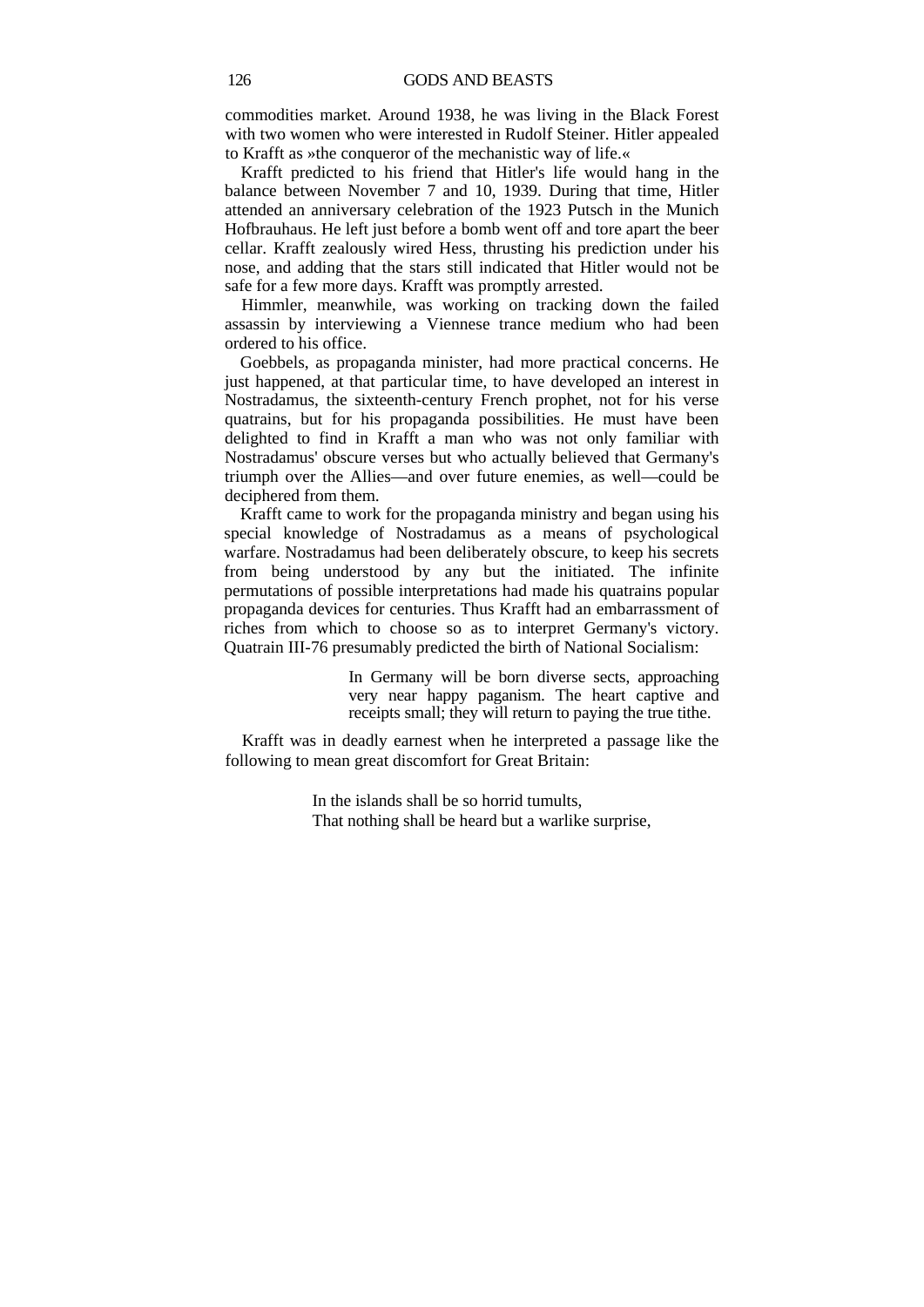commodities market. Around 1938, he was living in the Black Forest with two women who were interested in Rudolf Steiner. Hitler appealed to Krafft as »the conqueror of the mechanistic way of life.«

Krafft predicted to his friend that Hitler's life would hang in the balance between November 7 and 10, 1939. During that time, Hitler attended an anniversary celebration of the 1923 Putsch in the Munich Hofbrauhaus. He left just before a bomb went off and tore apart the beer cellar. Krafft zealously wired Hess, thrusting his prediction under his nose, and adding that the stars still indicated that Hitler would not be safe for a few more days. Krafft was promptly arrested.

Himmler, meanwhile, was working on tracking down the failed assassin by interviewing a Viennese trance medium who had been ordered to his office.

Goebbels, as propaganda minister, had more practical concerns. He just happened, at that particular time, to have developed an interest in Nostradamus, the sixteenth-century French prophet, not for his verse quatrains, but for his propaganda possibilities. He must have been delighted to find in Krafft a man who was not only familiar with Nostradamus' obscure verses but who actually believed that Germany's triumph over the Allies—and over future enemies, as well—could be deciphered from them.

Krafft came to work for the propaganda ministry and began using his special knowledge of Nostradamus as a means of psychological warfare. Nostradamus had been deliberately obscure, to keep his secrets from being understood by any but the initiated. The infinite permutations of possible interpretations had made his quatrains popular propaganda devices for centuries. Thus Krafft had an embarrassment of riches from which to choose so as to interpret Germany's victory. Quatrain III-76 presumably predicted the birth of National Socialism:

> In Germany will be born diverse sects, approaching very near happy paganism. The heart captive and receipts small; they will return to paying the true tithe.

Krafft was in deadly earnest when he interpreted a passage like the following to mean great discomfort for Great Britain:

> In the islands shall be so horrid tumults,
> That nothing shall be heard but a warlike surprise,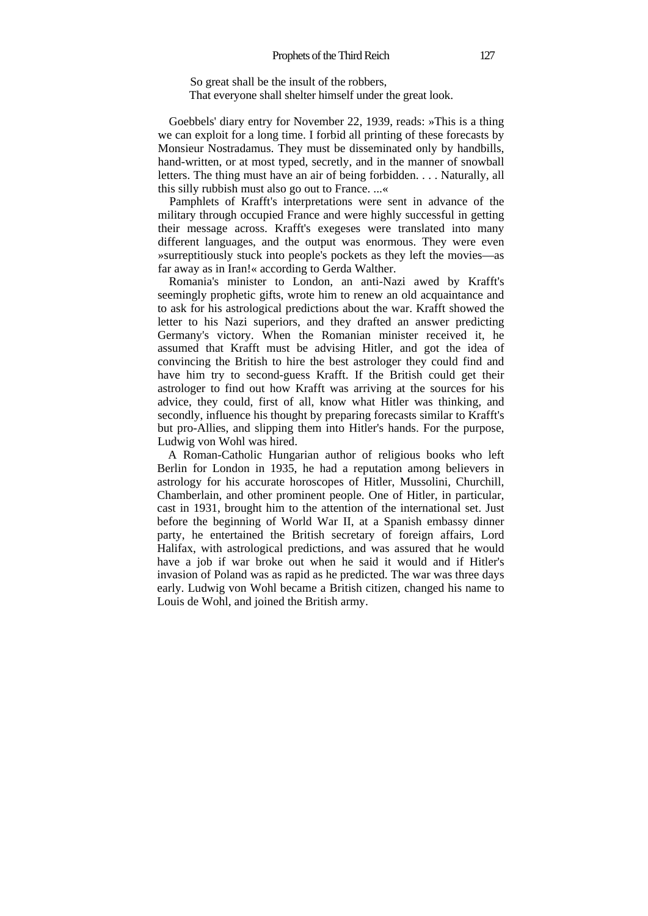So great shall be the insult of the robbers,  
That everyone shall shelter himself under the great look.

Goebbels' diary entry for November 22, 1939, reads: »This is a thing we can exploit for a long time. I forbid all printing of these forecasts by Monsieur Nostradamus. They must be disseminated only by handbills, hand-written, or at most typed, secretly, and in the manner of snowball letters. The thing must have an air of being forbidden. . . . Naturally, all this silly rubbish must also go out to France. ...«

Pamphlets of Krafft's interpretations were sent in advance of the military through occupied France and were highly successful in getting their message across. Krafft's exegeses were translated into many different languages, and the output was enormous. They were even »surreptitiously stuck into people's pockets as they left the movies—as far away as in Iran!« according to Gerda Walther.

Romania's minister to London, an anti-Nazi awed by Krafft's seemingly prophetic gifts, wrote him to renew an old acquaintance and to ask for his astrological predictions about the war. Krafft showed the letter to his Nazi superiors, and they drafted an answer predicting Germany's victory. When the Romanian minister received it, he assumed that Krafft must be advising Hitler, and got the idea of convincing the British to hire the best astrologer they could find and have him try to second-guess Krafft. If the British could get their astrologer to find out how Krafft was arriving at the sources for his advice, they could, first of all, know what Hitler was thinking, and secondly, influence his thought by preparing forecasts similar to Krafft's but pro-Allies, and slipping them into Hitler's hands. For the purpose, Ludwig von Wohl was hired.

A Roman-Catholic Hungarian author of religious books who left Berlin for London in 1935, he had a reputation among believers in astrology for his accurate horoscopes of Hitler, Mussolini, Churchill, Chamberlain, and other prominent people. One of Hitler, in particular, cast in 1931, brought him to the attention of the international set. Just before the beginning of World War II, at a Spanish embassy dinner party, he entertained the British secretary of foreign affairs, Lord Halifax, with astrological predictions, and was assured that he would have a job if war broke out when he said it would and if Hitler's invasion of Poland was as rapid as he predicted. The war was three days early. Ludwig von Wohl became a British citizen, changed his name to Louis de Wohl, and joined the British army.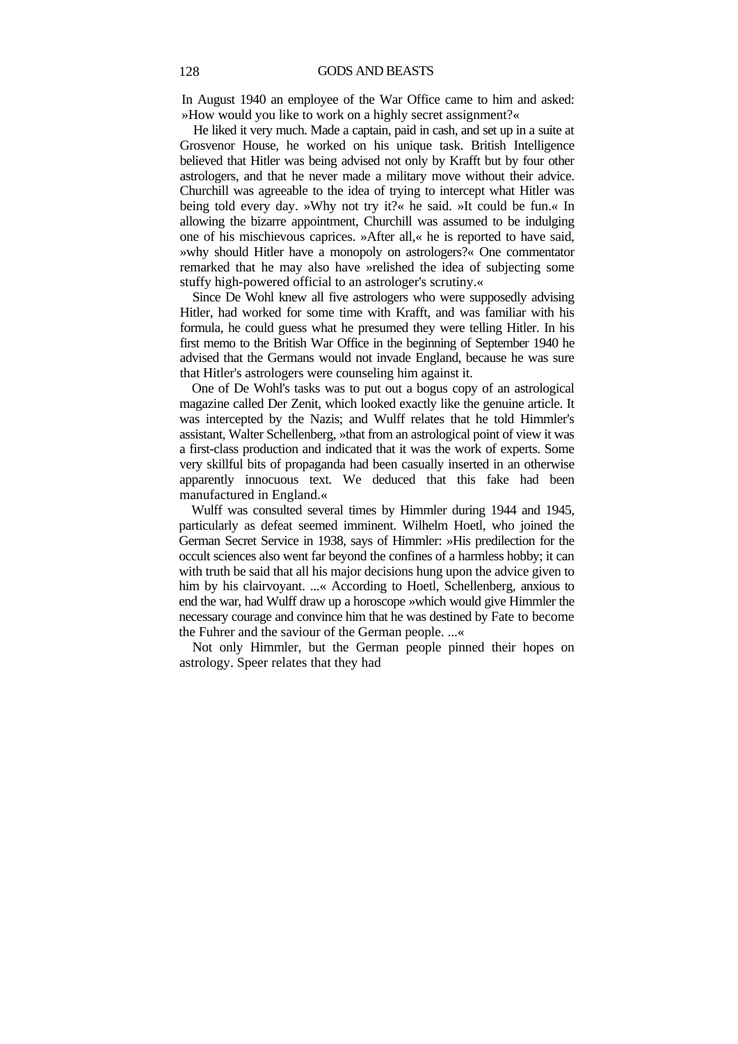In August 1940 an employee of the War Office came to him and asked: »How would you like to work on a highly secret assignment?«

He liked it very much. Made a captain, paid in cash, and set up in a suite at Grosvenor House, he worked on his unique task. British Intelligence believed that Hitler was being advised not only by Krafft but by four other astrologers, and that he never made a military move without their advice. Churchill was agreeable to the idea of trying to intercept what Hitler was being told every day. »Why not try it?« he said. »It could be fun.« In allowing the bizarre appointment, Churchill was assumed to be indulging one of his mischievous caprices. »After all,« he is reported to have said, »why should Hitler have a monopoly on astrologers?« One commentator remarked that he may also have »relished the idea of subjecting some stuffy high-powered official to an astrologer's scrutiny.«

Since De Wohl knew all five astrologers who were supposedly advising Hitler, had worked for some time with Krafft, and was familiar with his formula, he could guess what he presumed they were telling Hitler. In his first memo to the British War Office in the beginning of September 1940 he advised that the Germans would not invade England, because he was sure that Hitler's astrologers were counseling him against it.

One of De Wohl's tasks was to put out a bogus copy of an astrological magazine called Der Zenit, which looked exactly like the genuine article. It was intercepted by the Nazis; and Wulff relates that he told Himmler's assistant, Walter Schellenberg, »that from an astrological point of view it was a first-class production and indicated that it was the work of experts. Some very skillful bits of propaganda had been casually inserted in an otherwise apparently innocuous text. We deduced that this fake had been manufactured in England.«

Wulff was consulted several times by Himmler during 1944 and 1945, particularly as defeat seemed imminent. Wilhelm Hoetl, who joined the German Secret Service in 1938, says of Himmler: »His predilection for the occult sciences also went far beyond the confines of a harmless hobby; it can with truth be said that all his major decisions hung upon the advice given to him by his clairvoyant. ...« According to Hoetl, Schellenberg, anxious to end the war, had Wulff draw up a horoscope »which would give Himmler the necessary courage and convince him that he was destined by Fate to become the Fuhrer and the saviour of the German people. ...«

Not only Himmler, but the German people pinned their hopes on astrology. Speer relates that they had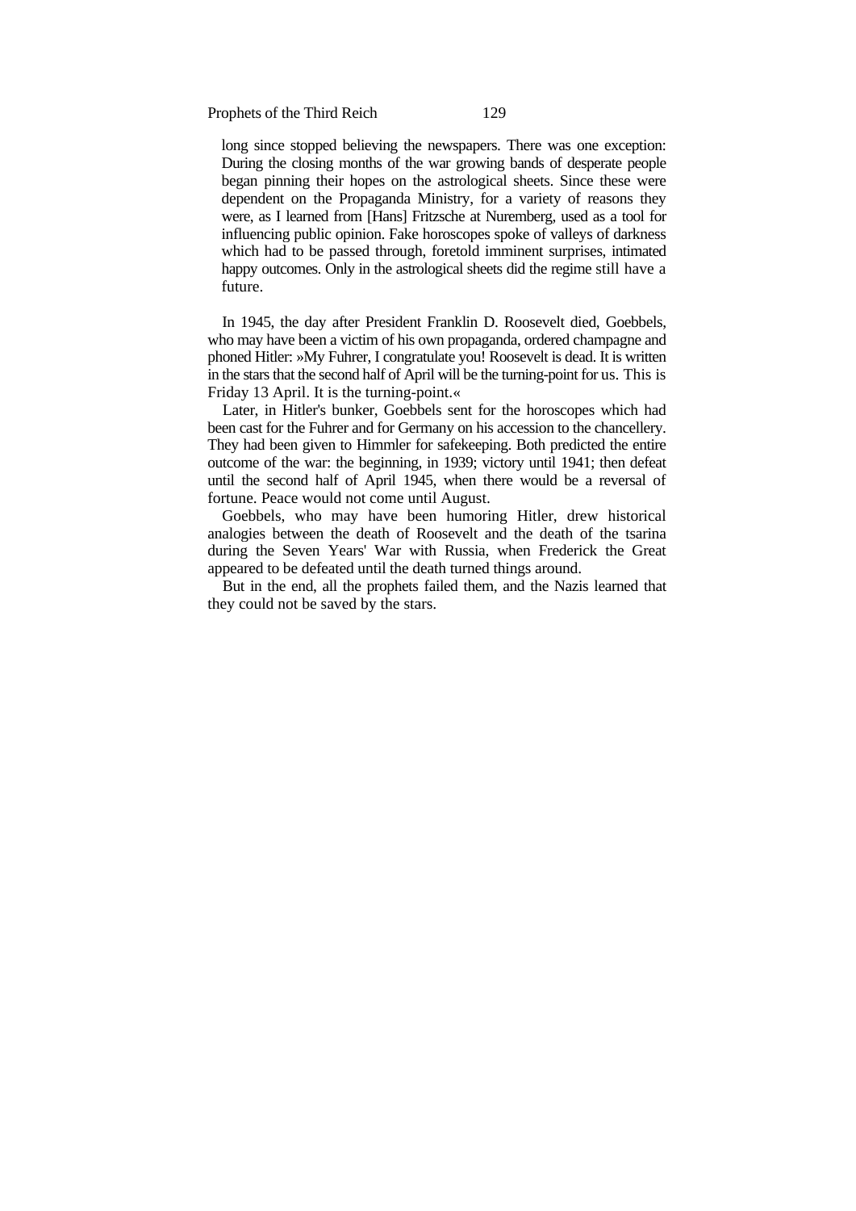> long since stopped believing the newspapers. There was one exception: During the closing months of the war growing bands of desperate people began pinning their hopes on the astrological sheets. Since these were dependent on the Propaganda Ministry, for a variety of reasons they were, as I learned from [Hans] Fritzsche at Nuremberg, used as a tool for influencing public opinion. Fake horoscopes spoke of valleys of darkness which had to be passed through, foretold imminent surprises, intimated happy outcomes. Only in the astrological sheets did the regime still have a future.

In 1945, the day after President Franklin D. Roosevelt died, Goebbels, who may have been a victim of his own propaganda, ordered champagne and phoned Hitler: »My Fuhrer, I congratulate you! Roosevelt is dead. It is written in the stars that the second half of April will be the turning-point for us. This is Friday 13 April. It is the turning-point.«

Later, in Hitler's bunker, Goebbels sent for the horoscopes which had been cast for the Fuhrer and for Germany on his accession to the chancellery. They had been given to Himmler for safekeeping. Both predicted the entire outcome of the war: the beginning, in 1939; victory until 1941; then defeat until the second half of April 1945, when there would be a reversal of fortune. Peace would not come until August.

Goebbels, who may have been humoring Hitler, drew historical analogies between the death of Roosevelt and the death of the tsarina during the Seven Years' War with Russia, when Frederick the Great appeared to be defeated until the death turned things around.

But in the end, all the prophets failed them, and the Nazis learned that they could not be saved by the stars.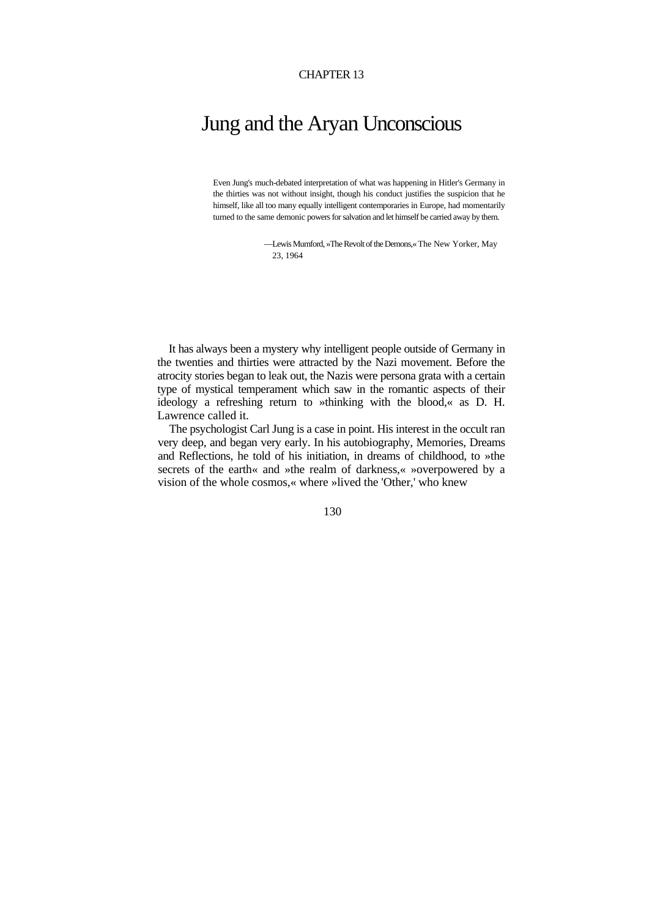CHAPTER 13

# Jung and the Aryan Unconscious

> Even Jung's much-debated interpretation of what was happening in Hitler's Germany in the thirties was not without insight, though his conduct justifies the suspicion that he himself, like all too many equally intelligent contemporaries in Europe, had momentarily turned to the same demonic powers for salvation and let himself be carried away by them.
>
> —Lewis Mumford, »The Revolt of the Demons,« The New Yorker, May 23, 1964

It has always been a mystery why intelligent people outside of Germany in the twenties and thirties were attracted by the Nazi movement. Before the atrocity stories began to leak out, the Nazis were persona grata with a certain type of mystical temperament which saw in the romantic aspects of their ideology a refreshing return to »thinking with the blood,« as D. H. Lawrence called it.

The psychologist Carl Jung is a case in point. His interest in the occult ran very deep, and began very early. In his autobiography, Memories, Dreams and Reflections, he told of his initiation, in dreams of childhood, to »the secrets of the earth« and »the realm of darkness,« »overpowered by a vision of the whole cosmos,« where »lived the 'Other,' who knew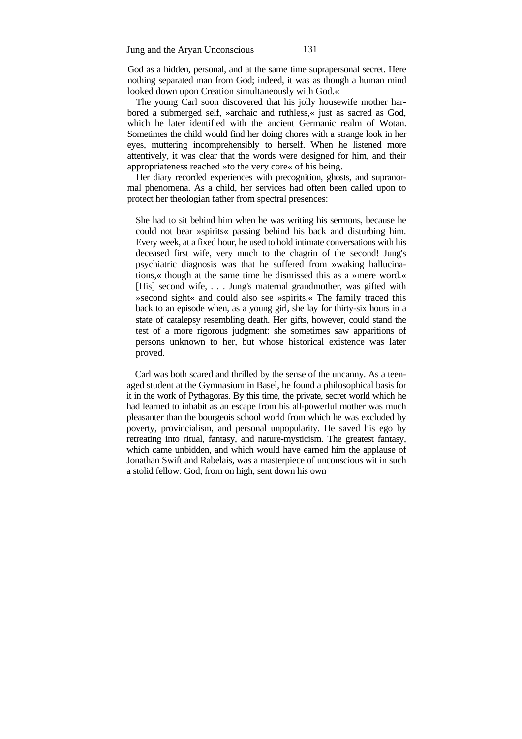God as a hidden, personal, and at the same time suprapersonal secret. Here nothing separated man from God; indeed, it was as though a human mind looked down upon Creation simultaneously with God.«

The young Carl soon discovered that his jolly housewife mother harbored a submerged self, »archaic and ruthless,« just as sacred as God, which he later identified with the ancient Germanic realm of Wotan. Sometimes the child would find her doing chores with a strange look in her eyes, muttering incomprehensibly to herself. When he listened more attentively, it was clear that the words were designed for him, and their appropriateness reached »to the very core« of his being.

Her diary recorded experiences with precognition, ghosts, and supranormal phenomena. As a child, her services had often been called upon to protect her theologian father from spectral presences:

> She had to sit behind him when he was writing his sermons, because he could not bear »spirits« passing behind his back and disturbing him. Every week, at a fixed hour, he used to hold intimate conversations with his deceased first wife, very much to the chagrin of the second! Jung's psychiatric diagnosis was that he suffered from »waking hallucinations,« though at the same time he dismissed this as a »mere word.« [His] second wife, . . . Jung's maternal grandmother, was gifted with »second sight« and could also see »spirits.« The family traced this back to an episode when, as a young girl, she lay for thirty-six hours in a state of catalepsy resembling death. Her gifts, however, could stand the test of a more rigorous judgment: she sometimes saw apparitions of persons unknown to her, but whose historical existence was later proved.

Carl was both scared and thrilled by the sense of the uncanny. As a teenaged student at the Gymnasium in Basel, he found a philosophical basis for it in the work of Pythagoras. By this time, the private, secret world which he had learned to inhabit as an escape from his all-powerful mother was much pleasanter than the bourgeois school world from which he was excluded by poverty, provincialism, and personal unpopularity. He saved his ego by retreating into ritual, fantasy, and nature-mysticism. The greatest fantasy, which came unbidden, and which would have earned him the applause of Jonathan Swift and Rabelais, was a masterpiece of unconscious wit in such a stolid fellow: God, from on high, sent down his own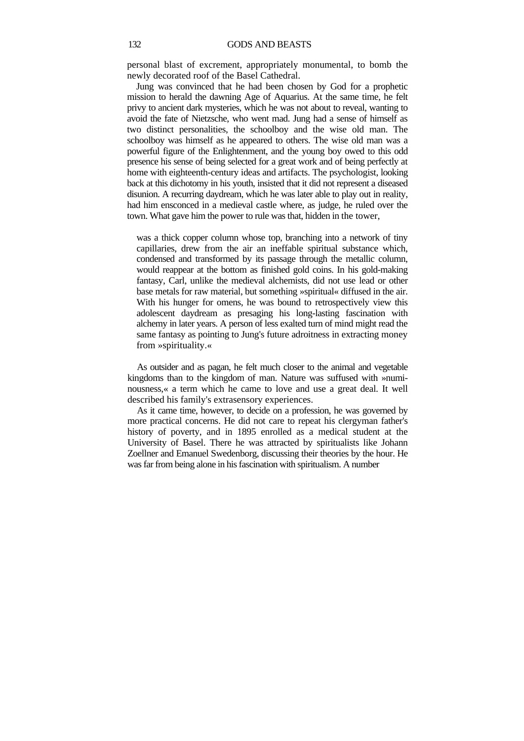personal blast of excrement, appropriately monumental, to bomb the newly decorated roof of the Basel Cathedral.

Jung was convinced that he had been chosen by God for a prophetic mission to herald the dawning Age of Aquarius. At the same time, he felt privy to ancient dark mysteries, which he was not about to reveal, wanting to avoid the fate of Nietzsche, who went mad. Jung had a sense of himself as two distinct personalities, the schoolboy and the wise old man. The schoolboy was himself as he appeared to others. The wise old man was a powerful figure of the Enlightenment, and the young boy owed to this odd presence his sense of being selected for a great work and of being perfectly at home with eighteenth-century ideas and artifacts. The psychologist, looking back at this dichotomy in his youth, insisted that it did not represent a diseased disunion. A recurring daydream, which he was later able to play out in reality, had him ensconced in a medieval castle where, as judge, he ruled over the town. What gave him the power to rule was that, hidden in the tower,

> was a thick copper column whose top, branching into a network of tiny capillaries, drew from the air an ineffable spiritual substance which, condensed and transformed by its passage through the metallic column, would reappear at the bottom as finished gold coins. In his gold-making fantasy, Carl, unlike the medieval alchemists, did not use lead or other base metals for raw material, but something »spiritual« diffused in the air. With his hunger for omens, he was bound to retrospectively view this adolescent daydream as presaging his long-lasting fascination with alchemy in later years. A person of less exalted turn of mind might read the same fantasy as pointing to Jung's future adroitness in extracting money from »spirituality.«

As outsider and as pagan, he felt much closer to the animal and vegetable kingdoms than to the kingdom of man. Nature was suffused with »numinousness,« a term which he came to love and use a great deal. It well described his family's extrasensory experiences.

As it came time, however, to decide on a profession, he was governed by more practical concerns. He did not care to repeat his clergyman father's history of poverty, and in 1895 enrolled as a medical student at the University of Basel. There he was attracted by spiritualists like Johann Zoellner and Emanuel Swedenborg, discussing their theories by the hour. He was far from being alone in his fascination with spiritualism. A number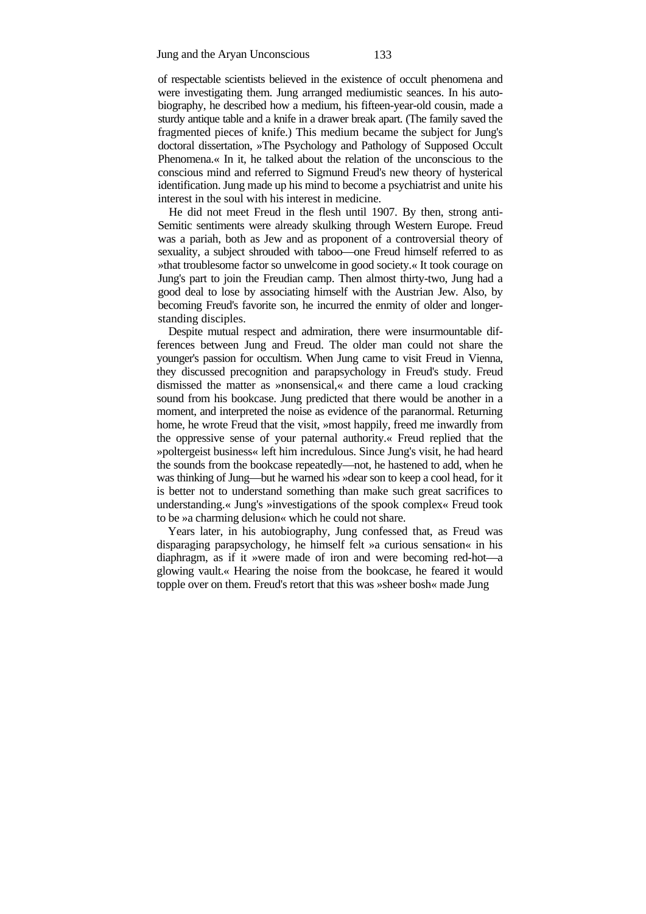of respectable scientists believed in the existence of occult phenomena and were investigating them. Jung arranged mediumistic seances. In his autobiography, he described how a medium, his fifteen-year-old cousin, made a sturdy antique table and a knife in a drawer break apart. (The family saved the fragmented pieces of knife.) This medium became the subject for Jung's doctoral dissertation, »The Psychology and Pathology of Supposed Occult Phenomena.« In it, he talked about the relation of the unconscious to the conscious mind and referred to Sigmund Freud's new theory of hysterical identification. Jung made up his mind to become a psychiatrist and unite his interest in the soul with his interest in medicine.

He did not meet Freud in the flesh until 1907. By then, strong anti-Semitic sentiments were already skulking through Western Europe. Freud was a pariah, both as Jew and as proponent of a controversial theory of sexuality, a subject shrouded with taboo—one Freud himself referred to as »that troublesome factor so unwelcome in good society.« It took courage on Jung's part to join the Freudian camp. Then almost thirty-two, Jung had a good deal to lose by associating himself with the Austrian Jew. Also, by becoming Freud's favorite son, he incurred the enmity of older and longer-standing disciples.

Despite mutual respect and admiration, there were insurmountable differences between Jung and Freud. The older man could not share the younger's passion for occultism. When Jung came to visit Freud in Vienna, they discussed precognition and parapsychology in Freud's study. Freud dismissed the matter as »nonsensical,« and there came a loud cracking sound from his bookcase. Jung predicted that there would be another in a moment, and interpreted the noise as evidence of the paranormal. Returning home, he wrote Freud that the visit, »most happily, freed me inwardly from the oppressive sense of your paternal authority.« Freud replied that the »poltergeist business« left him incredulous. Since Jung's visit, he had heard the sounds from the bookcase repeatedly—not, he hastened to add, when he was thinking of Jung—but he warned his »dear son to keep a cool head, for it is better not to understand something than make such great sacrifices to understanding.« Jung's »investigations of the spook complex« Freud took to be »a charming delusion« which he could not share.

Years later, in his autobiography, Jung confessed that, as Freud was disparaging parapsychology, he himself felt »a curious sensation« in his diaphragm, as if it »were made of iron and were becoming red-hot—a glowing vault.« Hearing the noise from the bookcase, he feared it would topple over on them. Freud's retort that this was »sheer bosh« made Jung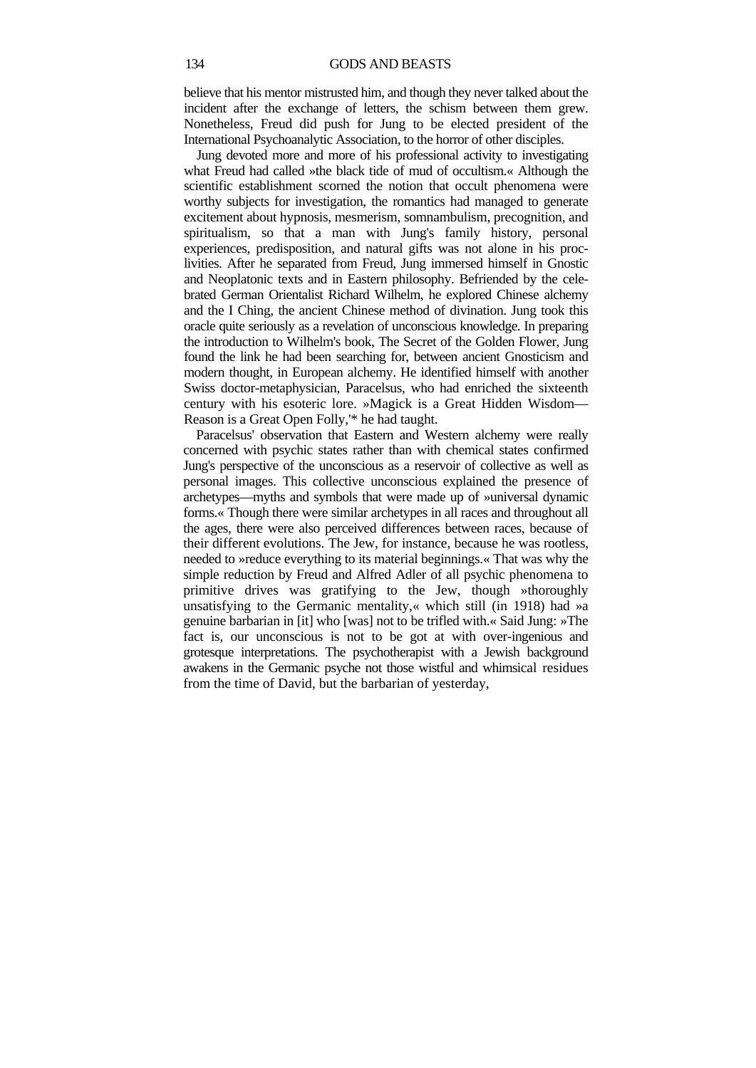believe that his mentor mistrusted him, and though they never talked about the incident after the exchange of letters, the schism between them grew. Nonetheless, Freud did push for Jung to be elected president of the International Psychoanalytic Association, to the horror of other disciples.

Jung devoted more and more of his professional activity to investigating what Freud had called »the black tide of mud of occultism.« Although the scientific establishment scorned the notion that occult phenomena were worthy subjects for investigation, the romantics had managed to generate excitement about hypnosis, mesmerism, somnambulism, precognition, and spiritualism, so that a man with Jung's family history, personal experiences, predisposition, and natural gifts was not alone in his proclivities. After he separated from Freud, Jung immersed himself in Gnostic and Neoplatonic texts and in Eastern philosophy. Befriended by the celebrated German Orientalist Richard Wilhelm, he explored Chinese alchemy and the I Ching, the ancient Chinese method of divination. Jung took this oracle quite seriously as a revelation of unconscious knowledge. In preparing the introduction to Wilhelm's book, The Secret of the Golden Flower, Jung found the link he had been searching for, between ancient Gnosticism and modern thought, in European alchemy. He identified himself with another Swiss doctor-metaphysician, Paracelsus, who had enriched the sixteenth century with his esoteric lore. »Magick is a Great Hidden Wisdom—Reason is a Great Open Folly,'* he had taught.

Paracelsus' observation that Eastern and Western alchemy were really concerned with psychic states rather than with chemical states confirmed Jung's perspective of the unconscious as a reservoir of collective as well as personal images. This collective unconscious explained the presence of archetypes—myths and symbols that were made up of »universal dynamic forms.« Though there were similar archetypes in all races and throughout all the ages, there were also perceived differences between races, because of their different evolutions. The Jew, for instance, because he was rootless, needed to »reduce everything to its material beginnings.« That was why the simple reduction by Freud and Alfred Adler of all psychic phenomena to primitive drives was gratifying to the Jew, though »thoroughly unsatisfying to the Germanic mentality,« which still (in 1918) had »a genuine barbarian in [it] who [was] not to be trifled with.« Said Jung: »The fact is, our unconscious is not to be got at with over-ingenious and grotesque interpretations. The psychotherapist with a Jewish background awakens in the Germanic psyche not those wistful and whimsical residues from the time of David, but the barbarian of yesterday,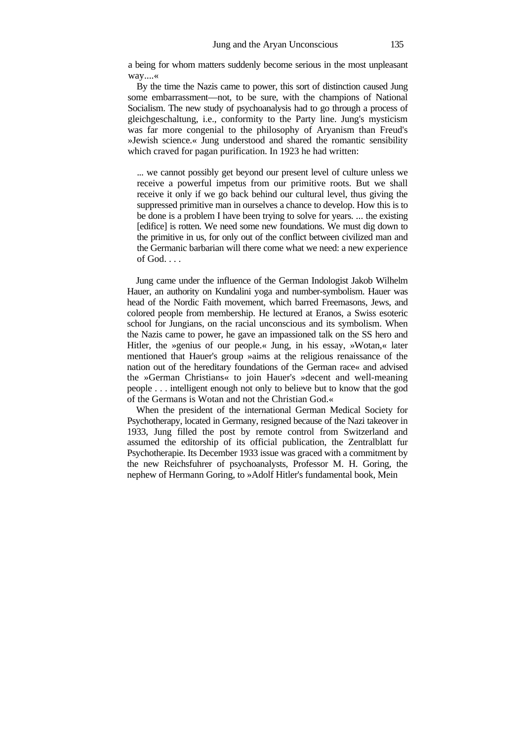a being for whom matters suddenly become serious in the most unpleasant way....«

By the time the Nazis came to power, this sort of distinction caused Jung some embarrassment—not, to be sure, with the champions of National Socialism. The new study of psychoanalysis had to go through a process of gleichgeschaltung, i.e., conformity to the Party line. Jung's mysticism was far more congenial to the philosophy of Aryanism than Freud's »Jewish science.« Jung understood and shared the romantic sensibility which craved for pagan purification. In 1923 he had written:

> ... we cannot possibly get beyond our present level of culture unless we receive a powerful impetus from our primitive roots. But we shall receive it only if we go back behind our cultural level, thus giving the suppressed primitive man in ourselves a chance to develop. How this is to be done is a problem I have been trying to solve for years. ... the existing [edifice] is rotten. We need some new foundations. We must dig down to the primitive in us, for only out of the conflict between civilized man and the Germanic barbarian will there come what we need: a new experience of God. . . .

Jung came under the influence of the German Indologist Jakob Wilhelm Hauer, an authority on Kundalini yoga and number-symbolism. Hauer was head of the Nordic Faith movement, which barred Freemasons, Jews, and colored people from membership. He lectured at Eranos, a Swiss esoteric school for Jungians, on the racial unconscious and its symbolism. When the Nazis came to power, he gave an impassioned talk on the SS hero and Hitler, the »genius of our people.« Jung, in his essay, »Wotan,« later mentioned that Hauer's group »aims at the religious renaissance of the nation out of the hereditary foundations of the German race« and advised the »German Christians« to join Hauer's »decent and well-meaning people . . . intelligent enough not only to believe but to know that the god of the Germans is Wotan and not the Christian God.«

When the president of the international German Medical Society for Psychotherapy, located in Germany, resigned because of the Nazi takeover in 1933, Jung filled the post by remote control from Switzerland and assumed the editorship of its official publication, the Zentralblatt fur Psychotherapie. Its December 1933 issue was graced with a commitment by the new Reichsfuhrer of psychoanalysts, Professor M. H. Goring, the nephew of Hermann Goring, to »Adolf Hitler's fundamental book, Mein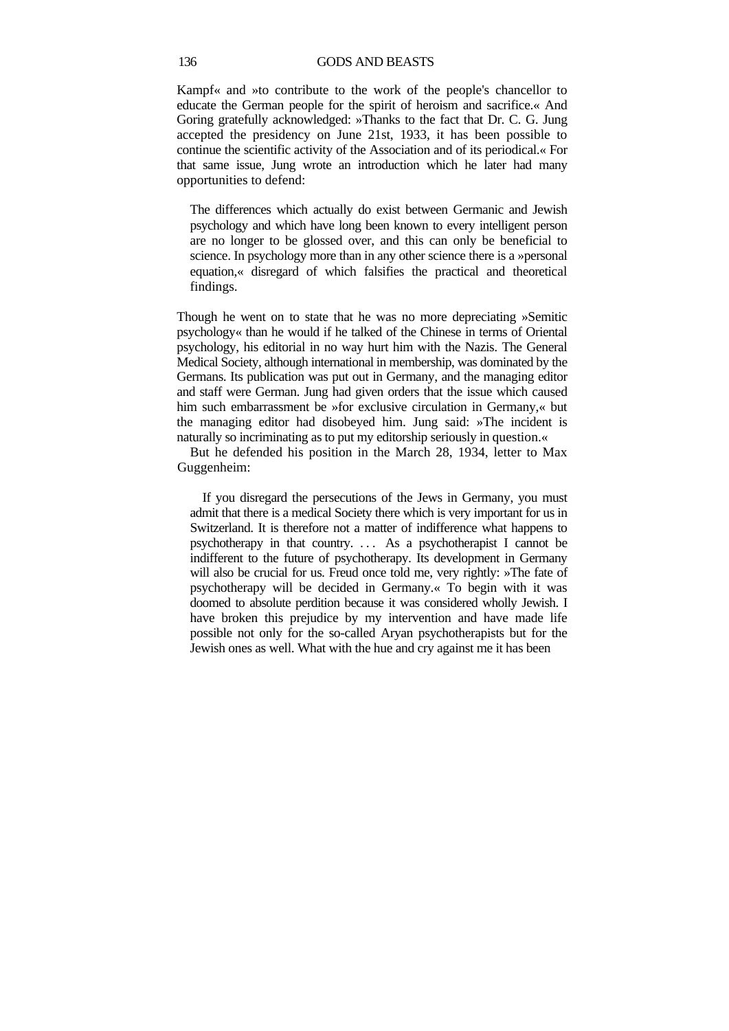Kampf« and »to contribute to the work of the people's chancellor to educate the German people for the spirit of heroism and sacrifice.« And Goring gratefully acknowledged: »Thanks to the fact that Dr. C. G. Jung accepted the presidency on June 21st, 1933, it has been possible to continue the scientific activity of the Association and of its periodical.« For that same issue, Jung wrote an introduction which he later had many opportunities to defend:

> The differences which actually do exist between Germanic and Jewish psychology and which have long been known to every intelligent person are no longer to be glossed over, and this can only be beneficial to science. In psychology more than in any other science there is a »personal equation,« disregard of which falsifies the practical and theoretical findings.

Though he went on to state that he was no more depreciating »Semitic psychology« than he would if he talked of the Chinese in terms of Oriental psychology, his editorial in no way hurt him with the Nazis. The General Medical Society, although international in membership, was dominated by the Germans. Its publication was put out in Germany, and the managing editor and staff were German. Jung had given orders that the issue which caused him such embarrassment be »for exclusive circulation in Germany,« but the managing editor had disobeyed him. Jung said: »The incident is naturally so incriminating as to put my editorship seriously in question.«

But he defended his position in the March 28, 1934, letter to Max Guggenheim:

> If you disregard the persecutions of the Jews in Germany, you must admit that there is a medical Society there which is very important for us in Switzerland. It is therefore not a matter of indifference what happens to psychotherapy in that country. . . . As a psychotherapist I cannot be indifferent to the future of psychotherapy. Its development in Germany will also be crucial for us. Freud once told me, very rightly: »The fate of psychotherapy will be decided in Germany.« To begin with it was doomed to absolute perdition because it was considered wholly Jewish. I have broken this prejudice by my intervention and have made life possible not only for the so-called Aryan psychotherapists but for the Jewish ones as well. What with the hue and cry against me it has been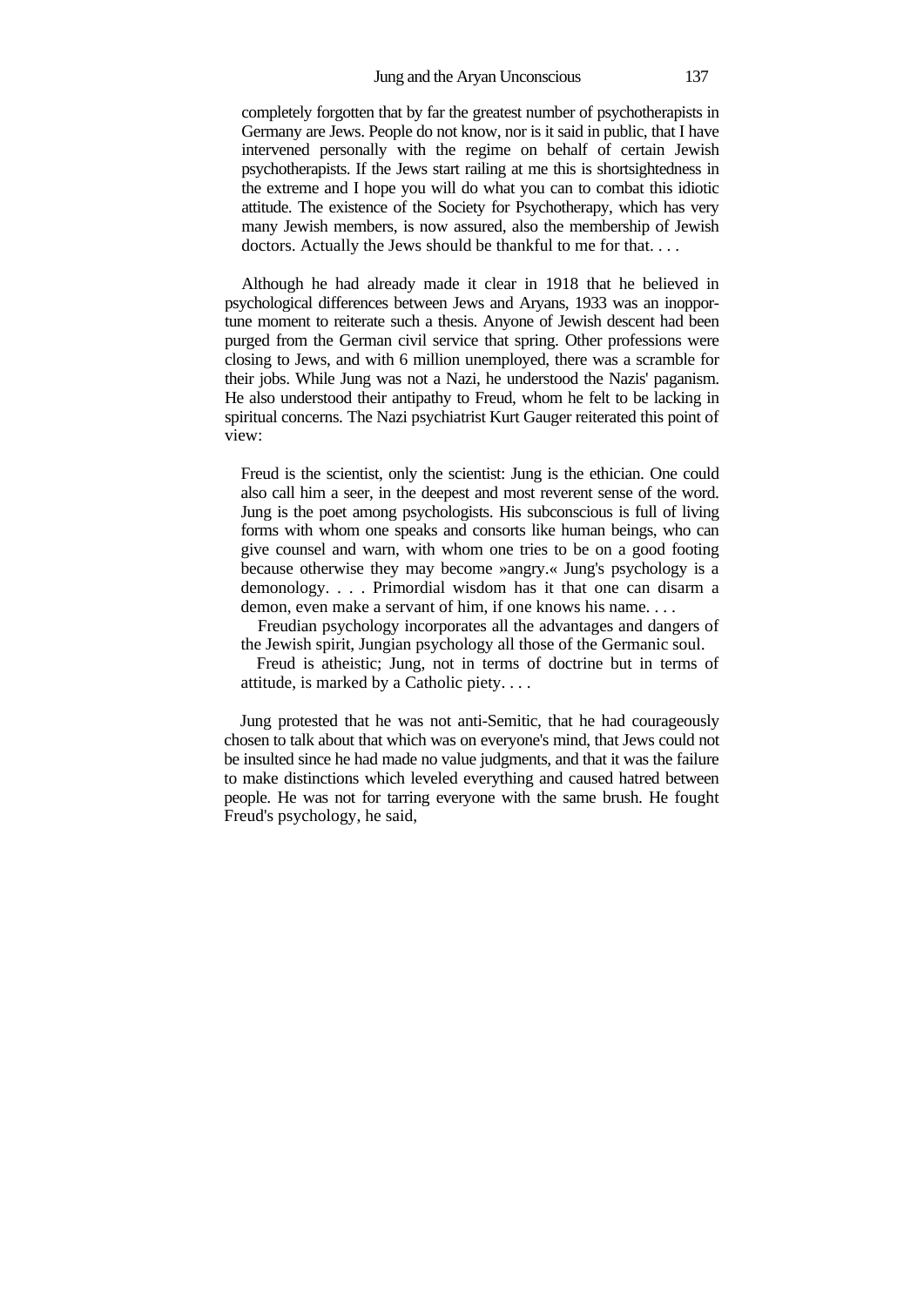> completely forgotten that by far the greatest number of psychotherapists in Germany are Jews. People do not know, nor is it said in public, that I have intervened personally with the regime on behalf of certain Jewish psychotherapists. If the Jews start railing at me this is shortsightedness in the extreme and I hope you will do what you can to combat this idiotic attitude. The existence of the Society for Psychotherapy, which has very many Jewish members, is now assured, also the membership of Jewish doctors. Actually the Jews should be thankful to me for that. . . .

Although he had already made it clear in 1918 that he believed in psychological differences between Jews and Aryans, 1933 was an inopportune moment to reiterate such a thesis. Anyone of Jewish descent had been purged from the German civil service that spring. Other professions were closing to Jews, and with 6 million unemployed, there was a scramble for their jobs. While Jung was not a Nazi, he understood the Nazis' paganism. He also understood their antipathy to Freud, whom he felt to be lacking in spiritual concerns. The Nazi psychiatrist Kurt Gauger reiterated this point of view:

> Freud is the scientist, only the scientist: Jung is the ethician. One could also call him a seer, in the deepest and most reverent sense of the word. Jung is the poet among psychologists. His subconscious is full of living forms with whom one speaks and consorts like human beings, who can give counsel and warn, with whom one tries to be on a good footing because otherwise they may become »angry.« Jung's psychology is a demonology. . . . Primordial wisdom has it that one can disarm a demon, even make a servant of him, if one knows his name. . . .
>
> Freudian psychology incorporates all the advantages and dangers of the Jewish spirit, Jungian psychology all those of the Germanic soul.
>
> Freud is atheistic; Jung, not in terms of doctrine but in terms of attitude, is marked by a Catholic piety. . . .

Jung protested that he was not anti-Semitic, that he had courageously chosen to talk about that which was on everyone's mind, that Jews could not be insulted since he had made no value judgments, and that it was the failure to make distinctions which leveled everything and caused hatred between people. He was not for tarring everyone with the same brush. He fought Freud's psychology, he said,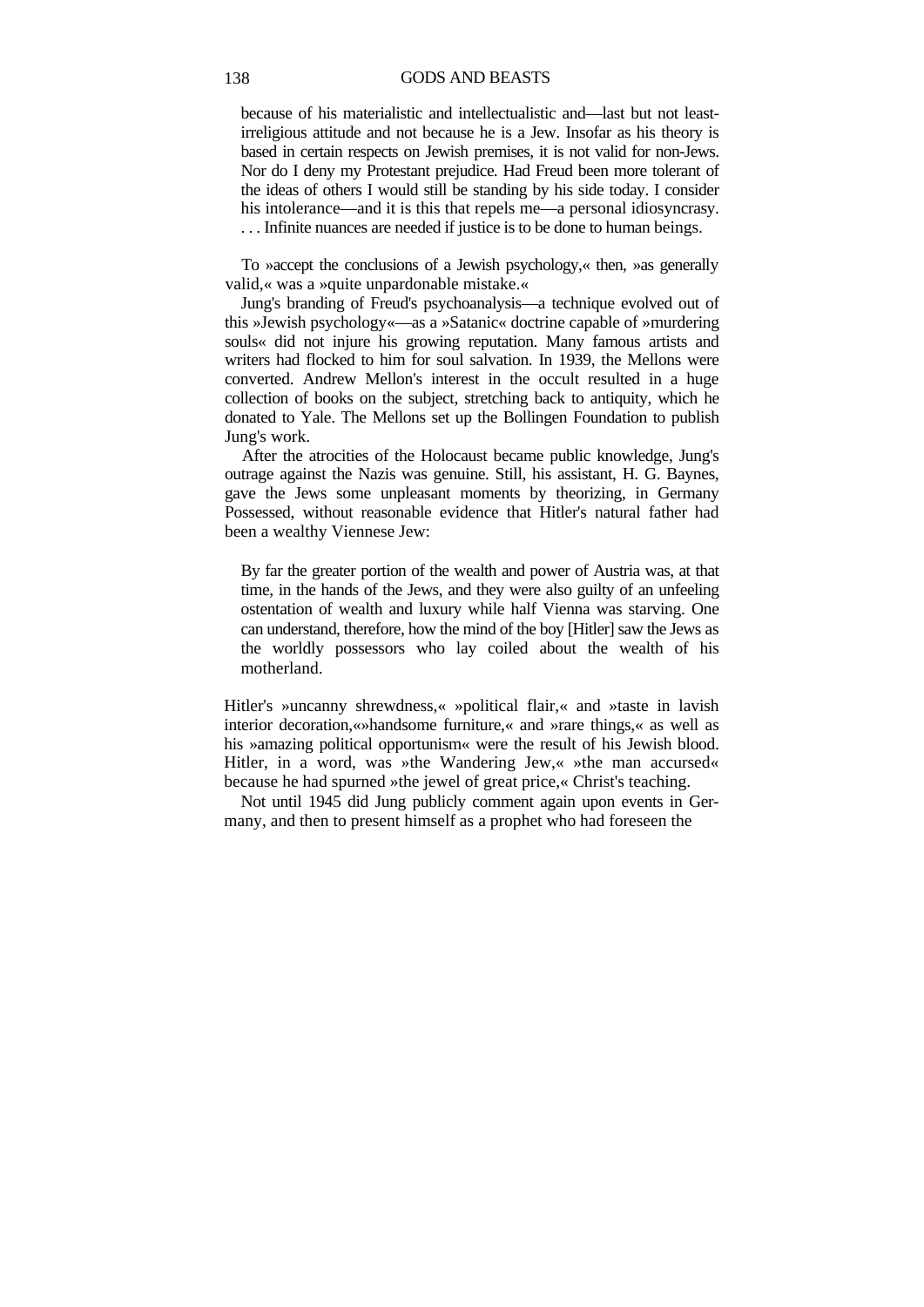> because of his materialistic and intellectualistic and—last but not least-irreligious attitude and not because he is a Jew. Insofar as his theory is based in certain respects on Jewish premises, it is not valid for non-Jews. Nor do I deny my Protestant prejudice. Had Freud been more tolerant of the ideas of others I would still be standing by his side today. I consider his intolerance—and it is this that repels me—a personal idiosyncrasy. . . . Infinite nuances are needed if justice is to be done to human beings.

To »accept the conclusions of a Jewish psychology,« then, »as generally valid,« was a »quite unpardonable mistake.«

Jung's branding of Freud's psychoanalysis—a technique evolved out of this »Jewish psychology«—as a »Satanic« doctrine capable of »murdering souls« did not injure his growing reputation. Many famous artists and writers had flocked to him for soul salvation. In 1939, the Mellons were converted. Andrew Mellon's interest in the occult resulted in a huge collection of books on the subject, stretching back to antiquity, which he donated to Yale. The Mellons set up the Bollingen Foundation to publish Jung's work.

After the atrocities of the Holocaust became public knowledge, Jung's outrage against the Nazis was genuine. Still, his assistant, H. G. Baynes, gave the Jews some unpleasant moments by theorizing, in Germany Possessed, without reasonable evidence that Hitler's natural father had been a wealthy Viennese Jew:

> By far the greater portion of the wealth and power of Austria was, at that time, in the hands of the Jews, and they were also guilty of an unfeeling ostentation of wealth and luxury while half Vienna was starving. One can understand, therefore, how the mind of the boy [Hitler] saw the Jews as the worldly possessors who lay coiled about the wealth of his motherland.

Hitler's »uncanny shrewdness,« »political flair,« and »taste in lavish interior decoration,«»handsome furniture,« and »rare things,« as well as his »amazing political opportunism« were the result of his Jewish blood. Hitler, in a word, was »the Wandering Jew,« »the man accursed« because he had spurned »the jewel of great price,« Christ's teaching.

Not until 1945 did Jung publicly comment again upon events in Germany, and then to present himself as a prophet who had foreseen the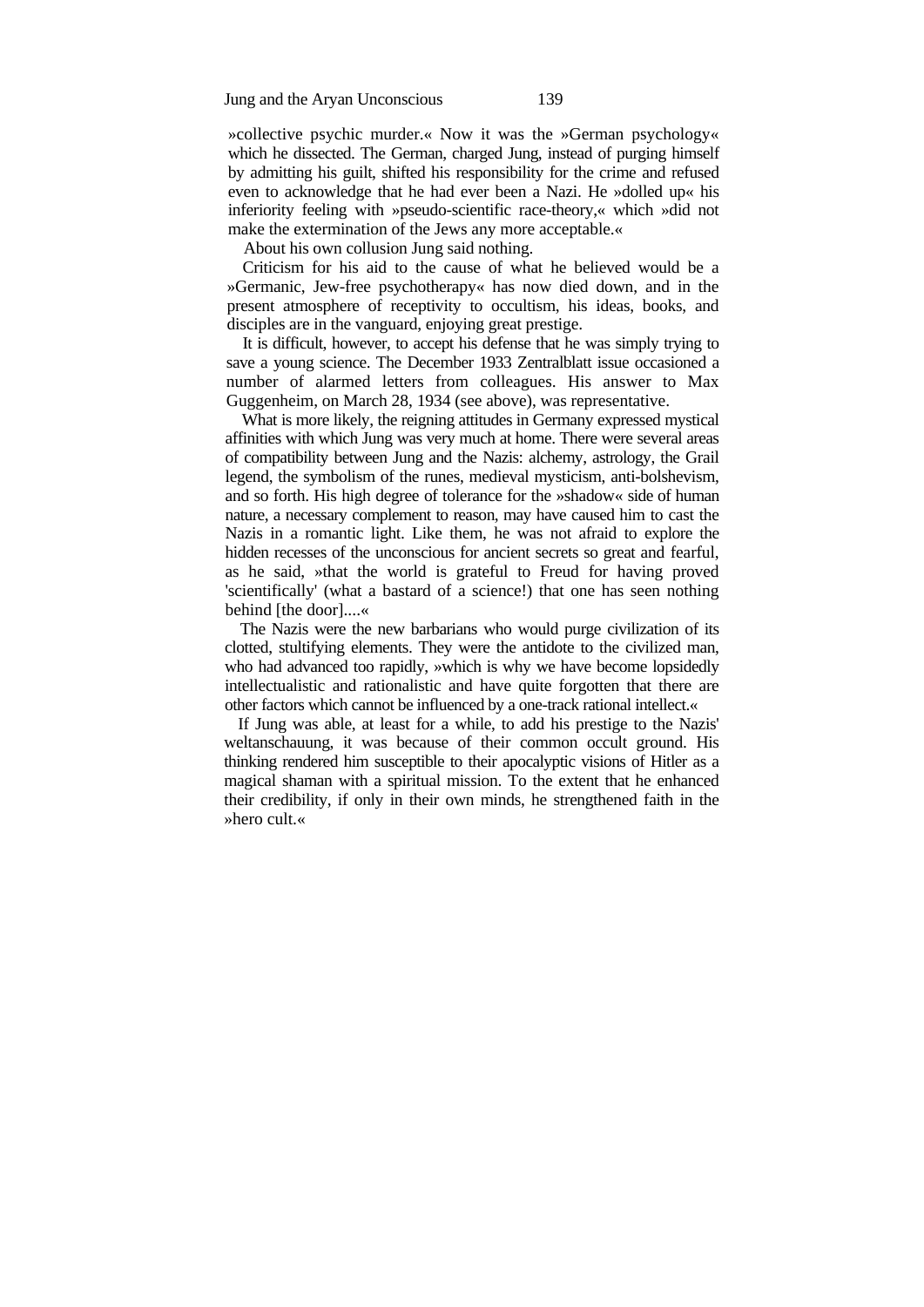»collective psychic murder.« Now it was the »German psychology« which he dissected. The German, charged Jung, instead of purging himself by admitting his guilt, shifted his responsibility for the crime and refused even to acknowledge that he had ever been a Nazi. He »dolled up« his inferiority feeling with »pseudo-scientific race-theory,« which »did not make the extermination of the Jews any more acceptable.«

About his own collusion Jung said nothing.

Criticism for his aid to the cause of what he believed would be a »Germanic, Jew-free psychotherapy« has now died down, and in the present atmosphere of receptivity to occultism, his ideas, books, and disciples are in the vanguard, enjoying great prestige.

It is difficult, however, to accept his defense that he was simply trying to save a young science. The December 1933 Zentralblatt issue occasioned a number of alarmed letters from colleagues. His answer to Max Guggenheim, on March 28, 1934 (see above), was representative.

What is more likely, the reigning attitudes in Germany expressed mystical affinities with which Jung was very much at home. There were several areas of compatibility between Jung and the Nazis: alchemy, astrology, the Grail legend, the symbolism of the runes, medieval mysticism, anti-bolshevism, and so forth. His high degree of tolerance for the »shadow« side of human nature, a necessary complement to reason, may have caused him to cast the Nazis in a romantic light. Like them, he was not afraid to explore the hidden recesses of the unconscious for ancient secrets so great and fearful, as he said, »that the world is grateful to Freud for having proved 'scientifically' (what a bastard of a science!) that one has seen nothing behind [the door]....«

The Nazis were the new barbarians who would purge civilization of its clotted, stultifying elements. They were the antidote to the civilized man, who had advanced too rapidly, »which is why we have become lopsidedly intellectualistic and rationalistic and have quite forgotten that there are other factors which cannot be influenced by a one-track rational intellect.«

If Jung was able, at least for a while, to add his prestige to the Nazis' weltanschauung, it was because of their common occult ground. His thinking rendered him susceptible to their apocalyptic visions of Hitler as a magical shaman with a spiritual mission. To the extent that he enhanced their credibility, if only in their own minds, he strengthened faith in the »hero cult.«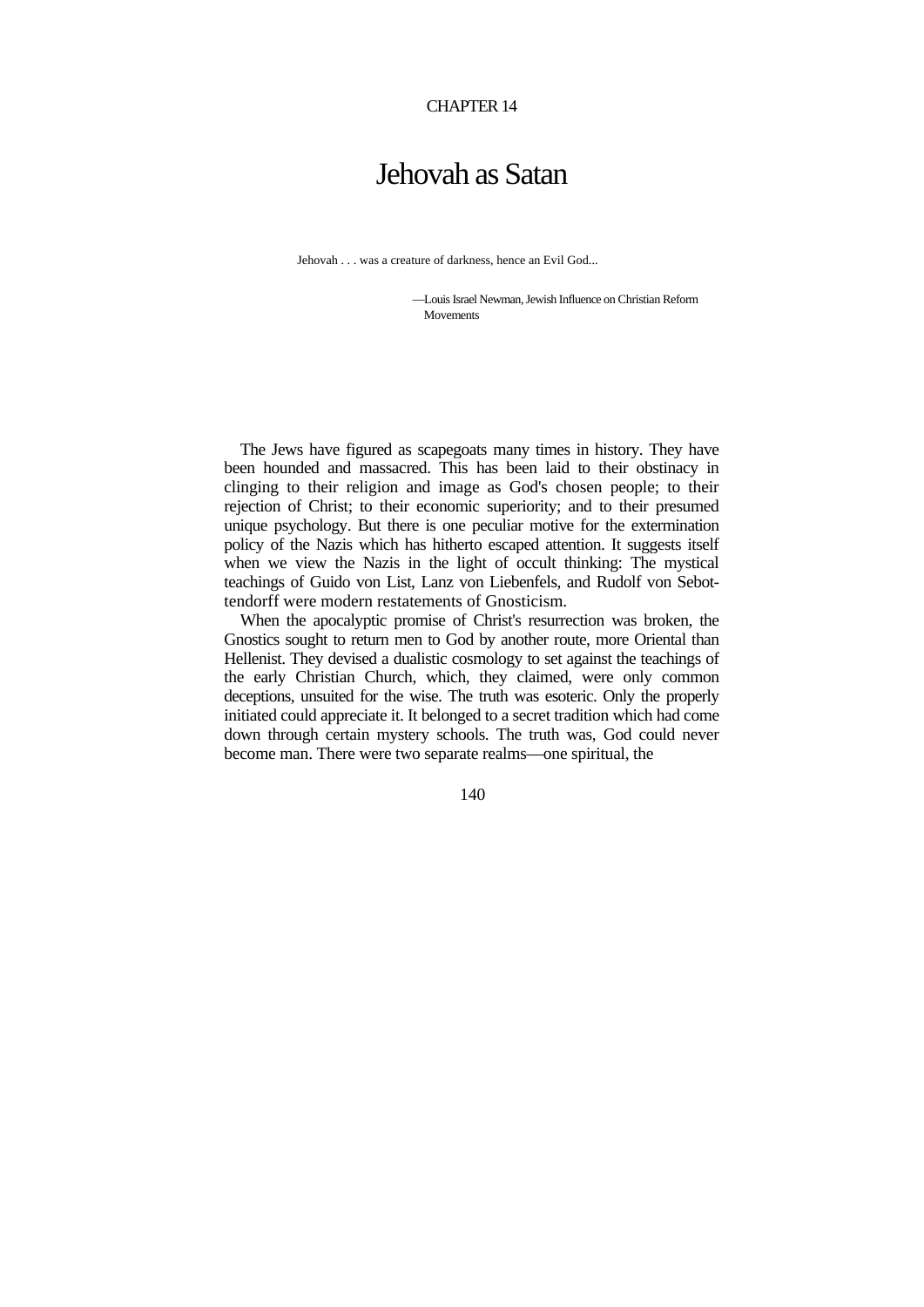CHAPTER 14

# Jehovah as Satan

> Jehovah . . . was a creature of darkness, hence an Evil God...
>
> —Louis Israel Newman, Jewish Influence on Christian Reform Movements

The Jews have figured as scapegoats many times in history. They have been hounded and massacred. This has been laid to their obstinacy in clinging to their religion and image as God's chosen people; to their rejection of Christ; to their economic superiority; and to their presumed unique psychology. But there is one peculiar motive for the extermination policy of the Nazis which has hitherto escaped attention. It suggests itself when we view the Nazis in the light of occult thinking: The mystical teachings of Guido von List, Lanz von Liebenfels, and Rudolf von Sebottendorff were modern restatements of Gnosticism.

When the apocalyptic promise of Christ's resurrection was broken, the Gnostics sought to return men to God by another route, more Oriental than Hellenist. They devised a dualistic cosmology to set against the teachings of the early Christian Church, which, they claimed, were only common deceptions, unsuited for the wise. The truth was esoteric. Only the properly initiated could appreciate it. It belonged to a secret tradition which had come down through certain mystery schools. The truth was, God could never become man. There were two separate realms—one spiritual, the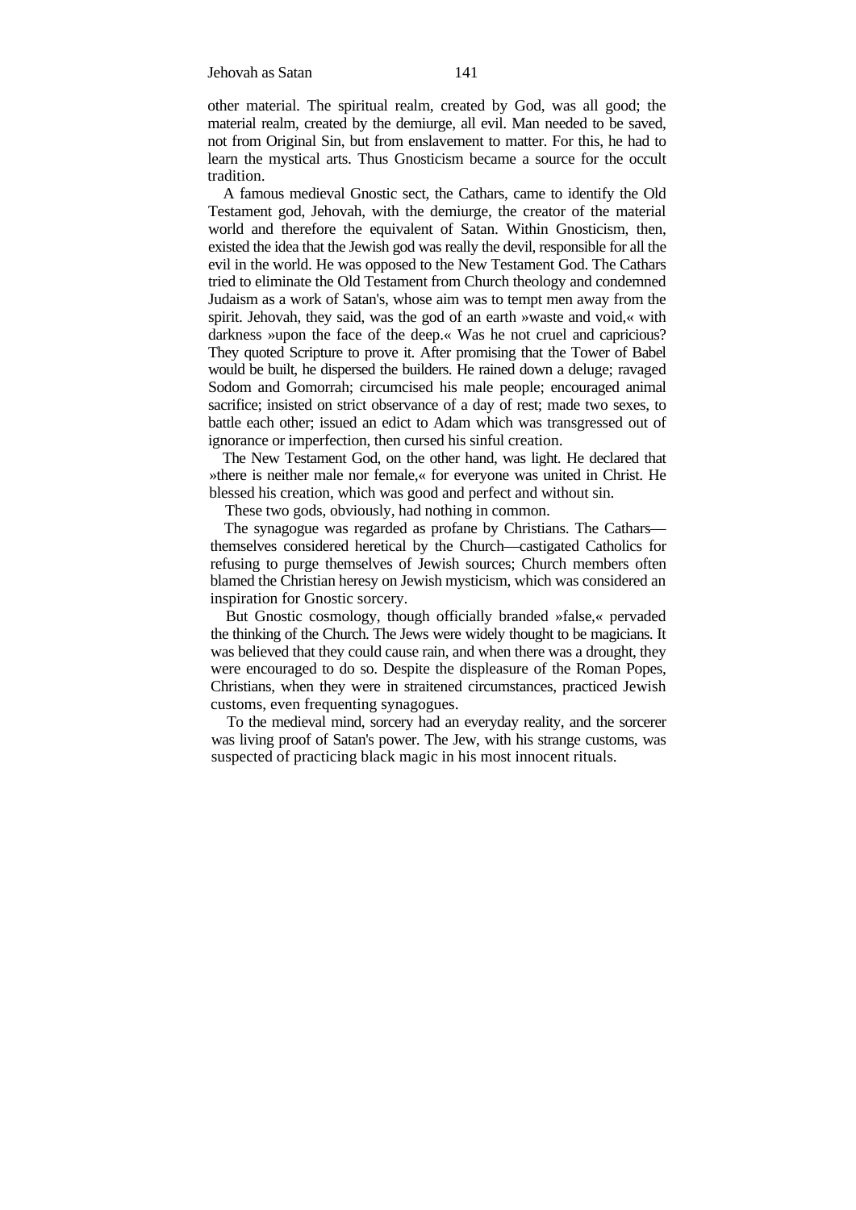other material. The spiritual realm, created by God, was all good; the material realm, created by the demiurge, all evil. Man needed to be saved, not from Original Sin, but from enslavement to matter. For this, he had to learn the mystical arts. Thus Gnosticism became a source for the occult tradition.

A famous medieval Gnostic sect, the Cathars, came to identify the Old Testament god, Jehovah, with the demiurge, the creator of the material world and therefore the equivalent of Satan. Within Gnosticism, then, existed the idea that the Jewish god was really the devil, responsible for all the evil in the world. He was opposed to the New Testament God. The Cathars tried to eliminate the Old Testament from Church theology and condemned Judaism as a work of Satan's, whose aim was to tempt men away from the spirit. Jehovah, they said, was the god of an earth »waste and void,« with darkness »upon the face of the deep.« Was he not cruel and capricious? They quoted Scripture to prove it. After promising that the Tower of Babel would be built, he dispersed the builders. He rained down a deluge; ravaged Sodom and Gomorrah; circumcised his male people; encouraged animal sacrifice; insisted on strict observance of a day of rest; made two sexes, to battle each other; issued an edict to Adam which was transgressed out of ignorance or imperfection, then cursed his sinful creation.

The New Testament God, on the other hand, was light. He declared that »there is neither male nor female,« for everyone was united in Christ. He blessed his creation, which was good and perfect and without sin.

These two gods, obviously, had nothing in common.

The synagogue was regarded as profane by Christians. The Cathars—themselves considered heretical by the Church—castigated Catholics for refusing to purge themselves of Jewish sources; Church members often blamed the Christian heresy on Jewish mysticism, which was considered an inspiration for Gnostic sorcery.

But Gnostic cosmology, though officially branded »false,« pervaded the thinking of the Church. The Jews were widely thought to be magicians. It was believed that they could cause rain, and when there was a drought, they were encouraged to do so. Despite the displeasure of the Roman Popes, Christians, when they were in straitened circumstances, practiced Jewish customs, even frequenting synagogues.

To the medieval mind, sorcery had an everyday reality, and the sorcerer was living proof of Satan's power. The Jew, with his strange customs, was suspected of practicing black magic in his most innocent rituals.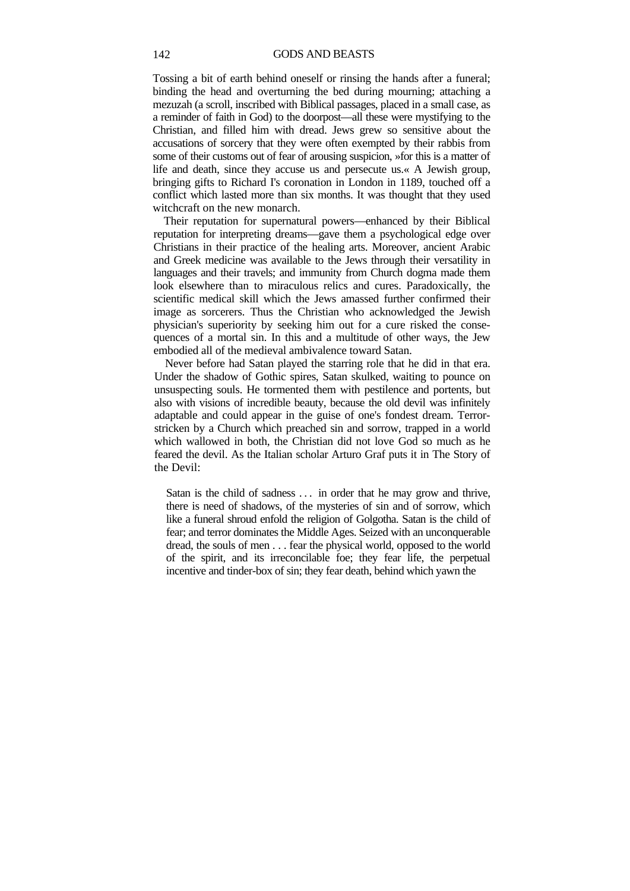Tossing a bit of earth behind oneself or rinsing the hands after a funeral; binding the head and overturning the bed during mourning; attaching a mezuzah (a scroll, inscribed with Biblical passages, placed in a small case, as a reminder of faith in God) to the doorpost—all these were mystifying to the Christian, and filled him with dread. Jews grew so sensitive about the accusations of sorcery that they were often exempted by their rabbis from some of their customs out of fear of arousing suspicion, »for this is a matter of life and death, since they accuse us and persecute us.« A Jewish group, bringing gifts to Richard I's coronation in London in 1189, touched off a conflict which lasted more than six months. It was thought that they used witchcraft on the new monarch.

Their reputation for supernatural powers—enhanced by their Biblical reputation for interpreting dreams—gave them a psychological edge over Christians in their practice of the healing arts. Moreover, ancient Arabic and Greek medicine was available to the Jews through their versatility in languages and their travels; and immunity from Church dogma made them look elsewhere than to miraculous relics and cures. Paradoxically, the scientific medical skill which the Jews amassed further confirmed their image as sorcerers. Thus the Christian who acknowledged the Jewish physician's superiority by seeking him out for a cure risked the consequences of a mortal sin. In this and a multitude of other ways, the Jew embodied all of the medieval ambivalence toward Satan.

Never before had Satan played the starring role that he did in that era. Under the shadow of Gothic spires, Satan skulked, waiting to pounce on unsuspecting souls. He tormented them with pestilence and portents, but also with visions of incredible beauty, because the old devil was infinitely adaptable and could appear in the guise of one's fondest dream. Terror-stricken by a Church which preached sin and sorrow, trapped in a world which wallowed in both, the Christian did not love God so much as he feared the devil. As the Italian scholar Arturo Graf puts it in The Story of the Devil:

> Satan is the child of sadness . . . in order that he may grow and thrive, there is need of shadows, of the mysteries of sin and of sorrow, which like a funeral shroud enfold the religion of Golgotha. Satan is the child of fear; and terror dominates the Middle Ages. Seized with an unconquerable dread, the souls of men . . . fear the physical world, opposed to the world of the spirit, and its irreconcilable foe; they fear life, the perpetual incentive and tinder-box of sin; they fear death, behind which yawn the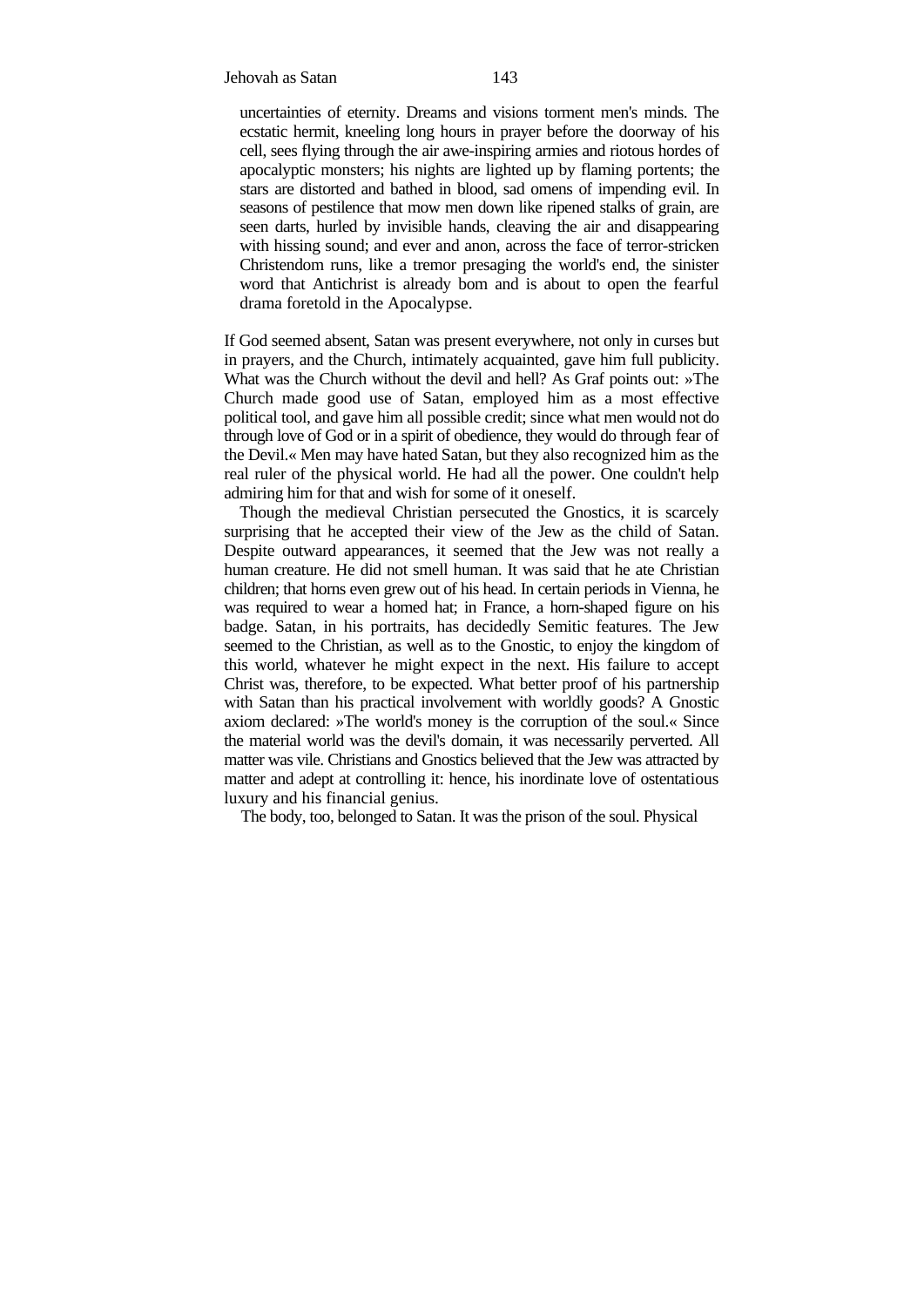> uncertainties of eternity. Dreams and visions torment men's minds. The ecstatic hermit, kneeling long hours in prayer before the doorway of his cell, sees flying through the air awe-inspiring armies and riotous hordes of apocalyptic monsters; his nights are lighted up by flaming portents; the stars are distorted and bathed in blood, sad omens of impending evil. In seasons of pestilence that mow men down like ripened stalks of grain, are seen darts, hurled by invisible hands, cleaving the air and disappearing with hissing sound; and ever and anon, across the face of terror-stricken Christendom runs, like a tremor presaging the world's end, the sinister word that Antichrist is already bom and is about to open the fearful drama foretold in the Apocalypse.

If God seemed absent, Satan was present everywhere, not only in curses but in prayers, and the Church, intimately acquainted, gave him full publicity. What was the Church without the devil and hell? As Graf points out: »The Church made good use of Satan, employed him as a most effective political tool, and gave him all possible credit; since what men would not do through love of God or in a spirit of obedience, they would do through fear of the Devil.« Men may have hated Satan, but they also recognized him as the real ruler of the physical world. He had all the power. One couldn't help admiring him for that and wish for some of it oneself.

Though the medieval Christian persecuted the Gnostics, it is scarcely surprising that he accepted their view of the Jew as the child of Satan. Despite outward appearances, it seemed that the Jew was not really a human creature. He did not smell human. It was said that he ate Christian children; that horns even grew out of his head. In certain periods in Vienna, he was required to wear a homed hat; in France, a horn-shaped figure on his badge. Satan, in his portraits, has decidedly Semitic features. The Jew seemed to the Christian, as well as to the Gnostic, to enjoy the kingdom of this world, whatever he might expect in the next. His failure to accept Christ was, therefore, to be expected. What better proof of his partnership with Satan than his practical involvement with worldly goods? A Gnostic axiom declared: »The world's money is the corruption of the soul.« Since the material world was the devil's domain, it was necessarily perverted. All matter was vile. Christians and Gnostics believed that the Jew was attracted by matter and adept at controlling it: hence, his inordinate love of ostentatious luxury and his financial genius.

The body, too, belonged to Satan. It was the prison of the soul. Physical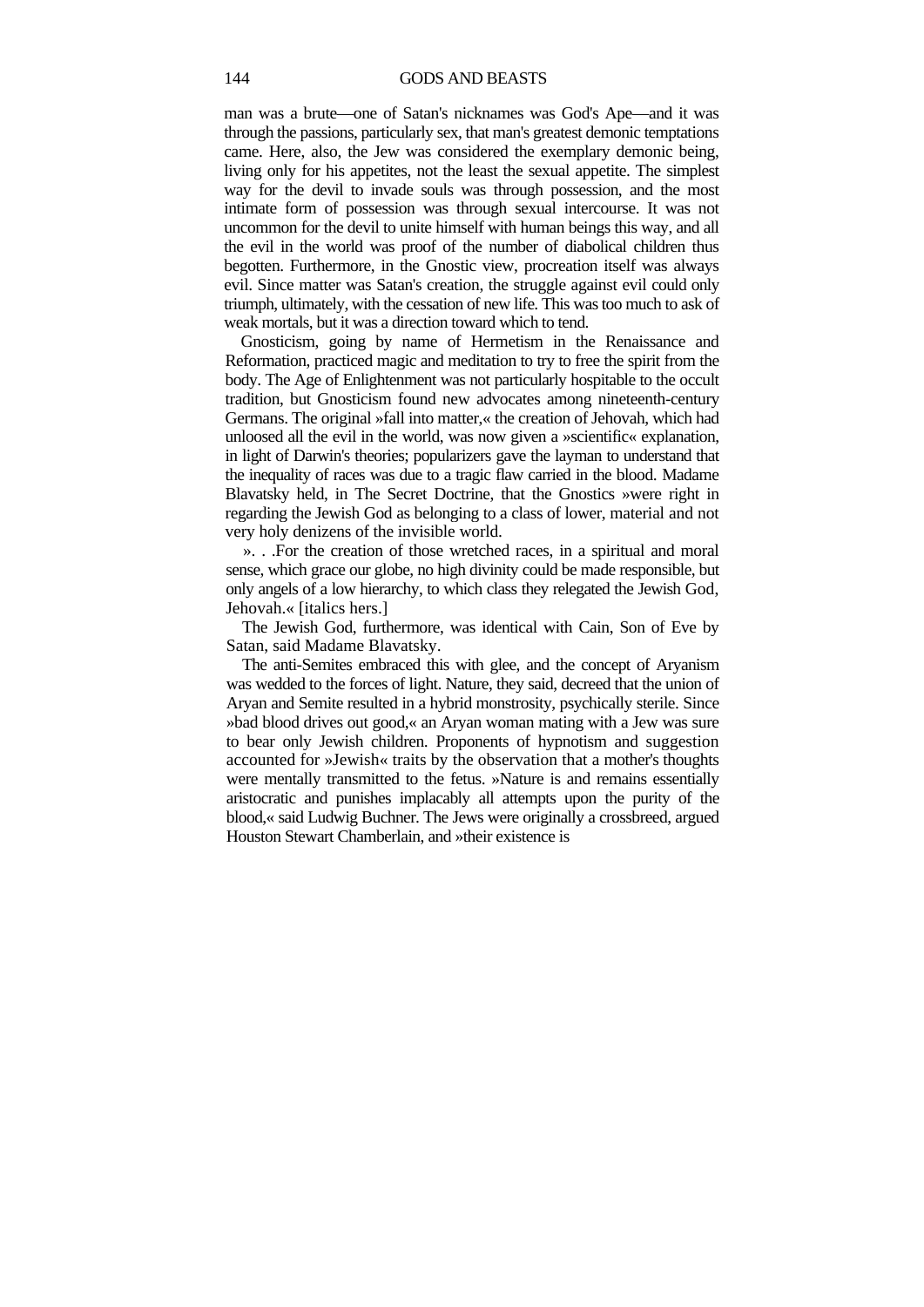man was a brute—one of Satan's nicknames was God's Ape—and it was through the passions, particularly sex, that man's greatest demonic temptations came. Here, also, the Jew was considered the exemplary demonic being, living only for his appetites, not the least the sexual appetite. The simplest way for the devil to invade souls was through possession, and the most intimate form of possession was through sexual intercourse. It was not uncommon for the devil to unite himself with human beings this way, and all the evil in the world was proof of the number of diabolical children thus begotten. Furthermore, in the Gnostic view, procreation itself was always evil. Since matter was Satan's creation, the struggle against evil could only triumph, ultimately, with the cessation of new life. This was too much to ask of weak mortals, but it was a direction toward which to tend.

Gnosticism, going by name of Hermetism in the Renaissance and Reformation, practiced magic and meditation to try to free the spirit from the body. The Age of Enlightenment was not particularly hospitable to the occult tradition, but Gnosticism found new advocates among nineteenth-century Germans. The original »fall into matter,« the creation of Jehovah, which had unloosed all the evil in the world, was now given a »scientific« explanation, in light of Darwin's theories; popularizers gave the layman to understand that the inequality of races was due to a tragic flaw carried in the blood. Madame Blavatsky held, in The Secret Doctrine, that the Gnostics »were right in regarding the Jewish God as belonging to a class of lower, material and not very holy denizens of the invisible world.

». . .For the creation of those wretched races, in a spiritual and moral sense, which grace our globe, no high divinity could be made responsible, but only angels of a low hierarchy, to which class they relegated the Jewish God, Jehovah.« [italics hers.]

The Jewish God, furthermore, was identical with Cain, Son of Eve by Satan, said Madame Blavatsky.

The anti-Semites embraced this with glee, and the concept of Aryanism was wedded to the forces of light. Nature, they said, decreed that the union of Aryan and Semite resulted in a hybrid monstrosity, psychically sterile. Since »bad blood drives out good,« an Aryan woman mating with a Jew was sure to bear only Jewish children. Proponents of hypnotism and suggestion accounted for »Jewish« traits by the observation that a mother's thoughts were mentally transmitted to the fetus. »Nature is and remains essentially aristocratic and punishes implacably all attempts upon the purity of the blood,« said Ludwig Buchner. The Jews were originally a crossbreed, argued Houston Stewart Chamberlain, and »their existence is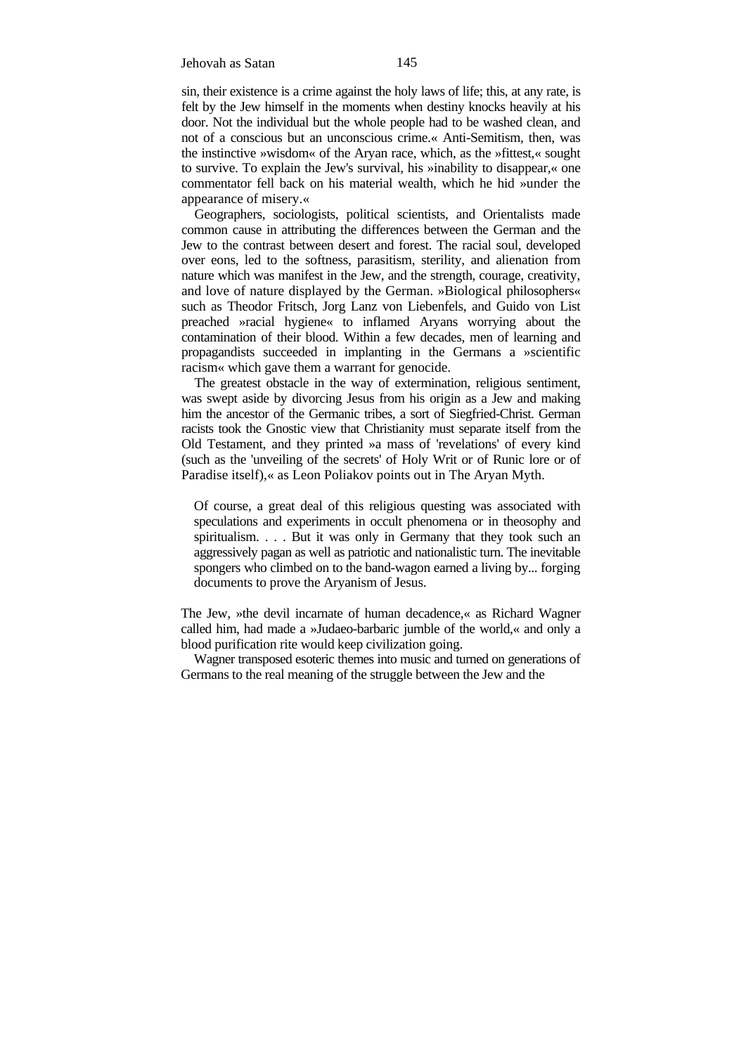sin, their existence is a crime against the holy laws of life; this, at any rate, is felt by the Jew himself in the moments when destiny knocks heavily at his door. Not the individual but the whole people had to be washed clean, and not of a conscious but an unconscious crime.« Anti-Semitism, then, was the instinctive »wisdom« of the Aryan race, which, as the »fittest,« sought to survive. To explain the Jew's survival, his »inability to disappear,« one commentator fell back on his material wealth, which he hid »under the appearance of misery.«

Geographers, sociologists, political scientists, and Orientalists made common cause in attributing the differences between the German and the Jew to the contrast between desert and forest. The racial soul, developed over eons, led to the softness, parasitism, sterility, and alienation from nature which was manifest in the Jew, and the strength, courage, creativity, and love of nature displayed by the German. »Biological philosophers« such as Theodor Fritsch, Jorg Lanz von Liebenfels, and Guido von List preached »racial hygiene« to inflamed Aryans worrying about the contamination of their blood. Within a few decades, men of learning and propagandists succeeded in implanting in the Germans a »scientific racism« which gave them a warrant for genocide.

The greatest obstacle in the way of extermination, religious sentiment, was swept aside by divorcing Jesus from his origin as a Jew and making him the ancestor of the Germanic tribes, a sort of Siegfried-Christ. German racists took the Gnostic view that Christianity must separate itself from the Old Testament, and they printed »a mass of 'revelations' of every kind (such as the 'unveiling of the secrets' of Holy Writ or of Runic lore or of Paradise itself),« as Leon Poliakov points out in The Aryan Myth.

> Of course, a great deal of this religious questing was associated with speculations and experiments in occult phenomena or in theosophy and spiritualism. . . . But it was only in Germany that they took such an aggressively pagan as well as patriotic and nationalistic turn. The inevitable spongers who climbed on to the band-wagon earned a living by... forging documents to prove the Aryanism of Jesus.

The Jew, »the devil incarnate of human decadence,« as Richard Wagner called him, had made a »Judaeo-barbaric jumble of the world,« and only a blood purification rite would keep civilization going.

Wagner transposed esoteric themes into music and turned on generations of Germans to the real meaning of the struggle between the Jew and the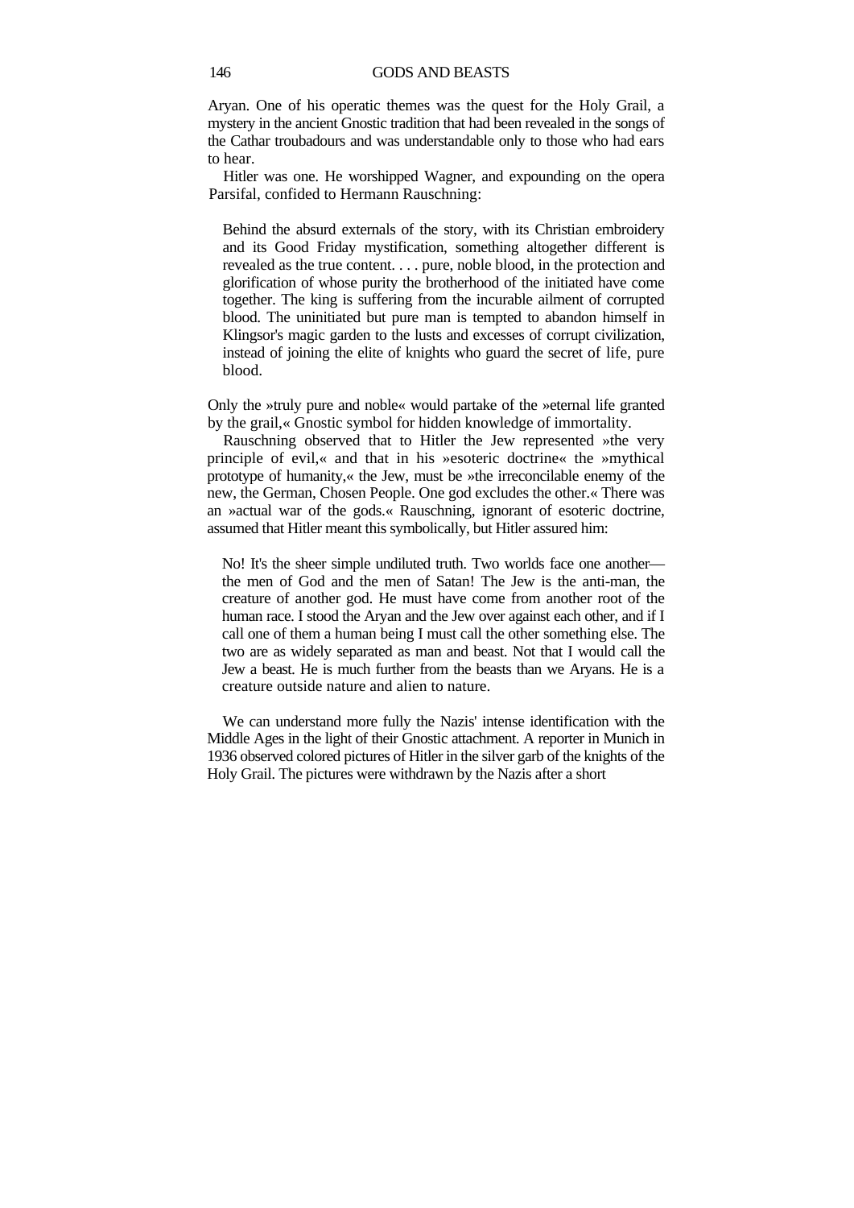Aryan. One of his operatic themes was the quest for the Holy Grail, a mystery in the ancient Gnostic tradition that had been revealed in the songs of the Cathar troubadours and was understandable only to those who had ears to hear.

Hitler was one. He worshipped Wagner, and expounding on the opera Parsifal, confided to Hermann Rauschning:

> Behind the absurd externals of the story, with its Christian embroidery and its Good Friday mystification, something altogether different is revealed as the true content. . . . pure, noble blood, in the protection and glorification of whose purity the brotherhood of the initiated have come together. The king is suffering from the incurable ailment of corrupted blood. The uninitiated but pure man is tempted to abandon himself in Klingsor's magic garden to the lusts and excesses of corrupt civilization, instead of joining the elite of knights who guard the secret of life, pure blood.

Only the »truly pure and noble« would partake of the »eternal life granted by the grail,« Gnostic symbol for hidden knowledge of immortality.

Rauschning observed that to Hitler the Jew represented »the very principle of evil,« and that in his »esoteric doctrine« the »mythical prototype of humanity,« the Jew, must be »the irreconcilable enemy of the new, the German, Chosen People. One god excludes the other.« There was an »actual war of the gods.« Rauschning, ignorant of esoteric doctrine, assumed that Hitler meant this symbolically, but Hitler assured him:

> No! It's the sheer simple undiluted truth. Two worlds face one another—the men of God and the men of Satan! The Jew is the anti-man, the creature of another god. He must have come from another root of the human race. I stood the Aryan and the Jew over against each other, and if I call one of them a human being I must call the other something else. The two are as widely separated as man and beast. Not that I would call the Jew a beast. He is much further from the beasts than we Aryans. He is a creature outside nature and alien to nature.

We can understand more fully the Nazis' intense identification with the Middle Ages in the light of their Gnostic attachment. A reporter in Munich in 1936 observed colored pictures of Hitler in the silver garb of the knights of the Holy Grail. The pictures were withdrawn by the Nazis after a short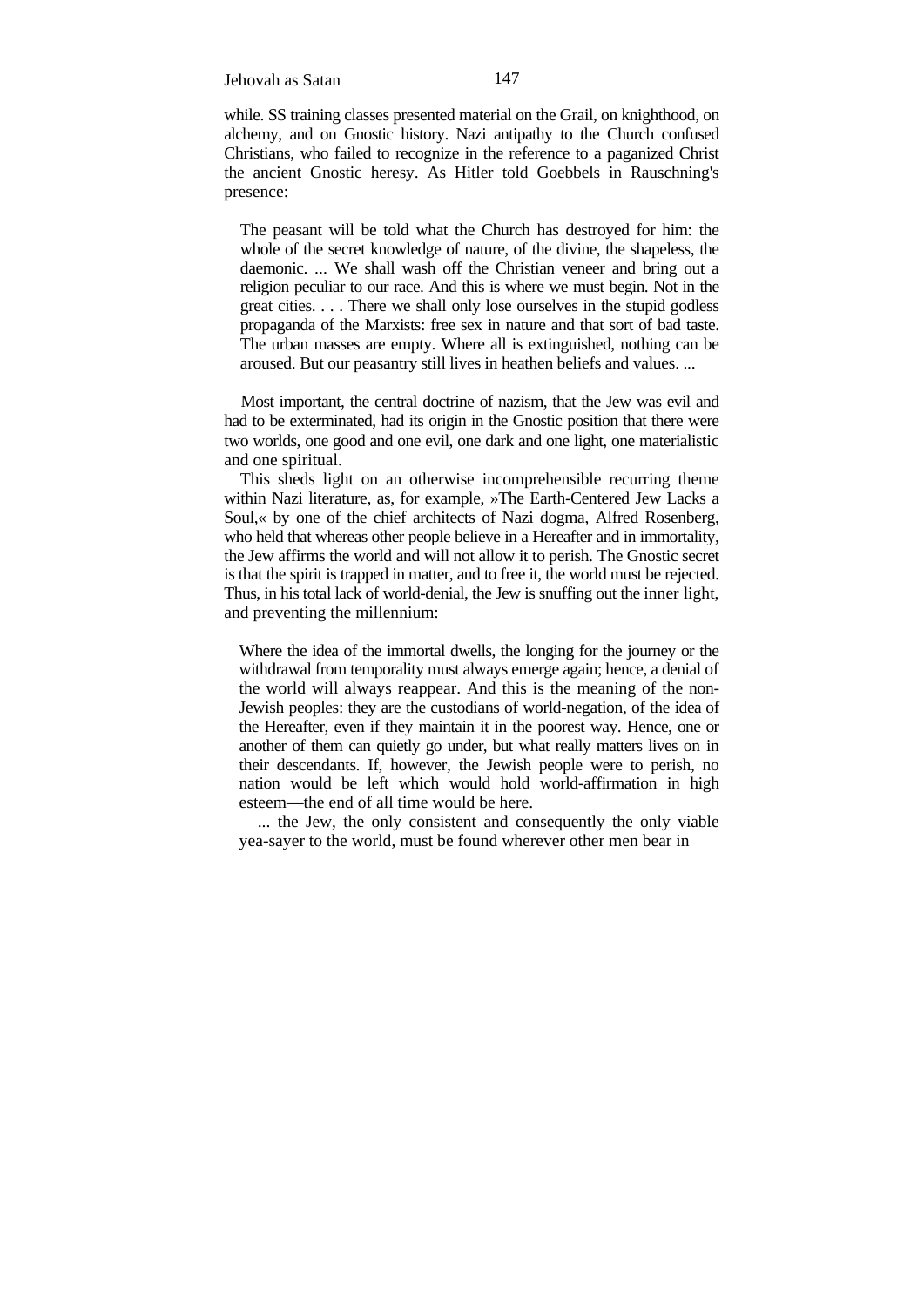while. SS training classes presented material on the Grail, on knighthood, on alchemy, and on Gnostic history. Nazi antipathy to the Church confused Christians, who failed to recognize in the reference to a paganized Christ the ancient Gnostic heresy. As Hitler told Goebbels in Rauschning's presence:

> The peasant will be told what the Church has destroyed for him: the whole of the secret knowledge of nature, of the divine, the shapeless, the daemonic. ... We shall wash off the Christian veneer and bring out a religion peculiar to our race. And this is where we must begin. Not in the great cities. . . . There we shall only lose ourselves in the stupid godless propaganda of the Marxists: free sex in nature and that sort of bad taste. The urban masses are empty. Where all is extinguished, nothing can be aroused. But our peasantry still lives in heathen beliefs and values. ...

Most important, the central doctrine of nazism, that the Jew was evil and had to be exterminated, had its origin in the Gnostic position that there were two worlds, one good and one evil, one dark and one light, one materialistic and one spiritual.

This sheds light on an otherwise incomprehensible recurring theme within Nazi literature, as, for example, »The Earth-Centered Jew Lacks a Soul,« by one of the chief architects of Nazi dogma, Alfred Rosenberg, who held that whereas other people believe in a Hereafter and in immortality, the Jew affirms the world and will not allow it to perish. The Gnostic secret is that the spirit is trapped in matter, and to free it, the world must be rejected. Thus, in his total lack of world-denial, the Jew is snuffing out the inner light, and preventing the millennium:

> Where the idea of the immortal dwells, the longing for the journey or the withdrawal from temporality must always emerge again; hence, a denial of the world will always reappear. And this is the meaning of the non-Jewish peoples: they are the custodians of world-negation, of the idea of the Hereafter, even if they maintain it in the poorest way. Hence, one or another of them can quietly go under, but what really matters lives on in their descendants. If, however, the Jewish people were to perish, no nation would be left which would hold world-affirmation in high esteem—the end of all time would be here.
>
> ... the Jew, the only consistent and consequently the only viable yea-sayer to the world, must be found wherever other men bear in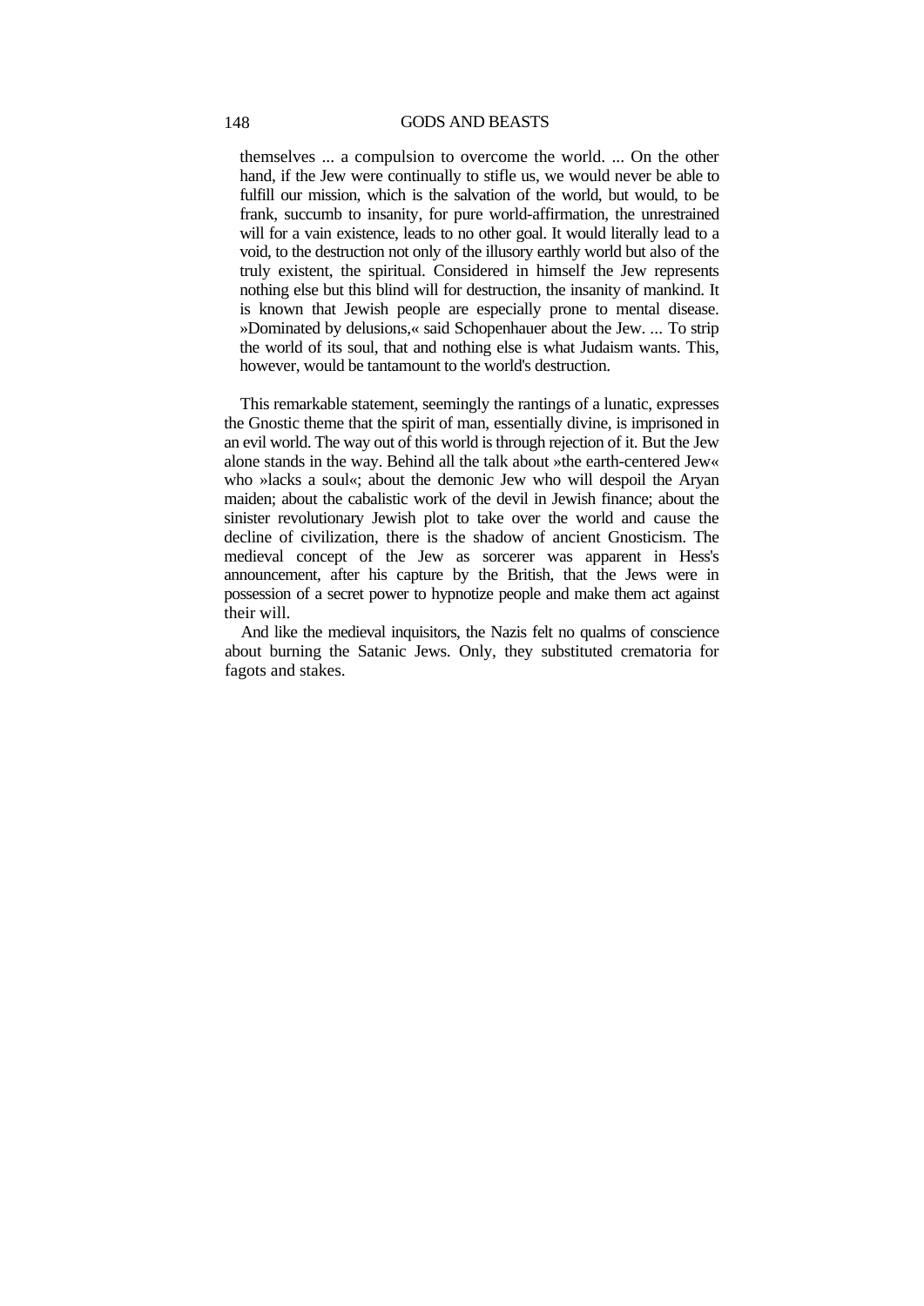> themselves ... a compulsion to overcome the world. ... On the other hand, if the Jew were continually to stifle us, we would never be able to fulfill our mission, which is the salvation of the world, but would, to be frank, succumb to insanity, for pure world-affirmation, the unrestrained will for a vain existence, leads to no other goal. It would literally lead to a void, to the destruction not only of the illusory earthly world but also of the truly existent, the spiritual. Considered in himself the Jew represents nothing else but this blind will for destruction, the insanity of mankind. It is known that Jewish people are especially prone to mental disease. »Dominated by delusions,« said Schopenhauer about the Jew. ... To strip the world of its soul, that and nothing else is what Judaism wants. This, however, would be tantamount to the world's destruction.

This remarkable statement, seemingly the rantings of a lunatic, expresses the Gnostic theme that the spirit of man, essentially divine, is imprisoned in an evil world. The way out of this world is through rejection of it. But the Jew alone stands in the way. Behind all the talk about »the earth-centered Jew« who »lacks a soul«; about the demonic Jew who will despoil the Aryan maiden; about the cabalistic work of the devil in Jewish finance; about the sinister revolutionary Jewish plot to take over the world and cause the decline of civilization, there is the shadow of ancient Gnosticism. The medieval concept of the Jew as sorcerer was apparent in Hess's announcement, after his capture by the British, that the Jews were in possession of a secret power to hypnotize people and make them act against their will.

And like the medieval inquisitors, the Nazis felt no qualms of conscience about burning the Satanic Jews. Only, they substituted crematoria for fagots and stakes.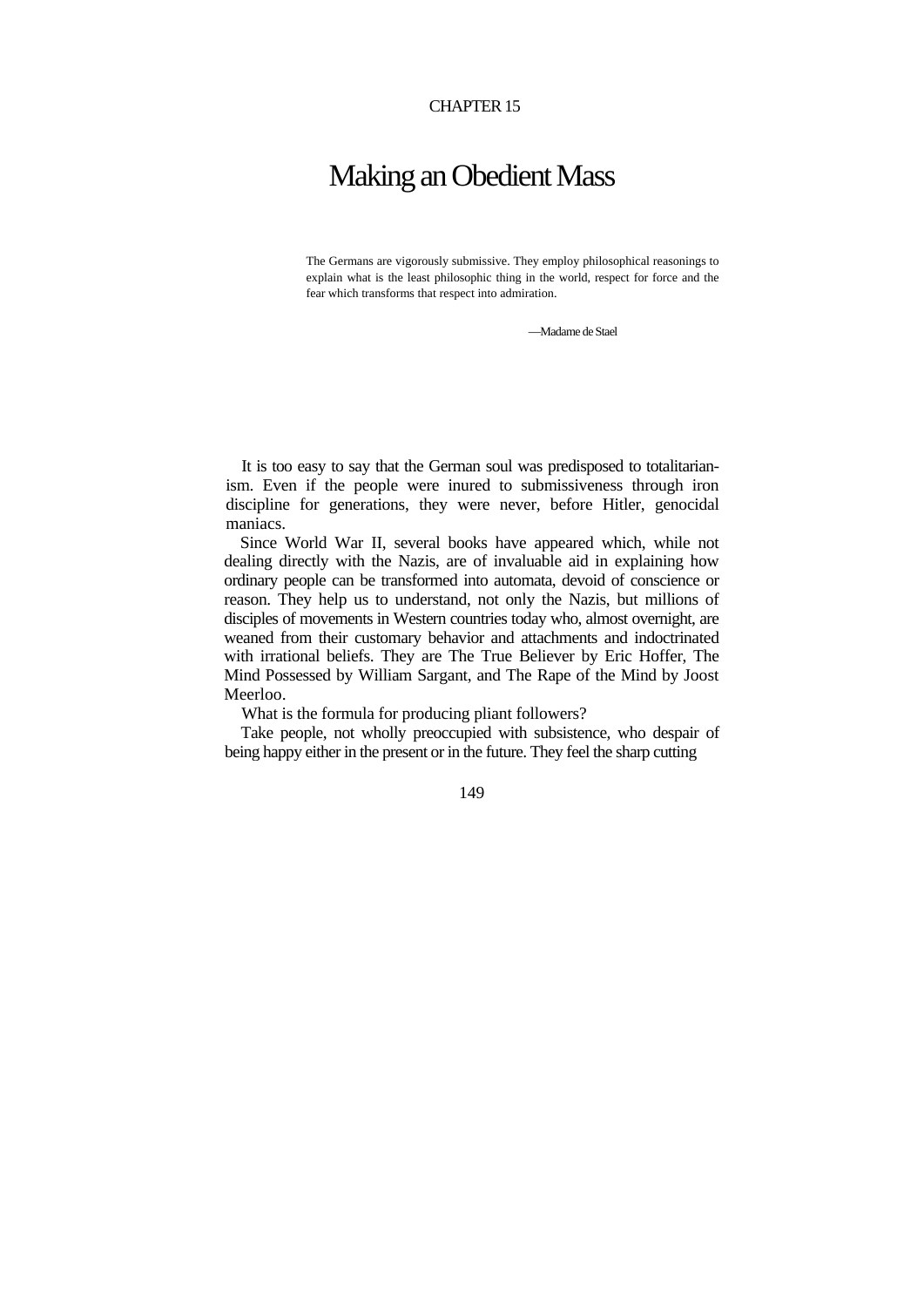CHAPTER 15

# Making an Obedient Mass

> The Germans are vigorously submissive. They employ philosophical reasonings to explain what is the least philosophic thing in the world, respect for force and the fear which transforms that respect into admiration.
>
> —Madame de Stael

It is too easy to say that the German soul was predisposed to totalitarianism. Even if the people were inured to submissiveness through iron discipline for generations, they were never, before Hitler, genocidal maniacs.

Since World War II, several books have appeared which, while not dealing directly with the Nazis, are of invaluable aid in explaining how ordinary people can be transformed into automata, devoid of conscience or reason. They help us to understand, not only the Nazis, but millions of disciples of movements in Western countries today who, almost overnight, are weaned from their customary behavior and attachments and indoctrinated with irrational beliefs. They are The True Believer by Eric Hoffer, The Mind Possessed by William Sargant, and The Rape of the Mind by Joost Meerloo.

What is the formula for producing pliant followers?

Take people, not wholly preoccupied with subsistence, who despair of being happy either in the present or in the future. They feel the sharp cutting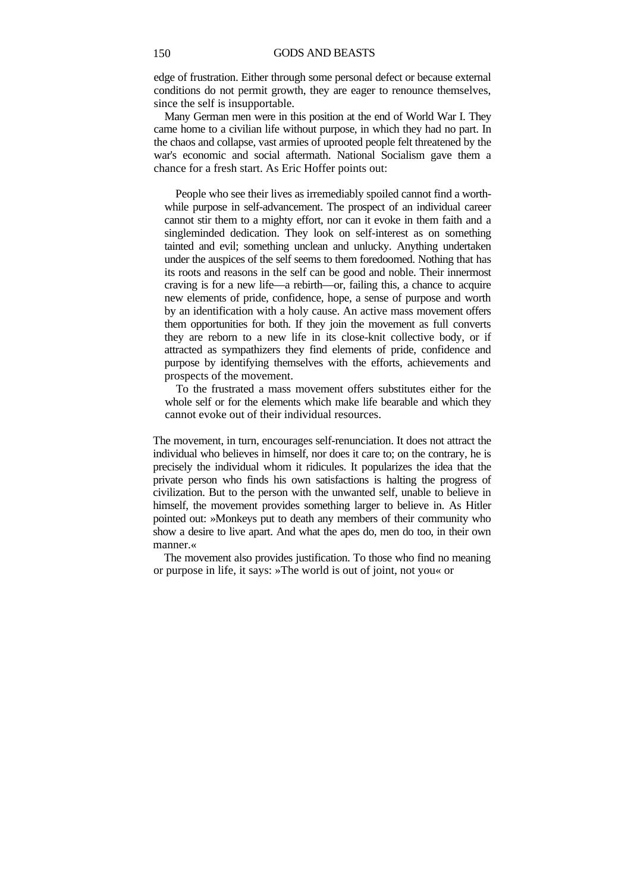edge of frustration. Either through some personal defect or because external conditions do not permit growth, they are eager to renounce themselves, since the self is insupportable.

Many German men were in this position at the end of World War I. They came home to a civilian life without purpose, in which they had no part. In the chaos and collapse, vast armies of uprooted people felt threatened by the war's economic and social aftermath. National Socialism gave them a chance for a fresh start. As Eric Hoffer points out:

> People who see their lives as irremediably spoiled cannot find a worth-while purpose in self-advancement. The prospect of an individual career cannot stir them to a mighty effort, nor can it evoke in them faith and a singleminded dedication. They look on self-interest as on something tainted and evil; something unclean and unlucky. Anything undertaken under the auspices of the self seems to them foredoomed. Nothing that has its roots and reasons in the self can be good and noble. Their innermost craving is for a new life—a rebirth—or, failing this, a chance to acquire new elements of pride, confidence, hope, a sense of purpose and worth by an identification with a holy cause. An active mass movement offers them opportunities for both. If they join the movement as full converts they are reborn to a new life in its close-knit collective body, or if attracted as sympathizers they find elements of pride, confidence and purpose by identifying themselves with the efforts, achievements and prospects of the movement.
>
> To the frustrated a mass movement offers substitutes either for the whole self or for the elements which make life bearable and which they cannot evoke out of their individual resources.

The movement, in turn, encourages self-renunciation. It does not attract the individual who believes in himself, nor does it care to; on the contrary, he is precisely the individual whom it ridicules. It popularizes the idea that the private person who finds his own satisfactions is halting the progress of civilization. But to the person with the unwanted self, unable to believe in himself, the movement provides something larger to believe in. As Hitler pointed out: »Monkeys put to death any members of their community who show a desire to live apart. And what the apes do, men do too, in their own manner.«

The movement also provides justification. To those who find no meaning or purpose in life, it says: »The world is out of joint, not you« or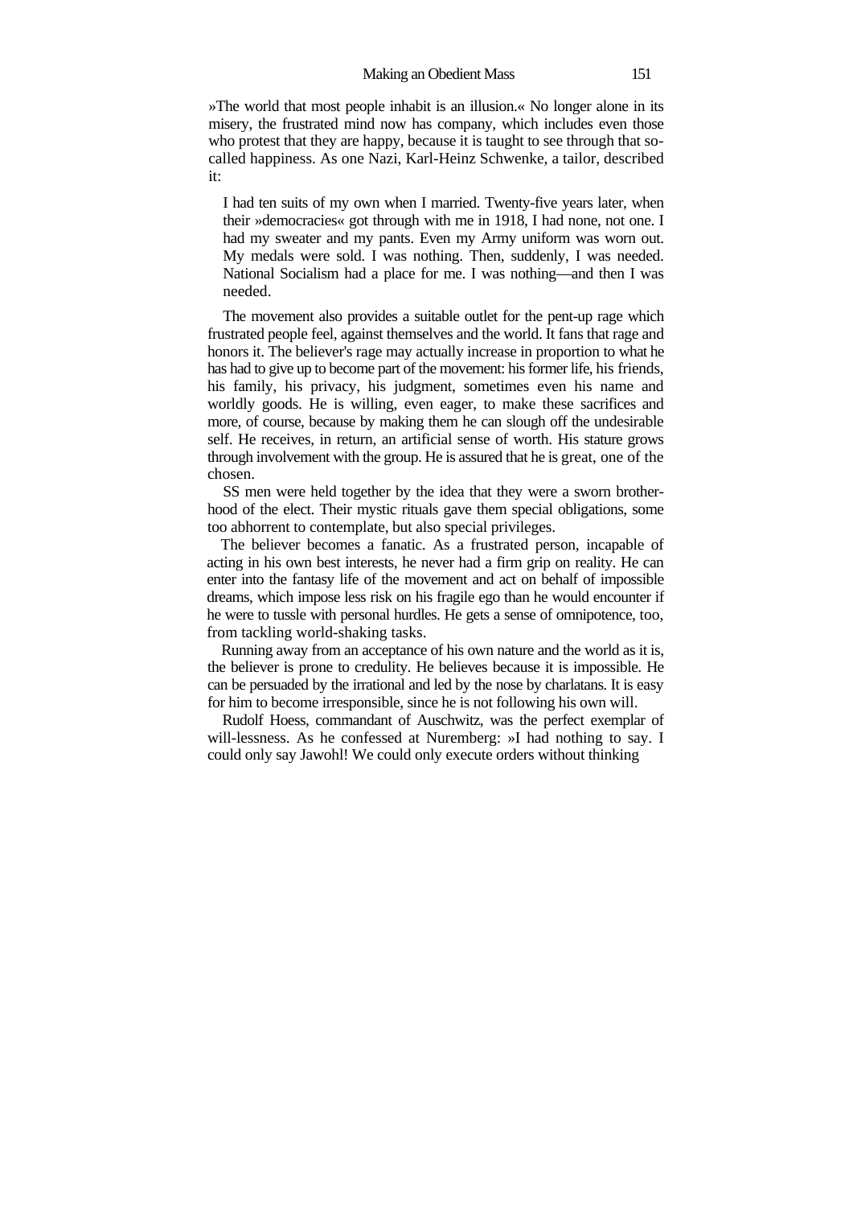»The world that most people inhabit is an illusion.« No longer alone in its misery, the frustrated mind now has company, which includes even those who protest that they are happy, because it is taught to see through that so-called happiness. As one Nazi, Karl-Heinz Schwenke, a tailor, described it:

> I had ten suits of my own when I married. Twenty-five years later, when their »democracies« got through with me in 1918, I had none, not one. I had my sweater and my pants. Even my Army uniform was worn out. My medals were sold. I was nothing. Then, suddenly, I was needed. National Socialism had a place for me. I was nothing—and then I was needed.

The movement also provides a suitable outlet for the pent-up rage which frustrated people feel, against themselves and the world. It fans that rage and honors it. The believer's rage may actually increase in proportion to what he has had to give up to become part of the movement: his former life, his friends, his family, his privacy, his judgment, sometimes even his name and worldly goods. He is willing, even eager, to make these sacrifices and more, of course, because by making them he can slough off the undesirable self. He receives, in return, an artificial sense of worth. His stature grows through involvement with the group. He is assured that he is great, one of the chosen.

SS men were held together by the idea that they were a sworn brotherhood of the elect. Their mystic rituals gave them special obligations, some too abhorrent to contemplate, but also special privileges.

The believer becomes a fanatic. As a frustrated person, incapable of acting in his own best interests, he never had a firm grip on reality. He can enter into the fantasy life of the movement and act on behalf of impossible dreams, which impose less risk on his fragile ego than he would encounter if he were to tussle with personal hurdles. He gets a sense of omnipotence, too, from tackling world-shaking tasks.

Running away from an acceptance of his own nature and the world as it is, the believer is prone to credulity. He believes because it is impossible. He can be persuaded by the irrational and led by the nose by charlatans. It is easy for him to become irresponsible, since he is not following his own will.

Rudolf Hoess, commandant of Auschwitz, was the perfect exemplar of will-lessness. As he confessed at Nuremberg: »I had nothing to say. I could only say Jawohl! We could only execute orders without thinking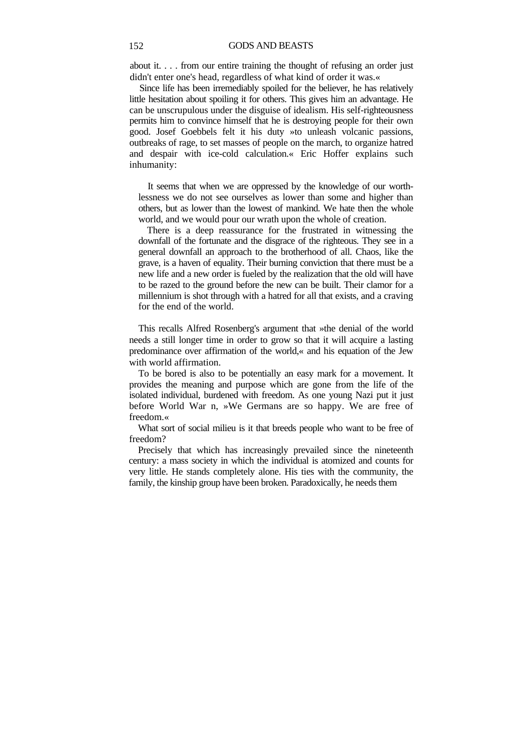about it. . . . from our entire training the thought of refusing an order just didn't enter one's head, regardless of what kind of order it was.«

Since life has been irremediably spoiled for the believer, he has relatively little hesitation about spoiling it for others. This gives him an advantage. He can be unscrupulous under the disguise of idealism. His self-righteousness permits him to convince himself that he is destroying people for their own good. Josef Goebbels felt it his duty »to unleash volcanic passions, outbreaks of rage, to set masses of people on the march, to organize hatred and despair with ice-cold calculation.« Eric Hoffer explains such inhumanity:

> It seems that when we are oppressed by the knowledge of our worthlessness we do not see ourselves as lower than some and higher than others, but as lower than the lowest of mankind. We hate then the whole world, and we would pour our wrath upon the whole of creation.
>
> There is a deep reassurance for the frustrated in witnessing the downfall of the fortunate and the disgrace of the righteous. They see in a general downfall an approach to the brotherhood of all. Chaos, like the grave, is a haven of equality. Their burning conviction that there must be a new life and a new order is fueled by the realization that the old will have to be razed to the ground before the new can be built. Their clamor for a millennium is shot through with a hatred for all that exists, and a craving for the end of the world.

This recalls Alfred Rosenberg's argument that »the denial of the world needs a still longer time in order to grow so that it will acquire a lasting predominance over affirmation of the world,« and his equation of the Jew with world affirmation.

To be bored is also to be potentially an easy mark for a movement. It provides the meaning and purpose which are gone from the life of the isolated individual, burdened with freedom. As one young Nazi put it just before World War n, »We Germans are so happy. We are free of freedom.«

What sort of social milieu is it that breeds people who want to be free of freedom?

Precisely that which has increasingly prevailed since the nineteenth century: a mass society in which the individual is atomized and counts for very little. He stands completely alone. His ties with the community, the family, the kinship group have been broken. Paradoxically, he needs them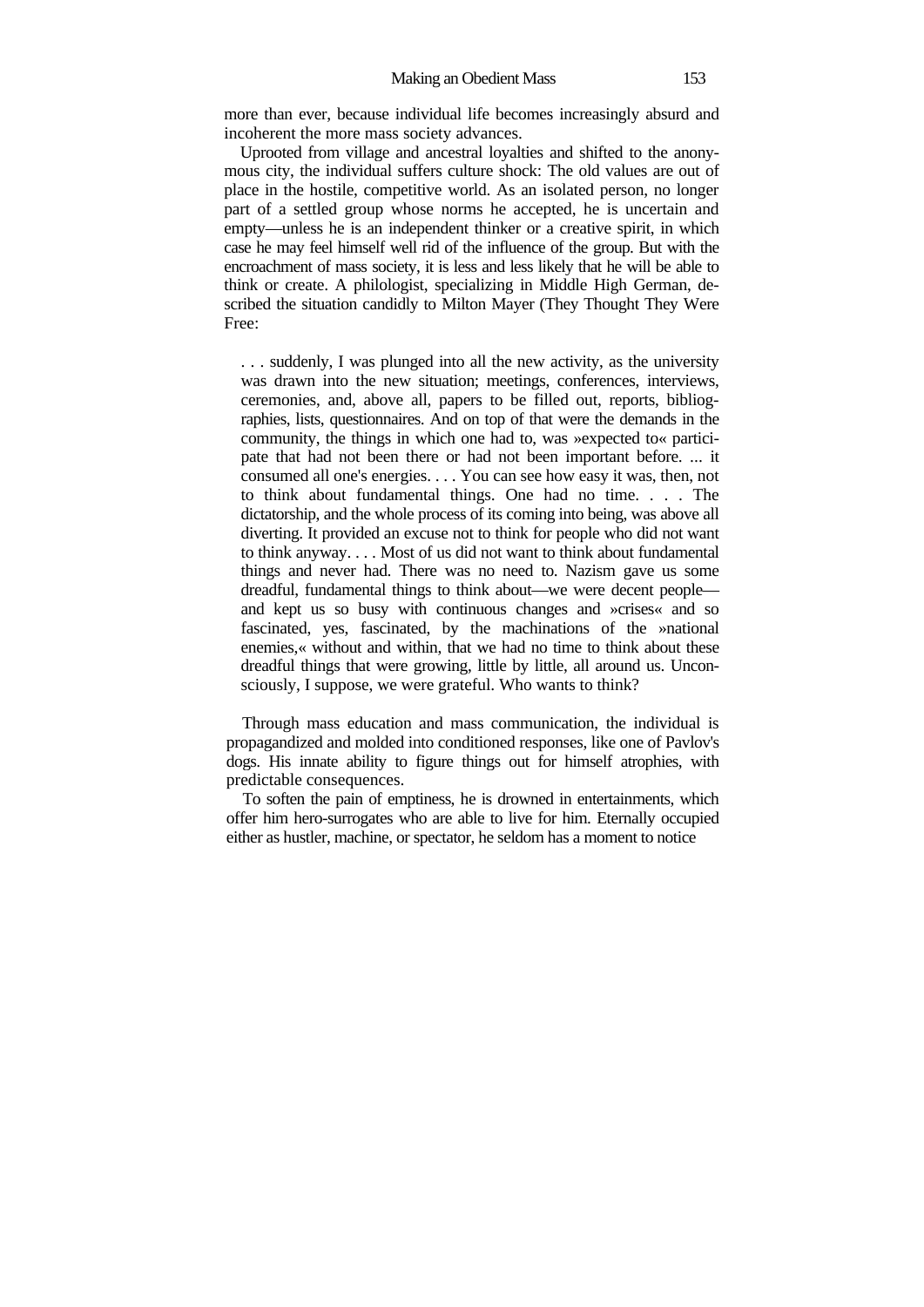more than ever, because individual life becomes increasingly absurd and incoherent the more mass society advances.

Uprooted from village and ancestral loyalties and shifted to the anonymous city, the individual suffers culture shock: The old values are out of place in the hostile, competitive world. As an isolated person, no longer part of a settled group whose norms he accepted, he is uncertain and empty—unless he is an independent thinker or a creative spirit, in which case he may feel himself well rid of the influence of the group. But with the encroachment of mass society, it is less and less likely that he will be able to think or create. A philologist, specializing in Middle High German, described the situation candidly to Milton Mayer (They Thought They Were Free:

> . . . suddenly, I was plunged into all the new activity, as the university was drawn into the new situation; meetings, conferences, interviews, ceremonies, and, above all, papers to be filled out, reports, bibliographies, lists, questionnaires. And on top of that were the demands in the community, the things in which one had to, was »expected to« participate that had not been there or had not been important before. ... it consumed all one's energies. . . . You can see how easy it was, then, not to think about fundamental things. One had no time. . . . The dictatorship, and the whole process of its coming into being, was above all diverting. It provided an excuse not to think for people who did not want to think anyway. . . . Most of us did not want to think about fundamental things and never had. There was no need to. Nazism gave us some dreadful, fundamental things to think about—we were decent people—and kept us so busy with continuous changes and »crises« and so fascinated, yes, fascinated, by the machinations of the »national enemies,« without and within, that we had no time to think about these dreadful things that were growing, little by little, all around us. Unconsciously, I suppose, we were grateful. Who wants to think?

Through mass education and mass communication, the individual is propagandized and molded into conditioned responses, like one of Pavlov's dogs. His innate ability to figure things out for himself atrophies, with predictable consequences.

To soften the pain of emptiness, he is drowned in entertainments, which offer him hero-surrogates who are able to live for him. Eternally occupied either as hustler, machine, or spectator, he seldom has a moment to notice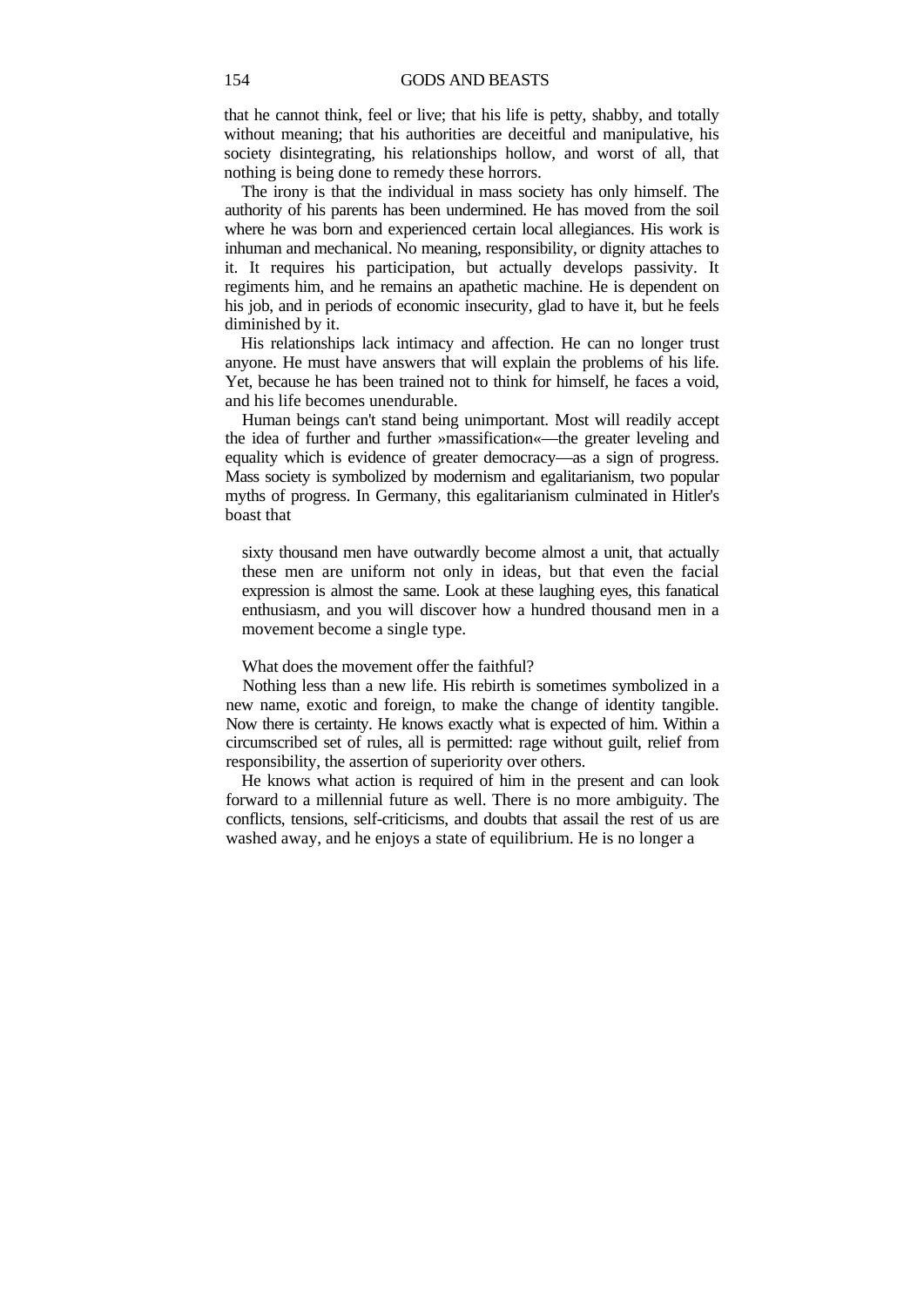that he cannot think, feel or live; that his life is petty, shabby, and totally without meaning; that his authorities are deceitful and manipulative, his society disintegrating, his relationships hollow, and worst of all, that nothing is being done to remedy these horrors.

The irony is that the individual in mass society has only himself. The authority of his parents has been undermined. He has moved from the soil where he was born and experienced certain local allegiances. His work is inhuman and mechanical. No meaning, responsibility, or dignity attaches to it. It requires his participation, but actually develops passivity. It regiments him, and he remains an apathetic machine. He is dependent on his job, and in periods of economic insecurity, glad to have it, but he feels diminished by it.

His relationships lack intimacy and affection. He can no longer trust anyone. He must have answers that will explain the problems of his life. Yet, because he has been trained not to think for himself, he faces a void, and his life becomes unendurable.

Human beings can't stand being unimportant. Most will readily accept the idea of further and further »massification«—the greater leveling and equality which is evidence of greater democracy—as a sign of progress. Mass society is symbolized by modernism and egalitarianism, two popular myths of progress. In Germany, this egalitarianism culminated in Hitler's boast that

> sixty thousand men have outwardly become almost a unit, that actually these men are uniform not only in ideas, but that even the facial expression is almost the same. Look at these laughing eyes, this fanatical enthusiasm, and you will discover how a hundred thousand men in a movement become a single type.

What does the movement offer the faithful?

Nothing less than a new life. His rebirth is sometimes symbolized in a new name, exotic and foreign, to make the change of identity tangible. Now there is certainty. He knows exactly what is expected of him. Within a circumscribed set of rules, all is permitted: rage without guilt, relief from responsibility, the assertion of superiority over others.

He knows what action is required of him in the present and can look forward to a millennial future as well. There is no more ambiguity. The conflicts, tensions, self-criticisms, and doubts that assail the rest of us are washed away, and he enjoys a state of equilibrium. He is no longer a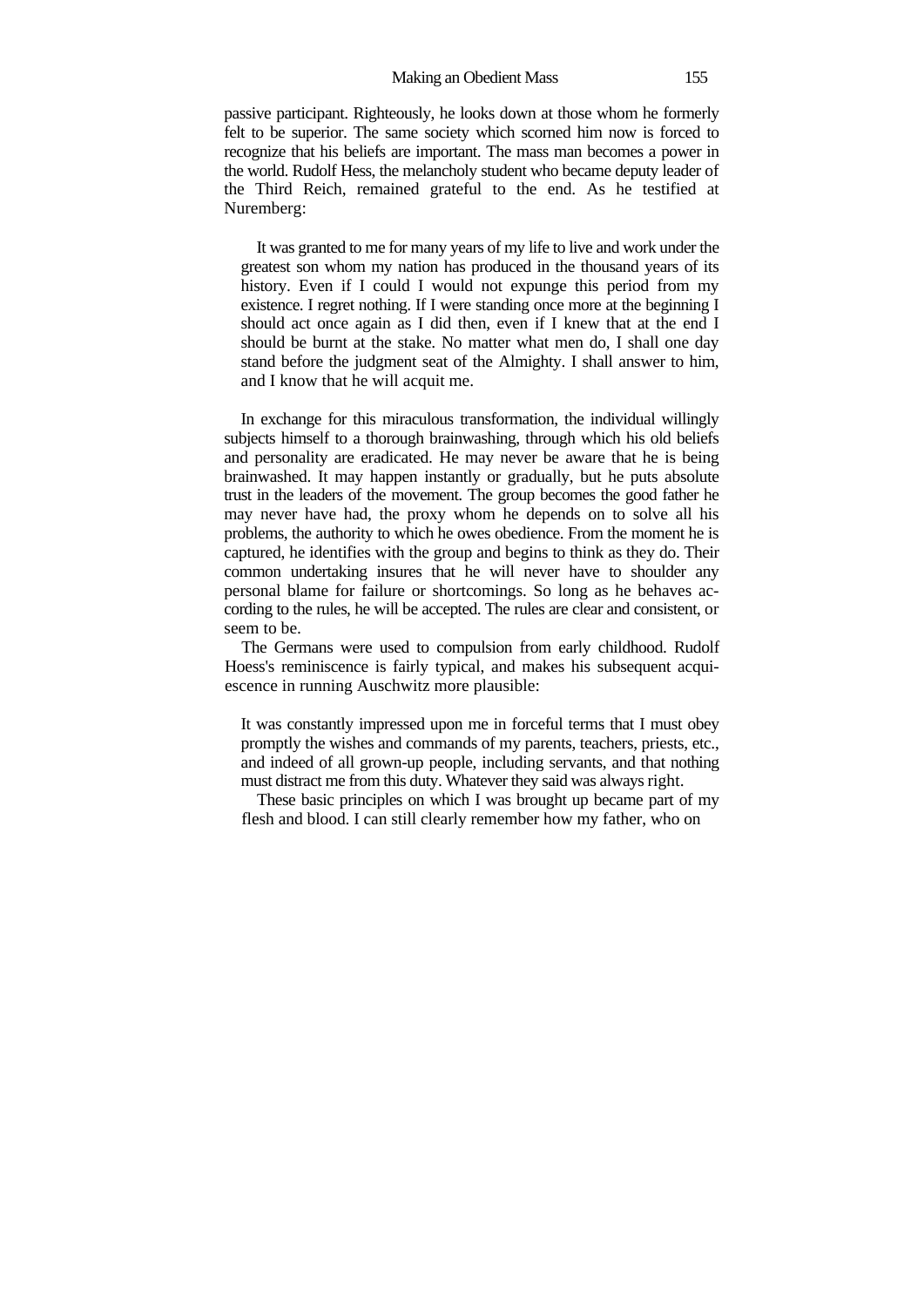passive participant. Righteously, he looks down at those whom he formerly felt to be superior. The same society which scorned him now is forced to recognize that his beliefs are important. The mass man becomes a power in the world. Rudolf Hess, the melancholy student who became deputy leader of the Third Reich, remained grateful to the end. As he testified at Nuremberg:

> It was granted to me for many years of my life to live and work under the greatest son whom my nation has produced in the thousand years of its history. Even if I could I would not expunge this period from my existence. I regret nothing. If I were standing once more at the beginning I should act once again as I did then, even if I knew that at the end I should be burnt at the stake. No matter what men do, I shall one day stand before the judgment seat of the Almighty. I shall answer to him, and I know that he will acquit me.

In exchange for this miraculous transformation, the individual willingly subjects himself to a thorough brainwashing, through which his old beliefs and personality are eradicated. He may never be aware that he is being brainwashed. It may happen instantly or gradually, but he puts absolute trust in the leaders of the movement. The group becomes the good father he may never have had, the proxy whom he depends on to solve all his problems, the authority to which he owes obedience. From the moment he is captured, he identifies with the group and begins to think as they do. Their common undertaking insures that he will never have to shoulder any personal blame for failure or shortcomings. So long as he behaves according to the rules, he will be accepted. The rules are clear and consistent, or seem to be.

The Germans were used to compulsion from early childhood. Rudolf Hoess's reminiscence is fairly typical, and makes his subsequent acquiescence in running Auschwitz more plausible:

> It was constantly impressed upon me in forceful terms that I must obey promptly the wishes and commands of my parents, teachers, priests, etc., and indeed of all grown-up people, including servants, and that nothing must distract me from this duty. Whatever they said was always right.
>
> These basic principles on which I was brought up became part of my flesh and blood. I can still clearly remember how my father, who on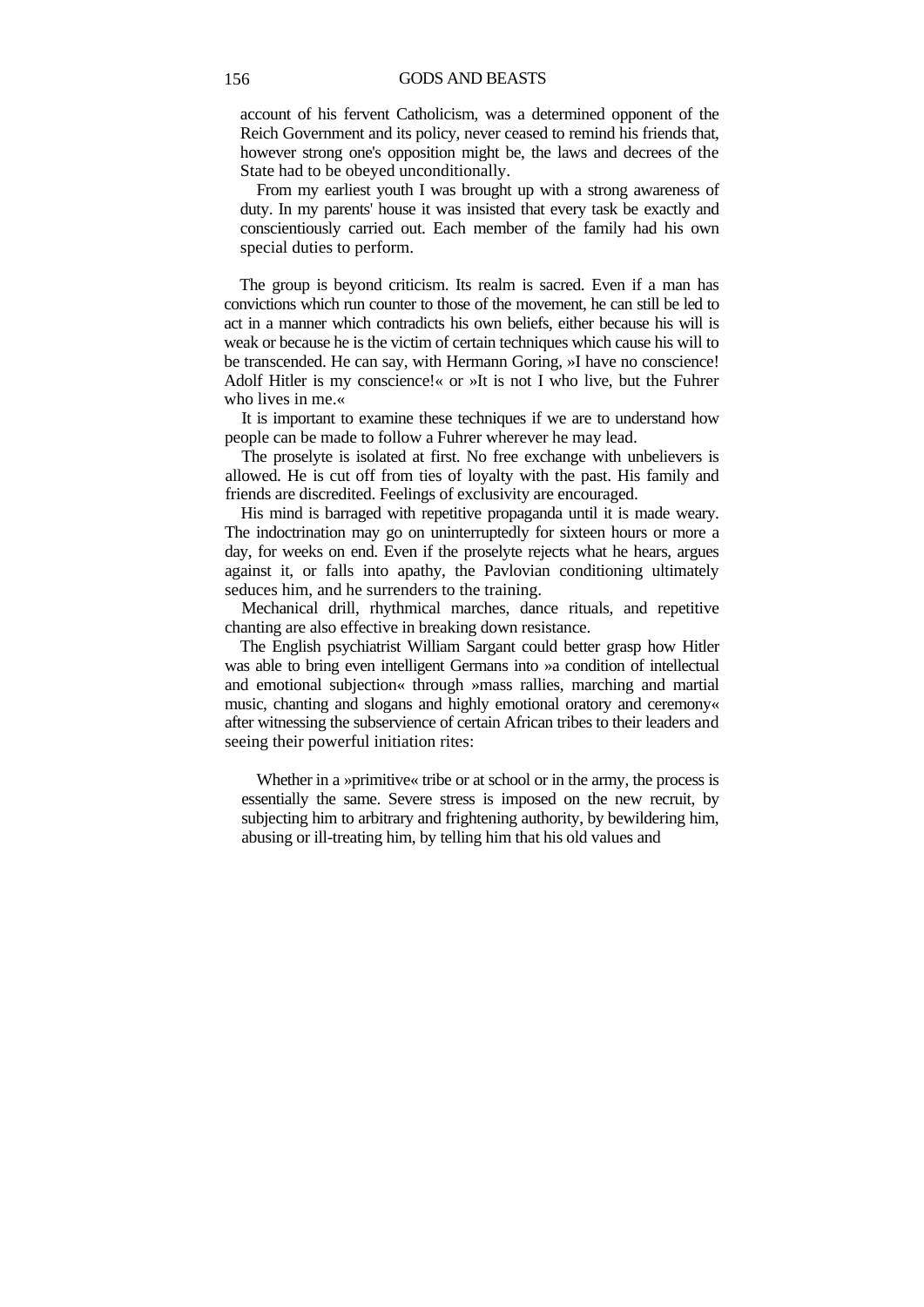> account of his fervent Catholicism, was a determined opponent of the Reich Government and its policy, never ceased to remind his friends that, however strong one's opposition might be, the laws and decrees of the State had to be obeyed unconditionally.
>
> From my earliest youth I was brought up with a strong awareness of duty. In my parents' house it was insisted that every task be exactly and conscientiously carried out. Each member of the family had his own special duties to perform.

The group is beyond criticism. Its realm is sacred. Even if a man has convictions which run counter to those of the movement, he can still be led to act in a manner which contradicts his own beliefs, either because his will is weak or because he is the victim of certain techniques which cause his will to be transcended. He can say, with Hermann Goring, »I have no conscience! Adolf Hitler is my conscience!« or »It is not I who live, but the Fuhrer who lives in me.«

It is important to examine these techniques if we are to understand how people can be made to follow a Fuhrer wherever he may lead.

The proselyte is isolated at first. No free exchange with unbelievers is allowed. He is cut off from ties of loyalty with the past. His family and friends are discredited. Feelings of exclusivity are encouraged.

His mind is barraged with repetitive propaganda until it is made weary. The indoctrination may go on uninterruptedly for sixteen hours or more a day, for weeks on end. Even if the proselyte rejects what he hears, argues against it, or falls into apathy, the Pavlovian conditioning ultimately seduces him, and he surrenders to the training.

Mechanical drill, rhythmical marches, dance rituals, and repetitive chanting are also effective in breaking down resistance.

The English psychiatrist William Sargant could better grasp how Hitler was able to bring even intelligent Germans into »a condition of intellectual and emotional subjection« through »mass rallies, marching and martial music, chanting and slogans and highly emotional oratory and ceremony« after witnessing the subservience of certain African tribes to their leaders and seeing their powerful initiation rites:

> Whether in a »primitive« tribe or at school or in the army, the process is essentially the same. Severe stress is imposed on the new recruit, by subjecting him to arbitrary and frightening authority, by bewildering him, abusing or ill-treating him, by telling him that his old values and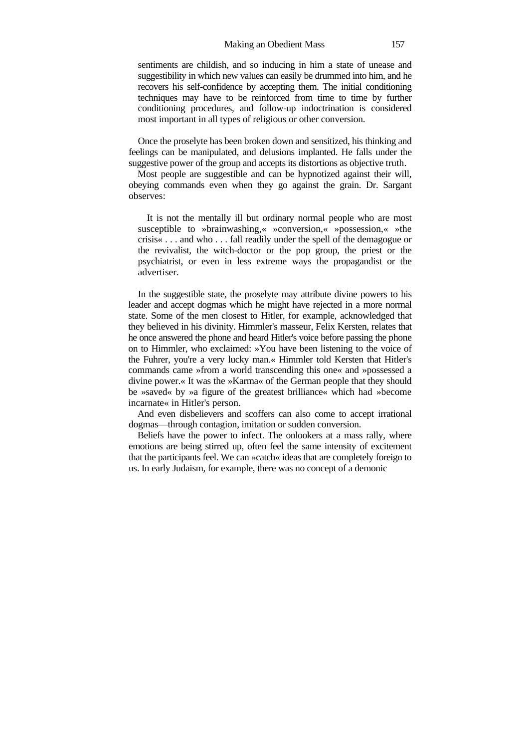sentiments are childish, and so inducing in him a state of unease and suggestibility in which new values can easily be drummed into him, and he recovers his self-confidence by accepting them. The initial conditioning techniques may have to be reinforced from time to time by further conditioning procedures, and follow-up indoctrination is considered most important in all types of religious or other conversion.

Once the proselyte has been broken down and sensitized, his thinking and feelings can be manipulated, and delusions implanted. He falls under the suggestive power of the group and accepts its distortions as objective truth.

Most people are suggestible and can be hypnotized against their will, obeying commands even when they go against the grain. Dr. Sargant observes:

> It is not the mentally ill but ordinary normal people who are most susceptible to »brainwashing,« »conversion,« »possession,« »the crisis« . . . and who . . . fall readily under the spell of the demagogue or the revivalist, the witch-doctor or the pop group, the priest or the psychiatrist, or even in less extreme ways the propagandist or the advertiser.

In the suggestible state, the proselyte may attribute divine powers to his leader and accept dogmas which he might have rejected in a more normal state. Some of the men closest to Hitler, for example, acknowledged that they believed in his divinity. Himmler's masseur, Felix Kersten, relates that he once answered the phone and heard Hitler's voice before passing the phone on to Himmler, who exclaimed: »You have been listening to the voice of the Fuhrer, you're a very lucky man.« Himmler told Kersten that Hitler's commands came »from a world transcending this one« and »possessed a divine power.« It was the »Karma« of the German people that they should be »saved« by »a figure of the greatest brilliance« which had »become incarnate« in Hitler's person.

And even disbelievers and scoffers can also come to accept irrational dogmas—through contagion, imitation or sudden conversion.

Beliefs have the power to infect. The onlookers at a mass rally, where emotions are being stirred up, often feel the same intensity of excitement that the participants feel. We can »catch« ideas that are completely foreign to us. In early Judaism, for example, there was no concept of a demonic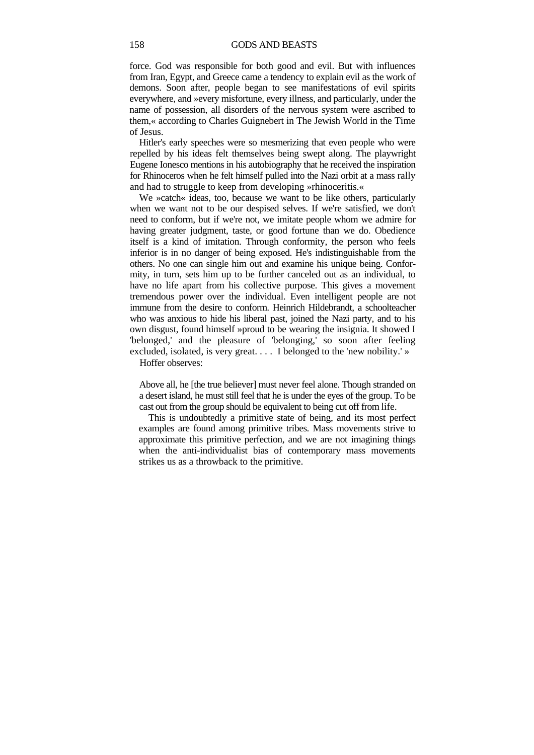force. God was responsible for both good and evil. But with influences from Iran, Egypt, and Greece came a tendency to explain evil as the work of demons. Soon after, people began to see manifestations of evil spirits everywhere, and »every misfortune, every illness, and particularly, under the name of possession, all disorders of the nervous system were ascribed to them,« according to Charles Guignebert in The Jewish World in the Time of Jesus.

Hitler's early speeches were so mesmerizing that even people who were repelled by his ideas felt themselves being swept along. The playwright Eugene Ionesco mentions in his autobiography that he received the inspiration for Rhinoceros when he felt himself pulled into the Nazi orbit at a mass rally and had to struggle to keep from developing »rhinoceritis.«

We »catch« ideas, too, because we want to be like others, particularly when we want not to be our despised selves. If we're satisfied, we don't need to conform, but if we're not, we imitate people whom we admire for having greater judgment, taste, or good fortune than we do. Obedience itself is a kind of imitation. Through conformity, the person who feels inferior is in no danger of being exposed. He's indistinguishable from the others. No one can single him out and examine his unique being. Conformity, in turn, sets him up to be further canceled out as an individual, to have no life apart from his collective purpose. This gives a movement tremendous power over the individual. Even intelligent people are not immune from the desire to conform. Heinrich Hildebrandt, a schoolteacher who was anxious to hide his liberal past, joined the Nazi party, and to his own disgust, found himself »proud to be wearing the insignia. It showed I 'belonged,' and the pleasure of 'belonging,' so soon after feeling excluded, isolated, is very great. . . . I belonged to the 'new nobility.' »

Hoffer observes:

> Above all, he [the true believer] must never feel alone. Though stranded on a desert island, he must still feel that he is under the eyes of the group. To be cast out from the group should be equivalent to being cut off from life.
>
> This is undoubtedly a primitive state of being, and its most perfect examples are found among primitive tribes. Mass movements strive to approximate this primitive perfection, and we are not imagining things when the anti-individualist bias of contemporary mass movements strikes us as a throwback to the primitive.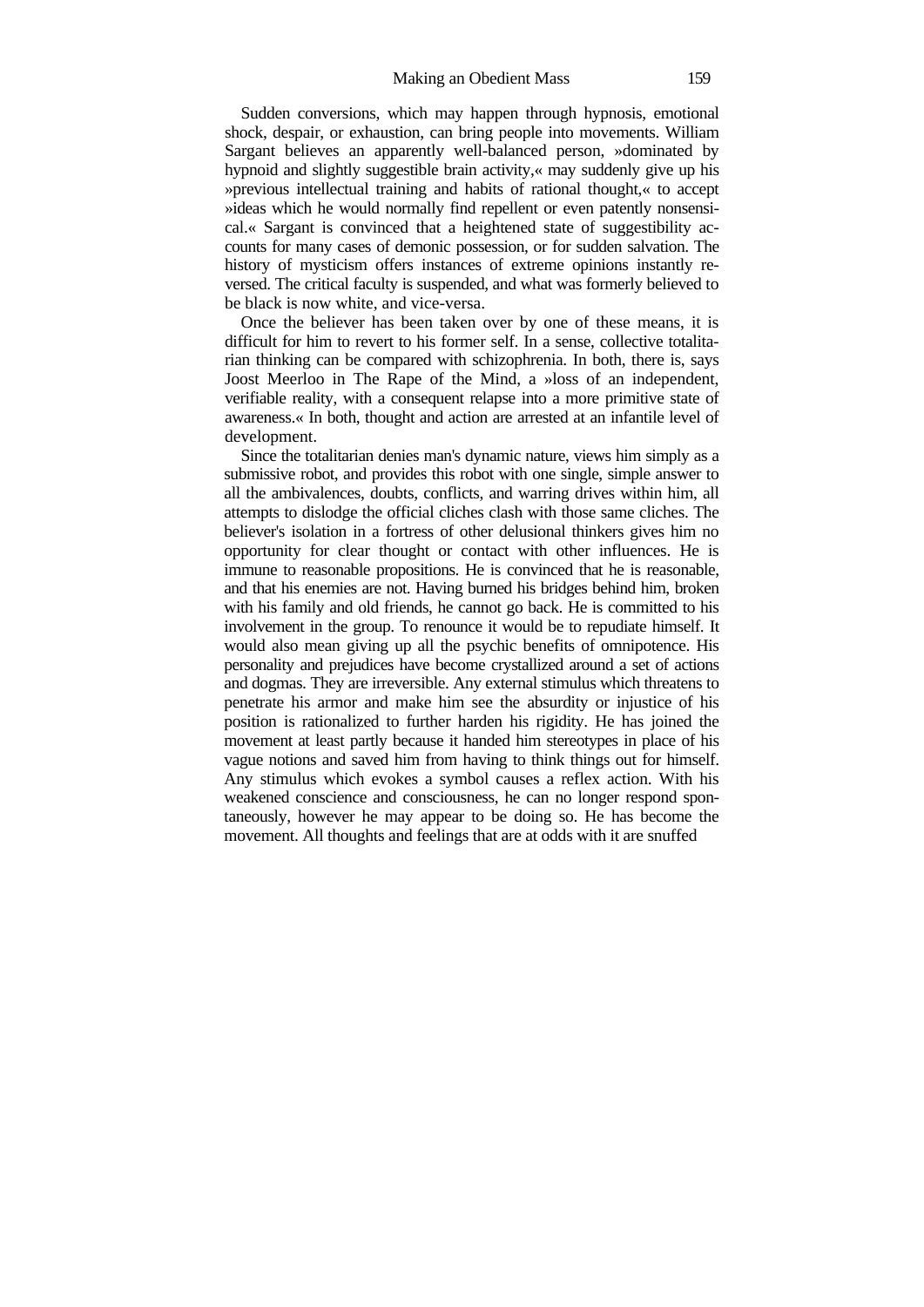Sudden conversions, which may happen through hypnosis, emotional shock, despair, or exhaustion, can bring people into movements. William Sargant believes an apparently well-balanced person, »dominated by hypnoid and slightly suggestible brain activity,« may suddenly give up his »previous intellectual training and habits of rational thought,« to accept »ideas which he would normally find repellent or even patently nonsensical.« Sargant is convinced that a heightened state of suggestibility accounts for many cases of demonic possession, or for sudden salvation. The history of mysticism offers instances of extreme opinions instantly reversed. The critical faculty is suspended, and what was formerly believed to be black is now white, and vice-versa.

Once the believer has been taken over by one of these means, it is difficult for him to revert to his former self. In a sense, collective totalitarian thinking can be compared with schizophrenia. In both, there is, says Joost Meerloo in The Rape of the Mind, a »loss of an independent, verifiable reality, with a consequent relapse into a more primitive state of awareness.« In both, thought and action are arrested at an infantile level of development.

Since the totalitarian denies man's dynamic nature, views him simply as a submissive robot, and provides this robot with one single, simple answer to all the ambivalences, doubts, conflicts, and warring drives within him, all attempts to dislodge the official cliches clash with those same cliches. The believer's isolation in a fortress of other delusional thinkers gives him no opportunity for clear thought or contact with other influences. He is immune to reasonable propositions. He is convinced that he is reasonable, and that his enemies are not. Having burned his bridges behind him, broken with his family and old friends, he cannot go back. He is committed to his involvement in the group. To renounce it would be to repudiate himself. It would also mean giving up all the psychic benefits of omnipotence. His personality and prejudices have become crystallized around a set of actions and dogmas. They are irreversible. Any external stimulus which threatens to penetrate his armor and make him see the absurdity or injustice of his position is rationalized to further harden his rigidity. He has joined the movement at least partly because it handed him stereotypes in place of his vague notions and saved him from having to think things out for himself. Any stimulus which evokes a symbol causes a reflex action. With his weakened conscience and consciousness, he can no longer respond spontaneously, however he may appear to be doing so. He has become the movement. All thoughts and feelings that are at odds with it are snuffed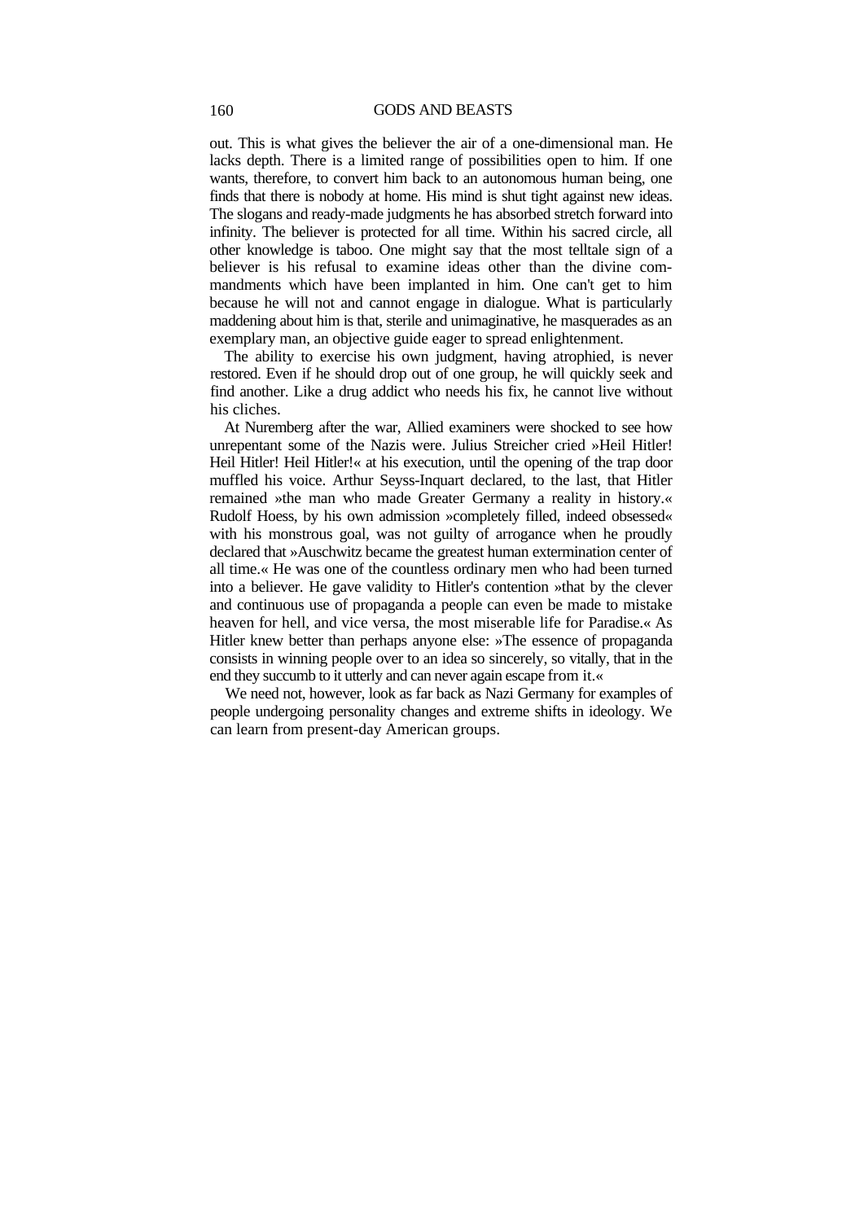out. This is what gives the believer the air of a one-dimensional man. He lacks depth. There is a limited range of possibilities open to him. If one wants, therefore, to convert him back to an autonomous human being, one finds that there is nobody at home. His mind is shut tight against new ideas. The slogans and ready-made judgments he has absorbed stretch forward into infinity. The believer is protected for all time. Within his sacred circle, all other knowledge is taboo. One might say that the most telltale sign of a believer is his refusal to examine ideas other than the divine commandments which have been implanted in him. One can't get to him because he will not and cannot engage in dialogue. What is particularly maddening about him is that, sterile and unimaginative, he masquerades as an exemplary man, an objective guide eager to spread enlightenment.

The ability to exercise his own judgment, having atrophied, is never restored. Even if he should drop out of one group, he will quickly seek and find another. Like a drug addict who needs his fix, he cannot live without his cliches.

At Nuremberg after the war, Allied examiners were shocked to see how unrepentant some of the Nazis were. Julius Streicher cried »Heil Hitler! Heil Hitler! Heil Hitler!« at his execution, until the opening of the trap door muffled his voice. Arthur Seyss-Inquart declared, to the last, that Hitler remained »the man who made Greater Germany a reality in history.« Rudolf Hoess, by his own admission »completely filled, indeed obsessed« with his monstrous goal, was not guilty of arrogance when he proudly declared that »Auschwitz became the greatest human extermination center of all time.« He was one of the countless ordinary men who had been turned into a believer. He gave validity to Hitler's contention »that by the clever and continuous use of propaganda a people can even be made to mistake heaven for hell, and vice versa, the most miserable life for Paradise.« As Hitler knew better than perhaps anyone else: »The essence of propaganda consists in winning people over to an idea so sincerely, so vitally, that in the end they succumb to it utterly and can never again escape from it.«

We need not, however, look as far back as Nazi Germany for examples of people undergoing personality changes and extreme shifts in ideology. We can learn from present-day American groups.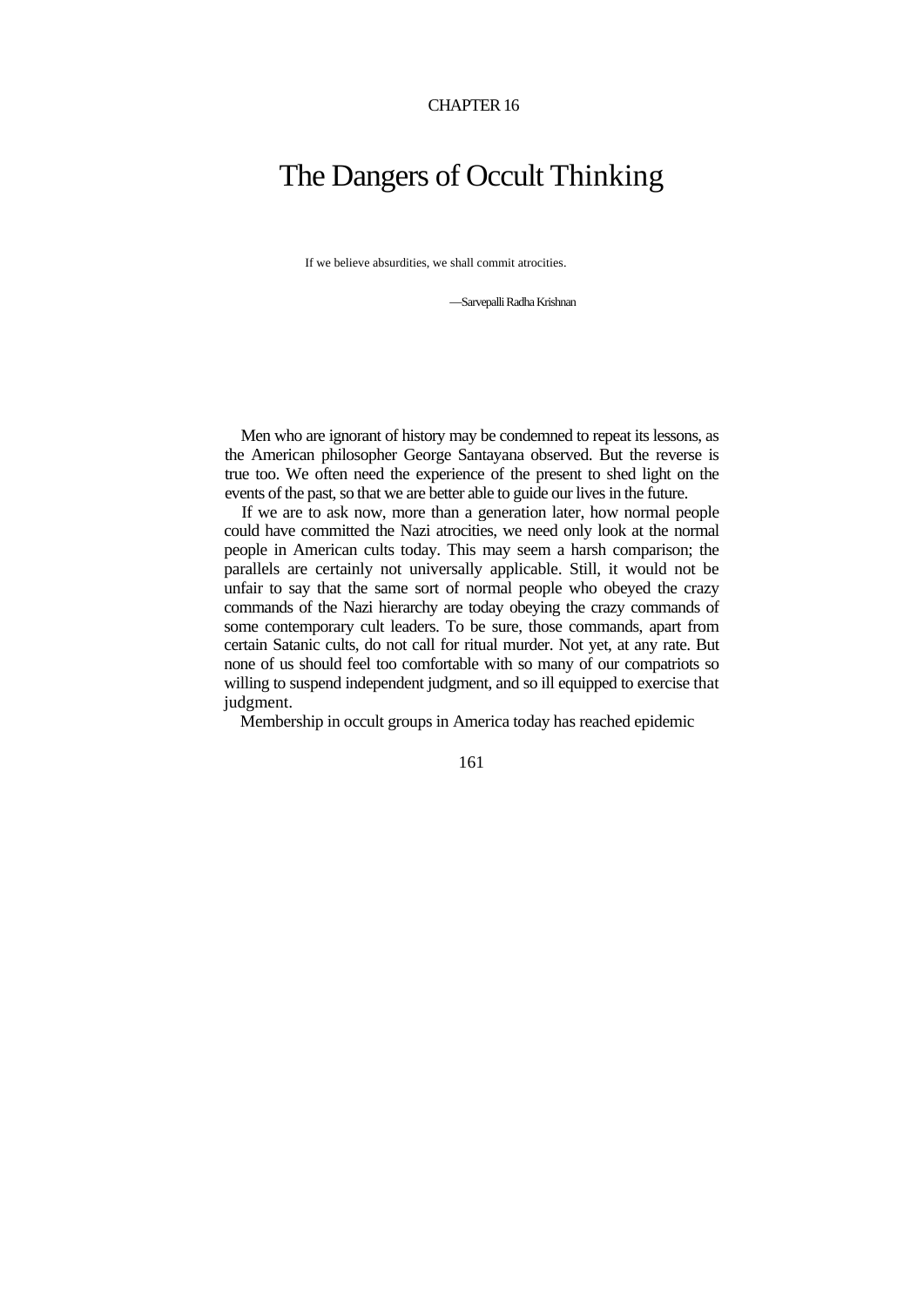CHAPTER 16

# The Dangers of Occult Thinking

> If we believe absurdities, we shall commit atrocities.
>
> —Sarvepalli Radha Krishnan

Men who are ignorant of history may be condemned to repeat its lessons, as the American philosopher George Santayana observed. But the reverse is true too. We often need the experience of the present to shed light on the events of the past, so that we are better able to guide our lives in the future.

If we are to ask now, more than a generation later, how normal people could have committed the Nazi atrocities, we need only look at the normal people in American cults today. This may seem a harsh comparison; the parallels are certainly not universally applicable. Still, it would not be unfair to say that the same sort of normal people who obeyed the crazy commands of the Nazi hierarchy are today obeying the crazy commands of some contemporary cult leaders. To be sure, those commands, apart from certain Satanic cults, do not call for ritual murder. Not yet, at any rate. But none of us should feel too comfortable with so many of our compatriots so willing to suspend independent judgment, and so ill equipped to exercise that judgment.

Membership in occult groups in America today has reached epidemic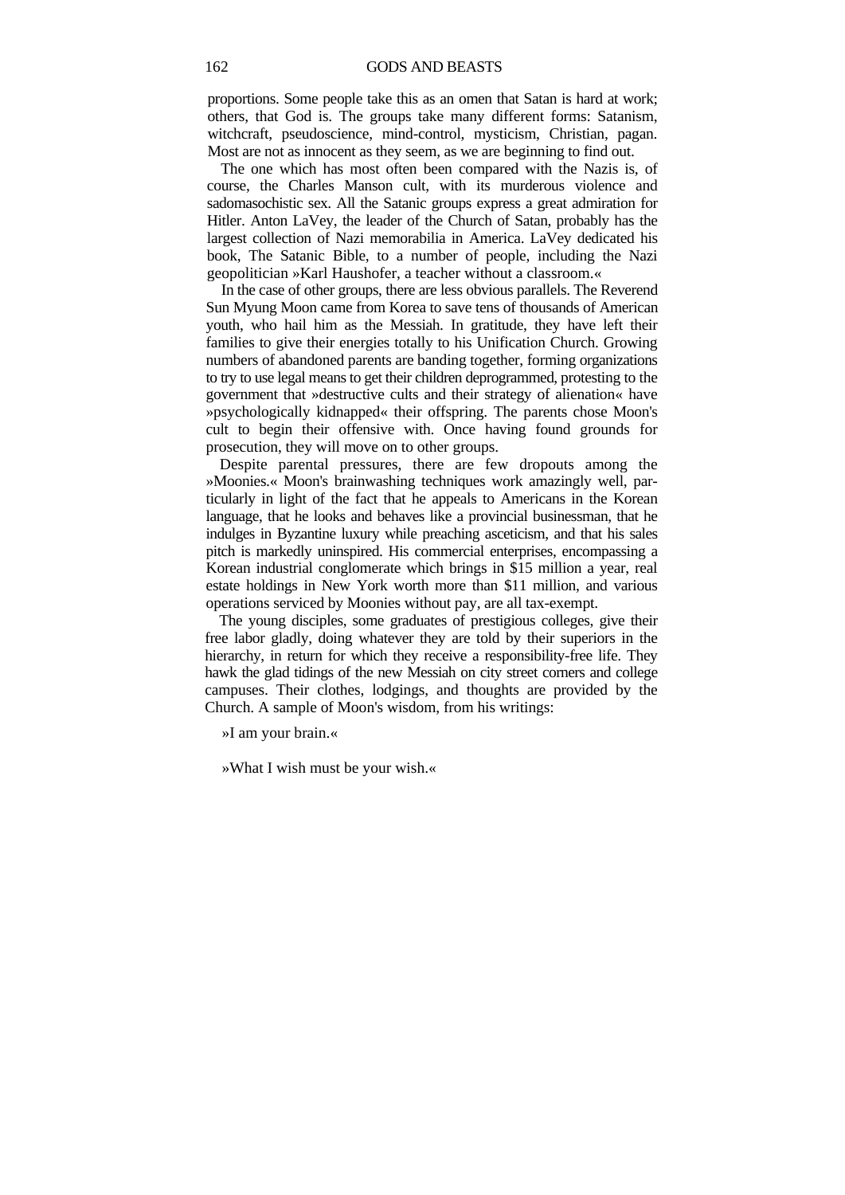proportions. Some people take this as an omen that Satan is hard at work; others, that God is. The groups take many different forms: Satanism, witchcraft, pseudoscience, mind-control, mysticism, Christian, pagan. Most are not as innocent as they seem, as we are beginning to find out.

The one which has most often been compared with the Nazis is, of course, the Charles Manson cult, with its murderous violence and sadomasochistic sex. All the Satanic groups express a great admiration for Hitler. Anton LaVey, the leader of the Church of Satan, probably has the largest collection of Nazi memorabilia in America. LaVey dedicated his book, The Satanic Bible, to a number of people, including the Nazi geopolitician »Karl Haushofer, a teacher without a classroom.«

In the case of other groups, there are less obvious parallels. The Reverend Sun Myung Moon came from Korea to save tens of thousands of American youth, who hail him as the Messiah. In gratitude, they have left their families to give their energies totally to his Unification Church. Growing numbers of abandoned parents are banding together, forming organizations to try to use legal means to get their children deprogrammed, protesting to the government that »destructive cults and their strategy of alienation« have »psychologically kidnapped« their offspring. The parents chose Moon's cult to begin their offensive with. Once having found grounds for prosecution, they will move on to other groups.

Despite parental pressures, there are few dropouts among the »Moonies.« Moon's brainwashing techniques work amazingly well, particularly in light of the fact that he appeals to Americans in the Korean language, that he looks and behaves like a provincial businessman, that he indulges in Byzantine luxury while preaching asceticism, and that his sales pitch is markedly uninspired. His commercial enterprises, encompassing a Korean industrial conglomerate which brings in $15 million a year, real estate holdings in New York worth more than $11 million, and various operations serviced by Moonies without pay, are all tax-exempt.

The young disciples, some graduates of prestigious colleges, give their free labor gladly, doing whatever they are told by their superiors in the hierarchy, in return for which they receive a responsibility-free life. They hawk the glad tidings of the new Messiah on city street corners and college campuses. Their clothes, lodgings, and thoughts are provided by the Church. A sample of Moon's wisdom, from his writings:

»I am your brain.«

»What I wish must be your wish.«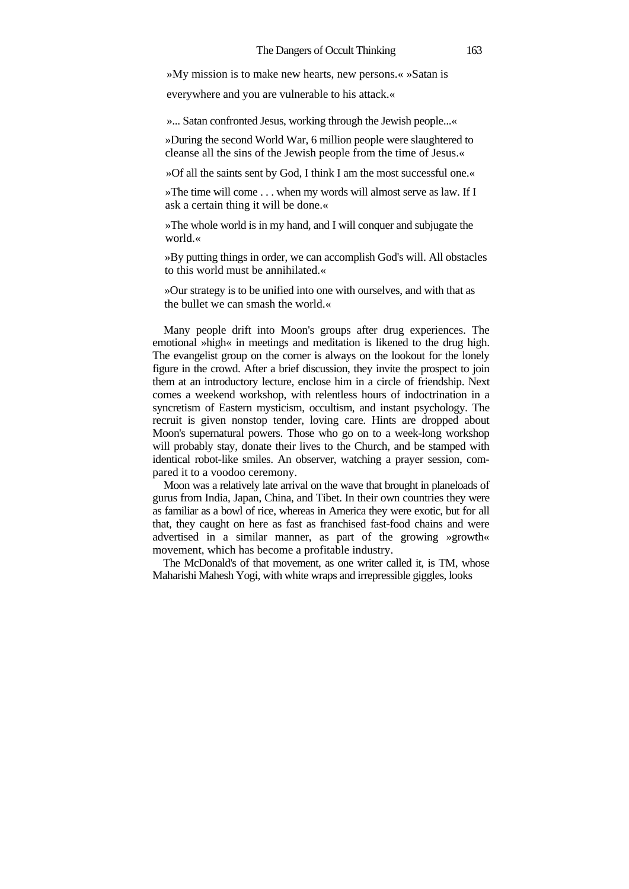»My mission is to make new hearts, new persons.« »Satan is everywhere and you are vulnerable to his attack.«

»... Satan confronted Jesus, working through the Jewish people...«

»During the second World War, 6 million people were slaughtered to cleanse all the sins of the Jewish people from the time of Jesus.«

»Of all the saints sent by God, I think I am the most successful one.«

»The time will come . . . when my words will almost serve as law. If I ask a certain thing it will be done.«

»The whole world is in my hand, and I will conquer and subjugate the world.«

»By putting things in order, we can accomplish God's will. All obstacles to this world must be annihilated.«

»Our strategy is to be unified into one with ourselves, and with that as the bullet we can smash the world.«

Many people drift into Moon's groups after drug experiences. The emotional »high« in meetings and meditation is likened to the drug high. The evangelist group on the corner is always on the lookout for the lonely figure in the crowd. After a brief discussion, they invite the prospect to join them at an introductory lecture, enclose him in a circle of friendship. Next comes a weekend workshop, with relentless hours of indoctrination in a syncretism of Eastern mysticism, occultism, and instant psychology. The recruit is given nonstop tender, loving care. Hints are dropped about Moon's supernatural powers. Those who go on to a week-long workshop will probably stay, donate their lives to the Church, and be stamped with identical robot-like smiles. An observer, watching a prayer session, compared it to a voodoo ceremony.

Moon was a relatively late arrival on the wave that brought in planeloads of gurus from India, Japan, China, and Tibet. In their own countries they were as familiar as a bowl of rice, whereas in America they were exotic, but for all that, they caught on here as fast as franchised fast-food chains and were advertised in a similar manner, as part of the growing »growth« movement, which has become a profitable industry.

The McDonald's of that movement, as one writer called it, is TM, whose Maharishi Mahesh Yogi, with white wraps and irrepressible giggles, looks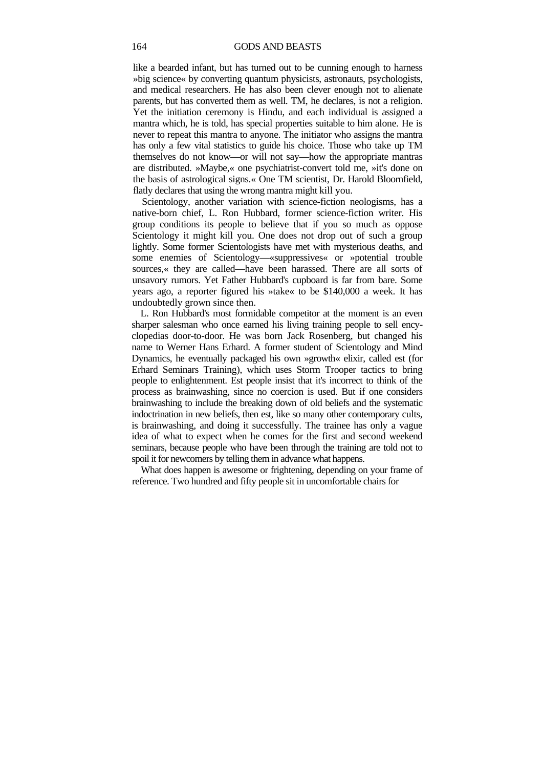like a bearded infant, but has turned out to be cunning enough to harness »big science« by converting quantum physicists, astronauts, psychologists, and medical researchers. He has also been clever enough not to alienate parents, but has converted them as well. TM, he declares, is not a religion. Yet the initiation ceremony is Hindu, and each individual is assigned a mantra which, he is told, has special properties suitable to him alone. He is never to repeat this mantra to anyone. The initiator who assigns the mantra has only a few vital statistics to guide his choice. Those who take up TM themselves do not know—or will not say—how the appropriate mantras are distributed. »Maybe,« one psychiatrist-convert told me, »it's done on the basis of astrological signs.« One TM scientist, Dr. Harold Bloomfield, flatly declares that using the wrong mantra might kill you.

Scientology, another variation with science-fiction neologisms, has a native-born chief, L. Ron Hubbard, former science-fiction writer. His group conditions its people to believe that if you so much as oppose Scientology it might kill you. One does not drop out of such a group lightly. Some former Scientologists have met with mysterious deaths, and some enemies of Scientology—«suppressives« or »potential trouble sources,« they are called—have been harassed. There are all sorts of unsavory rumors. Yet Father Hubbard's cupboard is far from bare. Some years ago, a reporter figured his »take« to be $140,000 a week. It has undoubtedly grown since then.

L. Ron Hubbard's most formidable competitor at the moment is an even sharper salesman who once earned his living training people to sell encyclopedias door-to-door. He was born Jack Rosenberg, but changed his name to Werner Hans Erhard. A former student of Scientology and Mind Dynamics, he eventually packaged his own »growth« elixir, called est (for Erhard Seminars Training), which uses Storm Trooper tactics to bring people to enlightenment. Est people insist that it's incorrect to think of the process as brainwashing, since no coercion is used. But if one considers brainwashing to include the breaking down of old beliefs and the systematic indoctrination in new beliefs, then est, like so many other contemporary cults, is brainwashing, and doing it successfully. The trainee has only a vague idea of what to expect when he comes for the first and second weekend seminars, because people who have been through the training are told not to spoil it for newcomers by telling them in advance what happens.

What does happen is awesome or frightening, depending on your frame of reference. Two hundred and fifty people sit in uncomfortable chairs for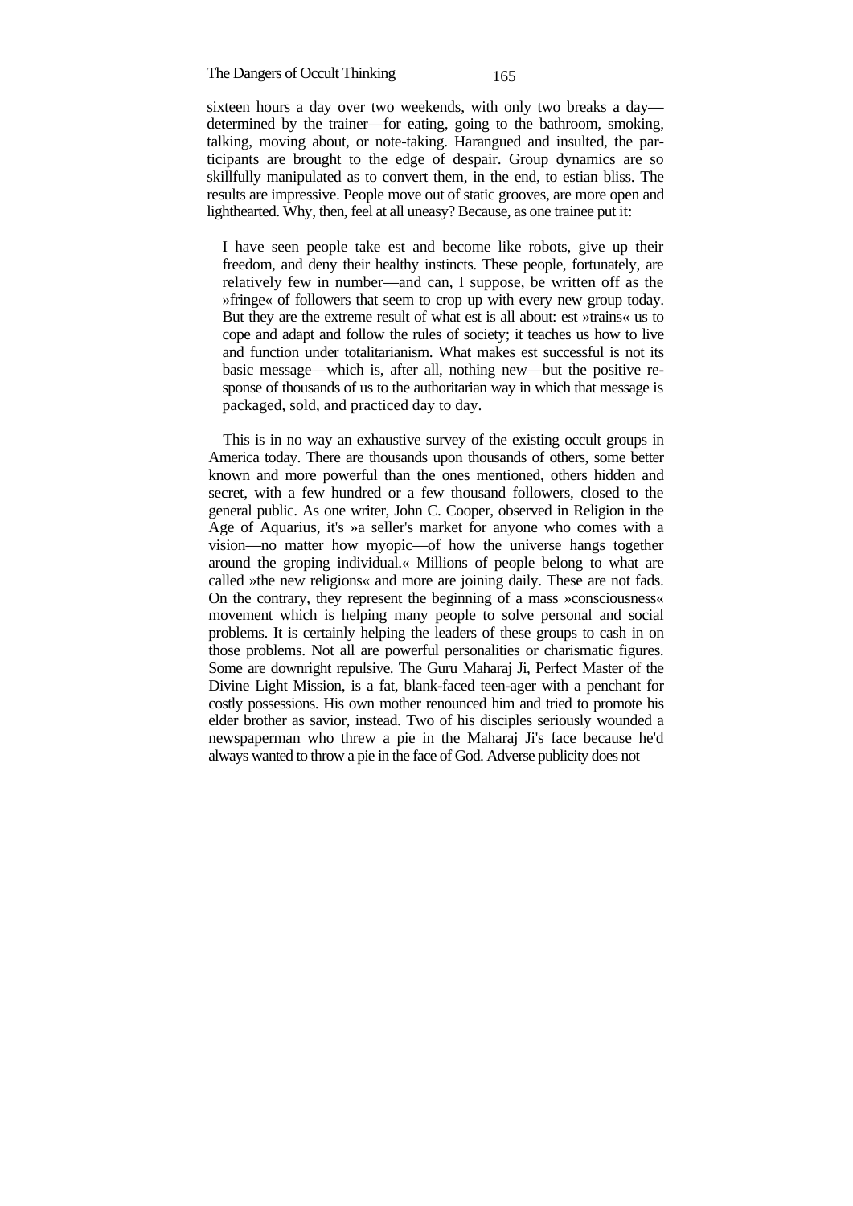sixteen hours a day over two weekends, with only two breaks a day—determined by the trainer—for eating, going to the bathroom, smoking, talking, moving about, or note-taking. Harangued and insulted, the participants are brought to the edge of despair. Group dynamics are so skillfully manipulated as to convert them, in the end, to estian bliss. The results are impressive. People move out of static grooves, are more open and lighthearted. Why, then, feel at all uneasy? Because, as one trainee put it:

> I have seen people take est and become like robots, give up their freedom, and deny their healthy instincts. These people, fortunately, are relatively few in number—and can, I suppose, be written off as the »fringe« of followers that seem to crop up with every new group today. But they are the extreme result of what est is all about: est »trains« us to cope and adapt and follow the rules of society; it teaches us how to live and function under totalitarianism. What makes est successful is not its basic message—which is, after all, nothing new—but the positive response of thousands of us to the authoritarian way in which that message is packaged, sold, and practiced day to day.

This is in no way an exhaustive survey of the existing occult groups in America today. There are thousands upon thousands of others, some better known and more powerful than the ones mentioned, others hidden and secret, with a few hundred or a few thousand followers, closed to the general public. As one writer, John C. Cooper, observed in Religion in the Age of Aquarius, it's »a seller's market for anyone who comes with a vision—no matter how myopic—of how the universe hangs together around the groping individual.« Millions of people belong to what are called »the new religions« and more are joining daily. These are not fads. On the contrary, they represent the beginning of a mass »consciousness« movement which is helping many people to solve personal and social problems. It is certainly helping the leaders of these groups to cash in on those problems. Not all are powerful personalities or charismatic figures. Some are downright repulsive. The Guru Maharaj Ji, Perfect Master of the Divine Light Mission, is a fat, blank-faced teen-ager with a penchant for costly possessions. His own mother renounced him and tried to promote his elder brother as savior, instead. Two of his disciples seriously wounded a newspaperman who threw a pie in the Maharaj Ji's face because he'd always wanted to throw a pie in the face of God. Adverse publicity does not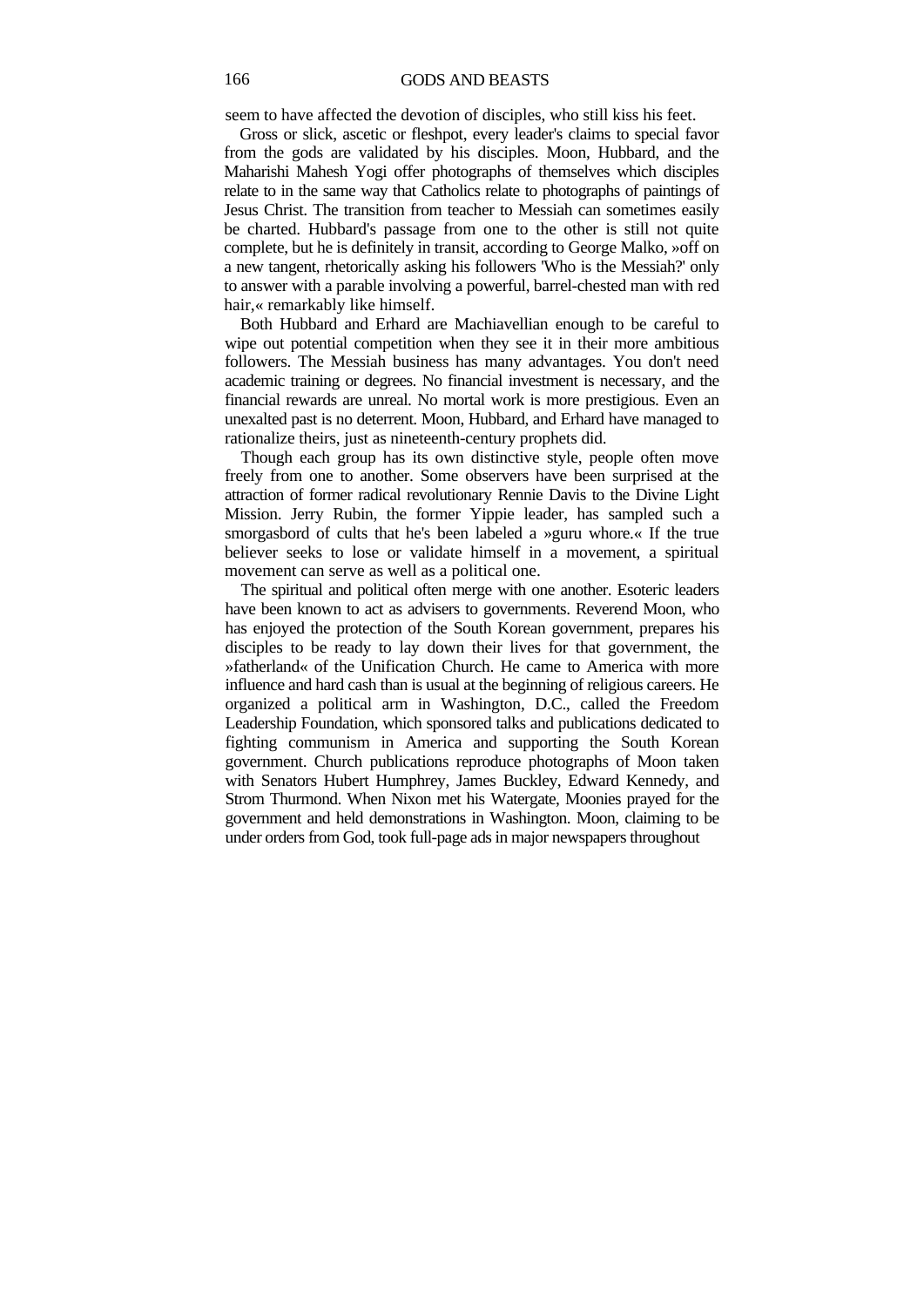seem to have affected the devotion of disciples, who still kiss his feet.

Gross or slick, ascetic or fleshpot, every leader's claims to special favor from the gods are validated by his disciples. Moon, Hubbard, and the Maharishi Mahesh Yogi offer photographs of themselves which disciples relate to in the same way that Catholics relate to photographs of paintings of Jesus Christ. The transition from teacher to Messiah can sometimes easily be charted. Hubbard's passage from one to the other is still not quite complete, but he is definitely in transit, according to George Malko, »off on a new tangent, rhetorically asking his followers 'Who is the Messiah?' only to answer with a parable involving a powerful, barrel-chested man with red hair,« remarkably like himself.

Both Hubbard and Erhard are Machiavellian enough to be careful to wipe out potential competition when they see it in their more ambitious followers. The Messiah business has many advantages. You don't need academic training or degrees. No financial investment is necessary, and the financial rewards are unreal. No mortal work is more prestigious. Even an unexalted past is no deterrent. Moon, Hubbard, and Erhard have managed to rationalize theirs, just as nineteenth-century prophets did.

Though each group has its own distinctive style, people often move freely from one to another. Some observers have been surprised at the attraction of former radical revolutionary Rennie Davis to the Divine Light Mission. Jerry Rubin, the former Yippie leader, has sampled such a smorgasbord of cults that he's been labeled a »guru whore.« If the true believer seeks to lose or validate himself in a movement, a spiritual movement can serve as well as a political one.

The spiritual and political often merge with one another. Esoteric leaders have been known to act as advisers to governments. Reverend Moon, who has enjoyed the protection of the South Korean government, prepares his disciples to be ready to lay down their lives for that government, the »fatherland« of the Unification Church. He came to America with more influence and hard cash than is usual at the beginning of religious careers. He organized a political arm in Washington, D.C., called the Freedom Leadership Foundation, which sponsored talks and publications dedicated to fighting communism in America and supporting the South Korean government. Church publications reproduce photographs of Moon taken with Senators Hubert Humphrey, James Buckley, Edward Kennedy, and Strom Thurmond. When Nixon met his Watergate, Moonies prayed for the government and held demonstrations in Washington. Moon, claiming to be under orders from God, took full-page ads in major newspapers throughout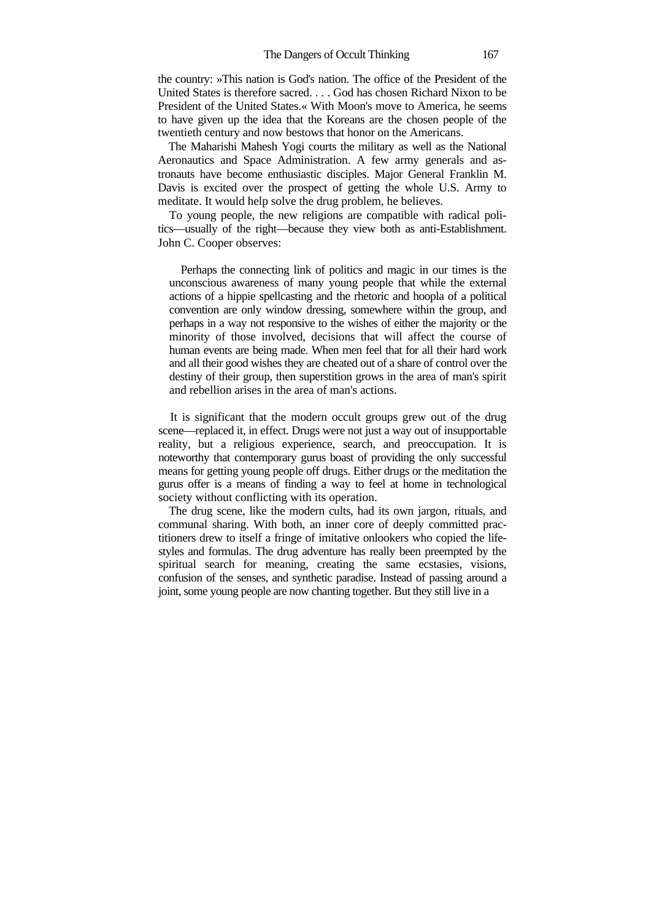the country: »This nation is God's nation. The office of the President of the United States is therefore sacred. . . . God has chosen Richard Nixon to be President of the United States.« With Moon's move to America, he seems to have given up the idea that the Koreans are the chosen people of the twentieth century and now bestows that honor on the Americans.

The Maharishi Mahesh Yogi courts the military as well as the National Aeronautics and Space Administration. A few army generals and astronauts have become enthusiastic disciples. Major General Franklin M. Davis is excited over the prospect of getting the whole U.S. Army to meditate. It would help solve the drug problem, he believes.

To young people, the new religions are compatible with radical politics—usually of the right—because they view both as anti-Establishment. John C. Cooper observes:

> Perhaps the connecting link of politics and magic in our times is the unconscious awareness of many young people that while the external actions of a hippie spellcasting and the rhetoric and hoopla of a political convention are only window dressing, somewhere within the group, and perhaps in a way not responsive to the wishes of either the majority or the minority of those involved, decisions that will affect the course of human events are being made. When men feel that for all their hard work and all their good wishes they are cheated out of a share of control over the destiny of their group, then superstition grows in the area of man's spirit and rebellion arises in the area of man's actions.

It is significant that the modern occult groups grew out of the drug scene—replaced it, in effect. Drugs were not just a way out of insupportable reality, but a religious experience, search, and preoccupation. It is noteworthy that contemporary gurus boast of providing the only successful means for getting young people off drugs. Either drugs or the meditation the gurus offer is a means of finding a way to feel at home in technological society without conflicting with its operation.

The drug scene, like the modern cults, had its own jargon, rituals, and communal sharing. With both, an inner core of deeply committed practitioners drew to itself a fringe of imitative onlookers who copied the lifestyles and formulas. The drug adventure has really been preempted by the spiritual search for meaning, creating the same ecstasies, visions, confusion of the senses, and synthetic paradise. Instead of passing around a joint, some young people are now chanting together. But they still live in a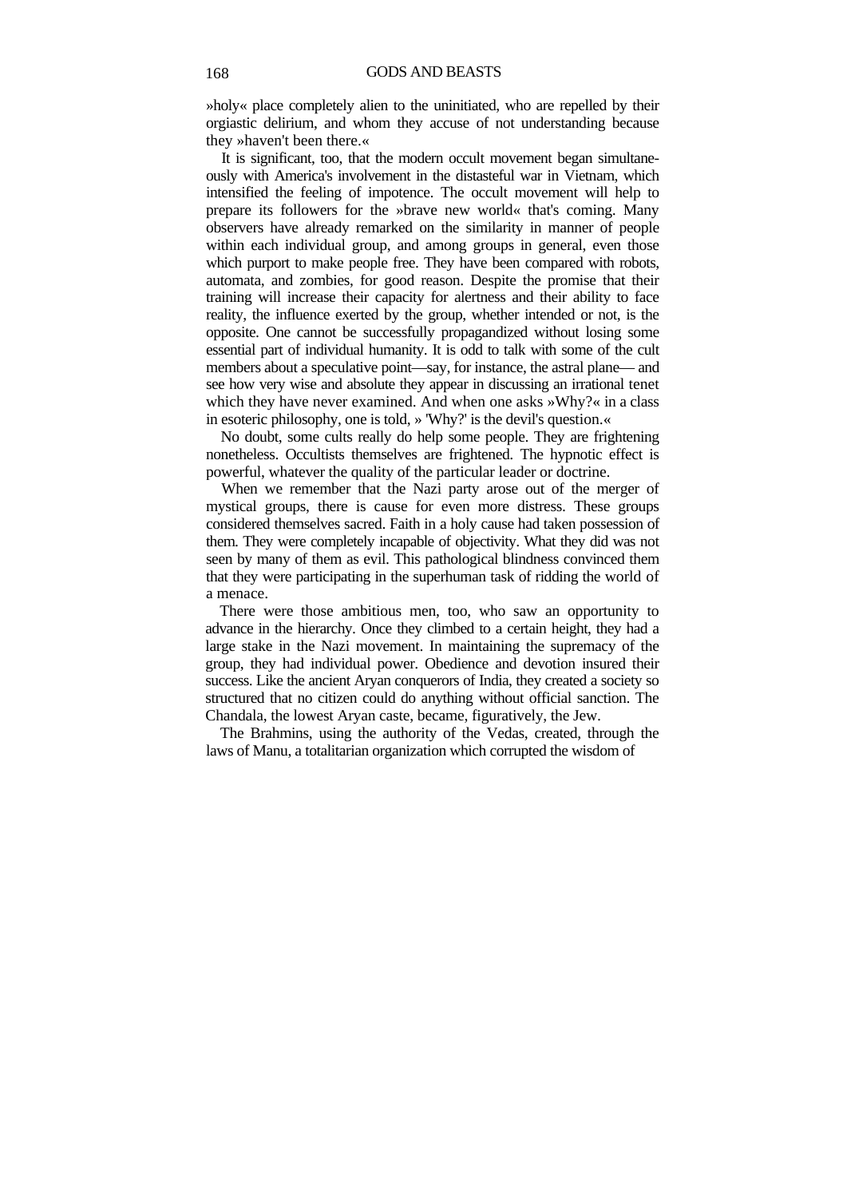»holy« place completely alien to the uninitiated, who are repelled by their orgiastic delirium, and whom they accuse of not understanding because they »haven't been there.«

It is significant, too, that the modern occult movement began simultaneously with America's involvement in the distasteful war in Vietnam, which intensified the feeling of impotence. The occult movement will help to prepare its followers for the »brave new world« that's coming. Many observers have already remarked on the similarity in manner of people within each individual group, and among groups in general, even those which purport to make people free. They have been compared with robots, automata, and zombies, for good reason. Despite the promise that their training will increase their capacity for alertness and their ability to face reality, the influence exerted by the group, whether intended or not, is the opposite. One cannot be successfully propagandized without losing some essential part of individual humanity. It is odd to talk with some of the cult members about a speculative point—say, for instance, the astral plane— and see how very wise and absolute they appear in discussing an irrational tenet which they have never examined. And when one asks »Why?« in a class in esoteric philosophy, one is told, » 'Why?' is the devil's question.«

No doubt, some cults really do help some people. They are frightening nonetheless. Occultists themselves are frightened. The hypnotic effect is powerful, whatever the quality of the particular leader or doctrine.

When we remember that the Nazi party arose out of the merger of mystical groups, there is cause for even more distress. These groups considered themselves sacred. Faith in a holy cause had taken possession of them. They were completely incapable of objectivity. What they did was not seen by many of them as evil. This pathological blindness convinced them that they were participating in the superhuman task of ridding the world of a menace.

There were those ambitious men, too, who saw an opportunity to advance in the hierarchy. Once they climbed to a certain height, they had a large stake in the Nazi movement. In maintaining the supremacy of the group, they had individual power. Obedience and devotion insured their success. Like the ancient Aryan conquerors of India, they created a society so structured that no citizen could do anything without official sanction. The Chandala, the lowest Aryan caste, became, figuratively, the Jew.

The Brahmins, using the authority of the Vedas, created, through the laws of Manu, a totalitarian organization which corrupted the wisdom of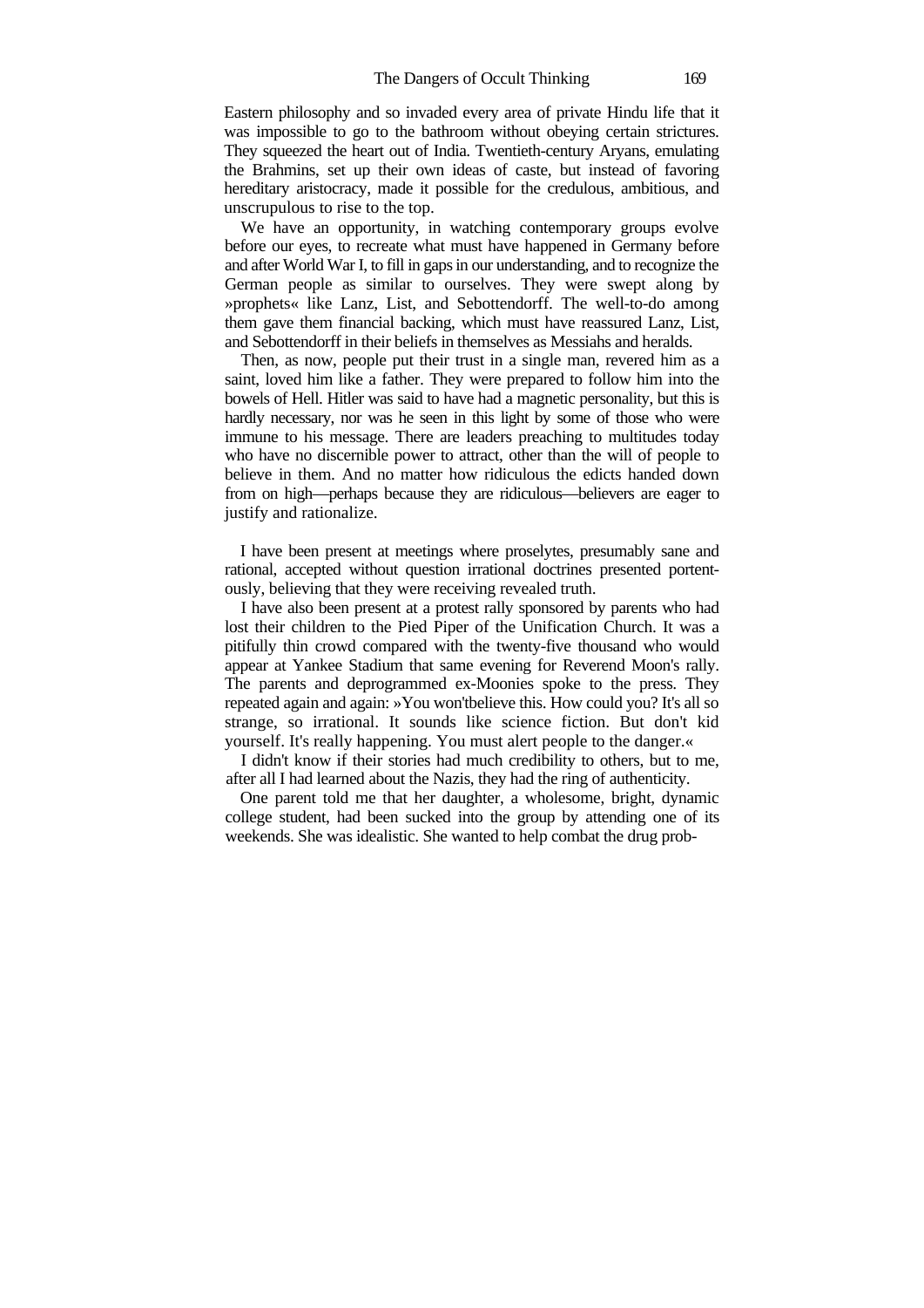Eastern philosophy and so invaded every area of private Hindu life that it was impossible to go to the bathroom without obeying certain strictures. They squeezed the heart out of India. Twentieth-century Aryans, emulating the Brahmins, set up their own ideas of caste, but instead of favoring hereditary aristocracy, made it possible for the credulous, ambitious, and unscrupulous to rise to the top.

We have an opportunity, in watching contemporary groups evolve before our eyes, to recreate what must have happened in Germany before and after World War I, to fill in gaps in our understanding, and to recognize the German people as similar to ourselves. They were swept along by »prophets« like Lanz, List, and Sebottendorff. The well-to-do among them gave them financial backing, which must have reassured Lanz, List, and Sebottendorff in their beliefs in themselves as Messiahs and heralds.

Then, as now, people put their trust in a single man, revered him as a saint, loved him like a father. They were prepared to follow him into the bowels of Hell. Hitler was said to have had a magnetic personality, but this is hardly necessary, nor was he seen in this light by some of those who were immune to his message. There are leaders preaching to multitudes today who have no discernible power to attract, other than the will of people to believe in them. And no matter how ridiculous the edicts handed down from on high—perhaps because they are ridiculous—believers are eager to justify and rationalize.

I have been present at meetings where proselytes, presumably sane and rational, accepted without question irrational doctrines presented portentously, believing that they were receiving revealed truth.

I have also been present at a protest rally sponsored by parents who had lost their children to the Pied Piper of the Unification Church. It was a pitifully thin crowd compared with the twenty-five thousand who would appear at Yankee Stadium that same evening for Reverend Moon's rally. The parents and deprogrammed ex-Moonies spoke to the press. They repeated again and again: »You won'tbelieve this. How could you? It's all so strange, so irrational. It sounds like science fiction. But don't kid yourself. It's really happening. You must alert people to the danger.«

I didn't know if their stories had much credibility to others, but to me, after all I had learned about the Nazis, they had the ring of authenticity.

One parent told me that her daughter, a wholesome, bright, dynamic college student, had been sucked into the group by attending one of its weekends. She was idealistic. She wanted to help combat the drug prob-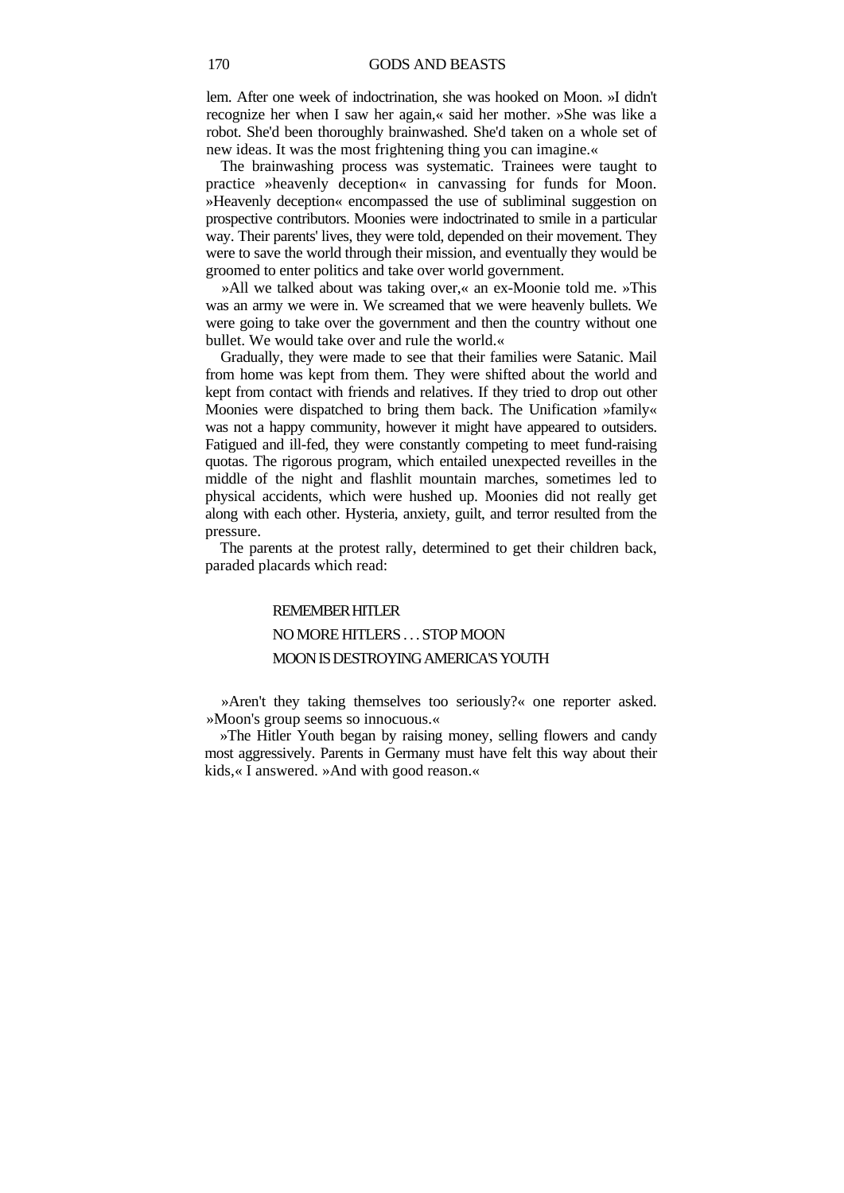lem. After one week of indoctrination, she was hooked on Moon. »I didn't recognize her when I saw her again,« said her mother. »She was like a robot. She'd been thoroughly brainwashed. She'd taken on a whole set of new ideas. It was the most frightening thing you can imagine.«

The brainwashing process was systematic. Trainees were taught to practice »heavenly deception« in canvassing for funds for Moon. »Heavenly deception« encompassed the use of subliminal suggestion on prospective contributors. Moonies were indoctrinated to smile in a particular way. Their parents' lives, they were told, depended on their movement. They were to save the world through their mission, and eventually they would be groomed to enter politics and take over world government.

»All we talked about was taking over,« an ex-Moonie told me. »This was an army we were in. We screamed that we were heavenly bullets. We were going to take over the government and then the country without one bullet. We would take over and rule the world.«

Gradually, they were made to see that their families were Satanic. Mail from home was kept from them. They were shifted about the world and kept from contact with friends and relatives. If they tried to drop out other Moonies were dispatched to bring them back. The Unification »family« was not a happy community, however it might have appeared to outsiders. Fatigued and ill-fed, they were constantly competing to meet fund-raising quotas. The rigorous program, which entailed unexpected reveilles in the middle of the night and flashlit mountain marches, sometimes led to physical accidents, which were hushed up. Moonies did not really get along with each other. Hysteria, anxiety, guilt, and terror resulted from the pressure.

The parents at the protest rally, determined to get their children back, paraded placards which read:

REMEMBER HITLER

NO MORE HITLERS . . . STOP MOON

MOON IS DESTROYING AMERICA'S YOUTH

»Aren't they taking themselves too seriously?« one reporter asked. »Moon's group seems so innocuous.«

»The Hitler Youth began by raising money, selling flowers and candy most aggressively. Parents in Germany must have felt this way about their kids,« I answered. »And with good reason.«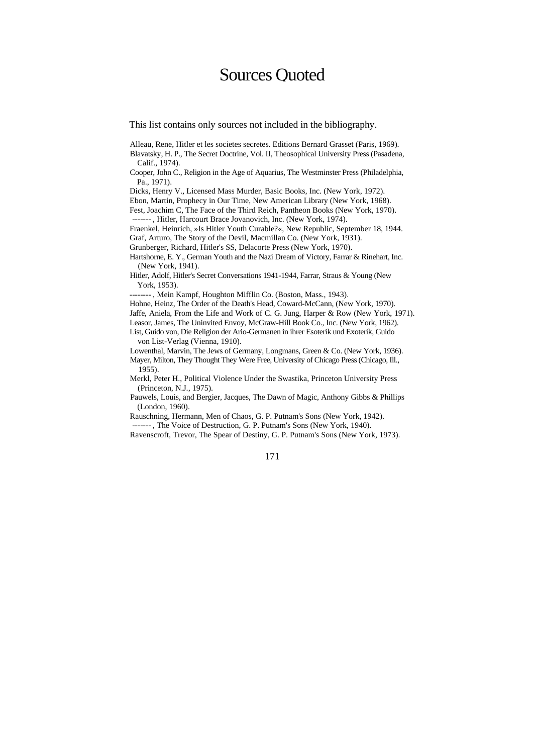# Sources Quoted

This list contains only sources not included in the bibliography.

Alleau, Rene, Hitler et les societes secretes. Editions Bernard Grasset (Paris, 1969).
Blavatsky, H. P., The Secret Doctrine, Vol. II, Theosophical University Press (Pasadena, Calif., 1974).
Cooper, John C., Religion in the Age of Aquarius, The Westminster Press (Philadelphia, Pa., 1971).
Dicks, Henry V., Licensed Mass Murder, Basic Books, Inc. (New York, 1972).
Ebon, Martin, Prophecy in Our Time, New American Library (New York, 1968).
Fest, Joachim C, The Face of the Third Reich, Pantheon Books (New York, 1970).
------- , Hitler, Harcourt Brace Jovanovich, Inc. (New York, 1974).
Fraenkel, Heinrich, »Is Hitler Youth Curable?«, New Republic, September 18, 1944.
Graf, Arturo, The Story of the Devil, Macmillan Co. (New York, 1931).
Grunberger, Richard, Hitler's SS, Delacorte Press (New York, 1970).
Hartshorne, E. Y., German Youth and the Nazi Dream of Victory, Farrar & Rinehart, Inc. (New York, 1941).
Hitler, Adolf, Hitler's Secret Conversations 1941-1944, Farrar, Straus & Young (New York, 1953).
-------- , Mein Kampf, Houghton Mifflin Co. (Boston, Mass., 1943).
Hohne, Heinz, The Order of the Death's Head, Coward-McCann, (New York, 1970).
Jaffe, Aniela, From the Life and Work of C. G. Jung, Harper & Row (New York, 1971).
Leasor, James, The Uninvited Envoy, McGraw-Hill Book Co., Inc. (New York, 1962).
List, Guido von, Die Religion der Ario-Germanen in ihrer Esoterik und Exoterik, Guido von List-Verlag (Vienna, 1910).
Lowenthal, Marvin, The Jews of Germany, Longmans, Green & Co. (New York, 1936).
Mayer, Milton, They Thought They Were Free, University of Chicago Press (Chicago, Ill., 1955).
Merkl, Peter H., Political Violence Under the Swastika, Princeton University Press (Princeton, N.J., 1975).
Pauwels, Louis, and Bergier, Jacques, The Dawn of Magic, Anthony Gibbs & Phillips (London, 1960).
Rauschning, Hermann, Men of Chaos, G. P. Putnam's Sons (New York, 1942).
------- , The Voice of Destruction, G. P. Putnam's Sons (New York, 1940).
Ravenscroft, Trevor, The Spear of Destiny, G. P. Putnam's Sons (New York, 1973).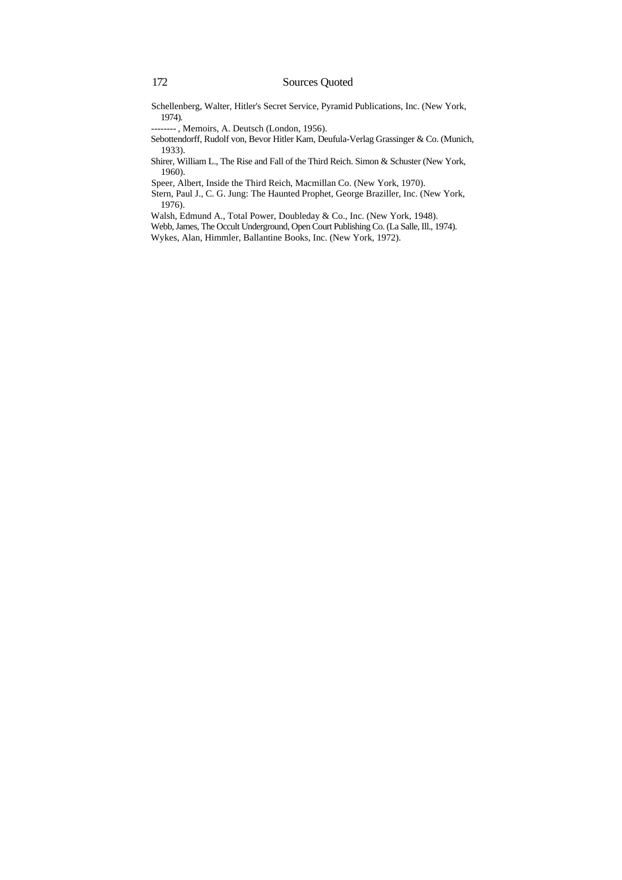Schellenberg, Walter, Hitler's Secret Service, Pyramid Publications, Inc. (New York, 1974).

-------- , Memoirs, A. Deutsch (London, 1956).

Sebottendorff, Rudolf von, Bevor Hitler Kam, Deufula-Verlag Grassinger & Co. (Munich, 1933).

Shirer, William L., The Rise and Fall of the Third Reich. Simon & Schuster (New York, 1960).

Speer, Albert, Inside the Third Reich, Macmillan Co. (New York, 1970).

Stern, Paul J., C. G. Jung: The Haunted Prophet, George Braziller, Inc. (New York, 1976).

Walsh, Edmund A., Total Power, Doubleday & Co., Inc. (New York, 1948).

Webb, James, The Occult Underground, Open Court Publishing Co. (La Salle, Ill., 1974).

Wykes, Alan, Himmler, Ballantine Books, Inc. (New York, 1972).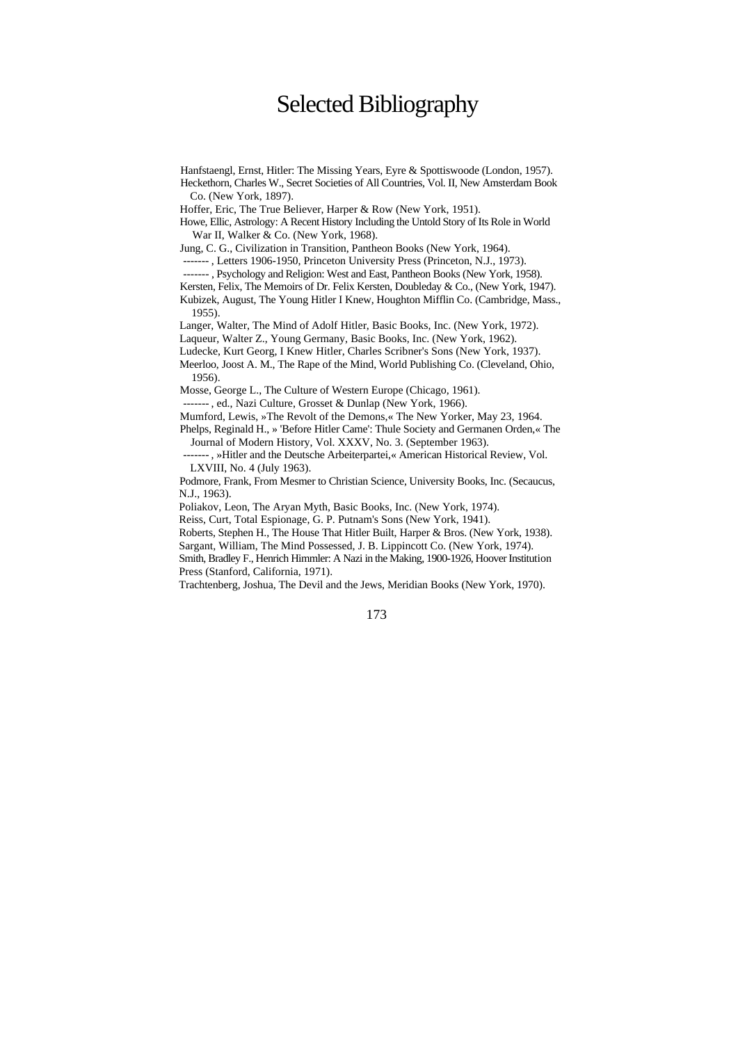# Selected Bibliography

Hanfstaengl, Ernst, Hitler: The Missing Years, Eyre & Spottiswoode (London, 1957).

Heckethorn, Charles W., Secret Societies of All Countries, Vol. II, New Amsterdam Book Co. (New York, 1897).

Hoffer, Eric, The True Believer, Harper & Row (New York, 1951).

Howe, Ellic, Astrology: A Recent History Including the Untold Story of Its Role in World War II, Walker & Co. (New York, 1968).

Jung, C. G., Civilization in Transition, Pantheon Books (New York, 1964).

------- , Letters 1906-1950, Princeton University Press (Princeton, N.J., 1973).

------- , Psychology and Religion: West and East, Pantheon Books (New York, 1958).

Kersten, Felix, The Memoirs of Dr. Felix Kersten, Doubleday & Co., (New York, 1947).

Kubizek, August, The Young Hitler I Knew, Houghton Mifflin Co. (Cambridge, Mass., 1955).

Langer, Walter, The Mind of Adolf Hitler, Basic Books, Inc. (New York, 1972).

Laqueur, Walter Z., Young Germany, Basic Books, Inc. (New York, 1962).

Ludecke, Kurt Georg, I Knew Hitler, Charles Scribner's Sons (New York, 1937).

Meerloo, Joost A. M., The Rape of the Mind, World Publishing Co. (Cleveland, Ohio, 1956).

Mosse, George L., The Culture of Western Europe (Chicago, 1961).

------- , ed., Nazi Culture, Grosset & Dunlap (New York, 1966).

Mumford, Lewis, »The Revolt of the Demons,« The New Yorker, May 23, 1964.

Phelps, Reginald H., » 'Before Hitler Came': Thule Society and Germanen Orden,« The Journal of Modern History, Vol. XXXV, No. 3. (September 1963).

------- , »Hitler and the Deutsche Arbeiterpartei,« American Historical Review, Vol. LXVIII, No. 4 (July 1963).

Podmore, Frank, From Mesmer to Christian Science, University Books, Inc. (Secaucus, N.J., 1963).

Poliakov, Leon, The Aryan Myth, Basic Books, Inc. (New York, 1974).

Reiss, Curt, Total Espionage, G. P. Putnam's Sons (New York, 1941).

Roberts, Stephen H., The House That Hitler Built, Harper & Bros. (New York, 1938).

Sargant, William, The Mind Possessed, J. B. Lippincott Co. (New York, 1974).

Smith, Bradley F., Henrich Himmler: A Nazi in the Making, 1900-1926, Hoover Institution Press (Stanford, California, 1971).

Trachtenberg, Joshua, The Devil and the Jews, Meridian Books (New York, 1970).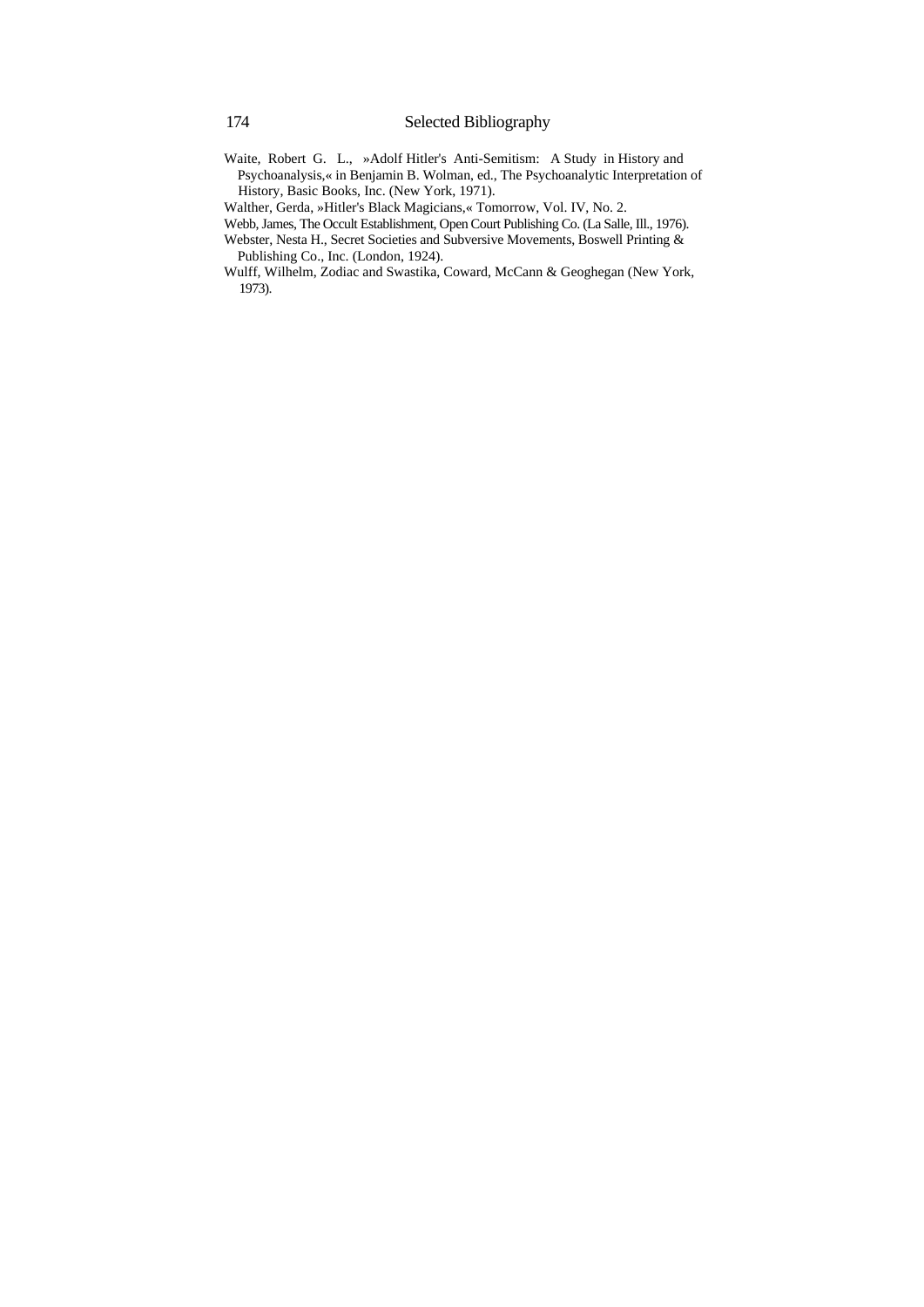Waite, Robert G. L., »Adolf Hitler's Anti-Semitism: A Study in History and Psychoanalysis,« in Benjamin B. Wolman, ed., The Psychoanalytic Interpretation of History, Basic Books, Inc. (New York, 1971).

Walther, Gerda, »Hitler's Black Magicians,« Tomorrow, Vol. IV, No. 2.

Webb, James, The Occult Establishment, Open Court Publishing Co. (La Salle, Ill., 1976).

Webster, Nesta H., Secret Societies and Subversive Movements, Boswell Printing & Publishing Co., Inc. (London, 1924).

Wulff, Wilhelm, Zodiac and Swastika, Coward, McCann & Geoghegan (New York, 1973).